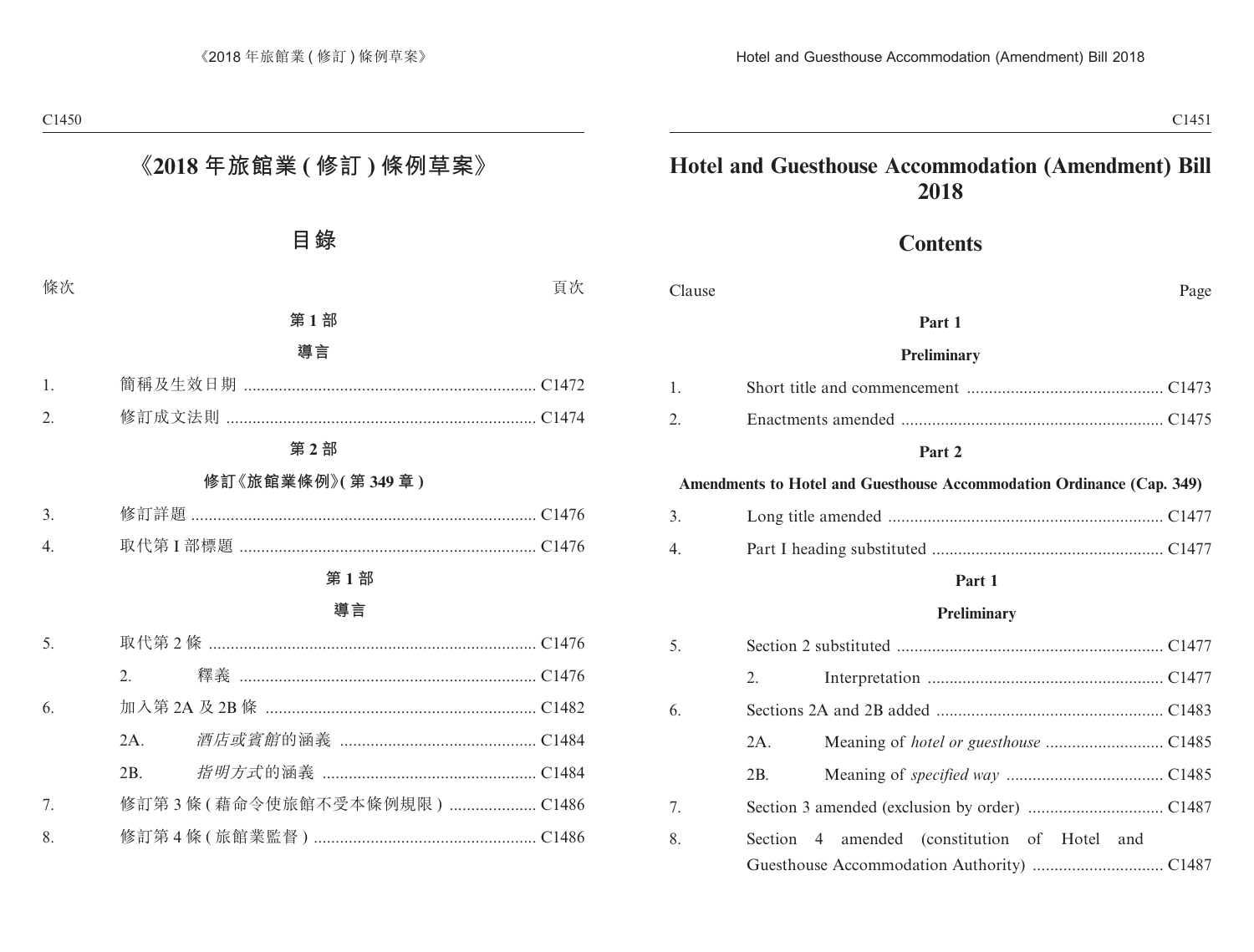# 《2018 年旅館業 ( 修訂 ) 條例草案》

## 目錄

條次 頁次

**第 1 部**

**導言**

1. 簡稱及生效日期 .................................................................. C1472
2. 修訂成文法則 ...................................................................... C1474

**第 2 部**

**修訂《旅館業條例》( 第 349 章 )**

3. 修訂詳題 .............................................................................. C1476
4. 取代第 I 部標題 .................................................................... C1476

**第 1 部**

**導言**

5. 取代第 2 條 .......................................................................... C1476
   - 2. 釋義 .................................................................... C1476
6. 加入第 2A 及 2B 條 ............................................................. C1482
   - 2A. *酒店或賓館*的涵義 ............................................ C1484
   - 2B. *指明方式*的涵義 ................................................ C1484
7. 修訂第 3 條 ( 藉命令使旅館不受本條例規限 ) .................... C1486
8. 修訂第 4 條 ( 旅館業監督 ) .................................................. C1486

# Hotel and Guesthouse Accommodation (Amendment) Bill 2018

## Contents

Clause Page

**Part 1**

**Preliminary**

1. Short title and commencement ............................................. C1473
2. Enactments amended ............................................................ C1475

**Part 2**

**Amendments to Hotel and Guesthouse Accommodation Ordinance (Cap. 349)**

3. Long title amended ............................................................... C1477
4. Part I heading substituted ..................................................... C1477

**Part 1**

**Preliminary**

5. Section 2 substituted ............................................................. C1477
   - 2. Interpretation ..................................................... C1477
6. Sections 2A and 2B added .................................................... C1483
   - 2A. Meaning of *hotel or guesthouse* ........................... C1485
   - 2B. Meaning of *specified way* .................................... C1485
7. Section 3 amended (exclusion by order) ............................... C1487
8. Section 4 amended (constitution of Hotel and Guesthouse Accommodation Authority) .............................. C1487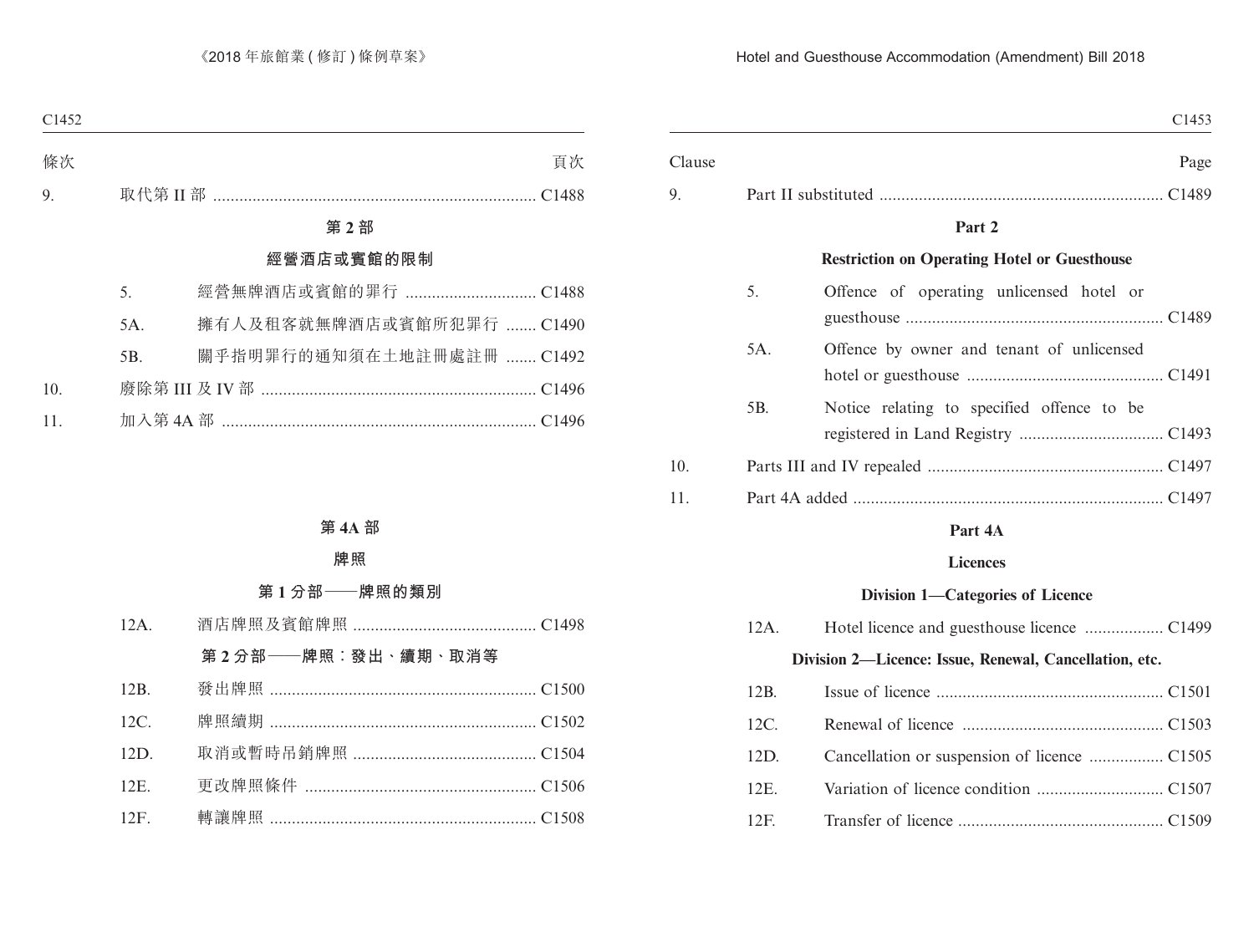條次 頁次

9. 取代第 II 部 ........................................................................ C1488

**第 2 部**

**經營酒店或賓館的限制**

5. 經營無牌酒店或賓館的罪行 .............................. C1488

5A. 擁有人及租客就無牌酒店或賓館所犯罪行 ....... C1490

5B. 關乎指明罪行的通知須在土地註冊處註冊 ....... C1492

10. 廢除第 III 及 IV 部 .............................................................. C1496

11. 加入第 4A 部 ...................................................................... C1496

**第 4A 部**

**牌照**

**第 1 分部——牌照的類別**

12A. 酒店牌照及賓館牌照 .......................................... C1498

**第 2 分部——牌照：發出、續期、取消等**

12B. 發出牌照 ............................................................ C1500

12C. 牌照續期 ............................................................ C1502

12D. 取消或暫時吊銷牌照 .......................................... C1504

12E. 更改牌照條件 ..................................................... C1506

12F. 轉讓牌照 ............................................................ C1508

Clause Page

9. Part II substituted ................................................................ C1489

**Part 2**

**Restriction on Operating Hotel or Guesthouse**

5. Offence of operating unlicensed hotel or guesthouse ........................................................... C1489

5A. Offence by owner and tenant of unlicensed hotel or guesthouse ............................................. C1491

5B. Notice relating to specified offence to be registered in Land Registry ................................. C1493

10. Parts III and IV repealed ..................................................... C1497

11. Part 4A added ...................................................................... C1497

**Part 4A**

**Licences**

**Division 1—Categories of Licence**

12A. Hotel licence and guesthouse licence .................. C1499

**Division 2—Licence: Issue, Renewal, Cancellation, etc.**

12B. Issue of licence .................................................... C1501

12C. Renewal of licence .............................................. C1503

12D. Cancellation or suspension of licence ................. C1505

12E. Variation of licence condition ............................. C1507

12F. Transfer of licence ............................................... C1509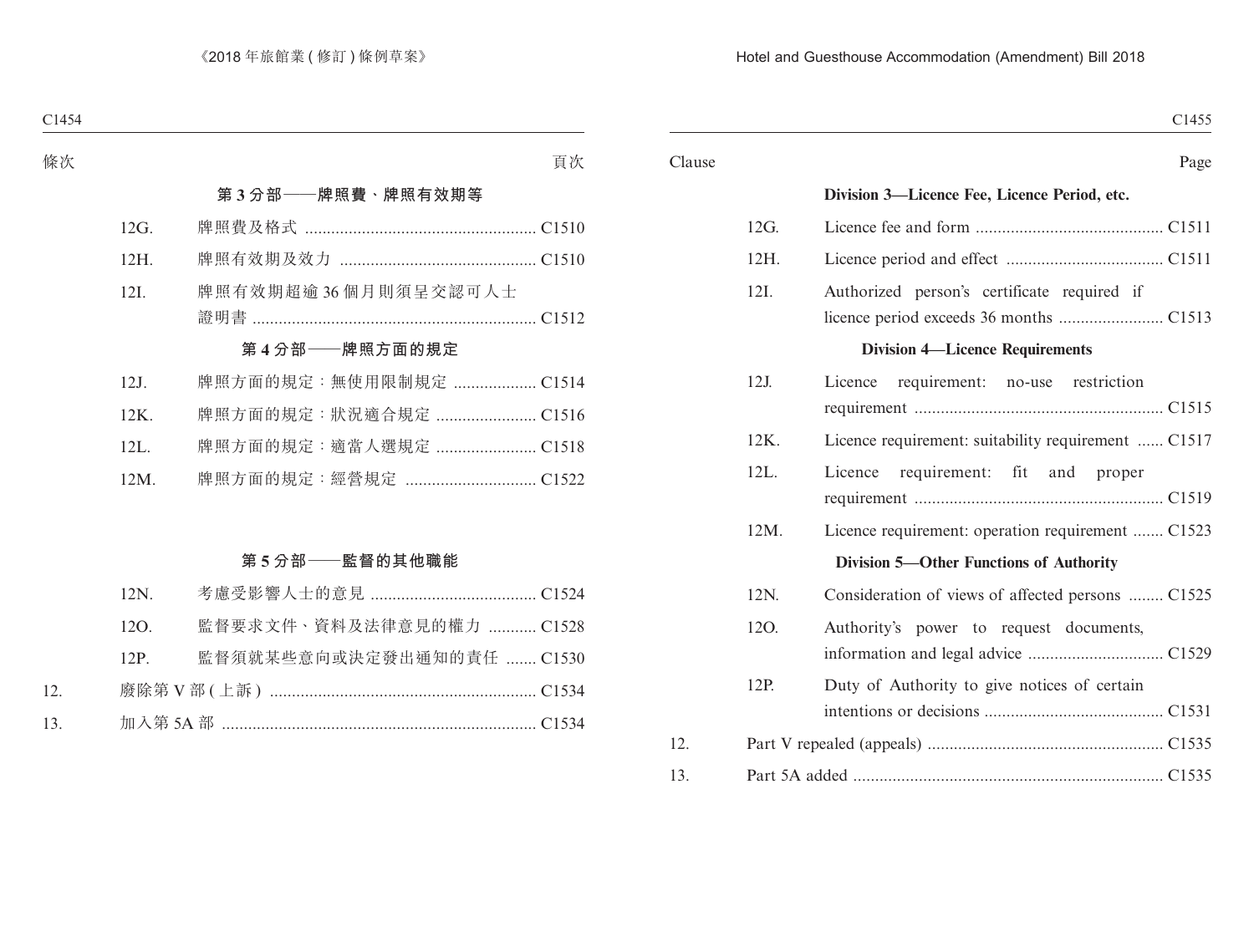| 條次 | | 頁次 |
|---|---|---|
| | **第 3 分部——牌照費、牌照有效期等** | |
| 12G. | 牌照費及格式 | C1510 |
| 12H. | 牌照有效期及效力 | C1510 |
| 12I. | 牌照有效期超逾 36 個月則須呈交認可人士證明書 | C1512 |
| | **第 4 分部——牌照方面的規定** | |
| 12J. | 牌照方面的規定:無使用限制規定 | C1514 |
| 12K. | 牌照方面的規定:狀況適合規定 | C1516 |
| 12L. | 牌照方面的規定:適當人選規定 | C1518 |
| 12M. | 牌照方面的規定:經營規定 | C1522 |
| | **第 5 分部——監督的其他職能** | |
| 12N. | 考慮受影響人士的意見 | C1524 |
| 12O. | 監督要求文件、資料及法律意見的權力 | C1528 |
| 12P. | 監督須就某些意向或決定發出通知的責任 | C1530 |
| 12. | 廢除第 V 部 (上訴) | C1534 |
| 13. | 加入第 5A 部 | C1534 |

| Clause | | Page |
|---|---|---|
| | **Division 3—Licence Fee, Licence Period, etc.** | |
| 12G. | Licence fee and form | C1511 |
| 12H. | Licence period and effect | C1511 |
| 12I. | Authorized person's certificate required if licence period exceeds 36 months | C1513 |
| | **Division 4—Licence Requirements** | |
| 12J. | Licence requirement: no-use restriction requirement | C1515 |
| 12K. | Licence requirement: suitability requirement | C1517 |
| 12L. | Licence requirement: fit and proper requirement | C1519 |
| 12M. | Licence requirement: operation requirement | C1523 |
| | **Division 5—Other Functions of Authority** | |
| 12N. | Consideration of views of affected persons | C1525 |
| 12O. | Authority's power to request documents, information and legal advice | C1529 |
| 12P. | Duty of Authority to give notices of certain intentions or decisions | C1531 |
| 12. | Part V repealed (appeals) | C1535 |
| 13. | Part 5A added | C1535 |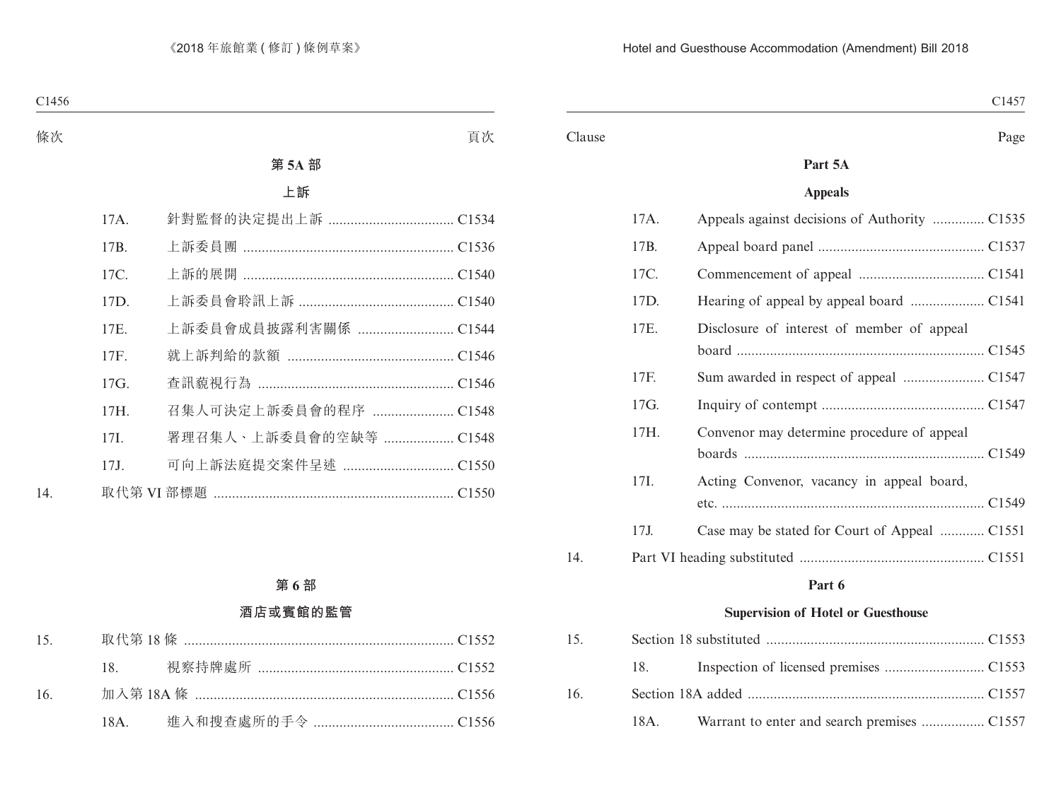條次 頁次

**第 5A 部**

**上訴**

| | | |
|---|---|---|
| 17A. | 針對監督的決定提出上訴 | C1534 |
| 17B. | 上訴委員團 | C1536 |
| 17C. | 上訴的展開 | C1540 |
| 17D. | 上訴委員會聆訊上訴 | C1540 |
| 17E. | 上訴委員會成員披露利害關係 | C1544 |
| 17F. | 就上訴判給的款額 | C1546 |
| 17G. | 查訊藐視行為 | C1546 |
| 17H. | 召集人可決定上訴委員會的程序 | C1548 |
| 17I. | 署理召集人、上訴委員會的空缺等 | C1548 |
| 17J. | 可向上訴法庭提交案件呈述 | C1550 |

| | | |
|---|---|---|
| 14. | 取代第 VI 部標題 | C1550 |

**第 6 部**

**酒店或賓館的監管**

| | | |
|---|---|---|
| 15. | 取代第 18 條 | C1552 |
| | 18. 視察持牌處所 | C1552 |
| 16. | 加入第 18A 條 | C1556 |
| | 18A. 進入和搜查處所的手令 | C1556 |

Clause Page

**Part 5A**

**Appeals**

| | | |
|---|---|---|
| 17A. | Appeals against decisions of Authority | C1535 |
| 17B. | Appeal board panel | C1537 |
| 17C. | Commencement of appeal | C1541 |
| 17D. | Hearing of appeal by appeal board | C1541 |
| 17E. | Disclosure of interest of member of appeal board | C1545 |
| 17F. | Sum awarded in respect of appeal | C1547 |
| 17G. | Inquiry of contempt | C1547 |
| 17H. | Convenor may determine procedure of appeal boards | C1549 |
| 17I. | Acting Convenor, vacancy in appeal board, etc. | C1549 |
| 17J. | Case may be stated for Court of Appeal | C1551 |

| | | |
|---|---|---|
| 14. | Part VI heading substituted | C1551 |

**Part 6**

**Supervision of Hotel or Guesthouse**

| | | |
|---|---|---|
| 15. | Section 18 substituted | C1553 |
| | 18. Inspection of licensed premises | C1553 |
| 16. | Section 18A added | C1557 |
| | 18A. Warrant to enter and search premises | C1557 |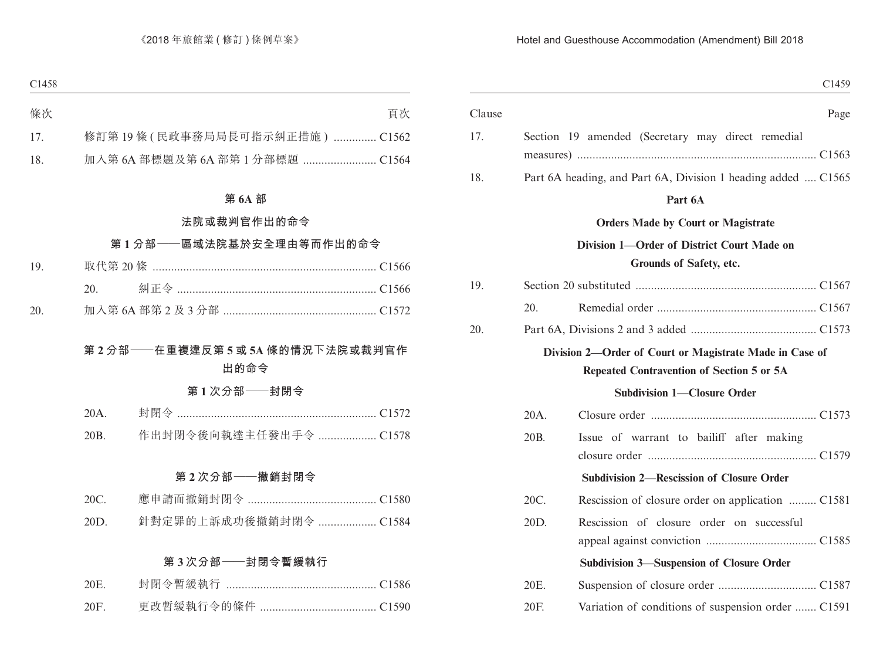| 條次 | | 頁次 |
|---|---|---|
| 17. | 修訂第 19 條 ( 民政事務局局長可指示糾正措施 ) | C1562 |
| 18. | 加入第 6A 部標題及第 6A 部第 1 分部標題 | C1564 |

## 第 6A 部

## 法院或裁判官作出的命令

### 第 1 分部——區域法院基於安全理由等而作出的命令

| | | | |
|---|---|---|---|
| 19. | 取代第 20 條 | | C1566 |
| | 20. | 糾正令 | C1566 |
| 20. | 加入第 6A 部第 2 及 3 分部 | | C1572 |

### 第 2 分部——在重複違反第 5 或 5A 條的情況下法院或裁判官作出的命令

#### 第 1 次分部——封閉令

| | | |
|---|---|---|
| 20A. | 封閉令 | C1572 |
| 20B. | 作出封閉令後向執達主任發出手令 | C1578 |

#### 第 2 次分部——撤銷封閉令

| | | |
|---|---|---|
| 20C. | 應申請而撤銷封閉令 | C1580 |
| 20D. | 針對定罪的上訴成功後撤銷封閉令 | C1584 |

#### 第 3 次分部——封閉令暫緩執行

| | | |
|---|---|---|
| 20E. | 封閉令暫緩執行 | C1586 |
| 20F. | 更改暫緩執行令的條件 | C1590 |

| Clause | | Page |
|---|---|---|
| 17. | Section 19 amended (Secretary may direct remedial measures) | C1563 |
| 18. | Part 6A heading, and Part 6A, Division 1 heading added | C1565 |

## Part 6A

## Orders Made by Court or Magistrate

### Division 1—Order of District Court Made on Grounds of Safety, etc.

| | | | |
|---|---|---|---|
| 19. | Section 20 substituted | | C1567 |
| | 20. | Remedial order | C1567 |
| 20. | Part 6A, Divisions 2 and 3 added | | C1573 |

### Division 2—Order of Court or Magistrate Made in Case of Repeated Contravention of Section 5 or 5A

#### Subdivision 1—Closure Order

| | | |
|---|---|---|
| 20A. | Closure order | C1573 |
| 20B. | Issue of warrant to bailiff after making closure order | C1579 |

#### Subdivision 2—Rescission of Closure Order

| | | |
|---|---|---|
| 20C. | Rescission of closure order on application | C1581 |
| 20D. | Rescission of closure order on successful appeal against conviction | C1585 |

#### Subdivision 3—Suspension of Closure Order

| | | |
|---|---|---|
| 20E. | Suspension of closure order | C1587 |
| 20F. | Variation of conditions of suspension order | C1591 |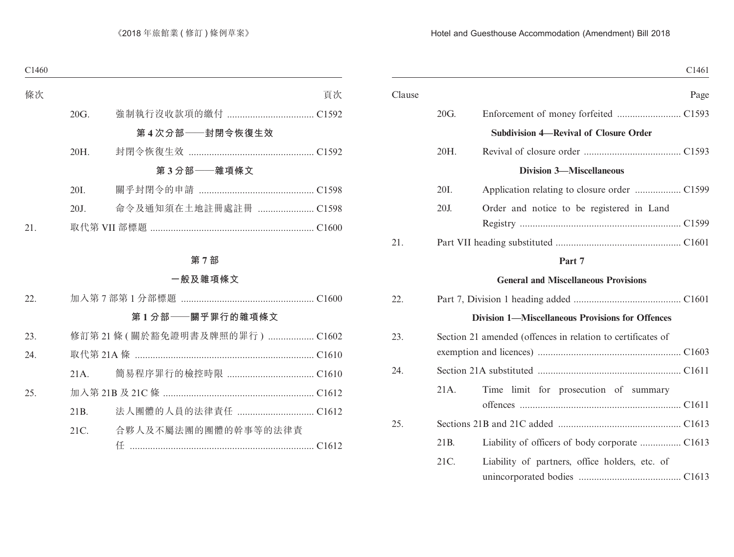| 條次 | | | 頁次 |
|---|---|---|---|
| | 20G. | 強制執行沒收款項的繳付 | C1592 |
| | | **第 4 次分部——封閉令恢復生效** | |
| | 20H. | 封閉令恢復生效 | C1592 |
| | | **第 3 分部——雜項條文** | |
| | 20I. | 關乎封閉令的申請 | C1598 |
| | 20J. | 命令及通知須在土地註冊處註冊 | C1598 |
| 21. | | 取代第 VII 部標題 | C1600 |

**第 7 部**

**一般及雜項條文**

| | | | |
|---|---|---|---|
| 22. | | 加入第 7 部第 1 分部標題 | C1600 |
| | | **第 1 分部——關乎罪行的雜項條文** | |
| 23. | | 修訂第 21 條 (關於豁免證明書及牌照的罪行) | C1602 |
| 24. | | 取代第 21A 條 | C1610 |
| | 21A. | 簡易程序罪行的檢控時限 | C1610 |
| 25. | | 加入第 21B 及 21C 條 | C1612 |
| | 21B. | 法人團體的人員的法律責任 | C1612 |
| | 21C. | 合夥人及不屬法團的團體的幹事等的法律責任 | C1612 |

| Clause | | | Page |
|---|---|---|---|
| | 20G. | Enforcement of money forfeited | C1593 |
| | | **Subdivision 4—Revival of Closure Order** | |
| | 20H. | Revival of closure order | C1593 |
| | | **Division 3—Miscellaneous** | |
| | 20I. | Application relating to closure order | C1599 |
| | 20J. | Order and notice to be registered in Land Registry | C1599 |
| 21. | | Part VII heading substituted | C1601 |

**Part 7**

**General and Miscellaneous Provisions**

| | | | |
|---|---|---|---|
| 22. | | Part 7, Division 1 heading added | C1601 |
| | | **Division 1—Miscellaneous Provisions for Offences** | |
| 23. | | Section 21 amended (offences in relation to certificates of exemption and licences) | C1603 |
| 24. | | Section 21A substituted | C1611 |
| | 21A. | Time limit for prosecution of summary offences | C1611 |
| 25. | | Sections 21B and 21C added | C1613 |
| | 21B. | Liability of officers of body corporate | C1613 |
| | 21C. | Liability of partners, office holders, etc. of unincorporated bodies | C1613 |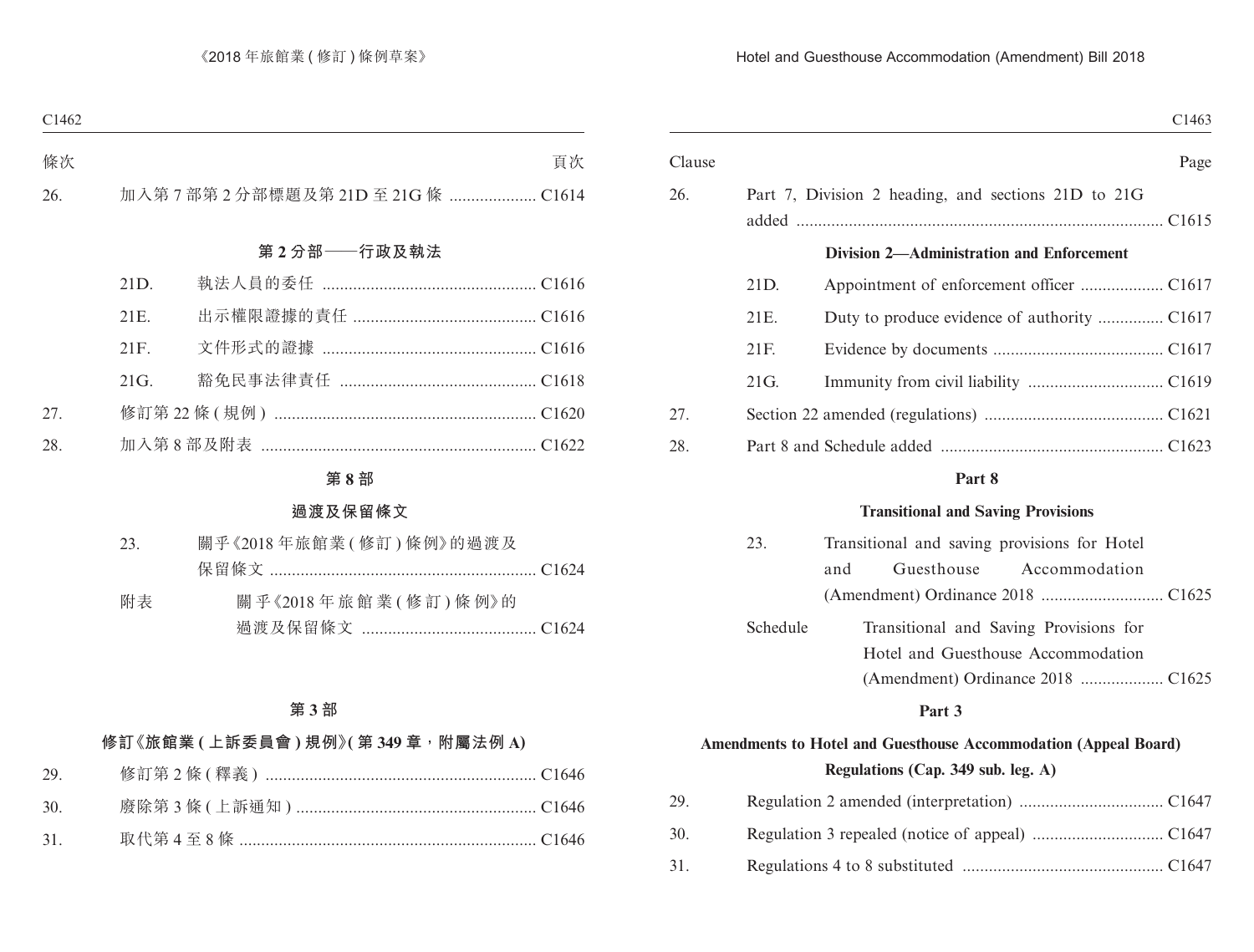| 條次 | | 頁次 |
|---|---|---|
| 26. | 加入第 7 部第 2 分部標題及第 21D 至 21G 條 | C1614 |

**第 2 分部——行政及執法**

| | | 頁次 |
|---|---|---|
| 21D. | 執法人員的委任 | C1616 |
| 21E. | 出示權限證據的責任 | C1616 |
| 21F. | 文件形式的證據 | C1616 |
| 21G. | 豁免民事法律責任 | C1618 |
| 27. | 修訂第 22 條 (規例) | C1620 |
| 28. | 加入第 8 部及附表 | C1622 |

**第 8 部**

**過渡及保留條文**

| | | 頁次 |
|---|---|---|
| 23. | 關乎《2018 年旅館業 (修訂) 條例》的過渡及保留條文 | C1624 |
| 附表 | 關乎《2018 年旅館業 (修訂) 條例》的過渡及保留條文 | C1624 |

**第 3 部**

**修訂《旅館業 (上訴委員會) 規例》(第 349 章，附屬法例 A)**

| | | 頁次 |
|---|---|---|
| 29. | 修訂第 2 條 (釋義) | C1646 |
| 30. | 廢除第 3 條 (上訴通知) | C1646 |
| 31. | 取代第 4 至 8 條 | C1646 |

| Clause | | Page |
|---|---|---|
| 26. | Part 7, Division 2 heading, and sections 21D to 21G added | C1615 |

**Division 2—Administration and Enforcement**

| | | Page |
|---|---|---|
| 21D. | Appointment of enforcement officer | C1617 |
| 21E. | Duty to produce evidence of authority | C1617 |
| 21F. | Evidence by documents | C1617 |
| 21G. | Immunity from civil liability | C1619 |
| 27. | Section 22 amended (regulations) | C1621 |
| 28. | Part 8 and Schedule added | C1623 |

**Part 8**

**Transitional and Saving Provisions**

| | | Page |
|---|---|---|
| 23. | Transitional and saving provisions for Hotel and Guesthouse Accommodation (Amendment) Ordinance 2018 | C1625 |
| Schedule | Transitional and Saving Provisions for Hotel and Guesthouse Accommodation (Amendment) Ordinance 2018 | C1625 |

**Part 3**

**Amendments to Hotel and Guesthouse Accommodation (Appeal Board) Regulations (Cap. 349 sub. leg. A)**

| | | Page |
|---|---|---|
| 29. | Regulation 2 amended (interpretation) | C1647 |
| 30. | Regulation 3 repealed (notice of appeal) | C1647 |
| 31. | Regulations 4 to 8 substituted | C1647 |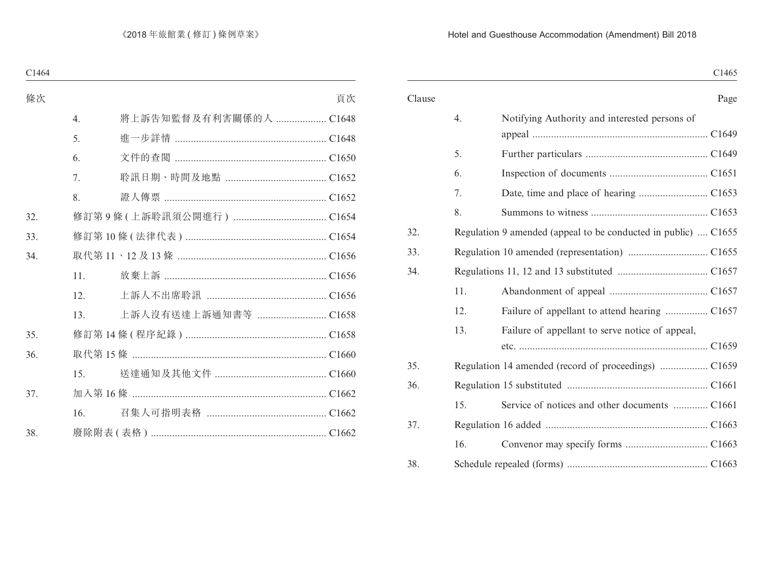| 條次 | | | 頁次 |
|---|---|---|---|
| | 4. | 將上訴告知監督及有利害關係的人 | C1648 |
| | 5. | 進一步詳情 | C1648 |
| | 6. | 文件的查閱 | C1650 |
| | 7. | 聆訊日期、時間及地點 | C1652 |
| | 8. | 證人傳票 | C1652 |
| 32. | 修訂第 9 條 (上訴聆訊須公開進行) | | C1654 |
| 33. | 修訂第 10 條 (法律代表) | | C1654 |
| 34. | 取代第 11、12 及 13 條 | | C1656 |
| | 11. | 放棄上訴 | C1656 |
| | 12. | 上訴人不出席聆訊 | C1656 |
| | 13. | 上訴人沒有送達上訴通知書等 | C1658 |
| 35. | 修訂第 14 條 (程序紀錄) | | C1658 |
| 36. | 取代第 15 條 | | C1660 |
| | 15. | 送達通知及其他文件 | C1660 |
| 37. | 加入第 16 條 | | C1662 |
| | 16. | 召集人可指明表格 | C1662 |
| 38. | 廢除附表 (表格) | | C1662 |

| Clause | | | Page |
|---|---|---|---|
| | 4. | Notifying Authority and interested persons of appeal | C1649 |
| | 5. | Further particulars | C1649 |
| | 6. | Inspection of documents | C1651 |
| | 7. | Date, time and place of hearing | C1653 |
| | 8. | Summons to witness | C1653 |
| 32. | Regulation 9 amended (appeal to be conducted in public) | | C1655 |
| 33. | Regulation 10 amended (representation) | | C1655 |
| 34. | Regulations 11, 12 and 13 substituted | | C1657 |
| | 11. | Abandonment of appeal | C1657 |
| | 12. | Failure of appellant to attend hearing | C1657 |
| | 13. | Failure of appellant to serve notice of appeal, etc. | C1659 |
| 35. | Regulation 14 amended (record of proceedings) | | C1659 |
| 36. | Regulation 15 substituted | | C1661 |
| | 15. | Service of notices and other documents | C1661 |
| 37. | Regulation 16 added | | C1663 |
| | 16. | Convenor may specify forms | C1663 |
| 38. | Schedule repealed (forms) | | C1663 |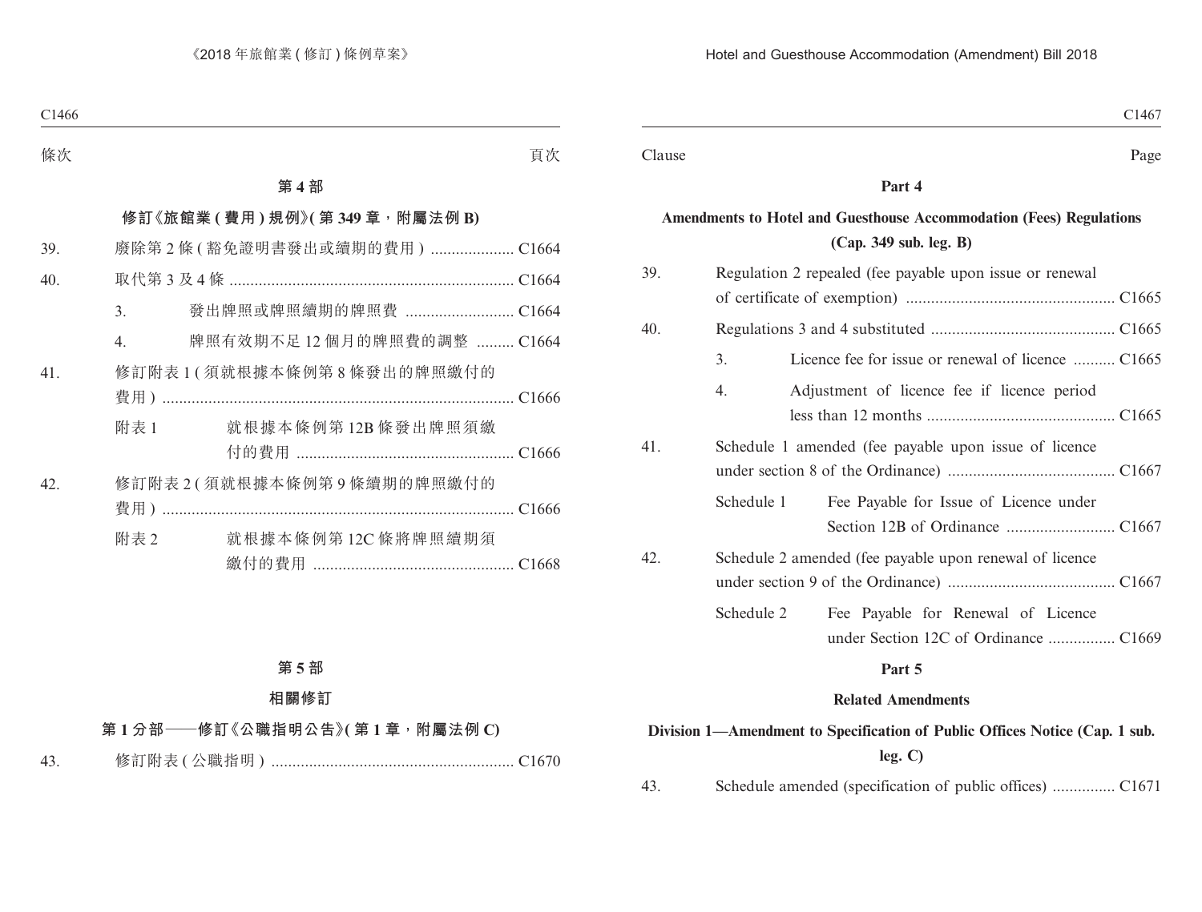條次 頁次

**第 4 部**

**修訂《旅館業 (費用) 規例》(第 349 章，附屬法例 B)**

39. 廢除第 2 條 (豁免證明書發出或續期的費用) .................... C1664

40. 取代第 3 及 4 條 .................................................................... C1664

 3. 發出牌照或牌照續期的牌照費 .......................... C1664

 4. 牌照有效期不足 12 個月的牌照費的調整 ......... C1664

41. 修訂附表 1 (須就根據本條例第 8 條發出的牌照繳付的費用) .................................................................................... C1666

 附表 1 就根據本條例第 12B 條發出牌照須繳付的費用 .................................................... C1666

42. 修訂附表 2 (須就根據本條例第 9 條續期的牌照繳付的費用) .................................................................................... C1666

 附表 2 就根據本條例第 12C 條將牌照續期須繳付的費用 ................................................ C1668

**第 5 部**

**相關修訂**

**第 1 分部——修訂《公職指明公告》(第 1 章，附屬法例 C)**

43. 修訂附表 (公職指明) .......................................................... C1670

Clause Page

**Part 4**

**Amendments to Hotel and Guesthouse Accommodation (Fees) Regulations (Cap. 349 sub. leg. B)**

39. Regulation 2 repealed (fee payable upon issue or renewal of certificate of exemption) .................................................. C1665

40. Regulations 3 and 4 substituted ............................................ C1665

 3. Licence fee for issue or renewal of licence .......... C1665

 4. Adjustment of licence fee if licence period less than 12 months ............................................. C1665

41. Schedule 1 amended (fee payable upon issue of licence under section 8 of the Ordinance) ........................................ C1667

 Schedule 1 Fee Payable for Issue of Licence under Section 12B of Ordinance .......................... C1667

42. Schedule 2 amended (fee payable upon renewal of licence under section 9 of the Ordinance) ........................................ C1667

 Schedule 2 Fee Payable for Renewal of Licence under Section 12C of Ordinance ................ C1669

**Part 5**

**Related Amendments**

**Division 1—Amendment to Specification of Public Offices Notice (Cap. 1 sub. leg. C)**

43. Schedule amended (specification of public offices) ............... C1671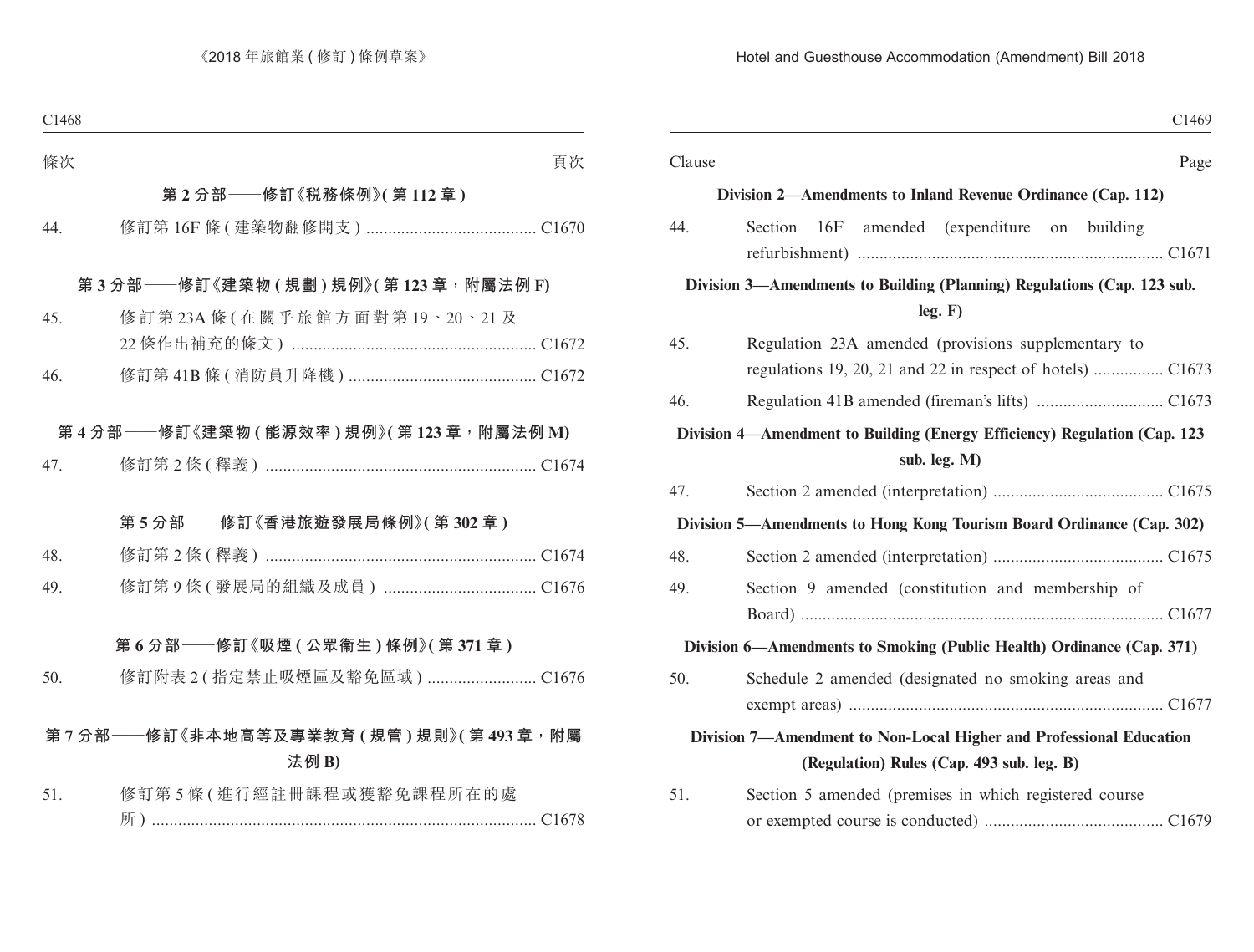| 條次 | | 頁次 |
|---|---|---|
| **第 2 分部——修訂《稅務條例》(第 112 章)** | | |
| 44. | 修訂第 16F 條 (建築物翻修開支) | C1670 |
| **第 3 分部——修訂《建築物 (規劃) 規例》(第 123 章，附屬法例 F)** | | |
| 45. | 修訂第 23A 條 (在關乎旅館方面對第 19、20、21 及 22 條作出補充的條文) | C1672 |
| 46. | 修訂第 41B 條 (消防員升降機) | C1672 |
| **第 4 分部——修訂《建築物 (能源效率) 規例》(第 123 章，附屬法例 M)** | | |
| 47. | 修訂第 2 條 (釋義) | C1674 |
| **第 5 分部——修訂《香港旅遊發展局條例》(第 302 章)** | | |
| 48. | 修訂第 2 條 (釋義) | C1674 |
| 49. | 修訂第 9 條 (發展局的組織及成員) | C1676 |
| **第 6 分部——修訂《吸煙 (公眾衞生) 條例》(第 371 章)** | | |
| 50. | 修訂附表 2 (指定禁止吸煙區及豁免區域) | C1676 |
| **第 7 分部——修訂《非本地高等及專業教育 (規管) 規則》(第 493 章，附屬法例 B)** | | |
| 51. | 修訂第 5 條 (進行經註冊課程或獲豁免課程所在的處所) | C1678 |

| Clause | | Page |
|---|---|---|
| **Division 2—Amendments to Inland Revenue Ordinance (Cap. 112)** | | |
| 44. | Section 16F amended (expenditure on building refurbishment) | C1671 |
| **Division 3—Amendments to Building (Planning) Regulations (Cap. 123 sub. leg. F)** | | |
| 45. | Regulation 23A amended (provisions supplementary to regulations 19, 20, 21 and 22 in respect of hotels) | C1673 |
| 46. | Regulation 41B amended (fireman's lifts) | C1673 |
| **Division 4—Amendment to Building (Energy Efficiency) Regulation (Cap. 123 sub. leg. M)** | | |
| 47. | Section 2 amended (interpretation) | C1675 |
| **Division 5—Amendments to Hong Kong Tourism Board Ordinance (Cap. 302)** | | |
| 48. | Section 2 amended (interpretation) | C1675 |
| 49. | Section 9 amended (constitution and membership of Board) | C1677 |
| **Division 6—Amendments to Smoking (Public Health) Ordinance (Cap. 371)** | | |
| 50. | Schedule 2 amended (designated no smoking areas and exempt areas) | C1677 |
| **Division 7—Amendment to Non-Local Higher and Professional Education (Regulation) Rules (Cap. 493 sub. leg. B)** | | |
| 51. | Section 5 amended (premises in which registered course or exempted course is conducted) | C1679 |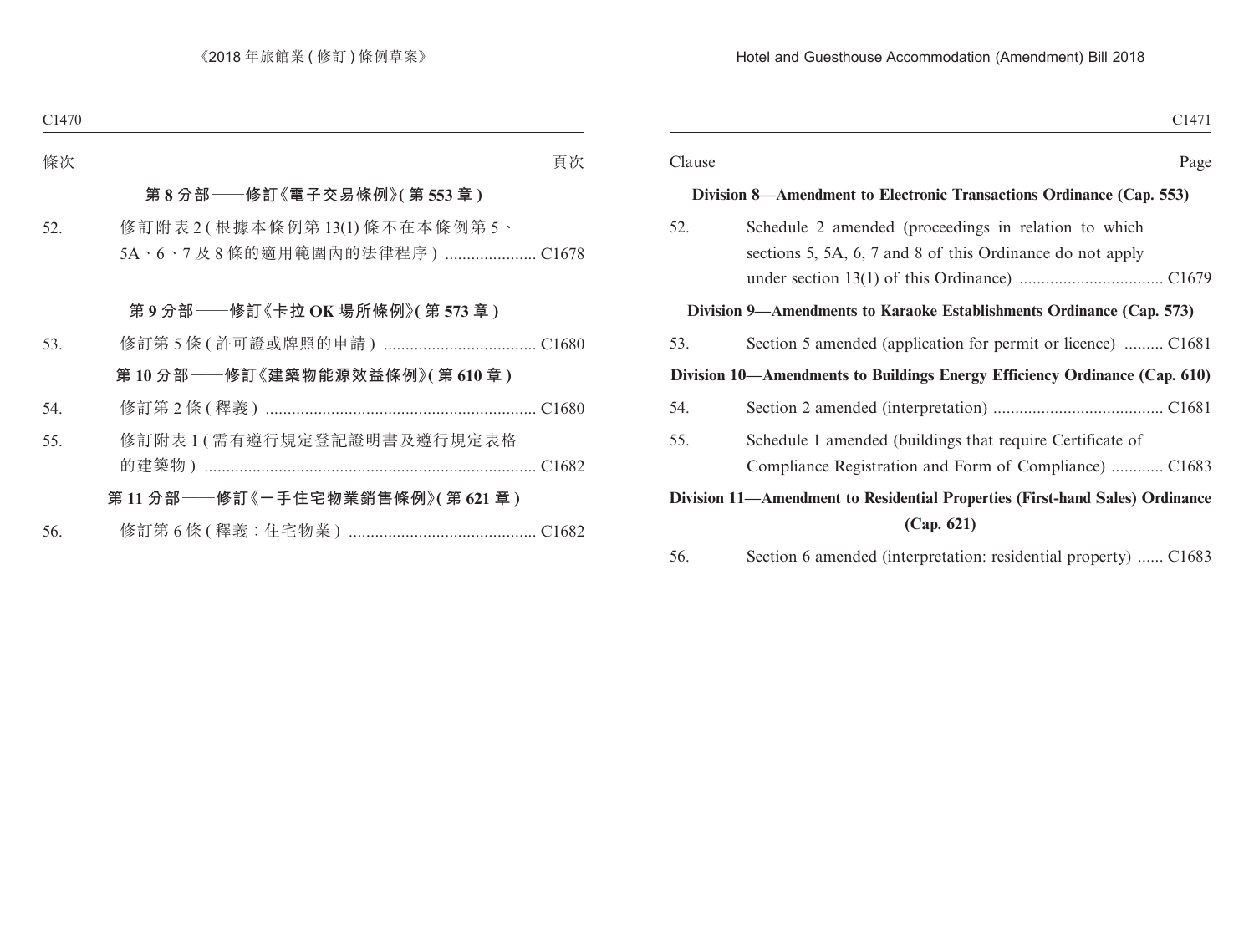條次 頁次

**第 8 分部——修訂《電子交易條例》(第 553 章)**

52. 修訂附表 2 (根據本條例第 13(1) 條不在本條例第 5、5A、6、7 及 8 條的適用範圍內的法律程序) ..................... C1678

**第 9 分部——修訂《卡拉 OK 場所條例》(第 573 章)**

53. 修訂第 5 條 (許可證或牌照的申請) ................................... C1680

**第 10 分部——修訂《建築物能源效益條例》(第 610 章)**

54. 修訂第 2 條 (釋義) ............................................................. C1680

55. 修訂附表 1 (需有遵行規定登記證明書及遵行規定表格的建築物) ........................................................................... C1682

**第 11 分部——修訂《一手住宅物業銷售條例》(第 621 章)**

56. 修訂第 6 條 (釋義:住宅物業) ........................................... C1682

Clause Page

**Division 8—Amendment to Electronic Transactions Ordinance (Cap. 553)**

52. Schedule 2 amended (proceedings in relation to which sections 5, 5A, 6, 7 and 8 of this Ordinance do not apply under section 13(1) of this Ordinance) ................................ C1679

**Division 9—Amendments to Karaoke Establishments Ordinance (Cap. 573)**

53. Section 5 amended (application for permit or licence) ......... C1681

**Division 10—Amendments to Buildings Energy Efficiency Ordinance (Cap. 610)**

54. Section 2 amended (interpretation) ....................................... C1681

55. Schedule 1 amended (buildings that require Certificate of Compliance Registration and Form of Compliance) ............ C1683

**Division 11—Amendment to Residential Properties (First-hand Sales) Ordinance (Cap. 621)**

56. Section 6 amended (interpretation: residential property) ...... C1683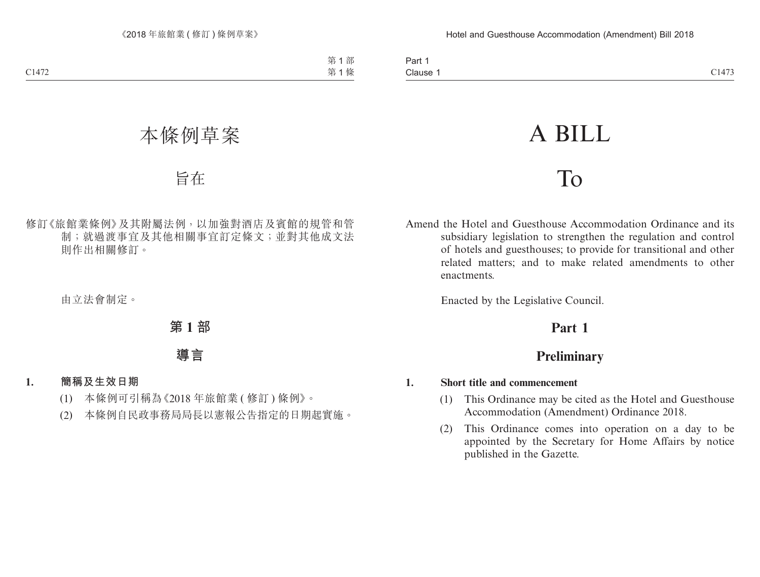# 本條例草案

# 旨在

修訂《旅館業條例》及其附屬法例，以加強對酒店及賓館的規管和管制；就過渡事宜及其他相關事宜訂定條文；並對其他成文法則作出相關修訂。

由立法會制定。

## 第 1 部

## 導言

**1. 簡稱及生效日期**

(1) 本條例可引稱為《2018 年旅館業 (修訂) 條例》。

(2) 本條例自民政事務局局長以憲報公告指定的日期起實施。

# A BILL

# To

Amend the Hotel and Guesthouse Accommodation Ordinance and its subsidiary legislation to strengthen the regulation and control of hotels and guesthouses; to provide for transitional and other related matters; and to make related amendments to other enactments.

Enacted by the Legislative Council.

## Part 1

## Preliminary

**1. Short title and commencement**

(1) This Ordinance may be cited as the Hotel and Guesthouse Accommodation (Amendment) Ordinance 2018.

(2) This Ordinance comes into operation on a day to be appointed by the Secretary for Home Affairs by notice published in the Gazette.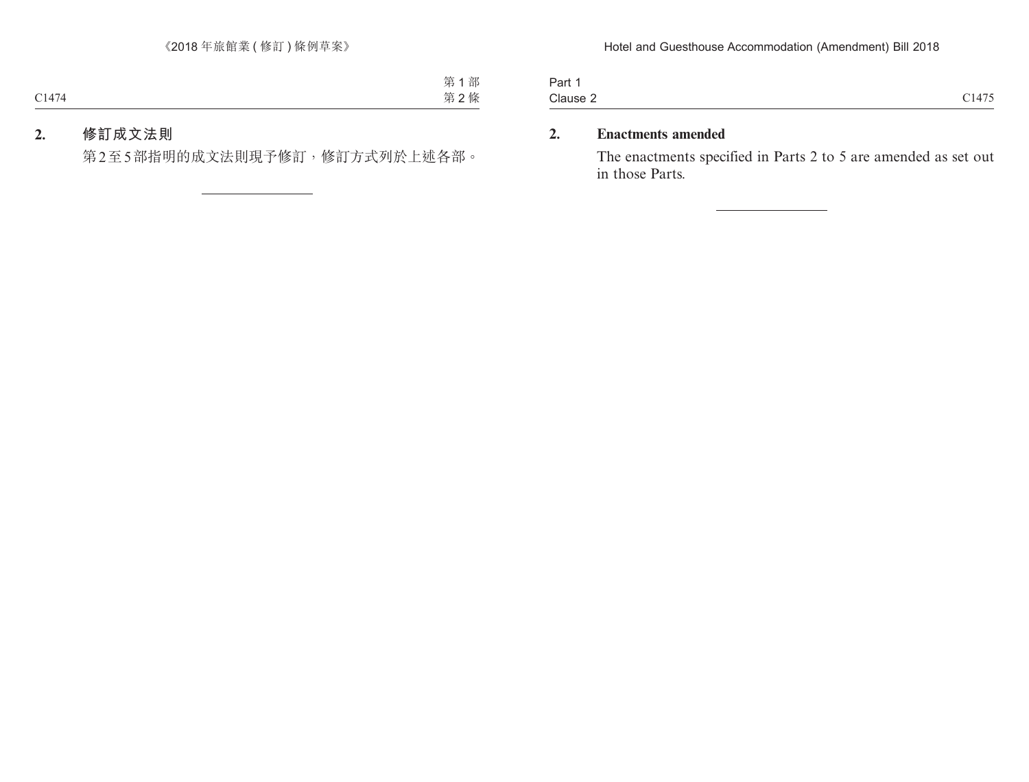**2. 修訂成文法則**

第2至5部指明的成文法則現予修訂，修訂方式列於上述各部。

**2. Enactments amended**

The enactments specified in Parts 2 to 5 are amended as set out in those Parts.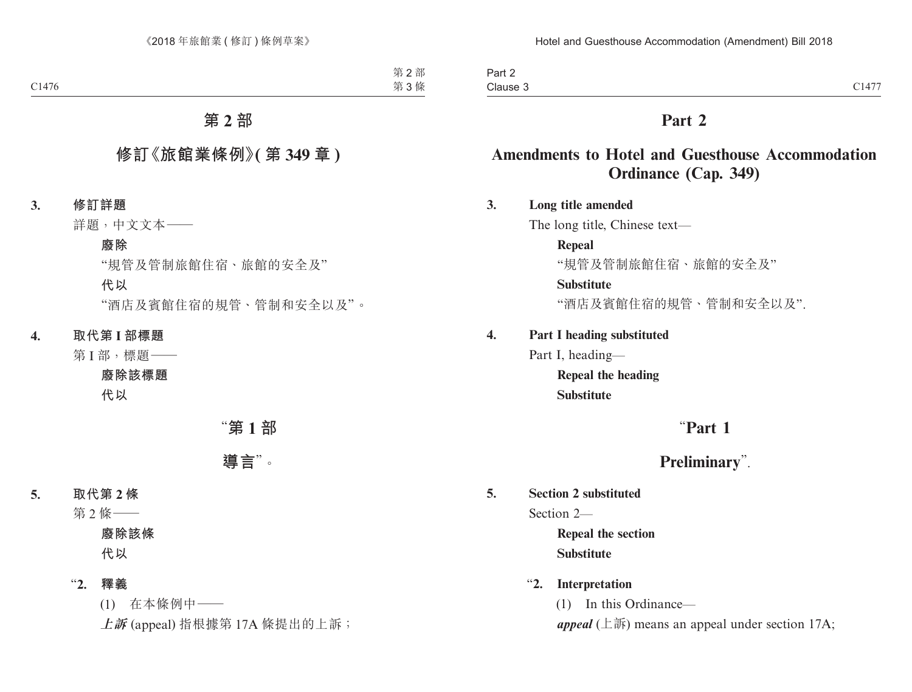# 第 2 部

## 修訂《旅館業條例》(第 349 章)

**3. 修訂詳題**

詳題，中文文本——

**廢除**

“規管及管制旅館住宿、旅館的安全及”

**代以**

“酒店及賓館住宿的規管、管制和安全以及”。

**4. 取代第 I 部標題**

第 I 部，標題——

**廢除該標題**

**代以**

“**第 1 部**

**導言**”。

**5. 取代第 2 條**

第 2 條——

**廢除該條**

**代以**

“**2. 釋義**

(1) 在本條例中——

***上訴*** (appeal) 指根據第 17A 條提出的上訴；

# Part 2

## Amendments to Hotel and Guesthouse Accommodation Ordinance (Cap. 349)

**3. Long title amended**

The long title, Chinese text—

**Repeal**

“規管及管制旅館住宿、旅館的安全及”

**Substitute**

“酒店及賓館住宿的規管、管制和安全以及”.

**4. Part I heading substituted**

Part I, heading—

**Repeal the heading**

**Substitute**

“**Part 1**

**Preliminary**”.

**5. Section 2 substituted**

Section 2—

**Repeal the section**

**Substitute**

“**2. Interpretation**

(1) In this Ordinance—

***appeal*** (上訴) means an appeal under section 17A;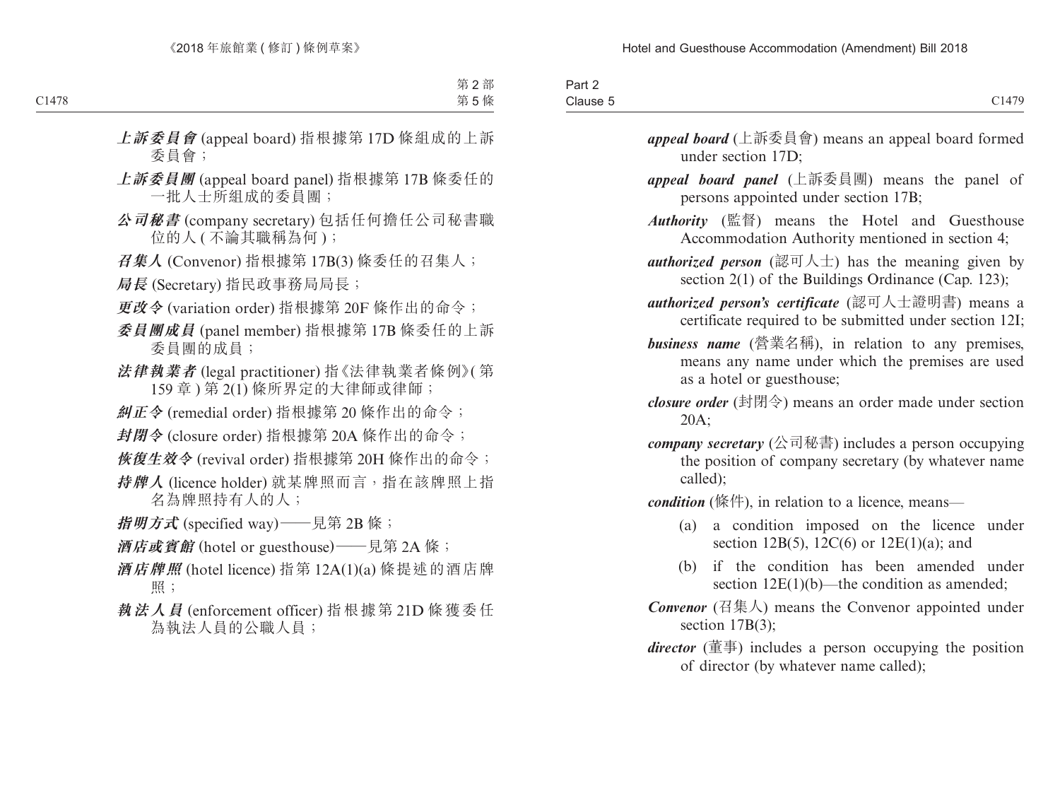***上訴委員會*** (appeal board) 指根據第 17D 條組成的上訴委員會；

***上訴委員團*** (appeal board panel) 指根據第 17B 條委任的一批人士所組成的委員團；

***公司秘書*** (company secretary) 包括任何擔任公司秘書職位的人 ( 不論其職稱為何 )；

***召集人*** (Convenor) 指根據第 17B(3) 條委任的召集人；

***局長*** (Secretary) 指民政事務局局長；

***更改令*** (variation order) 指根據第 20F 條作出的命令；

***委員團成員*** (panel member) 指根據第 17B 條委任的上訴委員團的成員；

***法律執業者*** (legal practitioner) 指《法律執業者條例》( 第 159 章 ) 第 2(1) 條所界定的大律師或律師；

***糾正令*** (remedial order) 指根據第 20 條作出的命令；

***封閉令*** (closure order) 指根據第 20A 條作出的命令；

***恢復生效令*** (revival order) 指根據第 20H 條作出的命令；

***持牌人*** (licence holder) 就某牌照而言，指在該牌照上指名為牌照持有人的人；

***指明方式*** (specified way)——見第 2B 條；

***酒店或賓館*** (hotel or guesthouse)——見第 2A 條；

***酒店牌照*** (hotel licence) 指第 12A(1)(a) 條提述的酒店牌照；

***執法人員*** (enforcement officer) 指根據第 21D 條獲委任為執法人員的公職人員；

***appeal board*** (上訴委員會) means an appeal board formed under section 17D;

***appeal board panel*** (上訴委員團) means the panel of persons appointed under section 17B;

***Authority*** (監督) means the Hotel and Guesthouse Accommodation Authority mentioned in section 4;

***authorized person*** (認可人士) has the meaning given by section 2(1) of the Buildings Ordinance (Cap. 123);

***authorized person's certificate*** (認可人士證明書) means a certificate required to be submitted under section 12I;

***business name*** (營業名稱), in relation to any premises, means any name under which the premises are used as a hotel or guesthouse;

***closure order*** (封閉令) means an order made under section 20A;

***company secretary*** (公司秘書) includes a person occupying the position of company secretary (by whatever name called);

***condition*** (條件), in relation to a licence, means—

(a) a condition imposed on the licence under section 12B(5), 12C(6) or 12E(1)(a); and

(b) if the condition has been amended under section 12E(1)(b)—the condition as amended;

***Convenor*** (召集人) means the Convenor appointed under section 17B(3);

***director*** (董事) includes a person occupying the position of director (by whatever name called);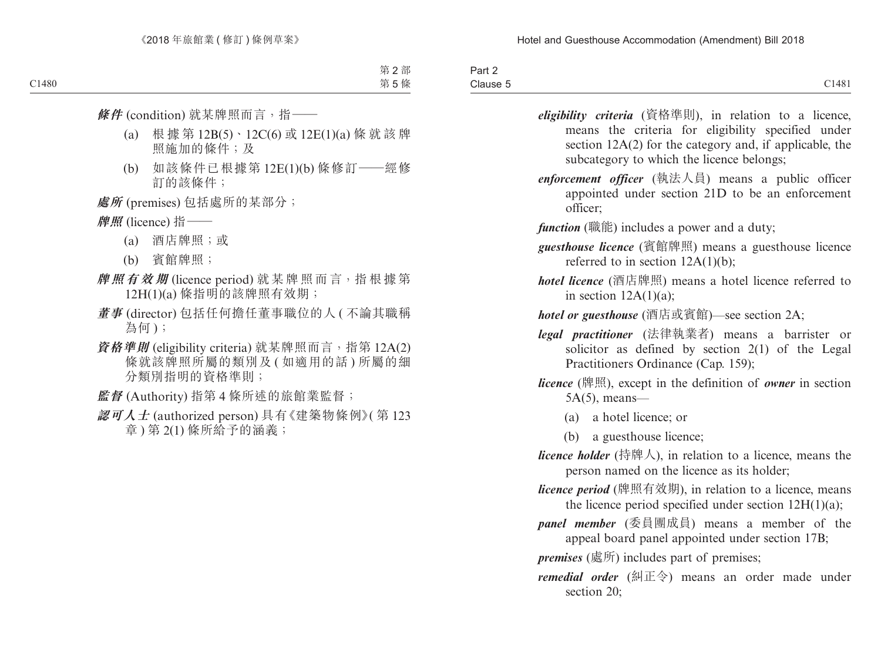***條件*** (condition) 就某牌照而言，指——

(a) 根據第 12B(5)、12C(6) 或 12E(1)(a) 條就該牌照施加的條件；及

(b) 如該條件已根據第 12E(1)(b) 條修訂——經修訂的該條件；

***處所*** (premises) 包括處所的某部分；

***牌照*** (licence) 指——

(a) 酒店牌照；或

(b) 賓館牌照；

***牌照有效期*** (licence period) 就某牌照而言，指根據第 12H(1)(a) 條指明的該牌照有效期；

***董事*** (director) 包括任何擔任董事職位的人 (不論其職稱為何)；

***資格準則*** (eligibility criteria) 就某牌照而言，指第 12A(2) 條就該牌照所屬的類別及 (如適用的話) 所屬的細分類別指明的資格準則；

***監督*** (Authority) 指第 4 條所述的旅館業監督；

***認可人士*** (authorized person) 具有《建築物條例》(第 123 章) 第 2(1) 條所給予的涵義；

***eligibility criteria*** (資格準則), in relation to a licence, means the criteria for eligibility specified under section 12A(2) for the category and, if applicable, the subcategory to which the licence belongs;

***enforcement officer*** (執法人員) means a public officer appointed under section 21D to be an enforcement officer;

***function*** (職能) includes a power and a duty;

***guesthouse licence*** (賓館牌照) means a guesthouse licence referred to in section 12A(1)(b);

***hotel licence*** (酒店牌照) means a hotel licence referred to in section 12A(1)(a);

***hotel or guesthouse*** (酒店或賓館)—see section 2A;

***legal practitioner*** (法律執業者) means a barrister or solicitor as defined by section 2(1) of the Legal Practitioners Ordinance (Cap. 159);

***licence*** (牌照), except in the definition of ***owner*** in section 5A(5), means—

(a) a hotel licence; or

(b) a guesthouse licence;

***licence holder*** (持牌人), in relation to a licence, means the person named on the licence as its holder;

***licence period*** (牌照有效期), in relation to a licence, means the licence period specified under section 12H(1)(a);

***panel member*** (委員團成員) means a member of the appeal board panel appointed under section 17B;

***premises*** (處所) includes part of premises;

***remedial order*** (糾正令) means an order made under section 20;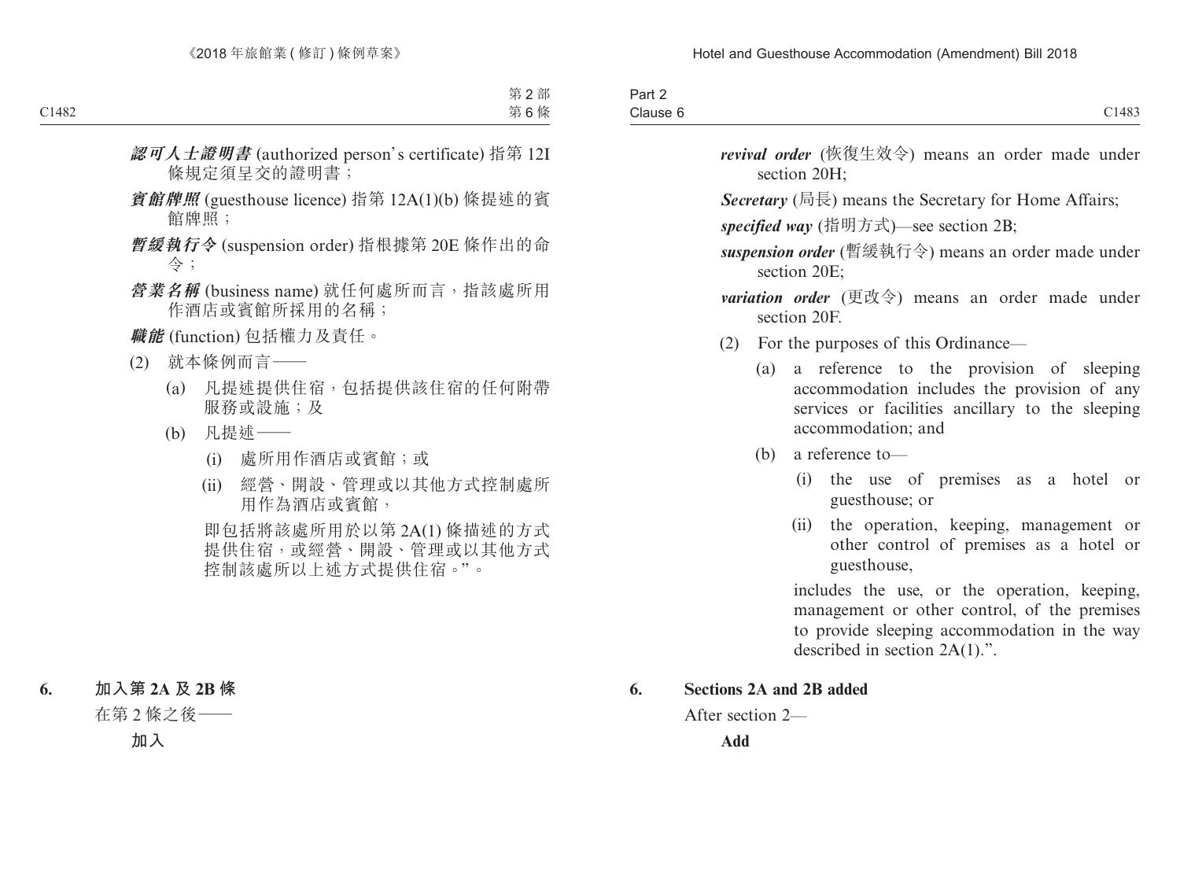***認可人士證明書*** (authorized person's certificate) 指第 12I 條規定須呈交的證明書；

***賓館牌照*** (guesthouse licence) 指第 12A(1)(b) 條提述的賓館牌照；

***暫緩執行令*** (suspension order) 指根據第 20E 條作出的命令；

***營業名稱*** (business name) 就任何處所而言，指該處所用作酒店或賓館所採用的名稱；

***職能*** (function) 包括權力及責任。

(2) 就本條例而言——

(a) 凡提述提供住宿，包括提供該住宿的任何附帶服務或設施；及

(b) 凡提述——

(i) 處所用作酒店或賓館；或

(ii) 經營、開設、管理或以其他方式控制處所用作為酒店或賓館，

即包括將該處所用於以第 2A(1) 條描述的方式提供住宿，或經營、開設、管理或以其他方式控制該處所以上述方式提供住宿。"。

**6. 加入第 2A 及 2B 條**

在第 2 條之後——

**加入**

***revival order*** (恢復生效令) means an order made under section 20H;

***Secretary*** (局長) means the Secretary for Home Affairs;

***specified way*** (指明方式)—see section 2B;

***suspension order*** (暫緩執行令) means an order made under section 20E;

***variation order*** (更改令) means an order made under section 20F.

(2) For the purposes of this Ordinance—

(a) a reference to the provision of sleeping accommodation includes the provision of any services or facilities ancillary to the sleeping accommodation; and

(b) a reference to—

(i) the use of premises as a hotel or guesthouse; or

(ii) the operation, keeping, management or other control of premises as a hotel or guesthouse,

includes the use, or the operation, keeping, management or other control, of the premises to provide sleeping accommodation in the way described in section 2A(1).".

**6. Sections 2A and 2B added**

After section 2—

**Add**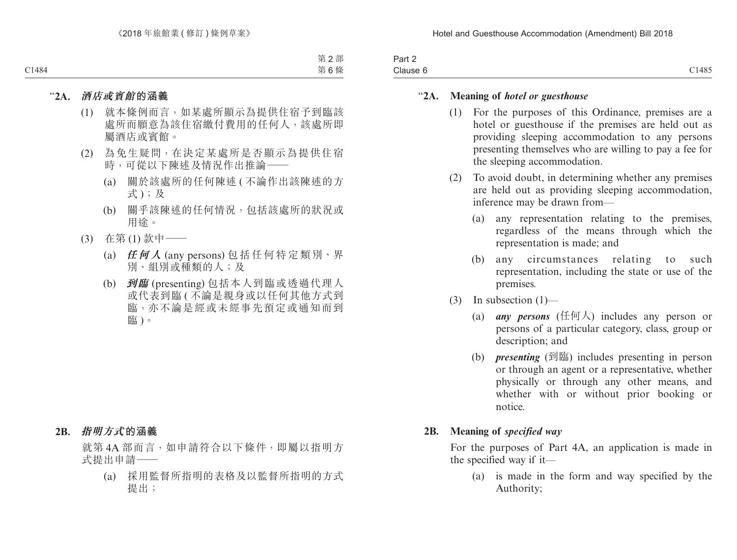"**2A. *酒店或賓館*的涵義**

(1) 就本條例而言，如某處所顯示為提供住宿予到臨該處所而願意為該住宿繳付費用的任何人，該處所即屬酒店或賓館。

(2) 為免生疑問，在決定某處所是否顯示為提供住宿時，可從以下陳述及情況作出推論——

(a) 關於該處所的任何陳述 ( 不論作出該陳述的方式 )；及

(b) 關乎該陳述的任何情況，包括該處所的狀況或用途。

(3) 在第 (1) 款中——

(a) ***任何人*** (any persons) 包括任何特定類別、界別、組別或種類的人；及

(b) ***到臨*** (presenting) 包括本人到臨或透過代理人或代表到臨 ( 不論是親身或以任何其他方式到臨，亦不論是經或未經事先預定或通知而到臨 )。

**2B. *指明方式*的涵義**

就第 4A 部而言，如申請符合以下條件，即屬以指明方式提出申請——

(a) 採用監督所指明的表格及以監督所指明的方式提出；

"**2A. Meaning of *hotel or guesthouse***

(1) For the purposes of this Ordinance, premises are a hotel or guesthouse if the premises are held out as providing sleeping accommodation to any persons presenting themselves who are willing to pay a fee for the sleeping accommodation.

(2) To avoid doubt, in determining whether any premises are held out as providing sleeping accommodation, inference may be drawn from—

(a) any representation relating to the premises, regardless of the means through which the representation is made; and

(b) any circumstances relating to such representation, including the state or use of the premises.

(3) In subsection (1)—

(a) ***any persons*** (任何人) includes any person or persons of a particular category, class, group or description; and

(b) ***presenting*** (到臨) includes presenting in person or through an agent or a representative, whether physically or through any other means, and whether with or without prior booking or notice.

**2B. Meaning of *specified way***

For the purposes of Part 4A, an application is made in the specified way if it—

(a) is made in the form and way specified by the Authority;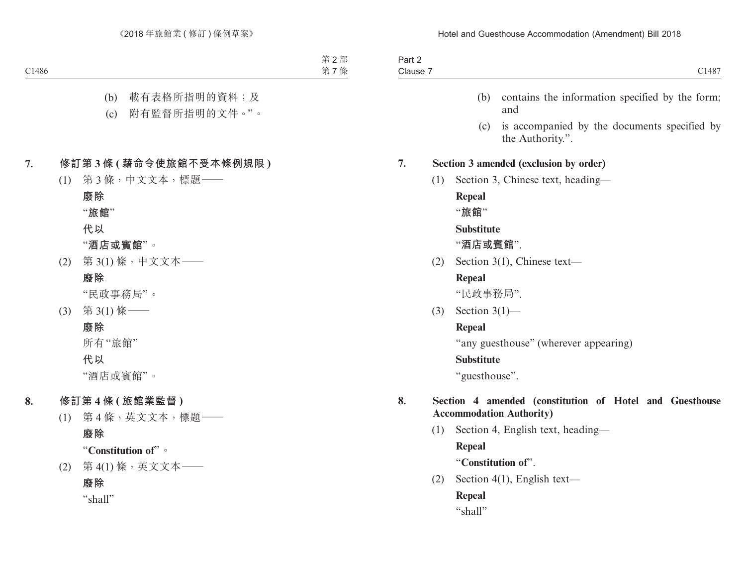(b) 載有表格所指明的資料；及

(c) 附有監督所指明的文件。”。

**7. 修訂第 3 條 (藉命令使旅館不受本條例規限)**

(1) 第 3 條，中文文本，標題——

**廢除**

“**旅館**”

**代以**

“**酒店或賓館**”。

(2) 第 3(1) 條，中文文本——

**廢除**

“民政事務局”。

(3) 第 3(1) 條——

**廢除**

所有“旅館”

**代以**

“酒店或賓館”。

**8. 修訂第 4 條 (旅館業監督)**

(1) 第 4 條，英文文本，標題——

**廢除**

“**Constitution of**”。

(2) 第 4(1) 條，英文文本——

**廢除**

“shall”

(b) contains the information specified by the form; and

(c) is accompanied by the documents specified by the Authority.”.

**7. Section 3 amended (exclusion by order)**

(1) Section 3, Chinese text, heading—

**Repeal**

“**旅館**”

**Substitute**

“**酒店或賓館**”.

(2) Section 3(1), Chinese text—

**Repeal**

“民政事務局”.

(3) Section 3(1)—

**Repeal**

“any guesthouse” (wherever appearing)

**Substitute**

“guesthouse”.

**8. Section 4 amended (constitution of Hotel and Guesthouse Accommodation Authority)**

(1) Section 4, English text, heading—

**Repeal**

“**Constitution of**”.

(2) Section 4(1), English text—

**Repeal**

“shall”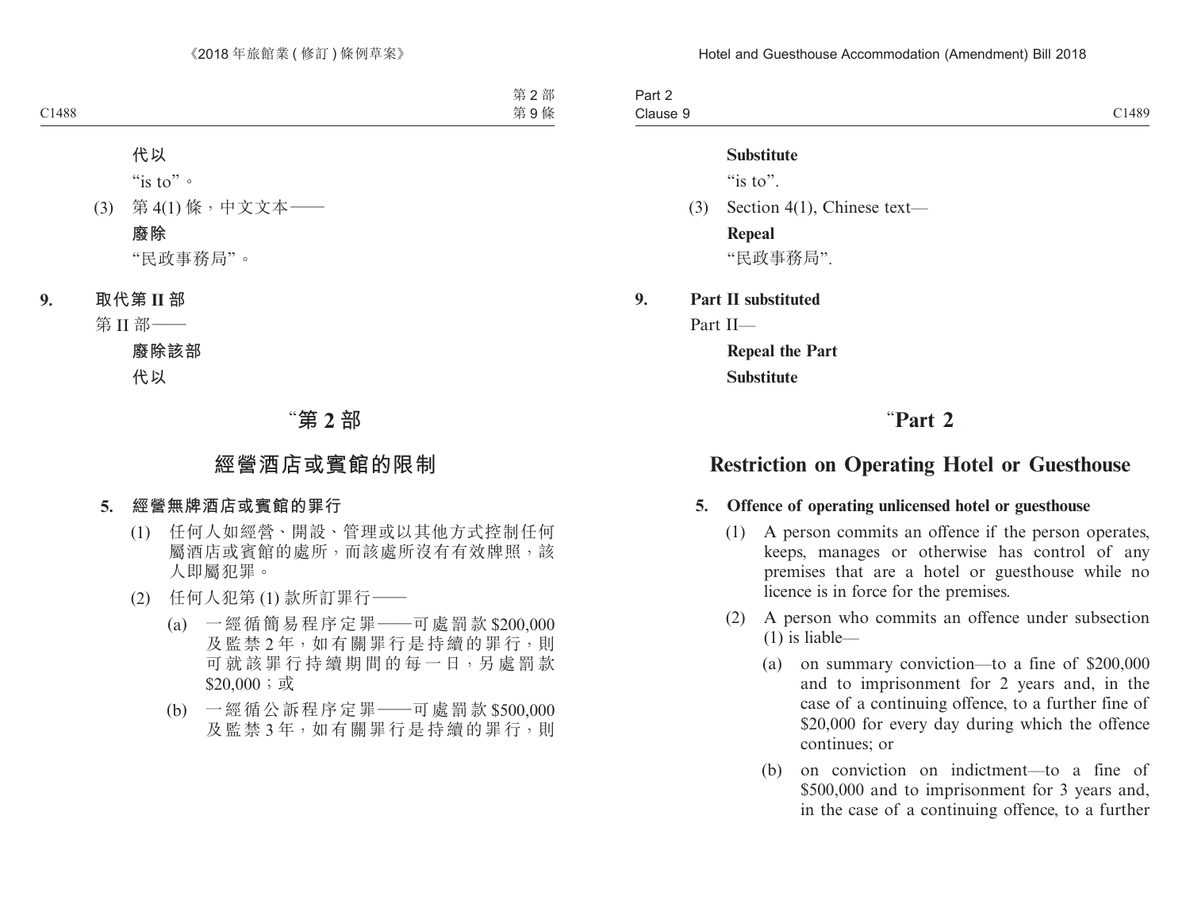**代以**

“is to”。

(3) 第 4(1) 條，中文文本——

**廢除**

“民政事務局”。

**9. 取代第 II 部**

第 II 部——

**廢除該部**

**代以**

## “第 2 部

## 經營酒店或賓館的限制

**5. 經營無牌酒店或賓館的罪行**

(1) 任何人如經營、開設、管理或以其他方式控制任何屬酒店或賓館的處所，而該處所沒有有效牌照，該人即屬犯罪。

(2) 任何人犯第 (1) 款所訂罪行——

(a) 一經循簡易程序定罪——可處罰款 $200,000 及監禁 2 年，如有關罪行是持續的罪行，則可就該罪行持續期間的每一日，另處罰款 $20,000；或

(b) 一經循公訴程序定罪——可處罰款 $500,000 及監禁 3 年，如有關罪行是持續的罪行，則

**Substitute**

“is to”.

(3) Section 4(1), Chinese text—

**Repeal**

“民政事務局”.

**9. Part II substituted**

Part II—

**Repeal the Part**

**Substitute**

## “Part 2

## Restriction on Operating Hotel or Guesthouse

**5. Offence of operating unlicensed hotel or guesthouse**

(1) A person commits an offence if the person operates, keeps, manages or otherwise has control of any premises that are a hotel or guesthouse while no licence is in force for the premises.

(2) A person who commits an offence under subsection (1) is liable—

(a) on summary conviction—to a fine of $200,000 and to imprisonment for 2 years and, in the case of a continuing offence, to a further fine of $20,000 for every day during which the offence continues; or

(b) on conviction on indictment—to a fine of $500,000 and to imprisonment for 3 years and, in the case of a continuing offence, to a further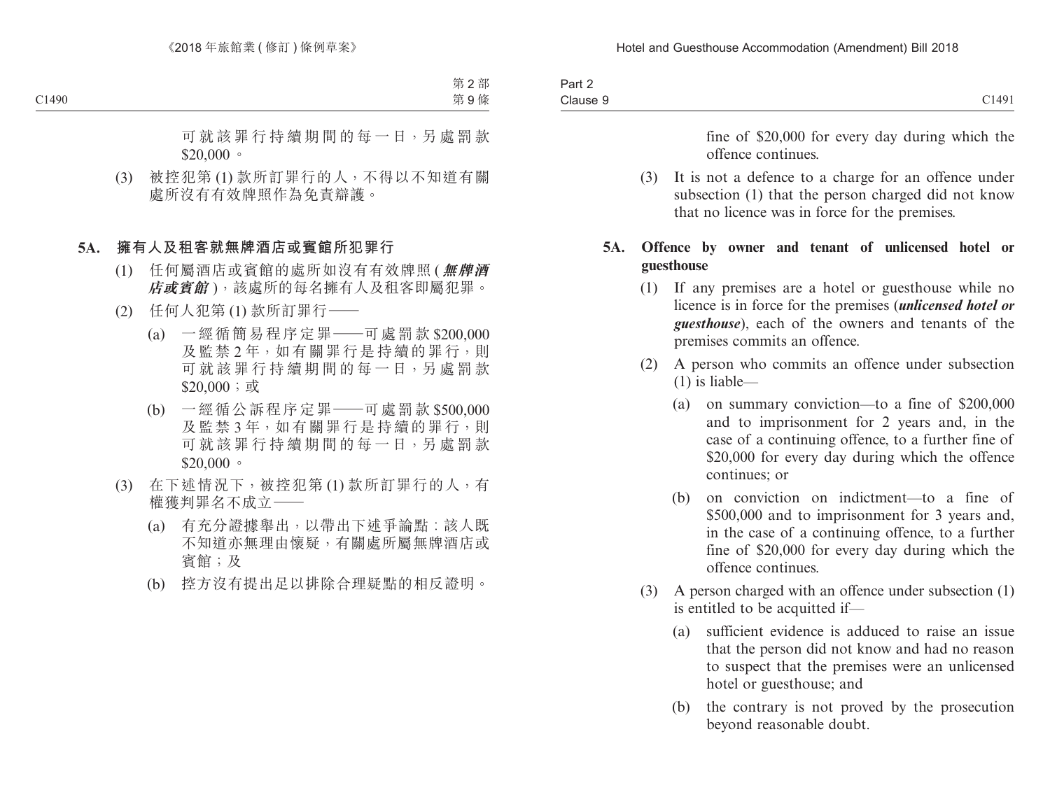可就該罪行持續期間的每一日，另處罰款 $20,000。

(3) 被控犯第 (1) 款所訂罪行的人，不得以不知道有關處所沒有有效牌照作為免責辯護。

### 5A. 擁有人及租客就無牌酒店或賓館所犯罪行

(1) 任何屬酒店或賓館的處所如沒有有效牌照 (***無牌酒店或賓館***)，該處所的每名擁有人及租客即屬犯罪。

(2) 任何人犯第 (1) 款所訂罪行——

(a) 一經循簡易程序定罪——可處罰款 $200,000 及監禁 2 年，如有關罪行是持續的罪行，則可就該罪行持續期間的每一日，另處罰款 $20,000；或

(b) 一經循公訴程序定罪——可處罰款 $500,000 及監禁 3 年，如有關罪行是持續的罪行，則可就該罪行持續期間的每一日，另處罰款 $20,000。

(3) 在下述情況下，被控犯第 (1) 款所訂罪行的人，有權獲判罪名不成立——

(a) 有充分證據舉出，以帶出下述爭論點：該人既不知道亦無理由懷疑，有關處所屬無牌酒店或賓館；及

(b) 控方沒有提出足以排除合理疑點的相反證明。

fine of $20,000 for every day during which the offence continues.

(3) It is not a defence to a charge for an offence under subsection (1) that the person charged did not know that no licence was in force for the premises.

### 5A. Offence by owner and tenant of unlicensed hotel or guesthouse

(1) If any premises are a hotel or guesthouse while no licence is in force for the premises (***unlicensed hotel or guesthouse***), each of the owners and tenants of the premises commits an offence.

(2) A person who commits an offence under subsection (1) is liable—

(a) on summary conviction—to a fine of $200,000 and to imprisonment for 2 years and, in the case of a continuing offence, to a further fine of $20,000 for every day during which the offence continues; or

(b) on conviction on indictment—to a fine of $500,000 and to imprisonment for 3 years and, in the case of a continuing offence, to a further fine of $20,000 for every day during which the offence continues.

(3) A person charged with an offence under subsection (1) is entitled to be acquitted if—

(a) sufficient evidence is adduced to raise an issue that the person did not know and had no reason to suspect that the premises were an unlicensed hotel or guesthouse; and

(b) the contrary is not proved by the prosecution beyond reasonable doubt.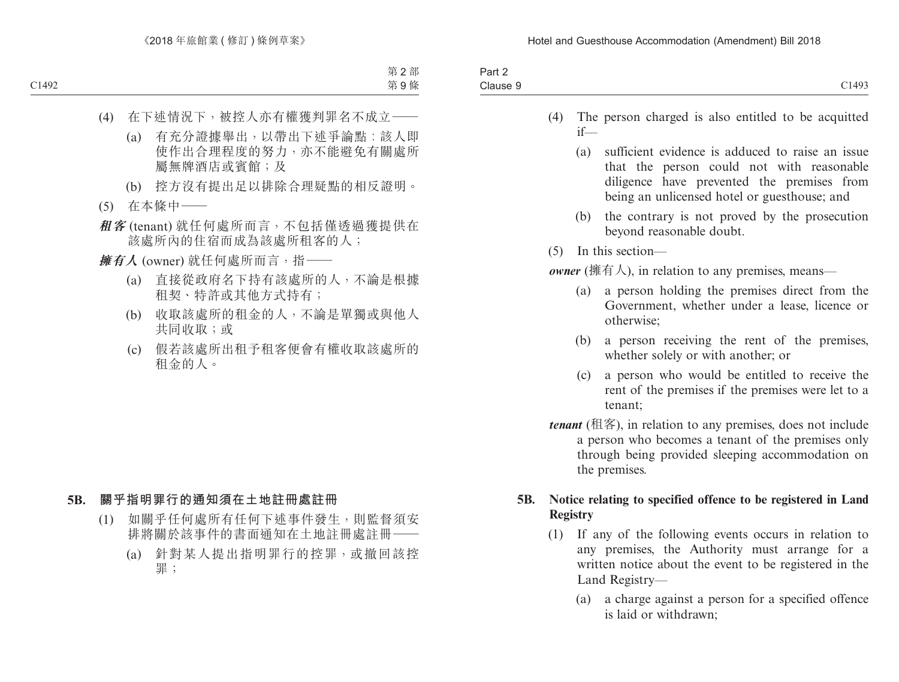(4) 在下述情況下，被控人亦有權獲判罪名不成立——

(a) 有充分證據舉出，以帶出下述爭論點：該人即使作出合理程度的努力，亦不能避免有關處所屬無牌酒店或賓館；及

(b) 控方沒有提出足以排除合理疑點的相反證明。

(5) 在本條中——

***租客*** (tenant) 就任何處所而言，不包括僅透過獲提供在該處所內的住宿而成為該處所租客的人；

***擁有人*** (owner) 就任何處所而言，指——

(a) 直接從政府名下持有該處所的人，不論是根據租契、特許或其他方式持有；

(b) 收取該處所的租金的人，不論是單獨或與他人共同收取；或

(c) 假若該處所出租予租客便會有權收取該處所的租金的人。

**5B. 關乎指明罪行的通知須在土地註冊處註冊**

(1) 如關乎任何處所有任何下述事件發生，則監督須安排將關於該事件的書面通知在土地註冊處註冊——

(a) 針對某人提出指明罪行的控罪，或撤回該控罪；

(4) The person charged is also entitled to be acquitted if—

(a) sufficient evidence is adduced to raise an issue that the person could not with reasonable diligence have prevented the premises from being an unlicensed hotel or guesthouse; and

(b) the contrary is not proved by the prosecution beyond reasonable doubt.

(5) In this section—

***owner*** (擁有人), in relation to any premises, means—

(a) a person holding the premises direct from the Government, whether under a lease, licence or otherwise;

(b) a person receiving the rent of the premises, whether solely or with another; or

(c) a person who would be entitled to receive the rent of the premises if the premises were let to a tenant;

***tenant*** (租客), in relation to any premises, does not include a person who becomes a tenant of the premises only through being provided sleeping accommodation on the premises.

**5B. Notice relating to specified offence to be registered in Land Registry**

(1) If any of the following events occurs in relation to any premises, the Authority must arrange for a written notice about the event to be registered in the Land Registry—

(a) a charge against a person for a specified offence is laid or withdrawn;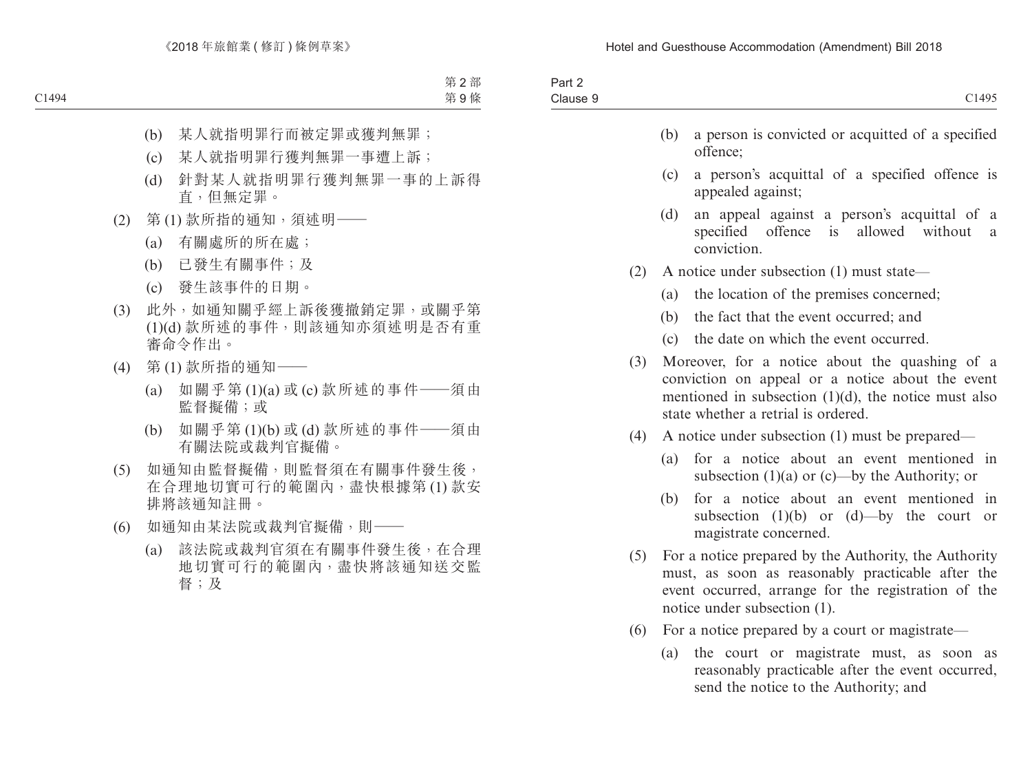(b) 某人就指明罪行而被定罪或獲判無罪；

(c) 某人就指明罪行獲判無罪一事遭上訴；

(d) 針對某人就指明罪行獲判無罪一事的上訴得直，但無定罪。

(2) 第 (1) 款所指的通知，須述明——

(a) 有關處所的所在處；

(b) 已發生有關事件；及

(c) 發生該事件的日期。

(3) 此外，如通知關乎經上訴後獲撤銷定罪，或關乎第 (1)(d) 款所述的事件，則該通知亦須述明是否有重審命令作出。

(4) 第 (1) 款所指的通知——

(a) 如關乎第 (1)(a) 或 (c) 款所述的事件——須由監督擬備；或

(b) 如關乎第 (1)(b) 或 (d) 款所述的事件——須由有關法院或裁判官擬備。

(5) 如通知由監督擬備，則監督須在有關事件發生後，在合理地切實可行的範圍內，盡快根據第 (1) 款安排將該通知註冊。

(6) 如通知由某法院或裁判官擬備，則——

(a) 該法院或裁判官須在有關事件發生後，在合理地切實可行的範圍內，盡快將該通知送交監督；及

(b) a person is convicted or acquitted of a specified offence;

(c) a person's acquittal of a specified offence is appealed against;

(d) an appeal against a person's acquittal of a specified offence is allowed without a conviction.

(2) A notice under subsection (1) must state—

(a) the location of the premises concerned;

(b) the fact that the event occurred; and

(c) the date on which the event occurred.

(3) Moreover, for a notice about the quashing of a conviction on appeal or a notice about the event mentioned in subsection (1)(d), the notice must also state whether a retrial is ordered.

(4) A notice under subsection (1) must be prepared—

(a) for a notice about an event mentioned in subsection (1)(a) or (c)—by the Authority; or

(b) for a notice about an event mentioned in subsection (1)(b) or (d)—by the court or magistrate concerned.

(5) For a notice prepared by the Authority, the Authority must, as soon as reasonably practicable after the event occurred, arrange for the registration of the notice under subsection (1).

(6) For a notice prepared by a court or magistrate—

(a) the court or magistrate must, as soon as reasonably practicable after the event occurred, send the notice to the Authority; and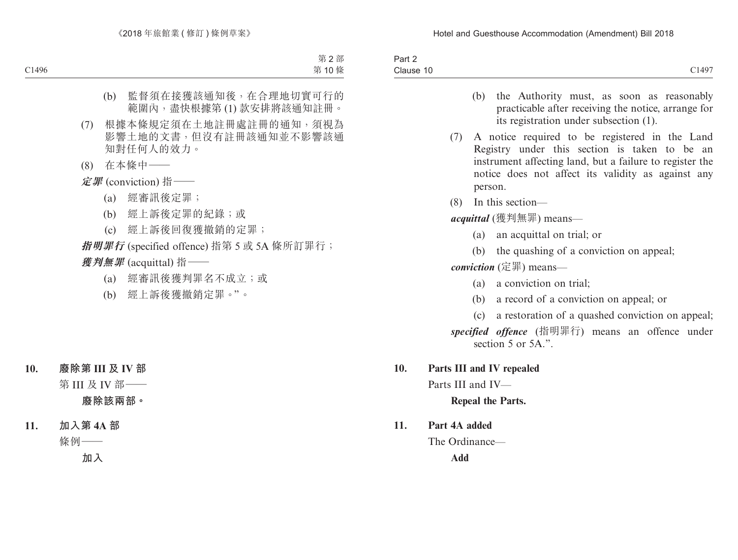(b) 監督須在接獲該通知後，在合理地切實可行的範圍內，盡快根據第 (1) 款安排將該通知註冊。

(7) 根據本條規定須在土地註冊處註冊的通知，須視為影響土地的文書，但沒有註冊該通知並不影響該通知對任何人的效力。

(8) 在本條中——

***定罪*** (conviction) 指——

(a) 經審訊後定罪；

(b) 經上訴後定罪的紀錄；或

(c) 經上訴後回復獲撤銷的定罪；

***指明罪行*** (specified offence) 指第 5 或 5A 條所訂罪行；

***獲判無罪*** (acquittal) 指——

(a) 經審訊後獲判罪名不成立；或

(b) 經上訴後獲撤銷定罪。”。

**10. 廢除第 III 及 IV 部**

第 III 及 IV 部——

**廢除該兩部。**

**11. 加入第 4A 部**

條例——

**加入**

(b) the Authority must, as soon as reasonably practicable after receiving the notice, arrange for its registration under subsection (1).

(7) A notice required to be registered in the Land Registry under this section is taken to be an instrument affecting land, but a failure to register the notice does not affect its validity as against any person.

(8) In this section—

***acquittal*** (獲判無罪) means—

(a) an acquittal on trial; or

(b) the quashing of a conviction on appeal;

***conviction*** (定罪) means—

(a) a conviction on trial;

(b) a record of a conviction on appeal; or

(c) a restoration of a quashed conviction on appeal;

***specified offence*** (指明罪行) means an offence under section 5 or 5A.”.

**10. Parts III and IV repealed**

Parts III and IV—

**Repeal the Parts.**

**11. Part 4A added**

The Ordinance—

**Add**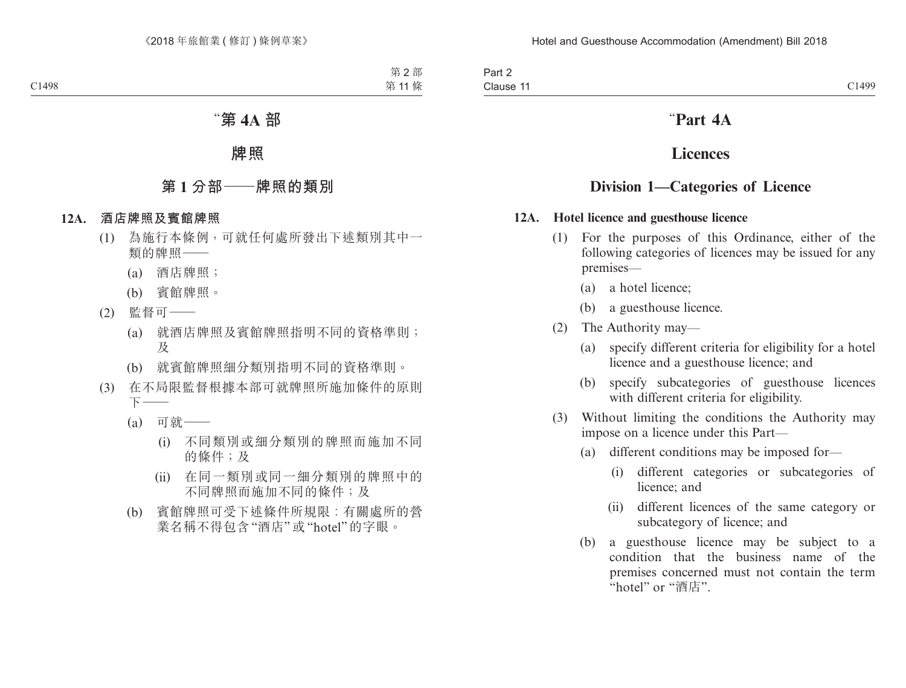# “第 4A 部

# 牌照

## 第 1 分部——牌照的類別

### 12A. 酒店牌照及賓館牌照

(1) 為施行本條例，可就任何處所發出下述類別其中一類的牌照——

(a) 酒店牌照；

(b) 賓館牌照。

(2) 監督可——

(a) 就酒店牌照及賓館牌照指明不同的資格準則；及

(b) 就賓館牌照細分類別指明不同的資格準則。

(3) 在不局限監督根據本部可就牌照所施加條件的原則下——

(a) 可就——

(i) 不同類別或細分類別的牌照而施加不同的條件；及

(ii) 在同一類別或同一細分類別的牌照中的不同牌照而施加不同的條件；及

(b) 賓館牌照可受下述條件所規限：有關處所的營業名稱不得包含“酒店”或“hotel”的字眼。

# “Part 4A

# Licences

## Division 1—Categories of Licence

### 12A. Hotel licence and guesthouse licence

(1) For the purposes of this Ordinance, either of the following categories of licences may be issued for any premises—

(a) a hotel licence;

(b) a guesthouse licence.

(2) The Authority may—

(a) specify different criteria for eligibility for a hotel licence and a guesthouse licence; and

(b) specify subcategories of guesthouse licences with different criteria for eligibility.

(3) Without limiting the conditions the Authority may impose on a licence under this Part—

(a) different conditions may be imposed for—

(i) different categories or subcategories of licence; and

(ii) different licences of the same category or subcategory of licence; and

(b) a guesthouse licence may be subject to a condition that the business name of the premises concerned must not contain the term “hotel” or “酒店”.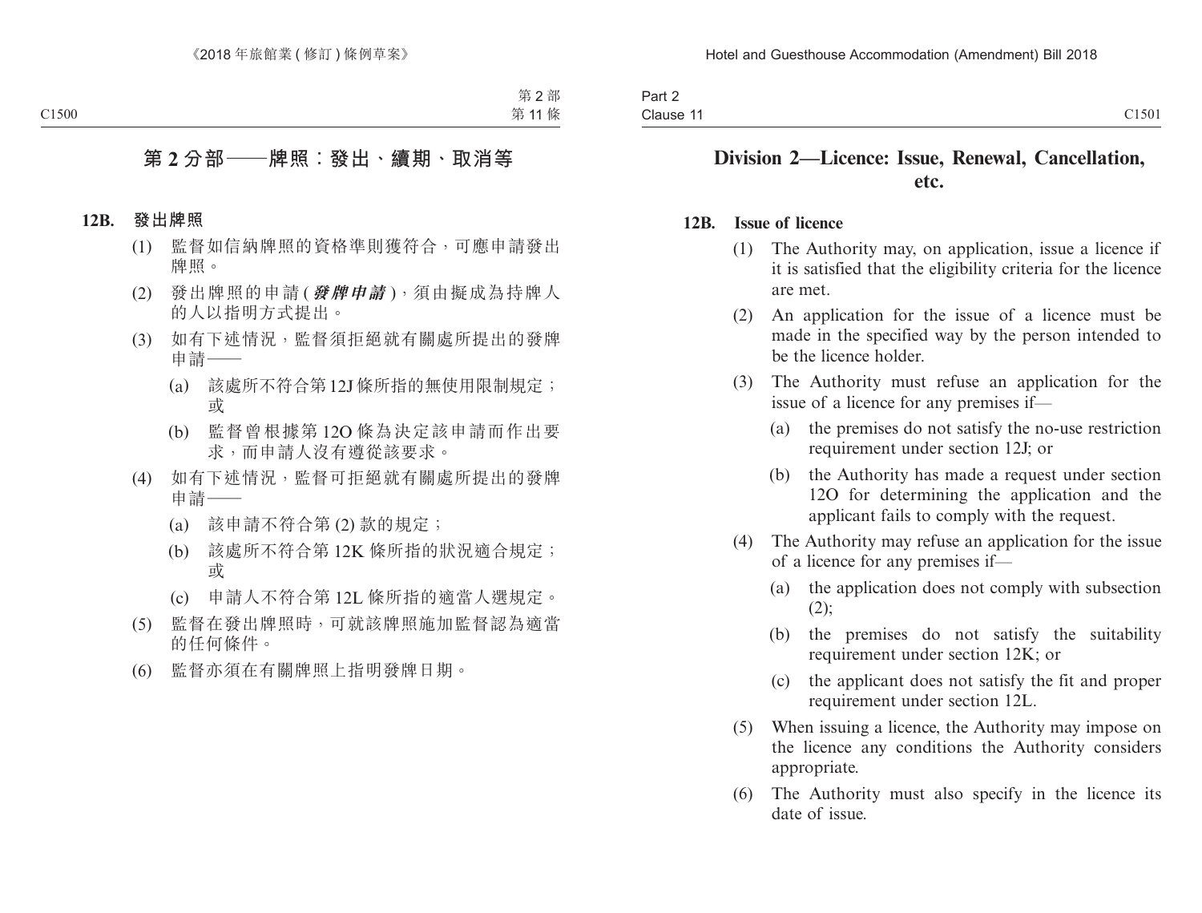## 第 2 分部——牌照：發出、續期、取消等

### 12B. 發出牌照

(1) 監督如信納牌照的資格準則獲符合，可應申請發出牌照。

(2) 發出牌照的申請 (***發牌申請***)，須由擬成為持牌人的人以指明方式提出。

(3) 如有下述情況，監督須拒絕就有關處所提出的發牌申請——

(a) 該處所不符合第 12J 條所指的無使用限制規定；或

(b) 監督曾根據第 12O 條為決定該申請而作出要求，而申請人沒有遵從該要求。

(4) 如有下述情況，監督可拒絕就有關處所提出的發牌申請——

(a) 該申請不符合第 (2) 款的規定；

(b) 該處所不符合第 12K 條所指的狀況適合規定；或

(c) 申請人不符合第 12L 條所指的適當人選規定。

(5) 監督在發出牌照時，可就該牌照施加監督認為適當的任何條件。

(6) 監督亦須在有關牌照上指明發牌日期。

## Division 2—Licence: Issue, Renewal, Cancellation, etc.

### 12B. Issue of licence

(1) The Authority may, on application, issue a licence if it is satisfied that the eligibility criteria for the licence are met.

(2) An application for the issue of a licence must be made in the specified way by the person intended to be the licence holder.

(3) The Authority must refuse an application for the issue of a licence for any premises if—

(a) the premises do not satisfy the no-use restriction requirement under section 12J; or

(b) the Authority has made a request under section 12O for determining the application and the applicant fails to comply with the request.

(4) The Authority may refuse an application for the issue of a licence for any premises if—

(a) the application does not comply with subsection (2);

(b) the premises do not satisfy the suitability requirement under section 12K; or

(c) the applicant does not satisfy the fit and proper requirement under section 12L.

(5) When issuing a licence, the Authority may impose on the licence any conditions the Authority considers appropriate.

(6) The Authority must also specify in the licence its date of issue.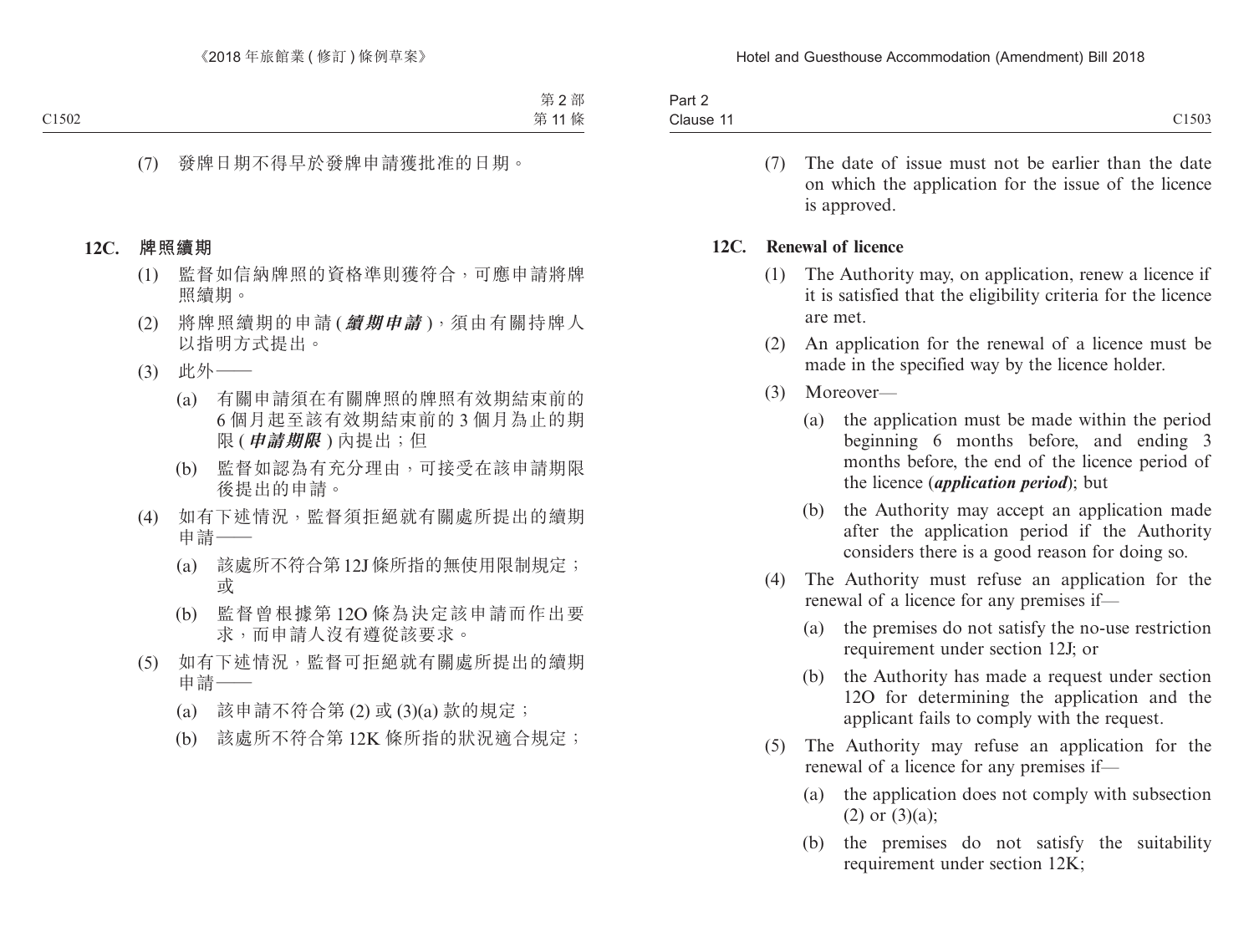(7) 發牌日期不得早於發牌申請獲批准的日期。

### 12C. 牌照續期

(1) 監督如信納牌照的資格準則獲符合，可應申請將牌照續期。

(2) 將牌照續期的申請 (***續期申請***)，須由有關持牌人以指明方式提出。

(3) 此外——

(a) 有關申請須在有關牌照的牌照有效期結束前的 6 個月起至該有效期結束前的 3 個月為止的期限 (***申請期限***) 內提出；但

(b) 監督如認為有充分理由，可接受在該申請期限後提出的申請。

(4) 如有下述情況，監督須拒絕就有關處所提出的續期申請——

(a) 該處所不符合第 12J 條所指的無使用限制規定；或

(b) 監督曾根據第 12O 條為決定該申請而作出要求，而申請人沒有遵從該要求。

(5) 如有下述情況，監督可拒絕就有關處所提出的續期申請——

(a) 該申請不符合第 (2) 或 (3)(a) 款的規定；

(b) 該處所不符合第 12K 條所指的狀況適合規定；

(7) The date of issue must not be earlier than the date on which the application for the issue of the licence is approved.

### 12C. Renewal of licence

(1) The Authority may, on application, renew a licence if it is satisfied that the eligibility criteria for the licence are met.

(2) An application for the renewal of a licence must be made in the specified way by the licence holder.

(3) Moreover—

(a) the application must be made within the period beginning 6 months before, and ending 3 months before, the end of the licence period of the licence (***application period***); but

(b) the Authority may accept an application made after the application period if the Authority considers there is a good reason for doing so.

(4) The Authority must refuse an application for the renewal of a licence for any premises if—

(a) the premises do not satisfy the no-use restriction requirement under section 12J; or

(b) the Authority has made a request under section 12O for determining the application and the applicant fails to comply with the request.

(5) The Authority may refuse an application for the renewal of a licence for any premises if—

(a) the application does not comply with subsection (2) or (3)(a);

(b) the premises do not satisfy the suitability requirement under section 12K;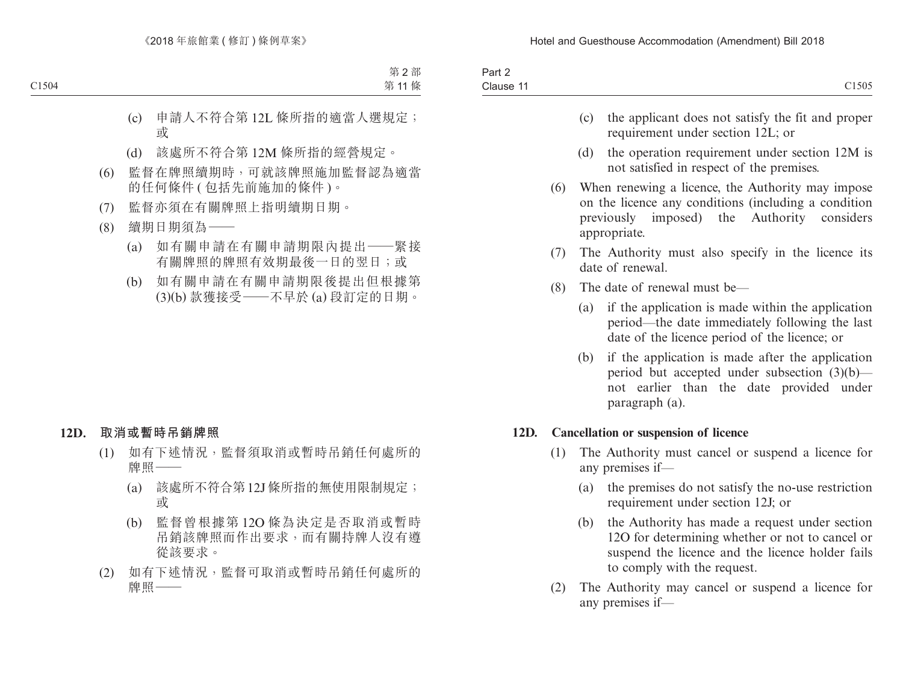(c) 申請人不符合第 12L 條所指的適當人選規定；或

(d) 該處所不符合第 12M 條所指的經營規定。

(6) 監督在牌照續期時，可就該牌照施加監督認為適當的任何條件 (包括先前施加的條件)。

(7) 監督亦須在有關牌照上指明續期日期。

(8) 續期日期須為——

(a) 如有關申請在有關申請期限內提出——緊接有關牌照的牌照有效期最後一日的翌日；或

(b) 如有關申請在有關申請期限後提出但根據第 (3)(b) 款獲接受——不早於 (a) 段訂定的日期。

**12D. 取消或暫時吊銷牌照**

(1) 如有下述情況，監督須取消或暫時吊銷任何處所的牌照——

(a) 該處所不符合第 12J 條所指的無使用限制規定；或

(b) 監督曾根據第 12O 條為決定是否取消或暫時吊銷該牌照而作出要求，而有關持牌人沒有遵從該要求。

(2) 如有下述情況，監督可取消或暫時吊銷任何處所的牌照——

(c) the applicant does not satisfy the fit and proper requirement under section 12L; or

(d) the operation requirement under section 12M is not satisfied in respect of the premises.

(6) When renewing a licence, the Authority may impose on the licence any conditions (including a condition previously imposed) the Authority considers appropriate.

(7) The Authority must also specify in the licence its date of renewal.

(8) The date of renewal must be—

(a) if the application is made within the application period—the date immediately following the last date of the licence period of the licence; or

(b) if the application is made after the application period but accepted under subsection (3)(b)—not earlier than the date provided under paragraph (a).

**12D. Cancellation or suspension of licence**

(1) The Authority must cancel or suspend a licence for any premises if—

(a) the premises do not satisfy the no-use restriction requirement under section 12J; or

(b) the Authority has made a request under section 12O for determining whether or not to cancel or suspend the licence and the licence holder fails to comply with the request.

(2) The Authority may cancel or suspend a licence for any premises if—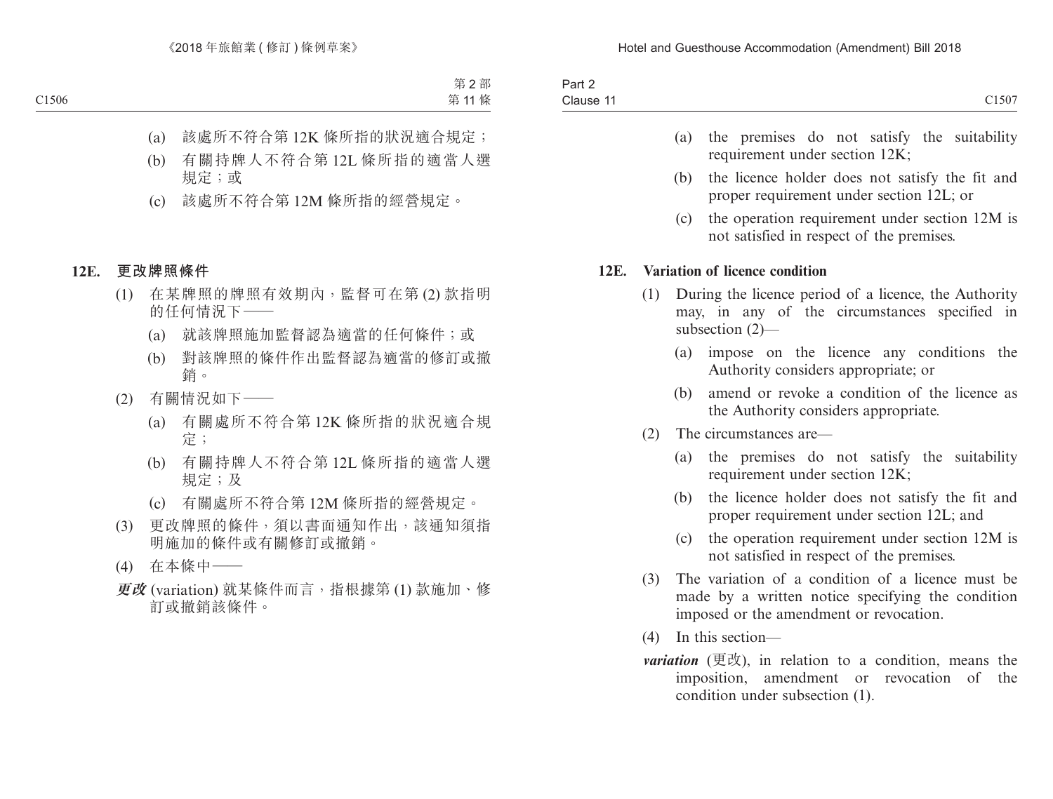(a) 該處所不符合第 12K 條所指的狀況適合規定；

(b) 有關持牌人不符合第 12L 條所指的適當人選規定；或

(c) 該處所不符合第 12M 條所指的經營規定。

**12E. 更改牌照條件**

(1) 在某牌照的牌照有效期內，監督可在第 (2) 款指明的任何情況下——

(a) 就該牌照施加監督認為適當的任何條件；或

(b) 對該牌照的條件作出監督認為適當的修訂或撤銷。

(2) 有關情況如下——

(a) 有關處所不符合第 12K 條所指的狀況適合規定；

(b) 有關持牌人不符合第 12L 條所指的適當人選規定；及

(c) 有關處所不符合第 12M 條所指的經營規定。

(3) 更改牌照的條件，須以書面通知作出，該通知須指明施加的條件或有關修訂或撤銷。

(4) 在本條中——

***更改*** (variation) 就某條件而言，指根據第 (1) 款施加、修訂或撤銷該條件。

(a) the premises do not satisfy the suitability requirement under section 12K;

(b) the licence holder does not satisfy the fit and proper requirement under section 12L; or

(c) the operation requirement under section 12M is not satisfied in respect of the premises.

**12E. Variation of licence condition**

(1) During the licence period of a licence, the Authority may, in any of the circumstances specified in subsection (2)—

(a) impose on the licence any conditions the Authority considers appropriate; or

(b) amend or revoke a condition of the licence as the Authority considers appropriate.

(2) The circumstances are—

(a) the premises do not satisfy the suitability requirement under section 12K;

(b) the licence holder does not satisfy the fit and proper requirement under section 12L; and

(c) the operation requirement under section 12M is not satisfied in respect of the premises.

(3) The variation of a condition of a licence must be made by a written notice specifying the condition imposed or the amendment or revocation.

(4) In this section—

***variation*** (更改), in relation to a condition, means the imposition, amendment or revocation of the condition under subsection (1).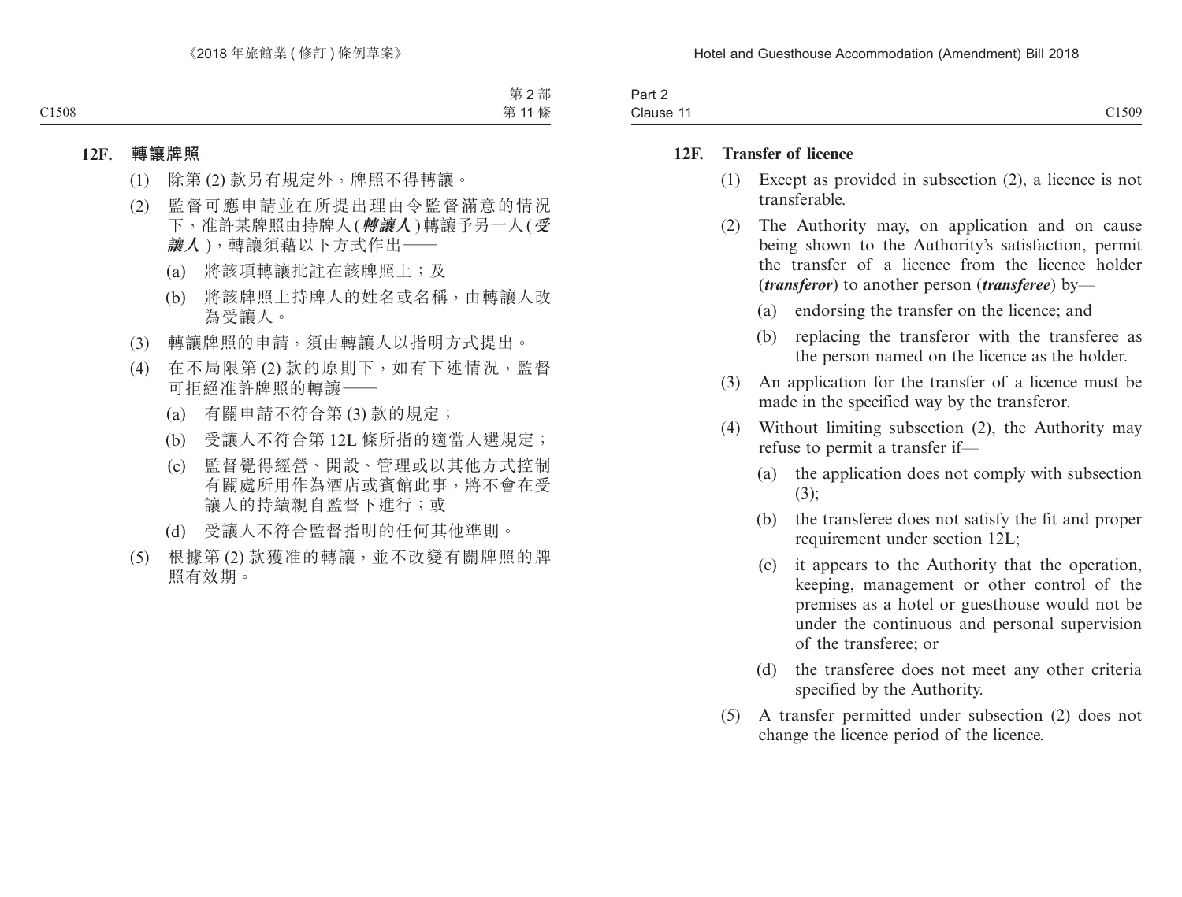**12F. 轉讓牌照**

(1) 除第 (2) 款另有規定外，牌照不得轉讓。

(2) 監督可應申請並在所提出理由令監督滿意的情況下，准許某牌照由持牌人 (***轉讓人***) 轉讓予另一人 (***受讓人***)，轉讓須藉以下方式作出——

(a) 將該項轉讓批註在該牌照上；及

(b) 將該牌照上持牌人的姓名或名稱，由轉讓人改為受讓人。

(3) 轉讓牌照的申請，須由轉讓人以指明方式提出。

(4) 在不局限第 (2) 款的原則下，如有下述情況，監督可拒絕准許牌照的轉讓——

(a) 有關申請不符合第 (3) 款的規定；

(b) 受讓人不符合第 12L 條所指的適當人選規定；

(c) 監督覺得經營、開設、管理或以其他方式控制有關處所用作為酒店或賓館此事，將不會在受讓人的持續親自監督下進行；或

(d) 受讓人不符合監督指明的任何其他準則。

(5) 根據第 (2) 款獲准的轉讓，並不改變有關牌照的牌照有效期。

**12F. Transfer of licence**

(1) Except as provided in subsection (2), a licence is not transferable.

(2) The Authority may, on application and on cause being shown to the Authority's satisfaction, permit the transfer of a licence from the licence holder (***transferor***) to another person (***transferee***) by—

(a) endorsing the transfer on the licence; and

(b) replacing the transferor with the transferee as the person named on the licence as the holder.

(3) An application for the transfer of a licence must be made in the specified way by the transferor.

(4) Without limiting subsection (2), the Authority may refuse to permit a transfer if—

(a) the application does not comply with subsection (3);

(b) the transferee does not satisfy the fit and proper requirement under section 12L;

(c) it appears to the Authority that the operation, keeping, management or other control of the premises as a hotel or guesthouse would not be under the continuous and personal supervision of the transferee; or

(d) the transferee does not meet any other criteria specified by the Authority.

(5) A transfer permitted under subsection (2) does not change the licence period of the licence.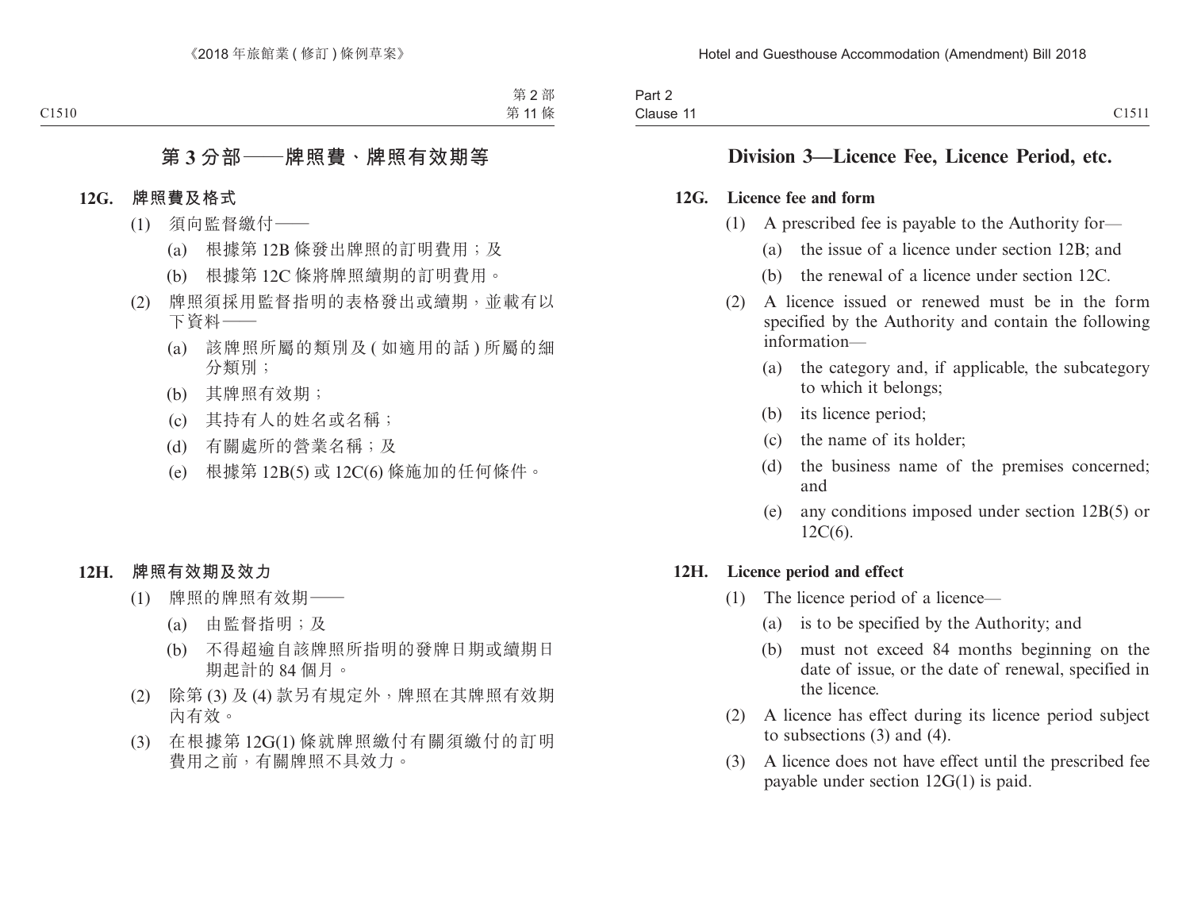## 第 3 分部——牌照費、牌照有效期等

### 12G. 牌照費及格式

(1) 須向監督繳付——

(a) 根據第 12B 條發出牌照的訂明費用；及

(b) 根據第 12C 條將牌照續期的訂明費用。

(2) 牌照須採用監督指明的表格發出或續期，並載有以下資料——

(a) 該牌照所屬的類別及 ( 如適用的話 ) 所屬的細分類別；

(b) 其牌照有效期；

(c) 其持有人的姓名或名稱；

(d) 有關處所的營業名稱；及

(e) 根據第 12B(5) 或 12C(6) 條施加的任何條件。

### 12H. 牌照有效期及效力

(1) 牌照的牌照有效期——

(a) 由監督指明；及

(b) 不得超逾自該牌照所指明的發牌日期或續期日期起計的 84 個月。

(2) 除第 (3) 及 (4) 款另有規定外，牌照在其牌照有效期內有效。

(3) 在根據第 12G(1) 條就牌照繳付有關須繳付的訂明費用之前，有關牌照不具效力。

## Division 3—Licence Fee, Licence Period, etc.

### 12G. Licence fee and form

(1) A prescribed fee is payable to the Authority for—

(a) the issue of a licence under section 12B; and

(b) the renewal of a licence under section 12C.

(2) A licence issued or renewed must be in the form specified by the Authority and contain the following information—

(a) the category and, if applicable, the subcategory to which it belongs;

(b) its licence period;

(c) the name of its holder;

(d) the business name of the premises concerned; and

(e) any conditions imposed under section 12B(5) or 12C(6).

### 12H. Licence period and effect

(1) The licence period of a licence—

(a) is to be specified by the Authority; and

(b) must not exceed 84 months beginning on the date of issue, or the date of renewal, specified in the licence.

(2) A licence has effect during its licence period subject to subsections (3) and (4).

(3) A licence does not have effect until the prescribed fee payable under section 12G(1) is paid.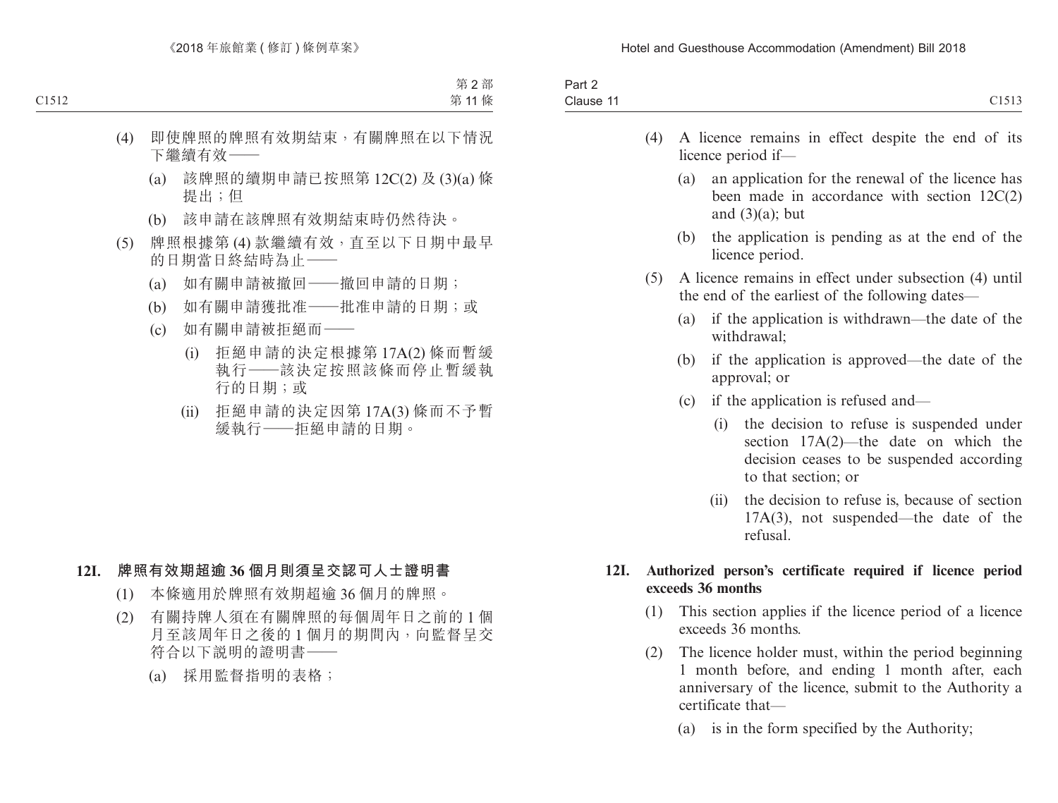(4) 即使牌照的牌照有效期結束，有關牌照在以下情況下繼續有效——

(a) 該牌照的續期申請已按照第 12C(2) 及 (3)(a) 條提出；但

(b) 該申請在該牌照有效期結束時仍然待決。

(5) 牌照根據第 (4) 款繼續有效，直至以下日期中最早的日期當日終結時為止——

(a) 如有關申請被撤回——撤回申請的日期；

(b) 如有關申請獲批准——批准申請的日期；或

(c) 如有關申請被拒絕而——

(i) 拒絕申請的決定根據第 17A(2) 條而暫緩執行——該決定按照該條而停止暫緩執行的日期；或

(ii) 拒絕申請的決定因第 17A(3) 條而不予暫緩執行——拒絕申請的日期。

**12I. 牌照有效期超逾 36 個月則須呈交認可人士證明書**

(1) 本條適用於牌照有效期超逾 36 個月的牌照。

(2) 有關持牌人須在有關牌照的每個周年日之前的 1 個月至該周年日之後的 1 個月的期間內，向監督呈交符合以下説明的證明書——

(a) 採用監督指明的表格；

(4) A licence remains in effect despite the end of its licence period if—

(a) an application for the renewal of the licence has been made in accordance with section 12C(2) and (3)(a); but

(b) the application is pending as at the end of the licence period.

(5) A licence remains in effect under subsection (4) until the end of the earliest of the following dates—

(a) if the application is withdrawn—the date of the withdrawal;

(b) if the application is approved—the date of the approval; or

(c) if the application is refused and—

(i) the decision to refuse is suspended under section 17A(2)—the date on which the decision ceases to be suspended according to that section; or

(ii) the decision to refuse is, because of section 17A(3), not suspended—the date of the refusal.

**12I. Authorized person's certificate required if licence period exceeds 36 months**

(1) This section applies if the licence period of a licence exceeds 36 months.

(2) The licence holder must, within the period beginning 1 month before, and ending 1 month after, each anniversary of the licence, submit to the Authority a certificate that—

(a) is in the form specified by the Authority;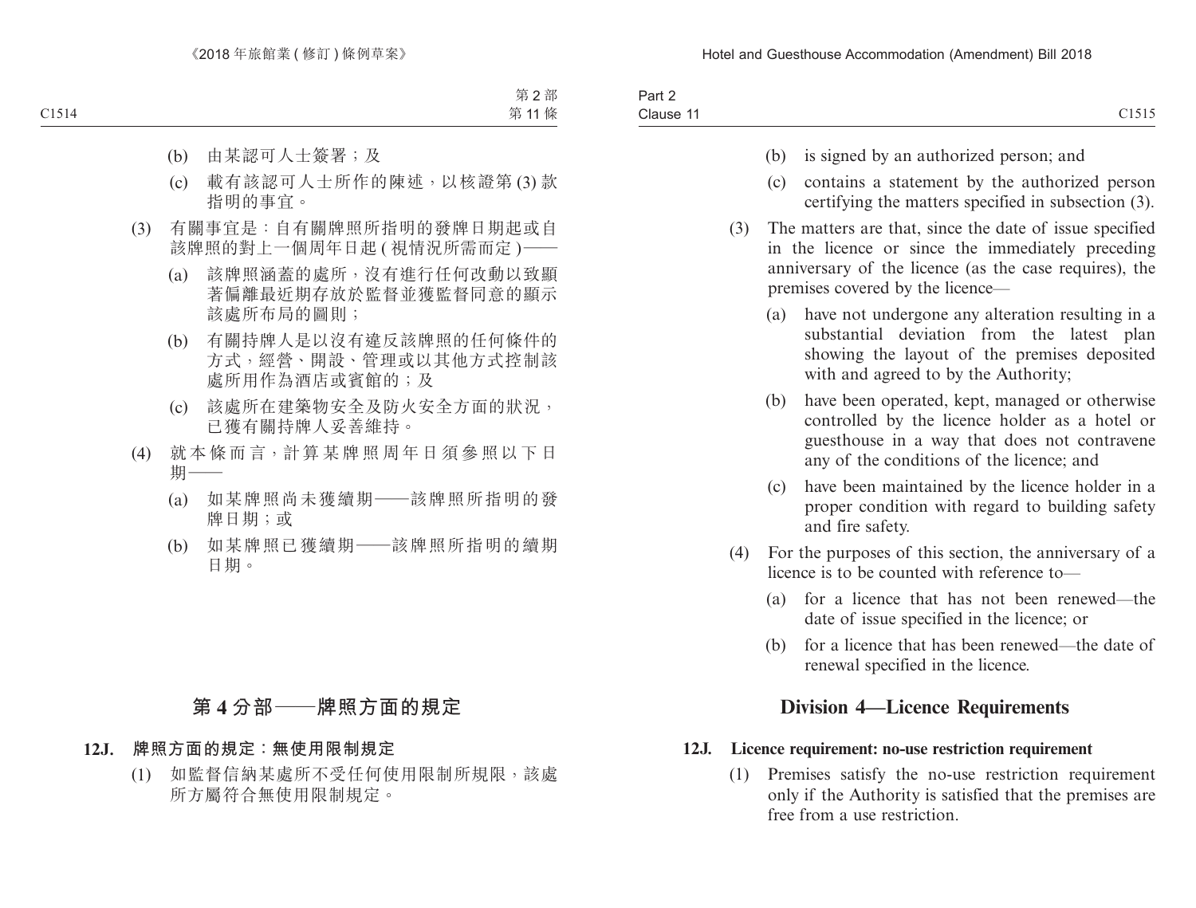(b) 由某認可人士簽署；及

(c) 載有該認可人士所作的陳述，以核證第 (3) 款指明的事宜。

(3) 有關事宜是：自有關牌照所指明的發牌日期起或自該牌照的對上一個周年日起 ( 視情況所需而定 )——

(a) 該牌照涵蓋的處所，沒有進行任何改動以致顯著偏離最近期存放於監督並獲監督同意的顯示該處所布局的圖則；

(b) 有關持牌人是以沒有違反該牌照的任何條件的方式，經營、開設、管理或以其他方式控制該處所用作為酒店或賓館的；及

(c) 該處所在建築物安全及防火安全方面的狀況，已獲有關持牌人妥善維持。

(4) 就本條而言，計算某牌照周年日須參照以下日期——

(a) 如某牌照尚未獲續期——該牌照所指明的發牌日期；或

(b) 如某牌照已獲續期——該牌照所指明的續期日期。

## 第 4 分部——牌照方面的規定

**12J. 牌照方面的規定：無使用限制規定**

(1) 如監督信納某處所不受任何使用限制所規限，該處所方屬符合無使用限制規定。

(b) is signed by an authorized person; and

(c) contains a statement by the authorized person certifying the matters specified in subsection (3).

(3) The matters are that, since the date of issue specified in the licence or since the immediately preceding anniversary of the licence (as the case requires), the premises covered by the licence—

(a) have not undergone any alteration resulting in a substantial deviation from the latest plan showing the layout of the premises deposited with and agreed to by the Authority;

(b) have been operated, kept, managed or otherwise controlled by the licence holder as a hotel or guesthouse in a way that does not contravene any of the conditions of the licence; and

(c) have been maintained by the licence holder in a proper condition with regard to building safety and fire safety.

(4) For the purposes of this section, the anniversary of a licence is to be counted with reference to—

(a) for a licence that has not been renewed—the date of issue specified in the licence; or

(b) for a licence that has been renewed—the date of renewal specified in the licence.

## Division 4—Licence Requirements

**12J. Licence requirement: no-use restriction requirement**

(1) Premises satisfy the no-use restriction requirement only if the Authority is satisfied that the premises are free from a use restriction.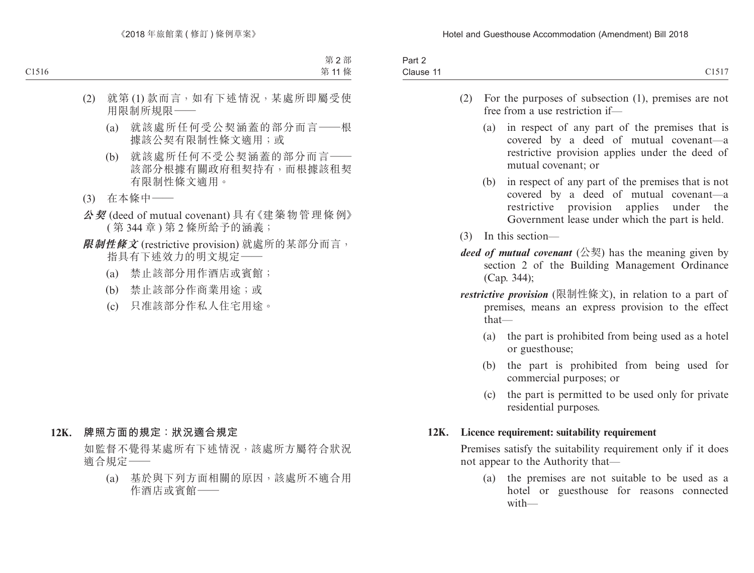(2) 就第 (1) 款而言，如有下述情況，某處所即屬受使用限制所規限——

(a) 就該處所任何受公契涵蓋的部分而言——根據該公契有限制性條文適用；或

(b) 就該處所任何不受公契涵蓋的部分而言——該部分根據有關政府租契持有，而根據該租契有限制性條文適用。

(3) 在本條中——

***公契*** (deed of mutual covenant) 具有《建築物管理條例》(第 344 章) 第 2 條所給予的涵義；

***限制性條文*** (restrictive provision) 就處所的某部分而言，指具有下述效力的明文規定——

(a) 禁止該部分用作酒店或賓館；

(b) 禁止該部分作商業用途；或

(c) 只准該部分作私人住宅用途。

**12K. 牌照方面的規定：狀況適合規定**

如監督不覺得某處所有下述情況，該處所方屬符合狀況適合規定——

(a) 基於與下列方面相關的原因，該處所不適合用作酒店或賓館——

(2) For the purposes of subsection (1), premises are not free from a use restriction if—

(a) in respect of any part of the premises that is covered by a deed of mutual covenant—a restrictive provision applies under the deed of mutual covenant; or

(b) in respect of any part of the premises that is not covered by a deed of mutual covenant—a restrictive provision applies under the Government lease under which the part is held.

(3) In this section—

***deed of mutual covenant*** (公契) has the meaning given by section 2 of the Building Management Ordinance (Cap. 344);

***restrictive provision*** (限制性條文), in relation to a part of premises, means an express provision to the effect that—

(a) the part is prohibited from being used as a hotel or guesthouse;

(b) the part is prohibited from being used for commercial purposes; or

(c) the part is permitted to be used only for private residential purposes.

**12K. Licence requirement: suitability requirement**

Premises satisfy the suitability requirement only if it does not appear to the Authority that—

(a) the premises are not suitable to be used as a hotel or guesthouse for reasons connected with—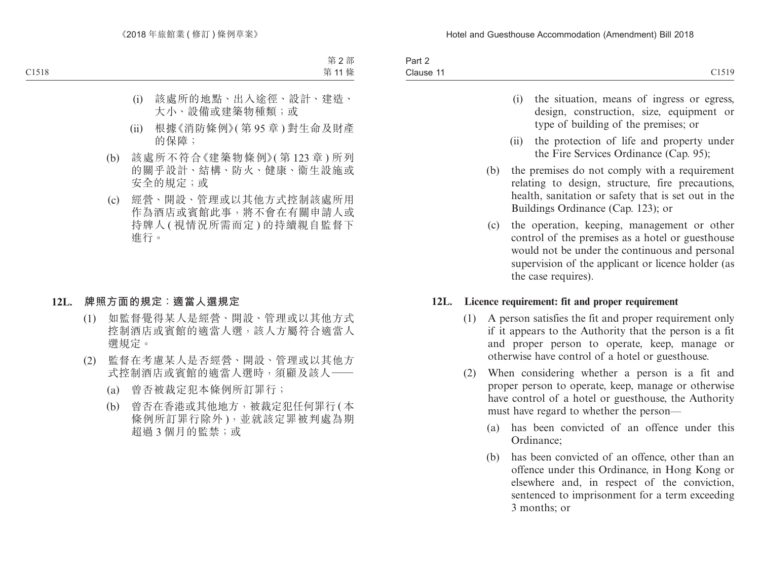(i) 該處所的地點、出入途徑、設計、建造、大小、設備或建築物種類；或

(ii) 根據《消防條例》(第 95 章) 對生命及財產的保障；

(b) 該處所不符合《建築物條例》(第 123 章) 所列的關乎設計、結構、防火、健康、衞生設施或安全的規定；或

(c) 經營、開設、管理或以其他方式控制該處所用作為酒店或賓館此事，將不會在有關申請人或持牌人 (視情況所需而定) 的持續親自監督下進行。

**12L. 牌照方面的規定：適當人選規定**

(1) 如監督覺得某人是經營、開設、管理或以其他方式控制酒店或賓館的適當人選，該人方屬符合適當人選規定。

(2) 監督在考慮某人是否經營、開設、管理或以其他方式控制酒店或賓館的適當人選時，須顧及該人——

(a) 曾否被裁定犯本條例所訂罪行；

(b) 曾否在香港或其他地方，被裁定犯任何罪行 (本條例所訂罪行除外)，並就該定罪被判處為期超過 3 個月的監禁；或

(i) the situation, means of ingress or egress, design, construction, size, equipment or type of building of the premises; or

(ii) the protection of life and property under the Fire Services Ordinance (Cap. 95);

(b) the premises do not comply with a requirement relating to design, structure, fire precautions, health, sanitation or safety that is set out in the Buildings Ordinance (Cap. 123); or

(c) the operation, keeping, management or other control of the premises as a hotel or guesthouse would not be under the continuous and personal supervision of the applicant or licence holder (as the case requires).

**12L. Licence requirement: fit and proper requirement**

(1) A person satisfies the fit and proper requirement only if it appears to the Authority that the person is a fit and proper person to operate, keep, manage or otherwise have control of a hotel or guesthouse.

(2) When considering whether a person is a fit and proper person to operate, keep, manage or otherwise have control of a hotel or guesthouse, the Authority must have regard to whether the person—

(a) has been convicted of an offence under this Ordinance;

(b) has been convicted of an offence, other than an offence under this Ordinance, in Hong Kong or elsewhere and, in respect of the conviction, sentenced to imprisonment for a term exceeding 3 months; or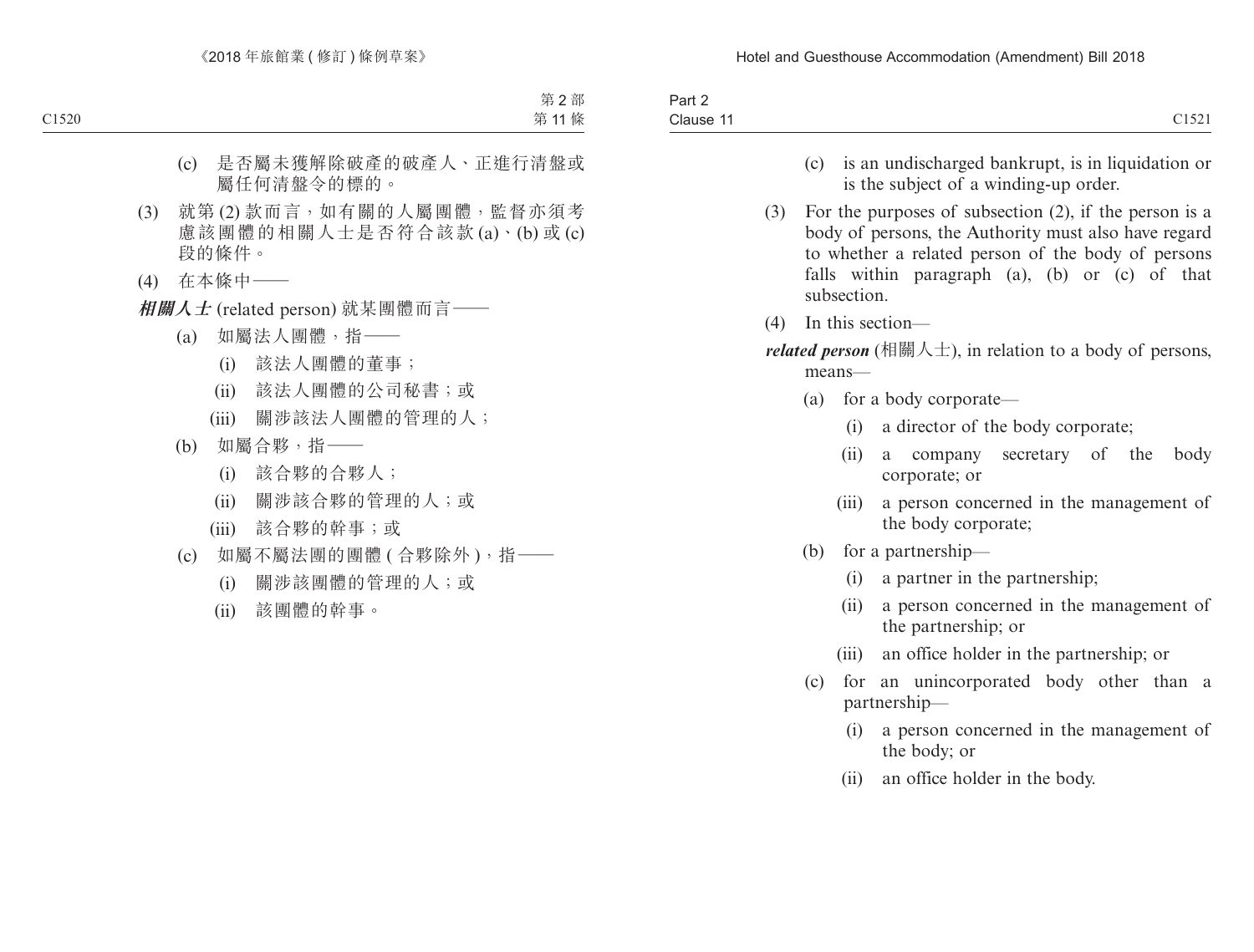(c) 是否屬未獲解除破產的破產人、正進行清盤或屬任何清盤令的標的。

(3) 就第 (2) 款而言，如有關的人屬團體，監督亦須考慮該團體的相關人士是否符合該款 (a)、(b) 或 (c) 段的條件。

(4) 在本條中——

***相關人士*** (related person) 就某團體而言——

- (a) 如屬法人團體，指——
  - (i) 該法人團體的董事；
  - (ii) 該法人團體的公司秘書；或
  - (iii) 關涉該法人團體的管理的人；
- (b) 如屬合夥，指——
  - (i) 該合夥的合夥人；
  - (ii) 關涉該合夥的管理的人；或
  - (iii) 該合夥的幹事；或
- (c) 如屬不屬法團的團體 (合夥除外)，指——
  - (i) 關涉該團體的管理的人；或
  - (ii) 該團體的幹事。

(c) is an undischarged bankrupt, is in liquidation or is the subject of a winding-up order.

(3) For the purposes of subsection (2), if the person is a body of persons, the Authority must also have regard to whether a related person of the body of persons falls within paragraph (a), (b) or (c) of that subsection.

(4) In this section—

***related person*** (相關人士), in relation to a body of persons, means—

- (a) for a body corporate—
  - (i) a director of the body corporate;
  - (ii) a company secretary of the body corporate; or
  - (iii) a person concerned in the management of the body corporate;
- (b) for a partnership—
  - (i) a partner in the partnership;
  - (ii) a person concerned in the management of the partnership; or
  - (iii) an office holder in the partnership; or
- (c) for an unincorporated body other than a partnership—
  - (i) a person concerned in the management of the body; or
  - (ii) an office holder in the body.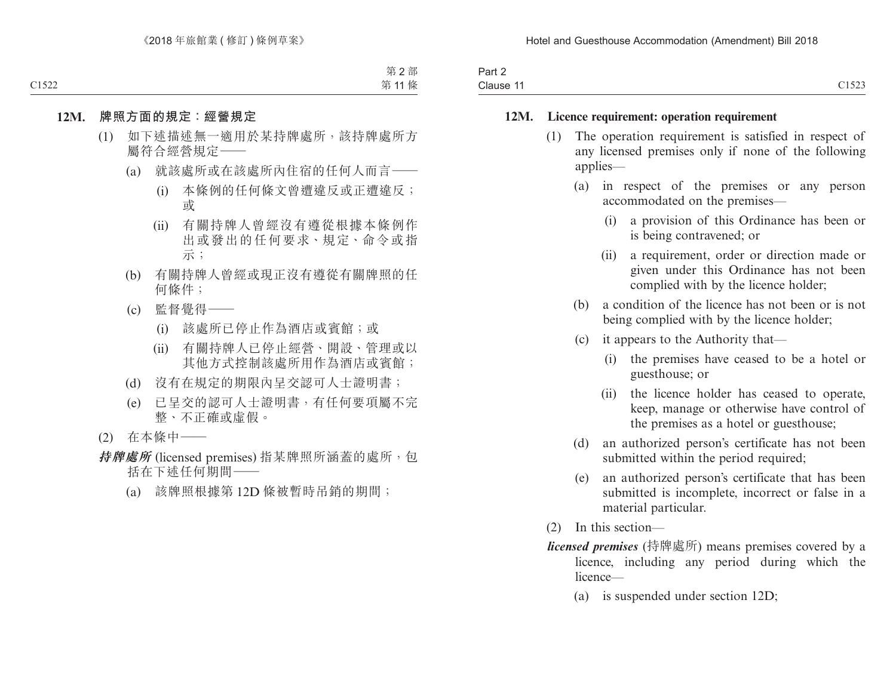**12M. 牌照方面的規定：經營規定**

(1) 如下述描述無一適用於某持牌處所，該持牌處所方屬符合經營規定——

(a) 就該處所或在該處所內住宿的任何人而言——

(i) 本條例的任何條文曾遭違反或正遭違反；或

(ii) 有關持牌人曾經沒有遵從根據本條例作出或發出的任何要求、規定、命令或指示；

(b) 有關持牌人曾經或現正沒有遵從有關牌照的任何條件；

(c) 監督覺得——

(i) 該處所已停止作為酒店或賓館；或

(ii) 有關持牌人已停止經營、開設、管理或以其他方式控制該處所用作為酒店或賓館；

(d) 沒有在規定的期限內呈交認可人士證明書；

(e) 已呈交的認可人士證明書，有任何要項屬不完整、不正確或虛假。

(2) 在本條中——

***持牌處所*** (licensed premises) 指某牌照所涵蓋的處所，包括在下述任何期間——

(a) 該牌照根據第 12D 條被暫時吊銷的期間；

**12M. Licence requirement: operation requirement**

(1) The operation requirement is satisfied in respect of any licensed premises only if none of the following applies—

(a) in respect of the premises or any person accommodated on the premises—

(i) a provision of this Ordinance has been or is being contravened; or

(ii) a requirement, order or direction made or given under this Ordinance has not been complied with by the licence holder;

(b) a condition of the licence has not been or is not being complied with by the licence holder;

(c) it appears to the Authority that—

(i) the premises have ceased to be a hotel or guesthouse; or

(ii) the licence holder has ceased to operate, keep, manage or otherwise have control of the premises as a hotel or guesthouse;

(d) an authorized person's certificate has not been submitted within the period required;

(e) an authorized person's certificate that has been submitted is incomplete, incorrect or false in a material particular.

(2) In this section—

***licensed premises*** (持牌處所) means premises covered by a licence, including any period during which the licence—

(a) is suspended under section 12D;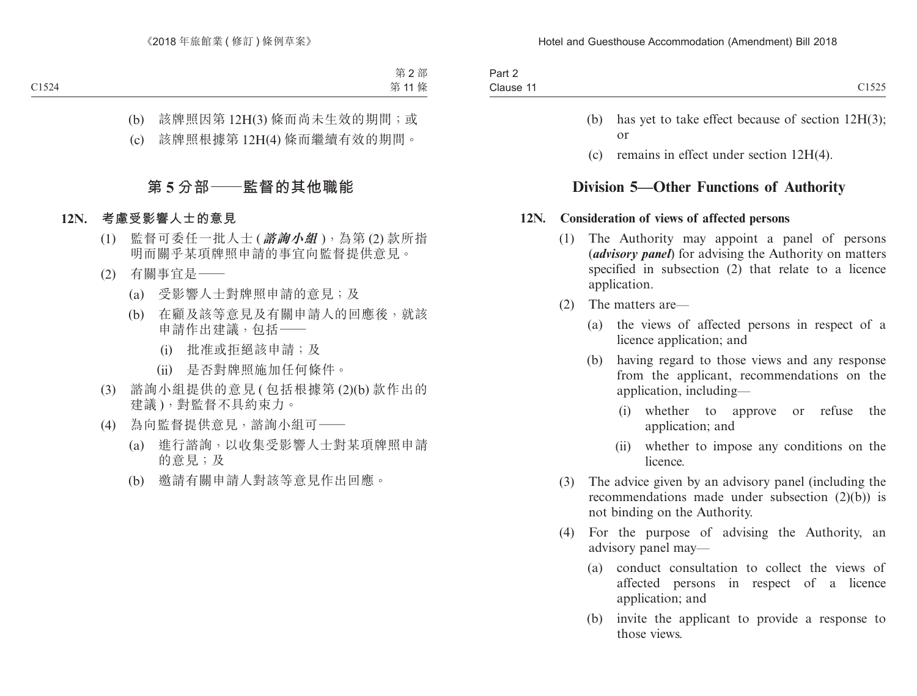(b) 該牌照因第 12H(3) 條而尚未生效的期間；或

(c) 該牌照根據第 12H(4) 條而繼續有效的期間。

## 第 5 分部——監督的其他職能

### 12N. 考慮受影響人士的意見

(1) 監督可委任一批人士 (***諮詢小組***)，為第 (2) 款所指明而關乎某項牌照申請的事宜向監督提供意見。

(2) 有關事宜是——

(a) 受影響人士對牌照申請的意見；及

(b) 在顧及該等意見及有關申請人的回應後，就該申請作出建議，包括——

(i) 批准或拒絕該申請；及

(ii) 是否對牌照施加任何條件。

(3) 諮詢小組提供的意見 (包括根據第 (2)(b) 款作出的建議)，對監督不具約束力。

(4) 為向監督提供意見，諮詢小組可——

(a) 進行諮詢，以收集受影響人士對某項牌照申請的意見；及

(b) 邀請有關申請人對該等意見作出回應。

(b) has yet to take effect because of section 12H(3); or

(c) remains in effect under section 12H(4).

## Division 5—Other Functions of Authority

### 12N. Consideration of views of affected persons

(1) The Authority may appoint a panel of persons (***advisory panel***) for advising the Authority on matters specified in subsection (2) that relate to a licence application.

(2) The matters are—

(a) the views of affected persons in respect of a licence application; and

(b) having regard to those views and any response from the applicant, recommendations on the application, including—

(i) whether to approve or refuse the application; and

(ii) whether to impose any conditions on the licence.

(3) The advice given by an advisory panel (including the recommendations made under subsection (2)(b)) is not binding on the Authority.

(4) For the purpose of advising the Authority, an advisory panel may—

(a) conduct consultation to collect the views of affected persons in respect of a licence application; and

(b) invite the applicant to provide a response to those views.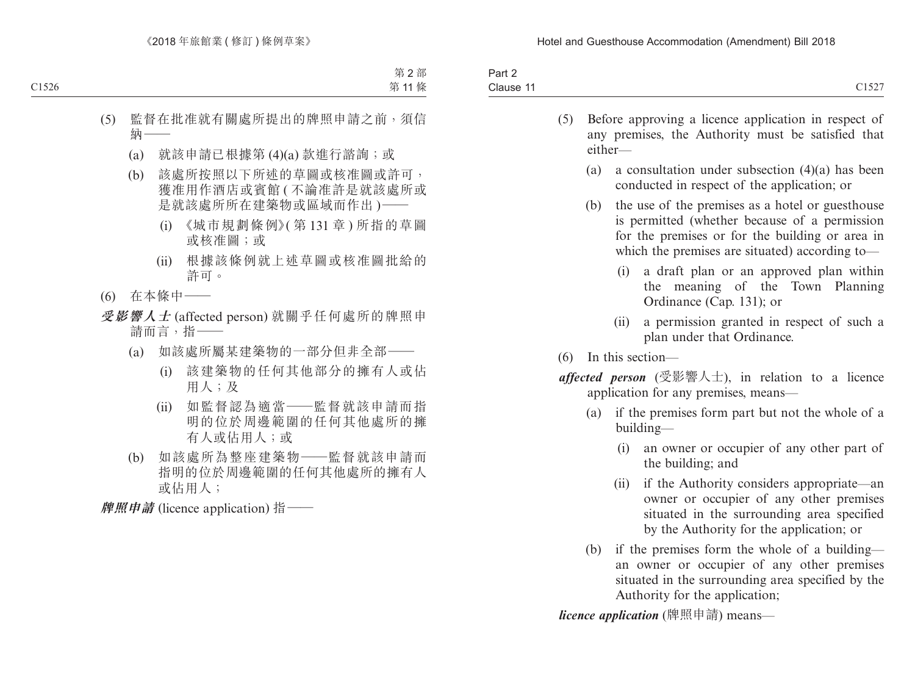(5) 監督在批准就有關處所提出的牌照申請之前，須信納——

(a) 就該申請已根據第 (4)(a) 款進行諮詢；或

(b) 該處所按照以下所述的草圖或核准圖或許可，獲准用作酒店或賓館 ( 不論准許是就該處所或是就該處所所在建築物或區域而作出 )——

(i) 《城市規劃條例》( 第 131 章 ) 所指的草圖或核准圖；或

(ii) 根據該條例就上述草圖或核准圖批給的許可。

(6) 在本條中——

***受影響人士*** (affected person) 就關乎任何處所的牌照申請而言，指——

(a) 如該處所屬某建築物的一部分但非全部——

(i) 該建築物的任何其他部分的擁有人或佔用人；及

(ii) 如監督認為適當——監督就該申請而指明的位於周邊範圍的任何其他處所的擁有人或佔用人；或

(b) 如該處所為整座建築物——監督就該申請而指明的位於周邊範圍的任何其他處所的擁有人或佔用人；

***牌照申請*** (licence application) 指——

(5) Before approving a licence application in respect of any premises, the Authority must be satisfied that either—

(a) a consultation under subsection (4)(a) has been conducted in respect of the application; or

(b) the use of the premises as a hotel or guesthouse is permitted (whether because of a permission for the premises or for the building or area in which the premises are situated) according to—

(i) a draft plan or an approved plan within the meaning of the Town Planning Ordinance (Cap. 131); or

(ii) a permission granted in respect of such a plan under that Ordinance.

(6) In this section—

***affected person*** (受影響人士), in relation to a licence application for any premises, means—

(a) if the premises form part but not the whole of a building—

(i) an owner or occupier of any other part of the building; and

(ii) if the Authority considers appropriate—an owner or occupier of any other premises situated in the surrounding area specified by the Authority for the application; or

(b) if the premises form the whole of a building—an owner or occupier of any other premises situated in the surrounding area specified by the Authority for the application;

***licence application*** (牌照申請) means—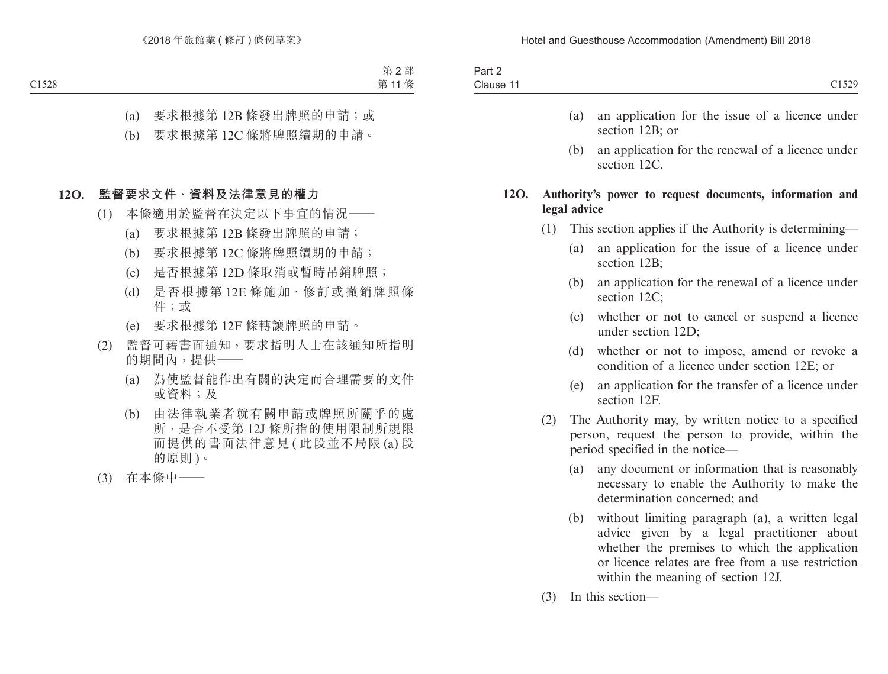(a) 要求根據第 12B 條發出牌照的申請；或

(b) 要求根據第 12C 條將牌照續期的申請。

**12O. 監督要求文件、資料及法律意見的權力**

(1) 本條適用於監督在決定以下事宜的情況——

(a) 要求根據第 12B 條發出牌照的申請；

(b) 要求根據第 12C 條將牌照續期的申請；

(c) 是否根據第 12D 條取消或暫時吊銷牌照；

(d) 是否根據第 12E 條施加、修訂或撤銷牌照條件；或

(e) 要求根據第 12F 條轉讓牌照的申請。

(2) 監督可藉書面通知，要求指明人士在該通知所指明的期間內，提供——

(a) 為使監督能作出有關的決定而合理需要的文件或資料；及

(b) 由法律執業者就有關申請或牌照所關乎的處所，是否不受第 12J 條所指的使用限制所規限而提供的書面法律意見 (此段並不局限 (a) 段的原則)。

(3) 在本條中——

(a) an application for the issue of a licence under section 12B; or

(b) an application for the renewal of a licence under section 12C.

**12O. Authority’s power to request documents, information and legal advice**

(1) This section applies if the Authority is determining—

(a) an application for the issue of a licence under section 12B;

(b) an application for the renewal of a licence under section 12C;

(c) whether or not to cancel or suspend a licence under section 12D;

(d) whether or not to impose, amend or revoke a condition of a licence under section 12E; or

(e) an application for the transfer of a licence under section 12F.

(2) The Authority may, by written notice to a specified person, request the person to provide, within the period specified in the notice—

(a) any document or information that is reasonably necessary to enable the Authority to make the determination concerned; and

(b) without limiting paragraph (a), a written legal advice given by a legal practitioner about whether the premises to which the application or licence relates are free from a use restriction within the meaning of section 12J.

(3) In this section—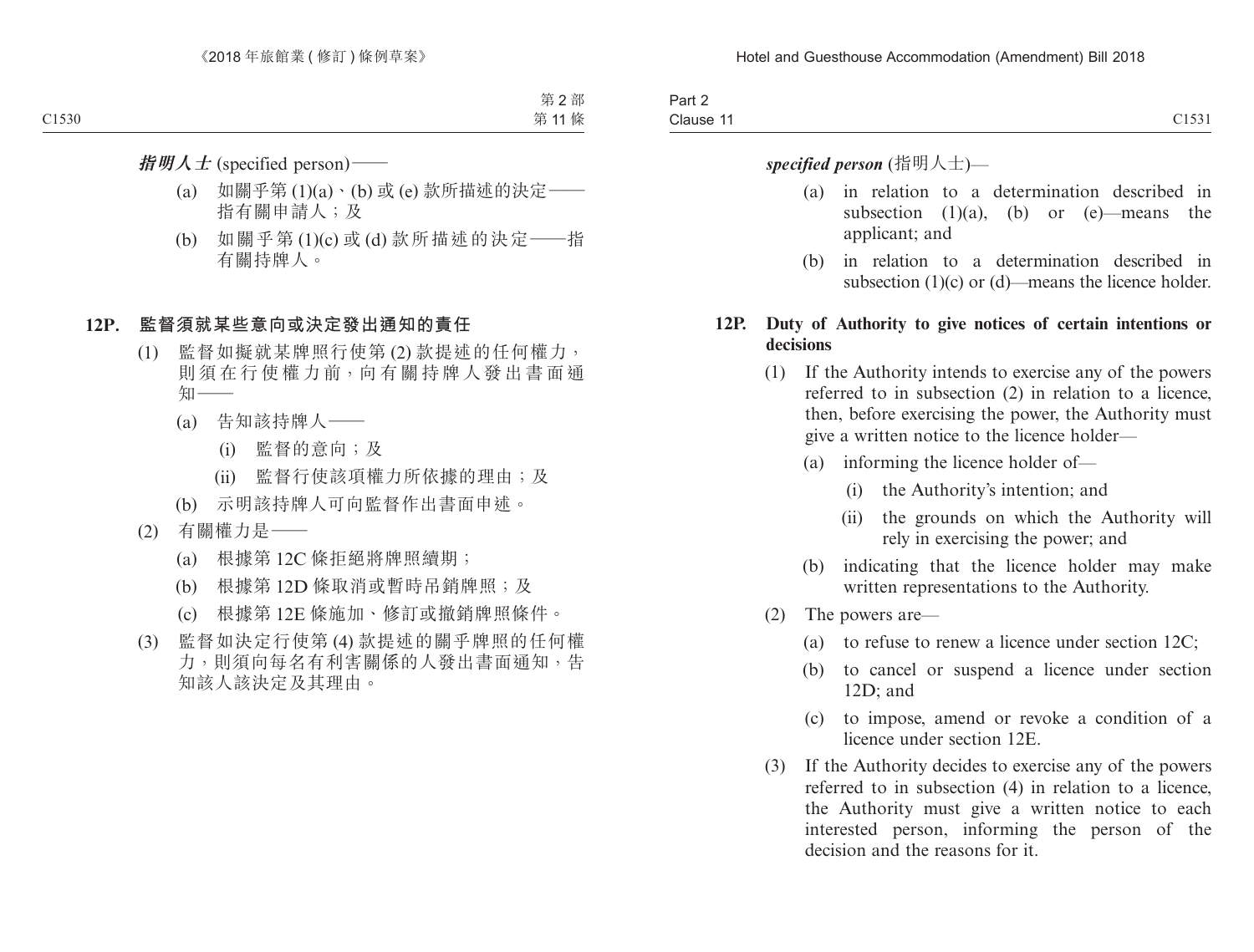***指明人士*** (specified person)——

(a) 如關乎第 (1)(a)、(b) 或 (e) 款所描述的決定——指有關申請人；及

(b) 如關乎第 (1)(c) 或 (d) 款所描述的決定——指有關持牌人。

### 12P. 監督須就某些意向或決定發出通知的責任

(1) 監督如擬就某牌照行使第 (2) 款提述的任何權力，則須在行使權力前，向有關持牌人發出書面通知——

(a) 告知該持牌人——

(i) 監督的意向；及

(ii) 監督行使該項權力所依據的理由；及

(b) 示明該持牌人可向監督作出書面申述。

(2) 有關權力是——

(a) 根據第 12C 條拒絕將牌照續期；

(b) 根據第 12D 條取消或暫時吊銷牌照；及

(c) 根據第 12E 條施加、修訂或撤銷牌照條件。

(3) 監督如決定行使第 (4) 款提述的關乎牌照的任何權力，則須向每名有利害關係的人發出書面通知，告知該人該決定及其理由。

***specified person*** (指明人士)—

(a) in relation to a determination described in subsection (1)(a), (b) or (e)—means the applicant; and

(b) in relation to a determination described in subsection (1)(c) or (d)—means the licence holder.

### 12P. Duty of Authority to give notices of certain intentions or decisions

(1) If the Authority intends to exercise any of the powers referred to in subsection (2) in relation to a licence, then, before exercising the power, the Authority must give a written notice to the licence holder—

(a) informing the licence holder of—

(i) the Authority's intention; and

(ii) the grounds on which the Authority will rely in exercising the power; and

(b) indicating that the licence holder may make written representations to the Authority.

(2) The powers are—

(a) to refuse to renew a licence under section 12C;

(b) to cancel or suspend a licence under section 12D; and

(c) to impose, amend or revoke a condition of a licence under section 12E.

(3) If the Authority decides to exercise any of the powers referred to in subsection (4) in relation to a licence, the Authority must give a written notice to each interested person, informing the person of the decision and the reasons for it.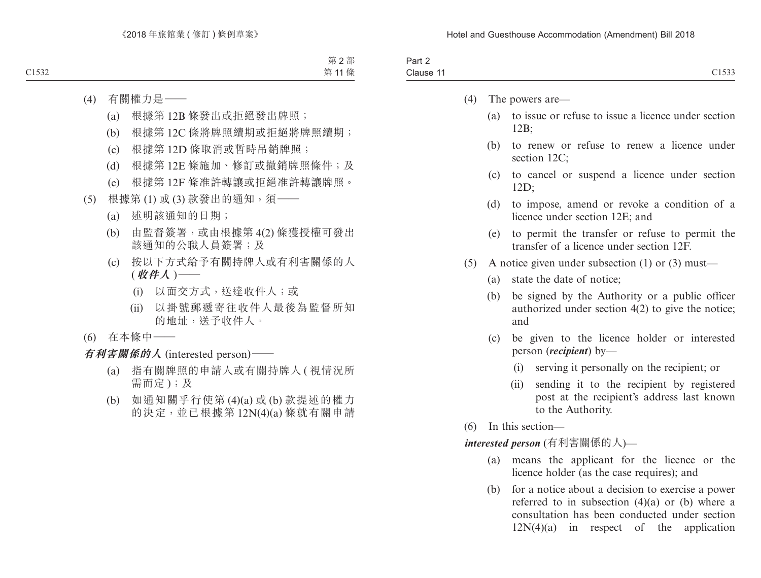(4) 有關權力是——

(a) 根據第 12B 條發出或拒絕發出牌照；

(b) 根據第 12C 條將牌照續期或拒絕將牌照續期；

(c) 根據第 12D 條取消或暫時吊銷牌照；

(d) 根據第 12E 條施加、修訂或撤銷牌照條件；及

(e) 根據第 12F 條准許轉讓或拒絕准許轉讓牌照。

(5) 根據第 (1) 或 (3) 款發出的通知，須——

(a) 述明該通知的日期；

(b) 由監督簽署，或由根據第 4(2) 條獲授權可發出該通知的公職人員簽署；及

(c) 按以下方式給予有關持牌人或有利害關係的人 (***收件人***)——

(i) 以面交方式，送達收件人；或

(ii) 以掛號郵遞寄往收件人最後為監督所知的地址，送予收件人。

(6) 在本條中——

***有利害關係的人*** (interested person)——

(a) 指有關牌照的申請人或有關持牌人 (視情況所需而定)；及

(b) 如通知關乎行使第 (4)(a) 或 (b) 款提述的權力的決定，並已根據第 12N(4)(a) 條就有關申請

(4) The powers are—

(a) to issue or refuse to issue a licence under section 12B;

(b) to renew or refuse to renew a licence under section 12C;

(c) to cancel or suspend a licence under section 12D;

(d) to impose, amend or revoke a condition of a licence under section 12E; and

(e) to permit the transfer or refuse to permit the transfer of a licence under section 12F.

(5) A notice given under subsection (1) or (3) must—

(a) state the date of notice;

(b) be signed by the Authority or a public officer authorized under section 4(2) to give the notice; and

(c) be given to the licence holder or interested person (***recipient***) by—

(i) serving it personally on the recipient; or

(ii) sending it to the recipient by registered post at the recipient's address last known to the Authority.

(6) In this section—

***interested person*** (有利害關係的人)—

(a) means the applicant for the licence or the licence holder (as the case requires); and

(b) for a notice about a decision to exercise a power referred to in subsection (4)(a) or (b) where a consultation has been conducted under section 12N(4)(a) in respect of the application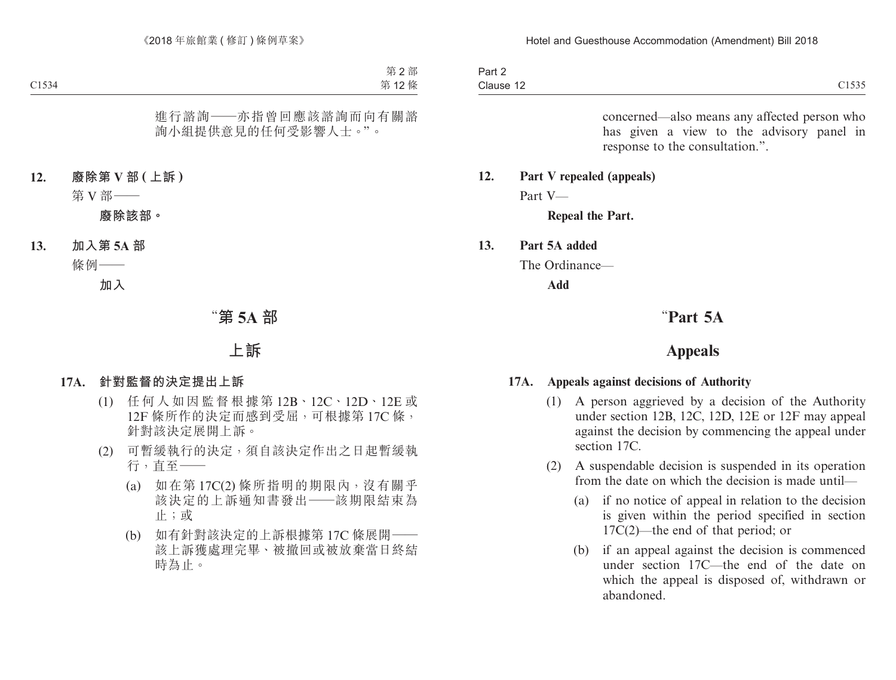進行諮詢——亦指曾回應該諮詢而向有關諮詢小組提供意見的任何受影響人士。”。

**12. 廢除第 V 部 (上訴)**

第 V 部——

**廢除該部。**

**13. 加入第 5A 部**

條例——

**加入**

# “第 5A 部

# 上訴

**17A. 針對監督的決定提出上訴**

(1) 任何人如因監督根據第 12B、12C、12D、12E 或 12F 條所作的決定而感到受屈，可根據第 17C 條，針對該決定展開上訴。

(2) 可暫緩執行的決定，須自該決定作出之日起暫緩執行，直至——

(a) 如在第 17C(2) 條所指明的期限內，沒有關乎該決定的上訴通知書發出——該期限結束為止；或

(b) 如有針對該決定的上訴根據第 17C 條展開——該上訴獲處理完畢、被撤回或被放棄當日終結時為止。

concerned—also means any affected person who has given a view to the advisory panel in response to the consultation.”.

**12. Part V repealed (appeals)**

Part V—

**Repeal the Part.**

**13. Part 5A added**

The Ordinance—

**Add**

# “Part 5A

# Appeals

**17A. Appeals against decisions of Authority**

(1) A person aggrieved by a decision of the Authority under section 12B, 12C, 12D, 12E or 12F may appeal against the decision by commencing the appeal under section 17C.

(2) A suspendable decision is suspended in its operation from the date on which the decision is made until—

(a) if no notice of appeal in relation to the decision is given within the period specified in section 17C(2)—the end of that period; or

(b) if an appeal against the decision is commenced under section 17C—the end of the date on which the appeal is disposed of, withdrawn or abandoned.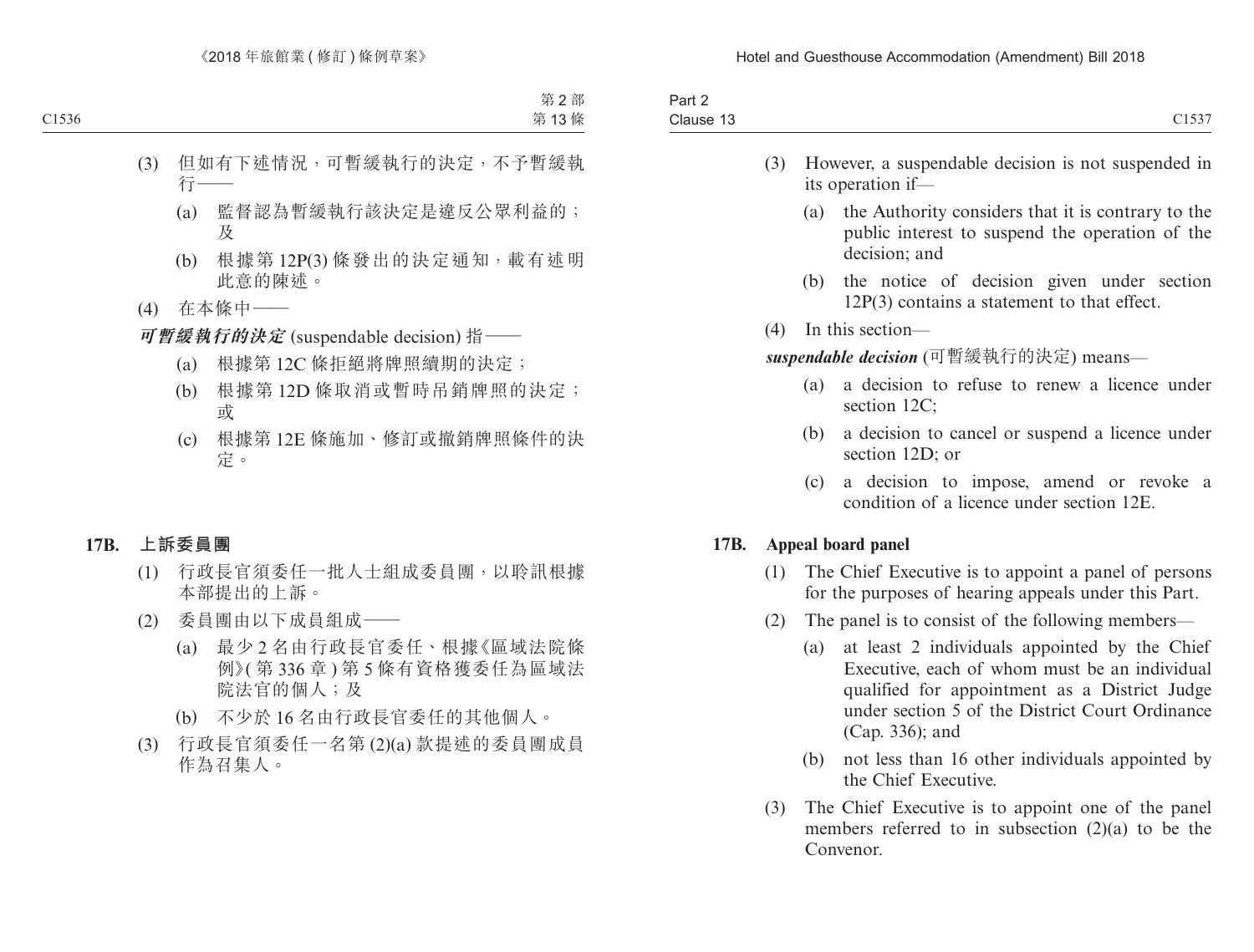(3) 但如有下述情況，可暫緩執行的決定，不予暫緩執行——

(a) 監督認為暫緩執行該決定是違反公眾利益的；及

(b) 根據第 12P(3) 條發出的決定通知，載有述明此意的陳述。

(4) 在本條中——

***可暫緩執行的決定*** (suspendable decision) 指——

(a) 根據第 12C 條拒絕將牌照續期的決定；

(b) 根據第 12D 條取消或暫時吊銷牌照的決定；或

(c) 根據第 12E 條施加、修訂或撤銷牌照條件的決定。

**17B. 上訴委員團**

(1) 行政長官須委任一批人士組成委員團，以聆訊根據本部提出的上訴。

(2) 委員團由以下成員組成——

(a) 最少 2 名由行政長官委任、根據《區域法院條例》(第 336 章) 第 5 條有資格獲委任為區域法院法官的個人；及

(b) 不少於 16 名由行政長官委任的其他個人。

(3) 行政長官須委任一名第 (2)(a) 款提述的委員團成員作為召集人。

(3) However, a suspendable decision is not suspended in its operation if—

(a) the Authority considers that it is contrary to the public interest to suspend the operation of the decision; and

(b) the notice of decision given under section 12P(3) contains a statement to that effect.

(4) In this section—

***suspendable decision*** (可暫緩執行的決定) means—

(a) a decision to refuse to renew a licence under section 12C;

(b) a decision to cancel or suspend a licence under section 12D; or

(c) a decision to impose, amend or revoke a condition of a licence under section 12E.

**17B. Appeal board panel**

(1) The Chief Executive is to appoint a panel of persons for the purposes of hearing appeals under this Part.

(2) The panel is to consist of the following members—

(a) at least 2 individuals appointed by the Chief Executive, each of whom must be an individual qualified for appointment as a District Judge under section 5 of the District Court Ordinance (Cap. 336); and

(b) not less than 16 other individuals appointed by the Chief Executive.

(3) The Chief Executive is to appoint one of the panel members referred to in subsection (2)(a) to be the Convenor.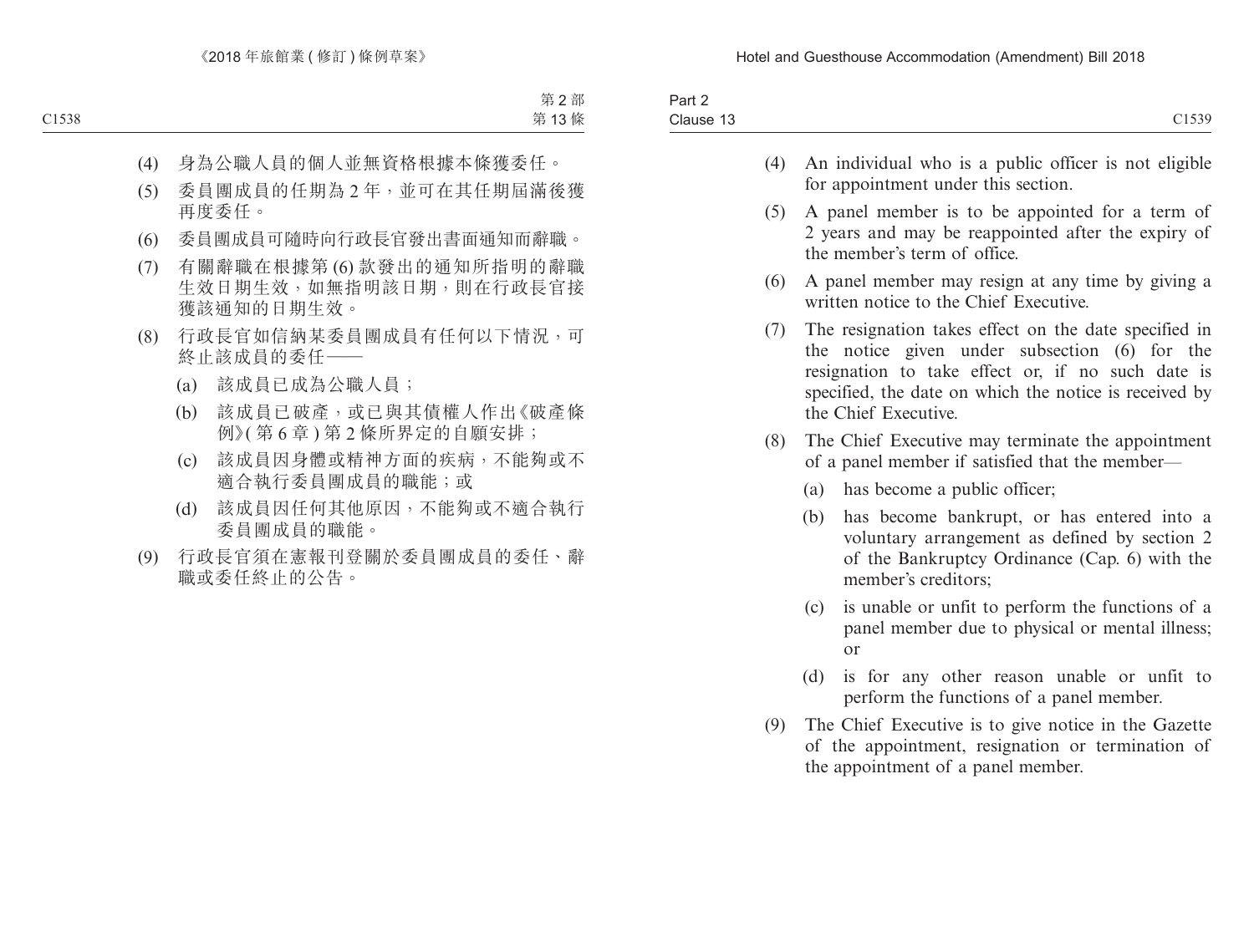(4) 身為公職人員的個人並無資格根據本條獲委任。

(5) 委員團成員的任期為 2 年，並可在其任期屆滿後獲再度委任。

(6) 委員團成員可隨時向行政長官發出書面通知而辭職。

(7) 有關辭職在根據第 (6) 款發出的通知所指明的辭職生效日期生效，如無指明該日期，則在行政長官接獲該通知的日期生效。

(8) 行政長官如信納某委員團成員有任何以下情況，可終止該成員的委任——

 (a) 該成員已成為公職人員；

 (b) 該成員已破產，或已與其債權人作出《破產條例》(第 6 章) 第 2 條所界定的自願安排；

 (c) 該成員因身體或精神方面的疾病，不能夠或不適合執行委員團成員的職能；或

 (d) 該成員因任何其他原因，不能夠或不適合執行委員團成員的職能。

(9) 行政長官須在憲報刊登關於委員團成員的委任、辭職或委任終止的公告。

(4) An individual who is a public officer is not eligible for appointment under this section.

(5) A panel member is to be appointed for a term of 2 years and may be reappointed after the expiry of the member's term of office.

(6) A panel member may resign at any time by giving a written notice to the Chief Executive.

(7) The resignation takes effect on the date specified in the notice given under subsection (6) for the resignation to take effect or, if no such date is specified, the date on which the notice is received by the Chief Executive.

(8) The Chief Executive may terminate the appointment of a panel member if satisfied that the member—

 (a) has become a public officer;

 (b) has become bankrupt, or has entered into a voluntary arrangement as defined by section 2 of the Bankruptcy Ordinance (Cap. 6) with the member's creditors;

 (c) is unable or unfit to perform the functions of a panel member due to physical or mental illness; or

 (d) is for any other reason unable or unfit to perform the functions of a panel member.

(9) The Chief Executive is to give notice in the Gazette of the appointment, resignation or termination of the appointment of a panel member.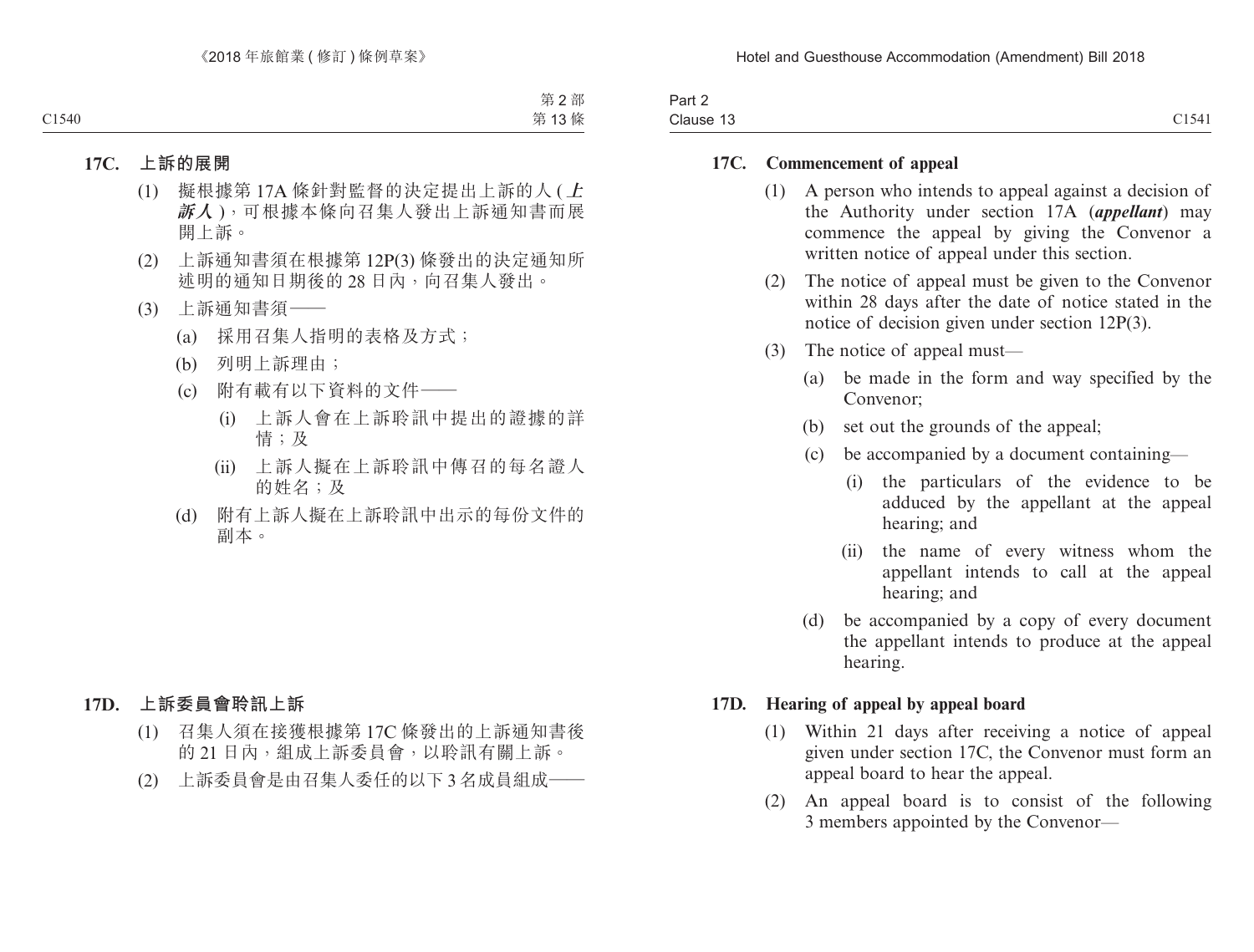### 17C. 上訴的展開

(1) 擬根據第 17A 條針對監督的決定提出上訴的人 (***上訴人***)，可根據本條向召集人發出上訴通知書而展開上訴。

(2) 上訴通知書須在根據第 12P(3) 條發出的決定通知所述明的通知日期後的 28 日內，向召集人發出。

(3) 上訴通知書須——

(a) 採用召集人指明的表格及方式；

(b) 列明上訴理由；

(c) 附有載有以下資料的文件——

(i) 上訴人會在上訴聆訊中提出的證據的詳情；及

(ii) 上訴人擬在上訴聆訊中傳召的每名證人的姓名；及

(d) 附有上訴人擬在上訴聆訊中出示的每份文件的副本。

### 17D. 上訴委員會聆訊上訴

(1) 召集人須在接獲根據第 17C 條發出的上訴通知書後的 21 日內，組成上訴委員會，以聆訊有關上訴。

(2) 上訴委員會是由召集人委任的以下 3 名成員組成——

### 17C. Commencement of appeal

(1) A person who intends to appeal against a decision of the Authority under section 17A (***appellant***) may commence the appeal by giving the Convenor a written notice of appeal under this section.

(2) The notice of appeal must be given to the Convenor within 28 days after the date of notice stated in the notice of decision given under section 12P(3).

(3) The notice of appeal must—

(a) be made in the form and way specified by the Convenor;

(b) set out the grounds of the appeal;

(c) be accompanied by a document containing—

(i) the particulars of the evidence to be adduced by the appellant at the appeal hearing; and

(ii) the name of every witness whom the appellant intends to call at the appeal hearing; and

(d) be accompanied by a copy of every document the appellant intends to produce at the appeal hearing.

### 17D. Hearing of appeal by appeal board

(1) Within 21 days after receiving a notice of appeal given under section 17C, the Convenor must form an appeal board to hear the appeal.

(2) An appeal board is to consist of the following 3 members appointed by the Convenor—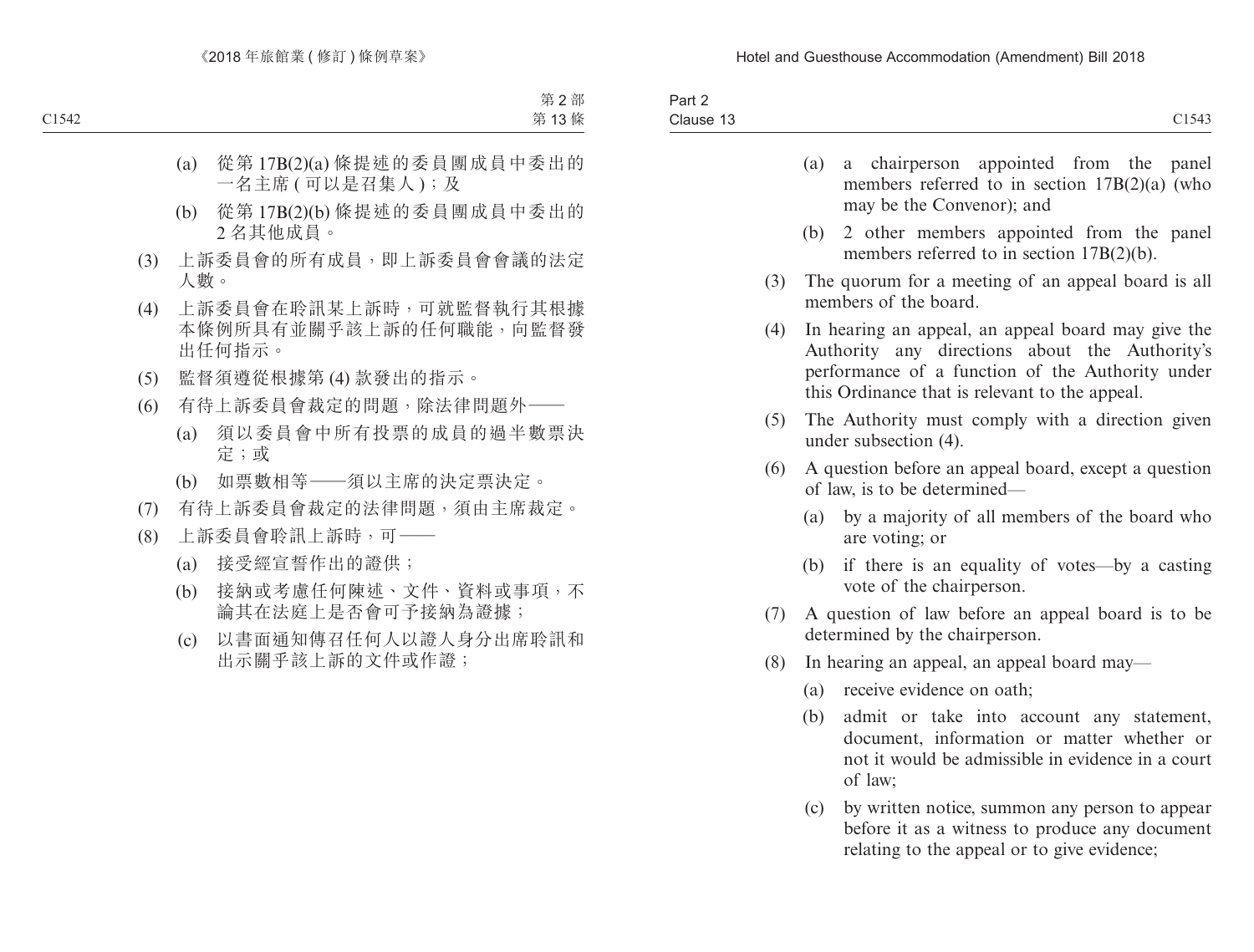(a) 從第 17B(2)(a) 條提述的委員團成員中委出的一名主席 ( 可以是召集人 )；及

(b) 從第 17B(2)(b) 條提述的委員團成員中委出的 2 名其他成員。

(3) 上訴委員會的所有成員，即上訴委員會會議的法定人數。

(4) 上訴委員會在聆訊某上訴時，可就監督執行其根據本條例所具有並關乎該上訴的任何職能，向監督發出任何指示。

(5) 監督須遵從根據第 (4) 款發出的指示。

(6) 有待上訴委員會裁定的問題，除法律問題外——

(a) 須以委員會中所有投票的成員的過半數票決定；或

(b) 如票數相等——須以主席的決定票決定。

(7) 有待上訴委員會裁定的法律問題，須由主席裁定。

(8) 上訴委員會聆訊上訴時，可——

(a) 接受經宣誓作出的證供；

(b) 接納或考慮任何陳述、文件、資料或事項，不論其在法庭上是否會可予接納為證據；

(c) 以書面通知傳召任何人以證人身分出席聆訊和出示關乎該上訴的文件或作證；

(a) a chairperson appointed from the panel members referred to in section 17B(2)(a) (who may be the Convenor); and

(b) 2 other members appointed from the panel members referred to in section 17B(2)(b).

(3) The quorum for a meeting of an appeal board is all members of the board.

(4) In hearing an appeal, an appeal board may give the Authority any directions about the Authority's performance of a function of the Authority under this Ordinance that is relevant to the appeal.

(5) The Authority must comply with a direction given under subsection (4).

(6) A question before an appeal board, except a question of law, is to be determined—

(a) by a majority of all members of the board who are voting; or

(b) if there is an equality of votes—by a casting vote of the chairperson.

(7) A question of law before an appeal board is to be determined by the chairperson.

(8) In hearing an appeal, an appeal board may—

(a) receive evidence on oath;

(b) admit or take into account any statement, document, information or matter whether or not it would be admissible in evidence in a court of law;

(c) by written notice, summon any person to appear before it as a witness to produce any document relating to the appeal or to give evidence;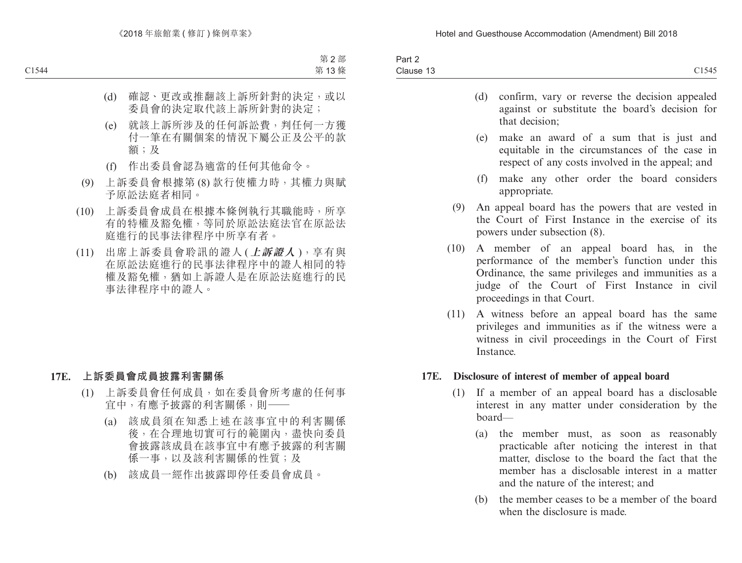(d) 確認、更改或推翻該上訴所針對的決定，或以委員會的決定取代該上訴所針對的決定；

(e) 就該上訴所涉及的任何訴訟費，判任何一方獲付一筆在有關個案的情況下屬公正及公平的款額；及

(f) 作出委員會認為適當的任何其他命令。

(9) 上訴委員會根據第 (8) 款行使權力時，其權力與賦予原訟法庭者相同。

(10) 上訴委員會成員在根據本條例執行其職能時，所享有的特權及豁免權，等同於原訟法庭法官在原訟法庭進行的民事法律程序中所享有者。

(11) 出席上訴委員會聆訊的證人 (***上訴證人***)，享有與在原訟法庭進行的民事法律程序中的證人相同的特權及豁免權，猶如上訴證人是在原訟法庭進行的民事法律程序中的證人。

**17E. 上訴委員會成員披露利害關係**

(1) 上訴委員會任何成員，如在委員會所考慮的任何事宜中，有應予披露的利害關係，則——

(a) 該成員須在知悉上述在該事宜中的利害關係後，在合理地切實可行的範圍內，盡快向委員會披露該成員在該事宜中有應予披露的利害關係一事，以及該利害關係的性質；及

(b) 該成員一經作出披露即停任委員會成員。

(d) confirm, vary or reverse the decision appealed against or substitute the board's decision for that decision;

(e) make an award of a sum that is just and equitable in the circumstances of the case in respect of any costs involved in the appeal; and

(f) make any other order the board considers appropriate.

(9) An appeal board has the powers that are vested in the Court of First Instance in the exercise of its powers under subsection (8).

(10) A member of an appeal board has, in the performance of the member's function under this Ordinance, the same privileges and immunities as a judge of the Court of First Instance in civil proceedings in that Court.

(11) A witness before an appeal board has the same privileges and immunities as if the witness were a witness in civil proceedings in the Court of First Instance.

**17E. Disclosure of interest of member of appeal board**

(1) If a member of an appeal board has a disclosable interest in any matter under consideration by the board—

(a) the member must, as soon as reasonably practicable after noticing the interest in that matter, disclose to the board the fact that the member has a disclosable interest in a matter and the nature of the interest; and

(b) the member ceases to be a member of the board when the disclosure is made.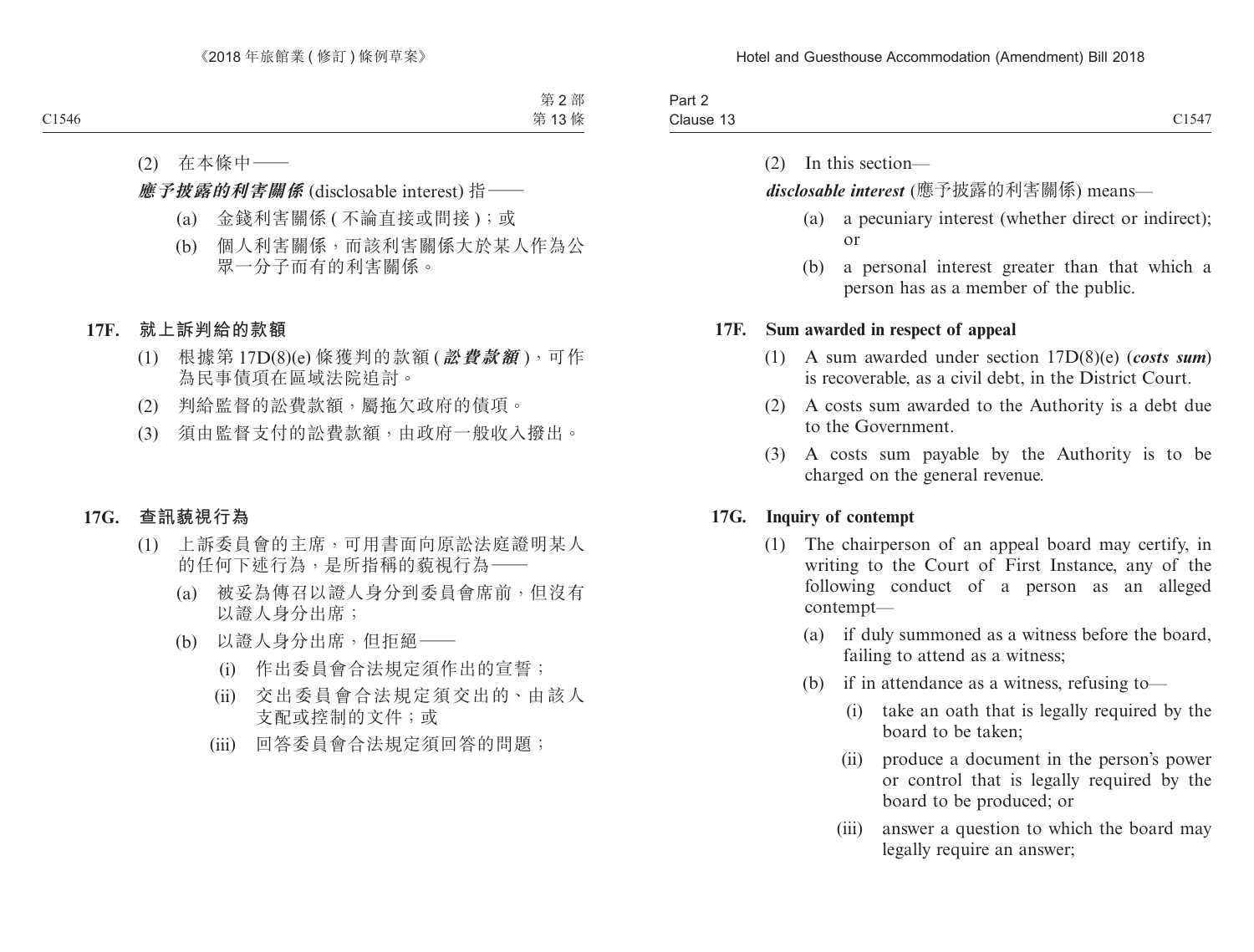(2) 在本條中——

***應予披露的利害關係*** (disclosable interest) 指——

(a) 金錢利害關係 ( 不論直接或間接 )；或

(b) 個人利害關係，而該利害關係大於某人作為公眾一分子而有的利害關係。

**17F. 就上訴判給的款額**

(1) 根據第 17D(8)(e) 條獲判的款額 (***訟費款額***)，可作為民事債項在區域法院追討。

(2) 判給監督的訟費款額，屬拖欠政府的債項。

(3) 須由監督支付的訟費款額，由政府一般收入撥出。

**17G. 查訊藐視行為**

(1) 上訴委員會的主席，可用書面向原訟法庭證明某人的任何下述行為，是所指稱的藐視行為——

(a) 被妥為傳召以證人身分到委員會席前，但沒有以證人身分出席；

(b) 以證人身分出席，但拒絕——

(i) 作出委員會合法規定須作出的宣誓；

(ii) 交出委員會合法規定須交出的、由該人支配或控制的文件；或

(iii) 回答委員會合法規定須回答的問題；

(2) In this section—

***disclosable interest*** (應予披露的利害關係) means—

(a) a pecuniary interest (whether direct or indirect); or

(b) a personal interest greater than that which a person has as a member of the public.

**17F. Sum awarded in respect of appeal**

(1) A sum awarded under section 17D(8)(e) (***costs sum***) is recoverable, as a civil debt, in the District Court.

(2) A costs sum awarded to the Authority is a debt due to the Government.

(3) A costs sum payable by the Authority is to be charged on the general revenue.

**17G. Inquiry of contempt**

(1) The chairperson of an appeal board may certify, in writing to the Court of First Instance, any of the following conduct of a person as an alleged contempt—

(a) if duly summoned as a witness before the board, failing to attend as a witness;

(b) if in attendance as a witness, refusing to—

(i) take an oath that is legally required by the board to be taken;

(ii) produce a document in the person's power or control that is legally required by the board to be produced; or

(iii) answer a question to which the board may legally require an answer;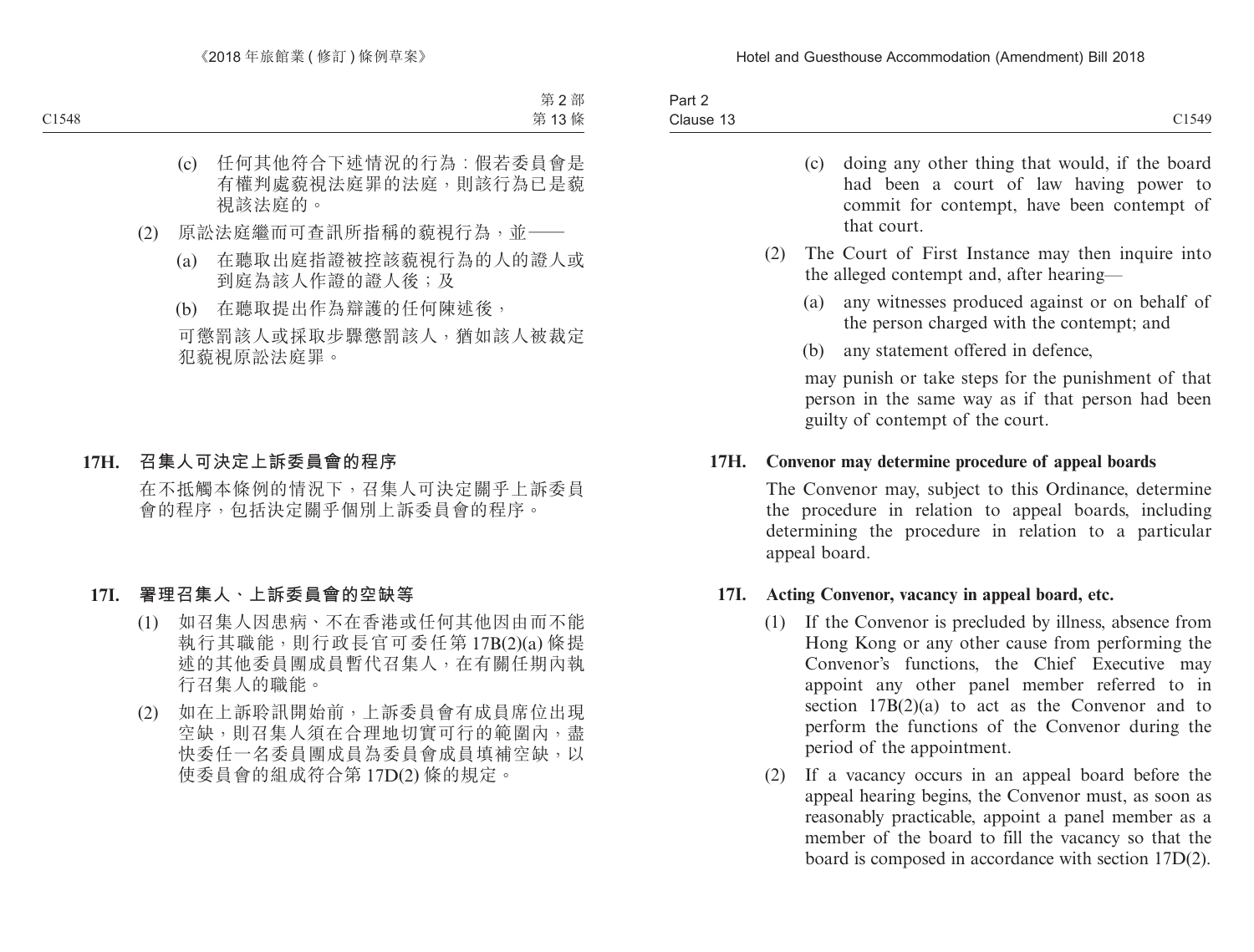(c) 任何其他符合下述情況的行為：假若委員會是有權判處藐視法庭罪的法庭，則該行為已是藐視該法庭的。

(2) 原訟法庭繼而可查訊所指稱的藐視行為，並——

(a) 在聽取出庭指證被控該藐視行為的人的證人或到庭為該人作證的證人後；及

(b) 在聽取提出作為辯護的任何陳述後，

可懲罰該人或採取步驟懲罰該人，猶如該人被裁定犯藐視原訟法庭罪。

**17H. 召集人可決定上訴委員會的程序**

在不抵觸本條例的情況下，召集人可決定關乎上訴委員會的程序，包括決定關乎個別上訴委員會的程序。

**17I. 署理召集人、上訴委員會的空缺等**

(1) 如召集人因患病、不在香港或任何其他因由而不能執行其職能，則行政長官可委任第 17B(2)(a) 條提述的其他委員團成員暫代召集人，在有關任期內執行召集人的職能。

(2) 如在上訴聆訊開始前，上訴委員會有成員席位出現空缺，則召集人須在合理地切實可行的範圍內，盡快委任一名委員團成員為委員會成員填補空缺，以使委員會的組成符合第 17D(2) 條的規定。

(c) doing any other thing that would, if the board had been a court of law having power to commit for contempt, have been contempt of that court.

(2) The Court of First Instance may then inquire into the alleged contempt and, after hearing—

(a) any witnesses produced against or on behalf of the person charged with the contempt; and

(b) any statement offered in defence,

may punish or take steps for the punishment of that person in the same way as if that person had been guilty of contempt of the court.

**17H. Convenor may determine procedure of appeal boards**

The Convenor may, subject to this Ordinance, determine the procedure in relation to appeal boards, including determining the procedure in relation to a particular appeal board.

**17I. Acting Convenor, vacancy in appeal board, etc.**

(1) If the Convenor is precluded by illness, absence from Hong Kong or any other cause from performing the Convenor's functions, the Chief Executive may appoint any other panel member referred to in section 17B(2)(a) to act as the Convenor and to perform the functions of the Convenor during the period of the appointment.

(2) If a vacancy occurs in an appeal board before the appeal hearing begins, the Convenor must, as soon as reasonably practicable, appoint a panel member as a member of the board to fill the vacancy so that the board is composed in accordance with section 17D(2).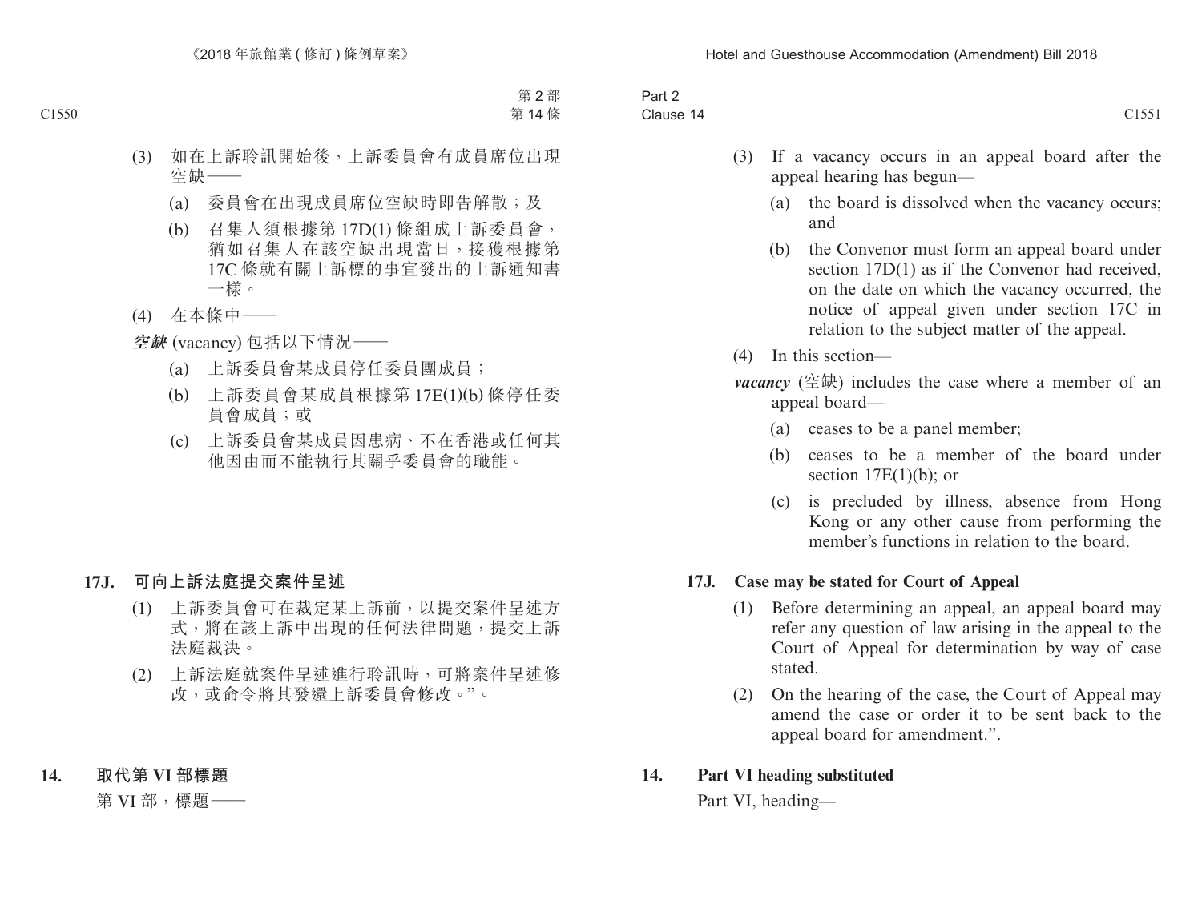(3) 如在上訴聆訊開始後，上訴委員會有成員席位出現空缺——

(a) 委員會在出現成員席位空缺時即告解散；及

(b) 召集人須根據第 17D(1) 條組成上訴委員會，猶如召集人在該空缺出現當日，接獲根據第 17C 條就有關上訴標的事宜發出的上訴通知書一樣。

(4) 在本條中——

***空缺*** (vacancy) 包括以下情況——

(a) 上訴委員會某成員停任委員團成員；

(b) 上訴委員會某成員根據第 17E(1)(b) 條停任委員會成員；或

(c) 上訴委員會某成員因患病、不在香港或任何其他因由而不能執行其關乎委員會的職能。

**17J. 可向上訴法庭提交案件呈述**

(1) 上訴委員會可在裁定某上訴前，以提交案件呈述方式，將在該上訴中出現的任何法律問題，提交上訴法庭裁決。

(2) 上訴法庭就案件呈述進行聆訊時，可將案件呈述修改，或命令將其發還上訴委員會修改。”。

**14. 取代第 VI 部標題**

第 VI 部，標題——

(3) If a vacancy occurs in an appeal board after the appeal hearing has begun—

(a) the board is dissolved when the vacancy occurs; and

(b) the Convenor must form an appeal board under section 17D(1) as if the Convenor had received, on the date on which the vacancy occurred, the notice of appeal given under section 17C in relation to the subject matter of the appeal.

(4) In this section—

***vacancy*** (空缺) includes the case where a member of an appeal board—

(a) ceases to be a panel member;

(b) ceases to be a member of the board under section 17E(1)(b); or

(c) is precluded by illness, absence from Hong Kong or any other cause from performing the member's functions in relation to the board.

**17J. Case may be stated for Court of Appeal**

(1) Before determining an appeal, an appeal board may refer any question of law arising in the appeal to the Court of Appeal for determination by way of case stated.

(2) On the hearing of the case, the Court of Appeal may amend the case or order it to be sent back to the appeal board for amendment.".

**14. Part VI heading substituted**

Part VI, heading—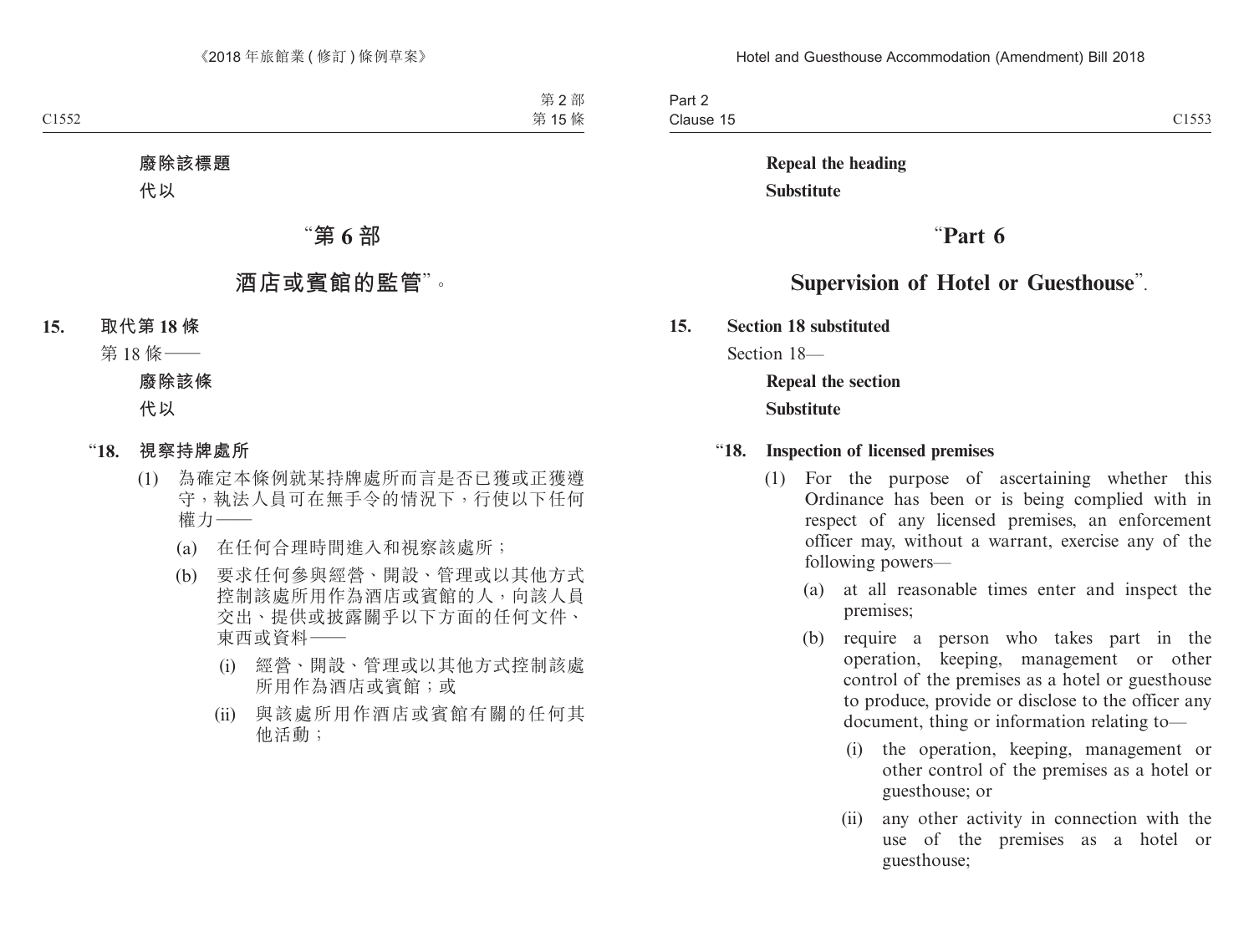**廢除該標題**

**代以**

## “第 6 部

## 酒店或賓館的監管”。

**15. 取代第 18 條**

第 18 條——

**廢除該條**

**代以**

“**18. 視察持牌處所**

(1) 為確定本條例就某持牌處所而言是否已獲或正獲遵守，執法人員可在無手令的情況下，行使以下任何權力——

(a) 在任何合理時間進入和視察該處所；

(b) 要求任何參與經營、開設、管理或以其他方式控制該處所用作為酒店或賓館的人，向該人員交出、提供或披露關乎以下方面的任何文件、東西或資料——

(i) 經營、開設、管理或以其他方式控制該處所用作為酒店或賓館；或

(ii) 與該處所用作酒店或賓館有關的任何其他活動；

**Repeal the heading**

**Substitute**

## “Part 6

## Supervision of Hotel or Guesthouse”.

**15. Section 18 substituted**

Section 18—

**Repeal the section**

**Substitute**

“**18. Inspection of licensed premises**

(1) For the purpose of ascertaining whether this Ordinance has been or is being complied with in respect of any licensed premises, an enforcement officer may, without a warrant, exercise any of the following powers—

(a) at all reasonable times enter and inspect the premises;

(b) require a person who takes part in the operation, keeping, management or other control of the premises as a hotel or guesthouse to produce, provide or disclose to the officer any document, thing or information relating to—

(i) the operation, keeping, management or other control of the premises as a hotel or guesthouse; or

(ii) any other activity in connection with the use of the premises as a hotel or guesthouse;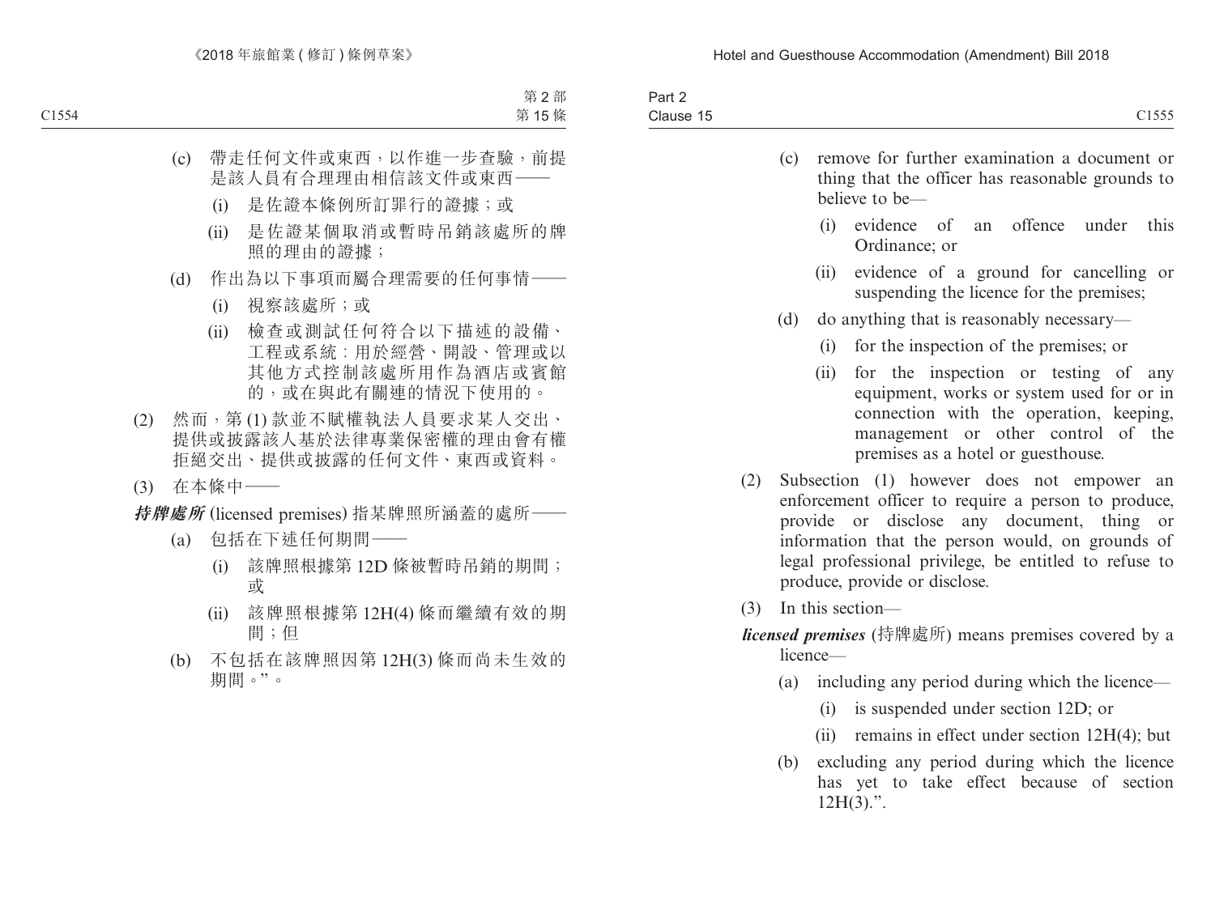(c) 帶走任何文件或東西，以作進一步查驗，前提是該人員有合理理由相信該文件或東西——

(i) 是佐證本條例所訂罪行的證據；或

(ii) 是佐證某個取消或暫時吊銷該處所的牌照的理由的證據；

(d) 作出為以下事項而屬合理需要的任何事情——

(i) 視察該處所；或

(ii) 檢查或測試任何符合以下描述的設備、工程或系統：用於經營、開設、管理或以其他方式控制該處所用作為酒店或賓館的，或在與此有關連的情況下使用的。

(2) 然而，第 (1) 款並不賦權執法人員要求某人交出、提供或披露該人基於法律專業保密權的理由會有權拒絕交出、提供或披露的任何文件、東西或資料。

(3) 在本條中——

***持牌處所*** (licensed premises) 指某牌照所涵蓋的處所——

(a) 包括在下述任何期間——

(i) 該牌照根據第 12D 條被暫時吊銷的期間；或

(ii) 該牌照根據第 12H(4) 條而繼續有效的期間；但

(b) 不包括在該牌照因第 12H(3) 條而尚未生效的期間。”。

(c) remove for further examination a document or thing that the officer has reasonable grounds to believe to be—

(i) evidence of an offence under this Ordinance; or

(ii) evidence of a ground for cancelling or suspending the licence for the premises;

(d) do anything that is reasonably necessary—

(i) for the inspection of the premises; or

(ii) for the inspection or testing of any equipment, works or system used for or in connection with the operation, keeping, management or other control of the premises as a hotel or guesthouse.

(2) Subsection (1) however does not empower an enforcement officer to require a person to produce, provide or disclose any document, thing or information that the person would, on grounds of legal professional privilege, be entitled to refuse to produce, provide or disclose.

(3) In this section—

***licensed premises*** (持牌處所) means premises covered by a licence—

(a) including any period during which the licence—

(i) is suspended under section 12D; or

(ii) remains in effect under section 12H(4); but

(b) excluding any period during which the licence has yet to take effect because of section 12H(3).”.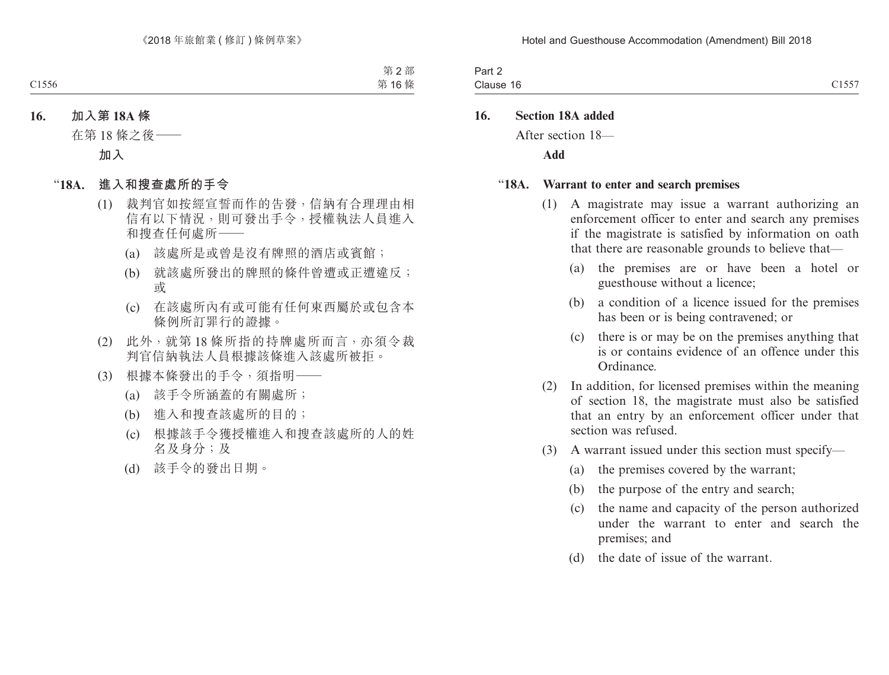**16. 加入第 18A 條**

在第 18 條之後——

**加入**

**“18A. 進入和搜查處所的手令**

(1) 裁判官如按經宣誓而作的告發，信納有合理理由相信有以下情況，則可發出手令，授權執法人員進入和搜查任何處所——

(a) 該處所是或曾是沒有牌照的酒店或賓館；

(b) 就該處所發出的牌照的條件曾遭或正遭違反；或

(c) 在該處所內有或可能有任何東西屬於或包含本條例所訂罪行的證據。

(2) 此外，就第 18 條所指的持牌處所而言，亦須令裁判官信納執法人員根據該條進入該處所被拒。

(3) 根據本條發出的手令，須指明——

(a) 該手令所涵蓋的有關處所；

(b) 進入和搜查該處所的目的；

(c) 根據該手令獲授權進入和搜查該處所的人的姓名及身分；及

(d) 該手令的發出日期。

**16. Section 18A added**

After section 18—

**Add**

**“18A. Warrant to enter and search premises**

(1) A magistrate may issue a warrant authorizing an enforcement officer to enter and search any premises if the magistrate is satisfied by information on oath that there are reasonable grounds to believe that—

(a) the premises are or have been a hotel or guesthouse without a licence;

(b) a condition of a licence issued for the premises has been or is being contravened; or

(c) there is or may be on the premises anything that is or contains evidence of an offence under this Ordinance.

(2) In addition, for licensed premises within the meaning of section 18, the magistrate must also be satisfied that an entry by an enforcement officer under that section was refused.

(3) A warrant issued under this section must specify—

(a) the premises covered by the warrant;

(b) the purpose of the entry and search;

(c) the name and capacity of the person authorized under the warrant to enter and search the premises; and

(d) the date of issue of the warrant.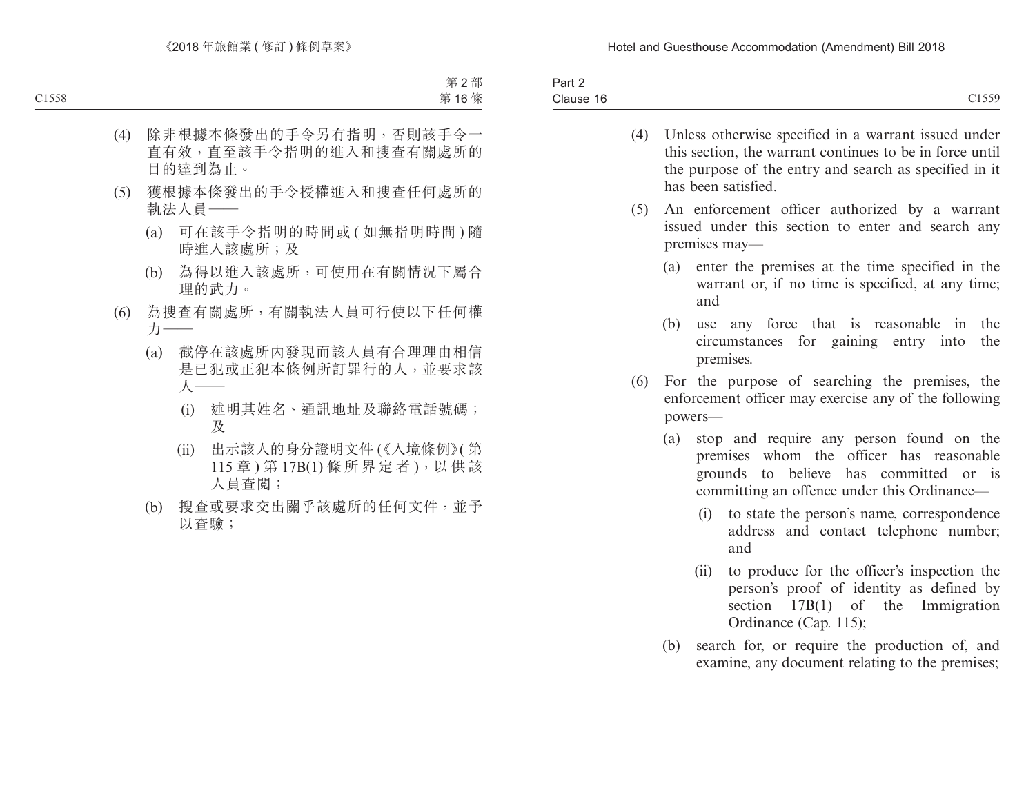(4) 除非根據本條發出的手令另有指明，否則該手令一直有效，直至該手令指明的進入和搜查有關處所的目的達到為止。

(5) 獲根據本條發出的手令授權進入和搜查任何處所的執法人員——

(a) 可在該手令指明的時間或 (如無指明時間) 隨時進入該處所；及

(b) 為得以進入該處所，可使用在有關情況下屬合理的武力。

(6) 為搜查有關處所，有關執法人員可行使以下任何權力——

(a) 截停在該處所內發現而該人員有合理理由相信是已犯或正犯本條例所訂罪行的人，並要求該人——

(i) 述明其姓名、通訊地址及聯絡電話號碼；及

(ii) 出示該人的身分證明文件 (《入境條例》(第 115 章) 第 17B(1) 條所界定者)，以供該人員查閱；

(b) 搜查或要求交出關乎該處所的任何文件，並予以查驗；

(4) Unless otherwise specified in a warrant issued under this section, the warrant continues to be in force until the purpose of the entry and search as specified in it has been satisfied.

(5) An enforcement officer authorized by a warrant issued under this section to enter and search any premises may—

(a) enter the premises at the time specified in the warrant or, if no time is specified, at any time; and

(b) use any force that is reasonable in the circumstances for gaining entry into the premises.

(6) For the purpose of searching the premises, the enforcement officer may exercise any of the following powers—

(a) stop and require any person found on the premises whom the officer has reasonable grounds to believe has committed or is committing an offence under this Ordinance—

(i) to state the person's name, correspondence address and contact telephone number; and

(ii) to produce for the officer's inspection the person's proof of identity as defined by section 17B(1) of the Immigration Ordinance (Cap. 115);

(b) search for, or require the production of, and examine, any document relating to the premises;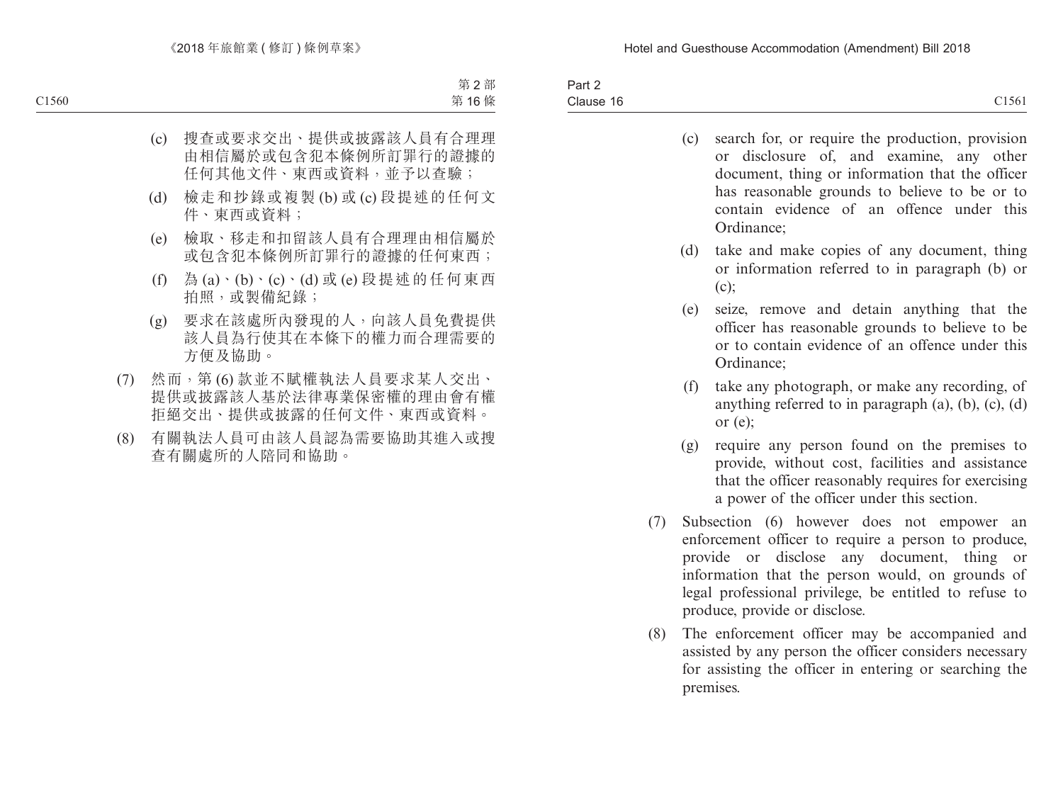(c) 搜查或要求交出、提供或披露該人員有合理理由相信屬於或包含犯本條例所訂罪行的證據的任何其他文件、東西或資料，並予以查驗；

(d) 檢走和抄錄或複製 (b) 或 (c) 段提述的任何文件、東西或資料；

(e) 檢取、移走和扣留該人員有合理理由相信屬於或包含犯本條例所訂罪行的證據的任何東西；

(f) 為 (a)、(b)、(c)、(d) 或 (e) 段提述的任何東西拍照，或製備紀錄；

(g) 要求在該處所內發現的人，向該人員免費提供該人員為行使其在本條下的權力而合理需要的方便及協助。

(7) 然而，第 (6) 款並不賦權執法人員要求某人交出、提供或披露該人基於法律專業保密權的理由會有權拒絕交出、提供或披露的任何文件、東西或資料。

(8) 有關執法人員可由該人員認為需要協助其進入或搜查有關處所的人陪同和協助。

(c) search for, or require the production, provision or disclosure of, and examine, any other document, thing or information that the officer has reasonable grounds to believe to be or to contain evidence of an offence under this Ordinance;

(d) take and make copies of any document, thing or information referred to in paragraph (b) or (c);

(e) seize, remove and detain anything that the officer has reasonable grounds to believe to be or to contain evidence of an offence under this Ordinance;

(f) take any photograph, or make any recording, of anything referred to in paragraph (a), (b), (c), (d) or (e);

(g) require any person found on the premises to provide, without cost, facilities and assistance that the officer reasonably requires for exercising a power of the officer under this section.

(7) Subsection (6) however does not empower an enforcement officer to require a person to produce, provide or disclose any document, thing or information that the person would, on grounds of legal professional privilege, be entitled to refuse to produce, provide or disclose.

(8) The enforcement officer may be accompanied and assisted by any person the officer considers necessary for assisting the officer in entering or searching the premises.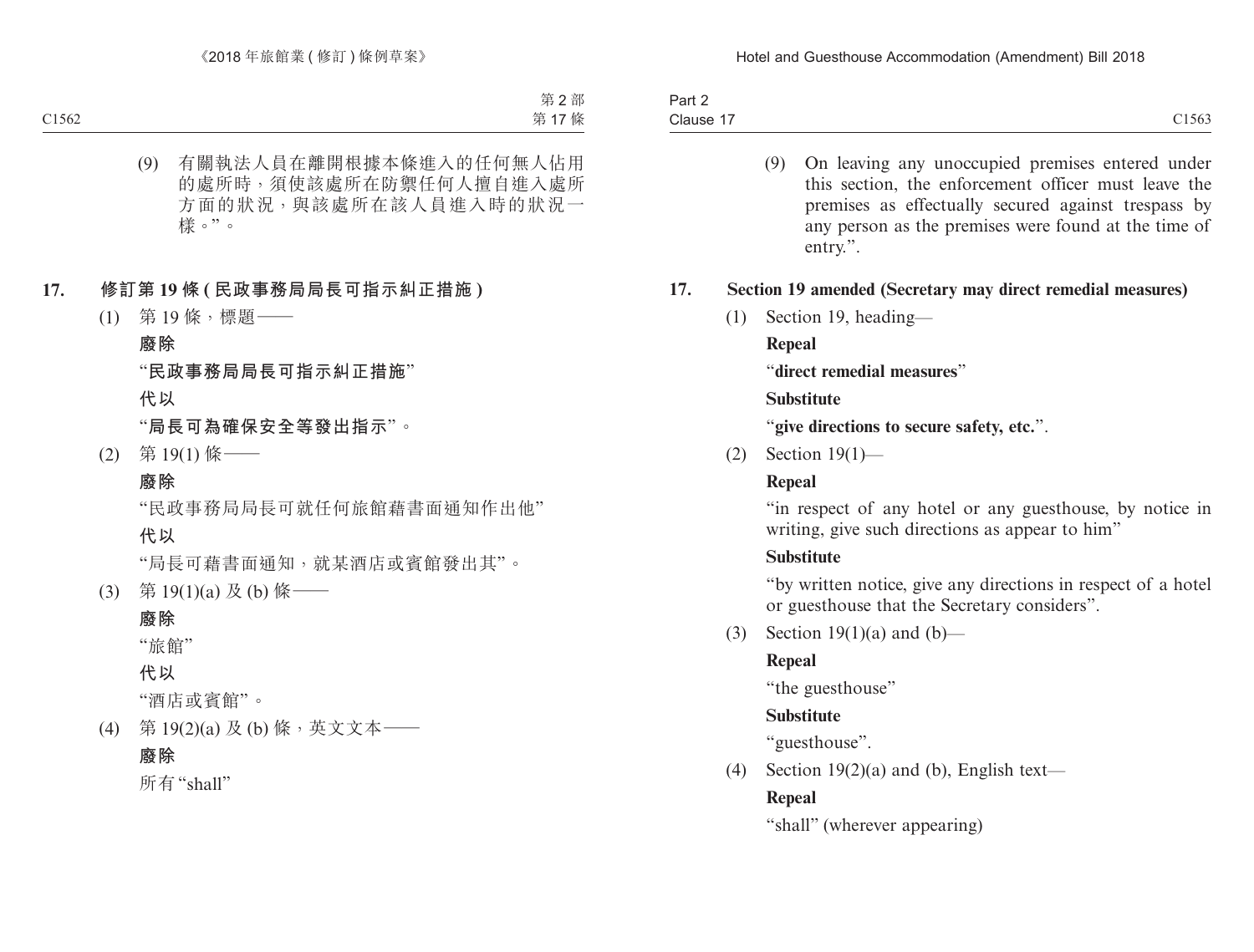(9) 有關執法人員在離開根據本條進入的任何無人佔用的處所時，須使該處所在防禦任何人擅自進入處所方面的狀況，與該處所在該人員進入時的狀況一樣。”。

**17. 修訂第 19 條 (民政事務局局長可指示糾正措施)**

(1) 第 19 條，標題——

**廢除**

“**民政事務局局長可指示糾正措施**”

**代以**

“**局長可為確保安全等發出指示**”。

(2) 第 19(1) 條——

**廢除**

“民政事務局局長可就任何旅館藉書面通知作出他”

**代以**

“局長可藉書面通知，就某酒店或賓館發出其”。

(3) 第 19(1)(a) 及 (b) 條——

**廢除**

“旅館”

**代以**

“酒店或賓館”。

(4) 第 19(2)(a) 及 (b) 條，英文文本——

**廢除**

所有 “shall”

(9) On leaving any unoccupied premises entered under this section, the enforcement officer must leave the premises as effectually secured against trespass by any person as the premises were found at the time of entry.”.

**17. Section 19 amended (Secretary may direct remedial measures)**

(1) Section 19, heading—

**Repeal**

“**direct remedial measures**”

**Substitute**

“**give directions to secure safety, etc.**”.

(2) Section 19(1)—

**Repeal**

“in respect of any hotel or any guesthouse, by notice in writing, give such directions as appear to him”

**Substitute**

“by written notice, give any directions in respect of a hotel or guesthouse that the Secretary considers”.

(3) Section 19(1)(a) and (b)—

**Repeal**

“the guesthouse”

**Substitute**

“guesthouse”.

(4) Section 19(2)(a) and (b), English text—

**Repeal**

“shall” (wherever appearing)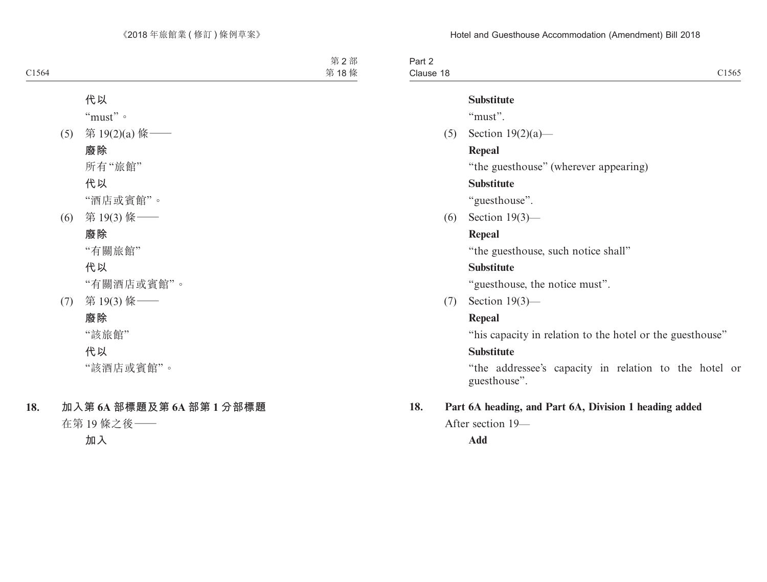**代以**

"must"。

(5) 第 19(2)(a) 條——

**廢除**

所有"旅館"

**代以**

"酒店或賓館"。

(6) 第 19(3) 條——

**廢除**

"有關旅館"

**代以**

"有關酒店或賓館"。

(7) 第 19(3) 條——

**廢除**

"該旅館"

**代以**

"該酒店或賓館"。

**18. 加入第 6A 部標題及第 6A 部第 1 分部標題**

在第 19 條之後——

**加入**

**Substitute**

"must".

(5) Section 19(2)(a)—

**Repeal**

"the guesthouse" (wherever appearing)

**Substitute**

"guesthouse".

(6) Section 19(3)—

**Repeal**

"the guesthouse, such notice shall"

**Substitute**

"guesthouse, the notice must".

(7) Section 19(3)—

**Repeal**

"his capacity in relation to the hotel or the guesthouse"

**Substitute**

"the addressee's capacity in relation to the hotel or guesthouse".

**18. Part 6A heading, and Part 6A, Division 1 heading added**

After section 19—

**Add**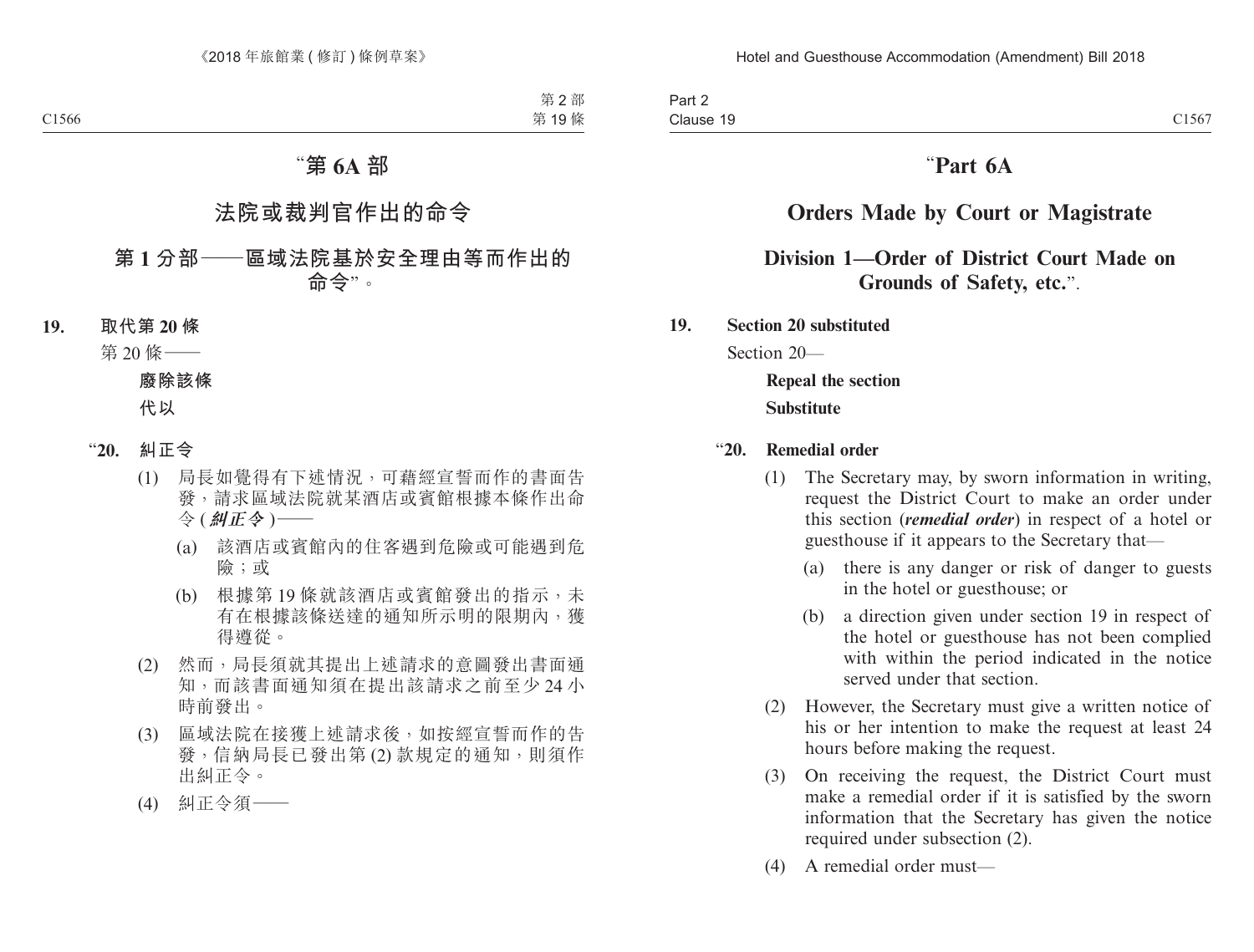# “第 6A 部

## 法院或裁判官作出的命令

### 第 1 分部——區域法院基於安全理由等而作出的命令”。

**19. 取代第 20 條**

第 20 條——

**廢除該條**

**代以**

“**20. 糾正令**

(1) 局長如覺得有下述情況，可藉經宣誓而作的書面告發，請求區域法院就某酒店或賓館根據本條作出命令 (***糾正令***)——

(a) 該酒店或賓館內的住客遇到危險或可能遇到危險；或

(b) 根據第 19 條就該酒店或賓館發出的指示，未有在根據該條送達的通知所示明的限期內，獲得遵從。

(2) 然而，局長須就其提出上述請求的意圖發出書面通知，而該書面通知須在提出該請求之前至少 24 小時前發出。

(3) 區域法院在接獲上述請求後，如按經宣誓而作的告發，信納局長已發出第 (2) 款規定的通知，則須作出糾正令。

(4) 糾正令須——

# “Part 6A

## Orders Made by Court or Magistrate

### Division 1—Order of District Court Made on Grounds of Safety, etc.”.

**19. Section 20 substituted**

Section 20—

**Repeal the section**

**Substitute**

“**20. Remedial order**

(1) The Secretary may, by sworn information in writing, request the District Court to make an order under this section (***remedial order***) in respect of a hotel or guesthouse if it appears to the Secretary that—

(a) there is any danger or risk of danger to guests in the hotel or guesthouse; or

(b) a direction given under section 19 in respect of the hotel or guesthouse has not been complied with within the period indicated in the notice served under that section.

(2) However, the Secretary must give a written notice of his or her intention to make the request at least 24 hours before making the request.

(3) On receiving the request, the District Court must make a remedial order if it is satisfied by the sworn information that the Secretary has given the notice required under subsection (2).

(4) A remedial order must—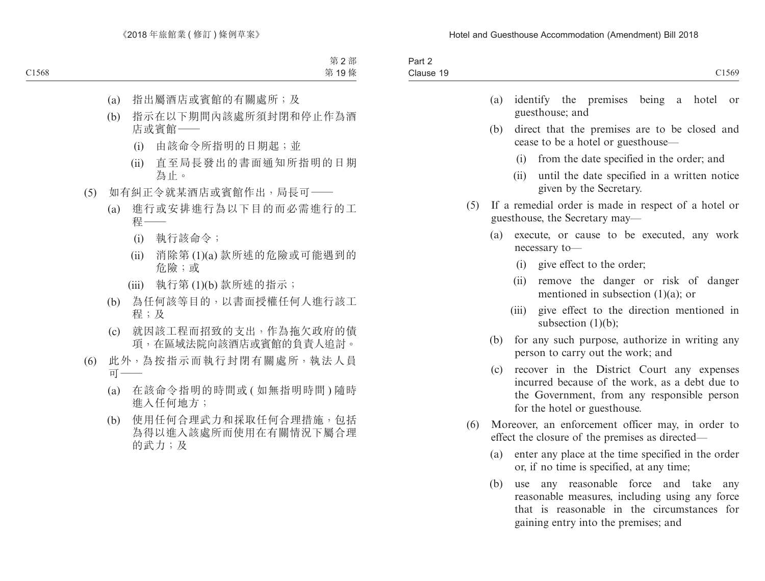(a) 指出屬酒店或賓館的有關處所；及

(b) 指示在以下期間內該處所須封閉和停止作為酒店或賓館——

(i) 由該命令所指明的日期起；並

(ii) 直至局長發出的書面通知所指明的日期為止。

(5) 如有糾正令就某酒店或賓館作出，局長可——

(a) 進行或安排進行為以下目的而必需進行的工程——

(i) 執行該命令；

(ii) 消除第 (1)(a) 款所述的危險或可能遇到的危險；或

(iii) 執行第 (1)(b) 款所述的指示；

(b) 為任何該等目的，以書面授權任何人進行該工程；及

(c) 就因該工程而招致的支出，作為拖欠政府的債項，在區域法院向該酒店或賓館的負責人追討。

(6) 此外，為按指示而執行封閉有關處所，執法人員可——

(a) 在該命令指明的時間或 ( 如無指明時間 ) 隨時進入任何地方；

(b) 使用任何合理武力和採取任何合理措施，包括為得以進入該處所而使用在有關情況下屬合理的武力；及

(a) identify the premises being a hotel or guesthouse; and

(b) direct that the premises are to be closed and cease to be a hotel or guesthouse—

(i) from the date specified in the order; and

(ii) until the date specified in a written notice given by the Secretary.

(5) If a remedial order is made in respect of a hotel or guesthouse, the Secretary may—

(a) execute, or cause to be executed, any work necessary to—

(i) give effect to the order;

(ii) remove the danger or risk of danger mentioned in subsection (1)(a); or

(iii) give effect to the direction mentioned in subsection (1)(b);

(b) for any such purpose, authorize in writing any person to carry out the work; and

(c) recover in the District Court any expenses incurred because of the work, as a debt due to the Government, from any responsible person for the hotel or guesthouse.

(6) Moreover, an enforcement officer may, in order to effect the closure of the premises as directed—

(a) enter any place at the time specified in the order or, if no time is specified, at any time;

(b) use any reasonable force and take any reasonable measures, including using any force that is reasonable in the circumstances for gaining entry into the premises; and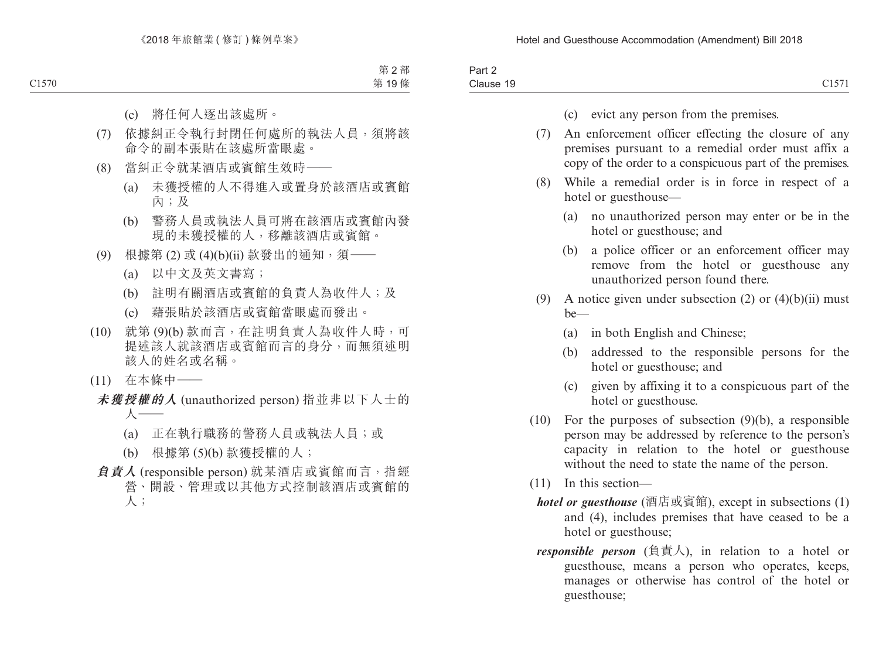(c) 將任何人逐出該處所。

(7) 依據糾正令執行封閉任何處所的執法人員，須將該命令的副本張貼在該處所當眼處。

(8) 當糾正令就某酒店或賓館生效時——

(a) 未獲授權的人不得進入或置身於該酒店或賓館內；及

(b) 警務人員或執法人員可將在該酒店或賓館內發現的未獲授權的人，移離該酒店或賓館。

(9) 根據第 (2) 或 (4)(b)(ii) 款發出的通知，須——

(a) 以中文及英文書寫；

(b) 註明有關酒店或賓館的負責人為收件人；及

(c) 藉張貼於該酒店或賓館當眼處而發出。

(10) 就第 (9)(b) 款而言，在註明負責人為收件人時，可提述該人就該酒店或賓館而言的身分，而無須述明該人的姓名或名稱。

(11) 在本條中——

***未獲授權的人*** (unauthorized person) 指並非以下人士的人——

(a) 正在執行職務的警務人員或執法人員；或

(b) 根據第 (5)(b) 款獲授權的人；

***負責人*** (responsible person) 就某酒店或賓館而言，指經營、開設、管理或以其他方式控制該酒店或賓館的人；

(c) evict any person from the premises.

(7) An enforcement officer effecting the closure of any premises pursuant to a remedial order must affix a copy of the order to a conspicuous part of the premises.

(8) While a remedial order is in force in respect of a hotel or guesthouse—

(a) no unauthorized person may enter or be in the hotel or guesthouse; and

(b) a police officer or an enforcement officer may remove from the hotel or guesthouse any unauthorized person found there.

(9) A notice given under subsection (2) or (4)(b)(ii) must be—

(a) in both English and Chinese;

(b) addressed to the responsible persons for the hotel or guesthouse; and

(c) given by affixing it to a conspicuous part of the hotel or guesthouse.

(10) For the purposes of subsection (9)(b), a responsible person may be addressed by reference to the person's capacity in relation to the hotel or guesthouse without the need to state the name of the person.

(11) In this section—

***hotel or guesthouse*** (酒店或賓館), except in subsections (1) and (4), includes premises that have ceased to be a hotel or guesthouse;

***responsible person*** (負責人), in relation to a hotel or guesthouse, means a person who operates, keeps, manages or otherwise has control of the hotel or guesthouse;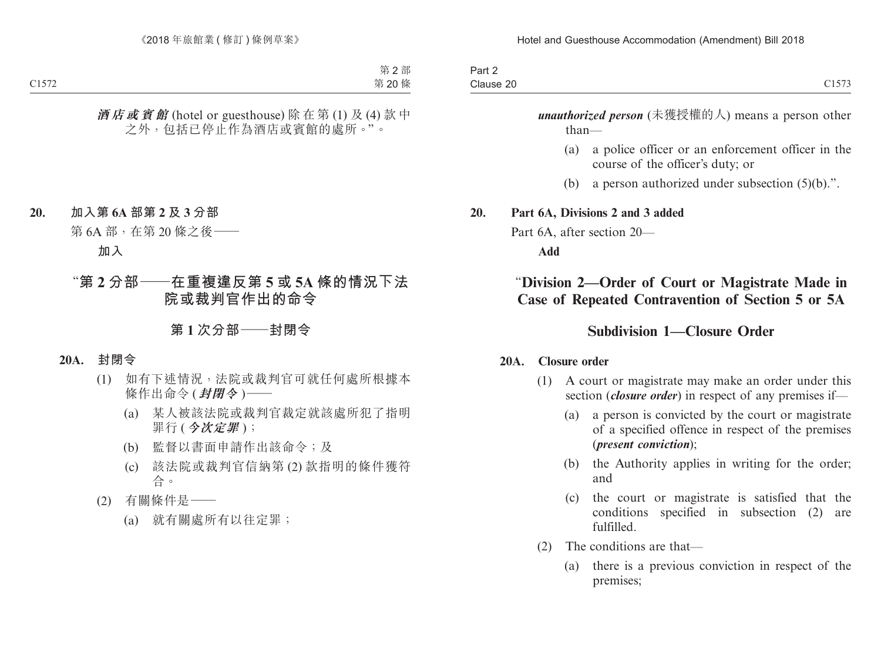***酒店或賓館*** (hotel or guesthouse) 除在第 (1) 及 (4) 款中之外，包括已停止作為酒店或賓館的處所。”。

**20. 加入第 6A 部第 2 及 3 分部**

第 6A 部，在第 20 條之後——

**加入**

## “第 2 分部——在重複違反第 5 或 5A 條的情況下法院或裁判官作出的命令

### 第 1 次分部——封閉令

**20A. 封閉令**

(1) 如有下述情況，法院或裁判官可就任何處所根據本條作出命令 (***封閉令***)——

(a) 某人被該法院或裁判官裁定就該處所犯了指明罪行 (***今次定罪***)；

(b) 監督以書面申請作出該命令；及

(c) 該法院或裁判官信納第 (2) 款指明的條件獲符合。

(2) 有關條件是——

(a) 就有關處所有以往定罪；

***unauthorized person*** (未獲授權的人) means a person other than—

(a) a police officer or an enforcement officer in the course of the officer's duty; or

(b) a person authorized under subsection (5)(b).".

**20. Part 6A, Divisions 2 and 3 added**

Part 6A, after section 20—

**Add**

## "Division 2—Order of Court or Magistrate Made in Case of Repeated Contravention of Section 5 or 5A

### Subdivision 1—Closure Order

**20A. Closure order**

(1) A court or magistrate may make an order under this section (***closure order***) in respect of any premises if—

(a) a person is convicted by the court or magistrate of a specified offence in respect of the premises (***present conviction***);

(b) the Authority applies in writing for the order; and

(c) the court or magistrate is satisfied that the conditions specified in subsection (2) are fulfilled.

(2) The conditions are that—

(a) there is a previous conviction in respect of the premises;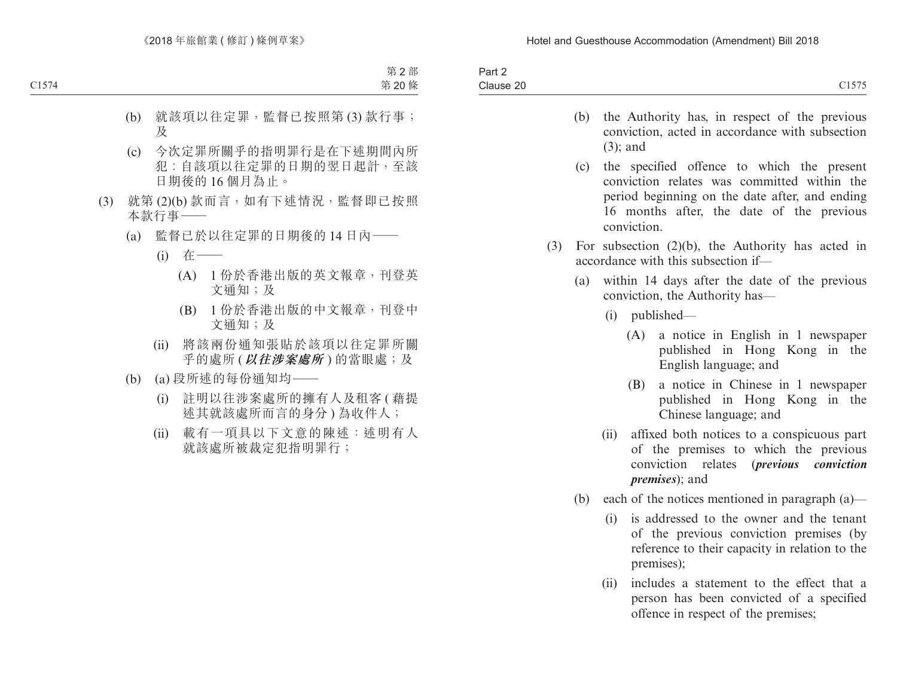(b) 就該項以往定罪，監督已按照第 (3) 款行事；及

(c) 今次定罪所關乎的指明罪行是在下述期間內所犯：自該項以往定罪的日期的翌日起計，至該日期後的 16 個月為止。

(3) 就第 (2)(b) 款而言，如有下述情況，監督即已按照本款行事——

(a) 監督已於以往定罪的日期後的 14 日內——

(i) 在——

(A) 1 份於香港出版的英文報章，刊登英文通知；及

(B) 1 份於香港出版的中文報章，刊登中文通知；及

(ii) 將該兩份通知張貼於該項以往定罪所關乎的處所 (***以往涉案處所***) 的當眼處；及

(b) (a) 段所述的每份通知均——

(i) 註明以往涉案處所的擁有人及租客 (藉提述其就該處所而言的身分) 為收件人；

(ii) 載有一項具以下文意的陳述：述明有人就該處所被裁定犯指明罪行；

(b) the Authority has, in respect of the previous conviction, acted in accordance with subsection (3); and

(c) the specified offence to which the present conviction relates was committed within the period beginning on the date after, and ending 16 months after, the date of the previous conviction.

(3) For subsection (2)(b), the Authority has acted in accordance with this subsection if—

(a) within 14 days after the date of the previous conviction, the Authority has—

(i) published—

(A) a notice in English in 1 newspaper published in Hong Kong in the English language; and

(B) a notice in Chinese in 1 newspaper published in Hong Kong in the Chinese language; and

(ii) affixed both notices to a conspicuous part of the premises to which the previous conviction relates (***previous conviction premises***); and

(b) each of the notices mentioned in paragraph (a)—

(i) is addressed to the owner and the tenant of the previous conviction premises (by reference to their capacity in relation to the premises);

(ii) includes a statement to the effect that a person has been convicted of a specified offence in respect of the premises;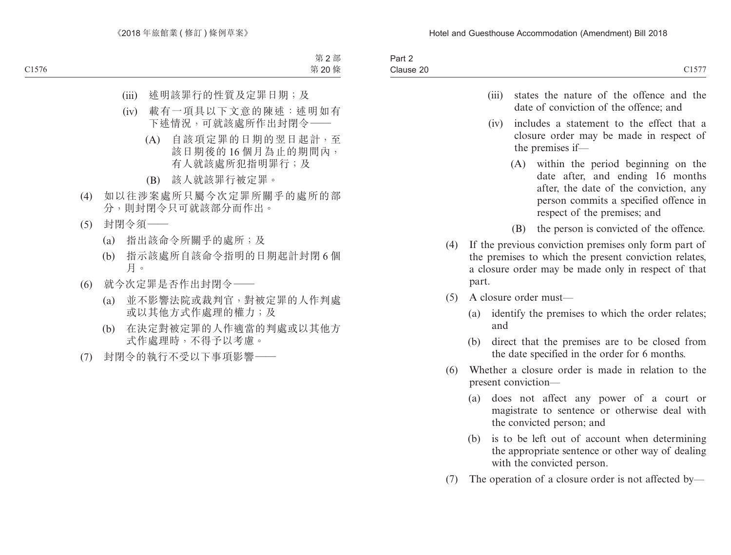(iii) 述明該罪行的性質及定罪日期；及

(iv) 載有一項具以下文意的陳述：述明如有下述情況，可就該處所作出封閉令——

(A) 自該項定罪的日期的翌日起計，至該日期後的 16 個月為止的期間內，有人就該處所犯指明罪行；及

(B) 該人就該罪行被定罪。

(4) 如以往涉案處所只屬今次定罪所關乎的處所的部分，則封閉令只可就該部分而作出。

(5) 封閉令須——

(a) 指出該命令所關乎的處所；及

(b) 指示該處所自該命令指明的日期起計封閉 6 個月。

(6) 就今次定罪是否作出封閉令——

(a) 並不影響法院或裁判官，對被定罪的人作判處或以其他方式作處理的權力；及

(b) 在決定對被定罪的人作適當的判處或以其他方式作處理時，不得予以考慮。

(7) 封閉令的執行不受以下事項影響——

(iii) states the nature of the offence and the date of conviction of the offence; and

(iv) includes a statement to the effect that a closure order may be made in respect of the premises if—

(A) within the period beginning on the date after, and ending 16 months after, the date of the conviction, any person commits a specified offence in respect of the premises; and

(B) the person is convicted of the offence.

(4) If the previous conviction premises only form part of the premises to which the present conviction relates, a closure order may be made only in respect of that part.

(5) A closure order must—

(a) identify the premises to which the order relates; and

(b) direct that the premises are to be closed from the date specified in the order for 6 months.

(6) Whether a closure order is made in relation to the present conviction—

(a) does not affect any power of a court or magistrate to sentence or otherwise deal with the convicted person; and

(b) is to be left out of account when determining the appropriate sentence or other way of dealing with the convicted person.

(7) The operation of a closure order is not affected by—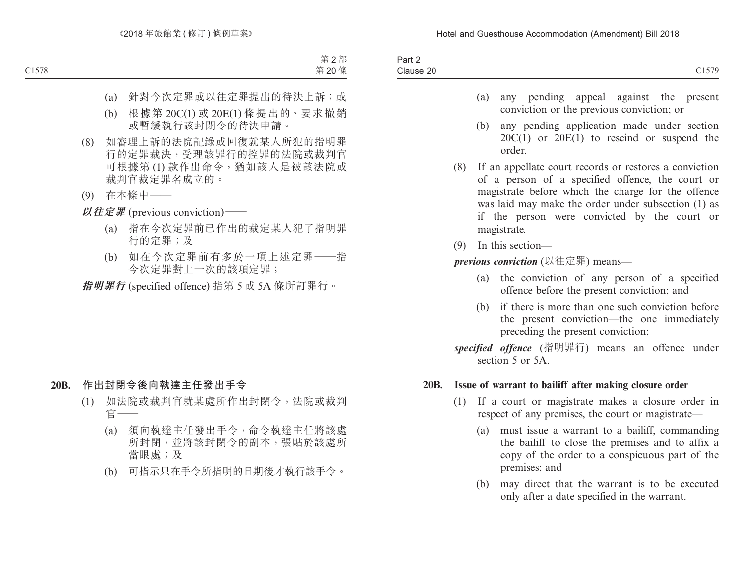(a) 針對今次定罪或以往定罪提出的待決上訴；或

(b) 根據第 20C(1) 或 20E(1) 條提出的、要求撤銷或暫緩執行該封閉令的待決申請。

(8) 如審理上訴的法院記錄或回復就某人所犯的指明罪行的定罪裁決，受理該罪行的控罪的法院或裁判官可根據第 (1) 款作出命令，猶如該人是被該法院或裁判官裁定罪名成立的。

(9) 在本條中——

***以往定罪*** (previous conviction)——

(a) 指在今次定罪前已作出的裁定某人犯了指明罪行的定罪；及

(b) 如在今次定罪前有多於一項上述定罪——指今次定罪對上一次的該項定罪；

***指明罪行*** (specified offence) 指第 5 或 5A 條所訂罪行。

### 20B. 作出封閉令後向執達主任發出手令

(1) 如法院或裁判官就某處所作出封閉令，法院或裁判官——

(a) 須向執達主任發出手令，命令執達主任將該處所封閉，並將該封閉令的副本，張貼於該處所當眼處；及

(b) 可指示只在手令所指明的日期後才執行該手令。

(a) any pending appeal against the present conviction or the previous conviction; or

(b) any pending application made under section 20C(1) or 20E(1) to rescind or suspend the order.

(8) If an appellate court records or restores a conviction of a person of a specified offence, the court or magistrate before which the charge for the offence was laid may make the order under subsection (1) as if the person were convicted by the court or magistrate.

(9) In this section—

***previous conviction*** (以往定罪) means—

(a) the conviction of any person of a specified offence before the present conviction; and

(b) if there is more than one such conviction before the present conviction—the one immediately preceding the present conviction;

***specified offence*** (指明罪行) means an offence under section 5 or 5A.

### 20B. Issue of warrant to bailiff after making closure order

(1) If a court or magistrate makes a closure order in respect of any premises, the court or magistrate—

(a) must issue a warrant to a bailiff, commanding the bailiff to close the premises and to affix a copy of the order to a conspicuous part of the premises; and

(b) may direct that the warrant is to be executed only after a date specified in the warrant.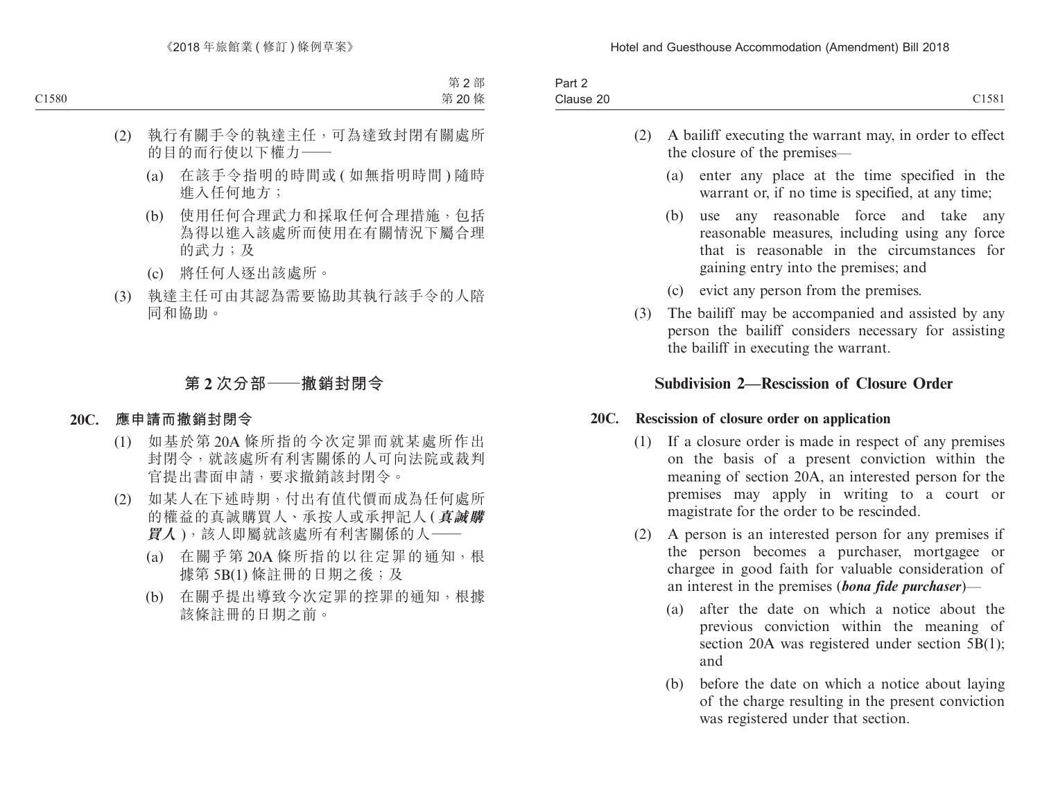(2) 執行有關手令的執達主任，可為達致封閉有關處所的目的而行使以下權力——

(a) 在該手令指明的時間或 ( 如無指明時間 ) 隨時進入任何地方；

(b) 使用任何合理武力和採取任何合理措施，包括為得以進入該處所而使用在有關情況下屬合理的武力；及

(c) 將任何人逐出該處所。

(3) 執達主任可由其認為需要協助其執行該手令的人陪同和協助。

## 第 2 次分部——撤銷封閉令

### 20C. 應申請而撤銷封閉令

(1) 如基於第 20A 條所指的今次定罪而就某處所作出封閉令，就該處所有利害關係的人可向法院或裁判官提出書面申請，要求撤銷該封閉令。

(2) 如某人在下述時期，付出有值代價而成為任何處所的權益的真誠購買人、承按人或承押記人 (***真誠購買人***)，該人即屬就該處所有利害關係的人——

(a) 在關乎第 20A 條所指的以往定罪的通知，根據第 5B(1) 條註冊的日期之後；及

(b) 在關乎提出導致今次定罪的控罪的通知，根據該條註冊的日期之前。

(2) A bailiff executing the warrant may, in order to effect the closure of the premises—

(a) enter any place at the time specified in the warrant or, if no time is specified, at any time;

(b) use any reasonable force and take any reasonable measures, including using any force that is reasonable in the circumstances for gaining entry into the premises; and

(c) evict any person from the premises.

(3) The bailiff may be accompanied and assisted by any person the bailiff considers necessary for assisting the bailiff in executing the warrant.

## Subdivision 2—Rescission of Closure Order

### 20C. Rescission of closure order on application

(1) If a closure order is made in respect of any premises on the basis of a present conviction within the meaning of section 20A, an interested person for the premises may apply in writing to a court or magistrate for the order to be rescinded.

(2) A person is an interested person for any premises if the person becomes a purchaser, mortgagee or chargee in good faith for valuable consideration of an interest in the premises (***bona fide purchaser***)—

(a) after the date on which a notice about the previous conviction within the meaning of section 20A was registered under section 5B(1); and

(b) before the date on which a notice about laying of the charge resulting in the present conviction was registered under that section.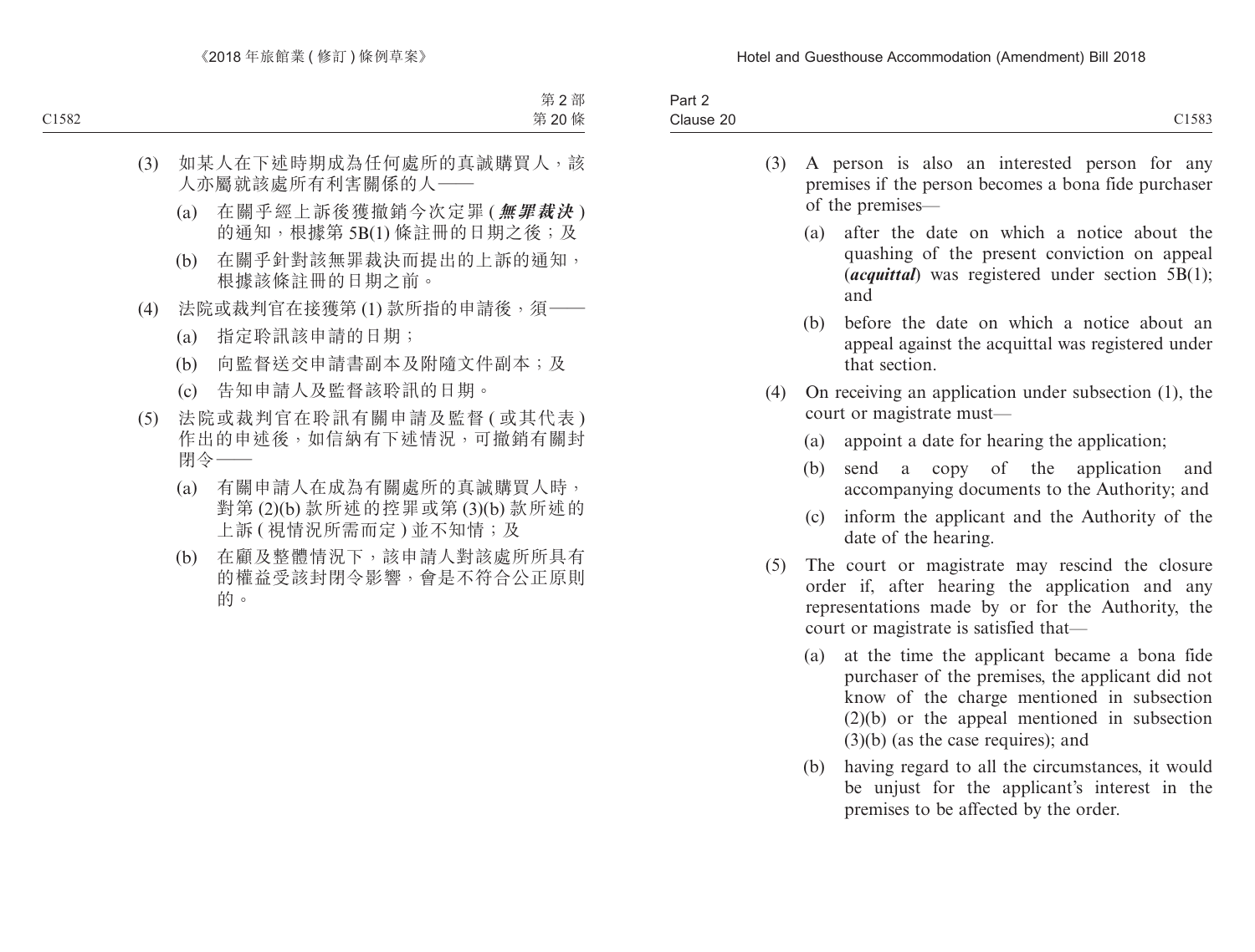(3) 如某人在下述時期成為任何處所的真誠購買人，該人亦屬就該處所有利害關係的人——

(a) 在關乎經上訴後獲撤銷今次定罪 (***無罪裁決***) 的通知，根據第 5B(1) 條註冊的日期之後；及

(b) 在關乎針對該無罪裁決而提出的上訴的通知，根據該條註冊的日期之前。

(4) 法院或裁判官在接獲第 (1) 款所指的申請後，須——

(a) 指定聆訊該申請的日期；

(b) 向監督送交申請書副本及附隨文件副本；及

(c) 告知申請人及監督該聆訊的日期。

(5) 法院或裁判官在聆訊有關申請及監督 (或其代表) 作出的申述後，如信納有下述情況，可撤銷有關封閉令——

(a) 有關申請人在成為有關處所的真誠購買人時，對第 (2)(b) 款所述的控罪或第 (3)(b) 款所述的上訴 (視情況所需而定) 並不知情；及

(b) 在顧及整體情況下，該申請人對該處所所具有的權益受該封閉令影響，會是不符合公正原則的。

(3) A person is also an interested person for any premises if the person becomes a bona fide purchaser of the premises—

(a) after the date on which a notice about the quashing of the present conviction on appeal (***acquittal***) was registered under section 5B(1); and

(b) before the date on which a notice about an appeal against the acquittal was registered under that section.

(4) On receiving an application under subsection (1), the court or magistrate must—

(a) appoint a date for hearing the application;

(b) send a copy of the application and accompanying documents to the Authority; and

(c) inform the applicant and the Authority of the date of the hearing.

(5) The court or magistrate may rescind the closure order if, after hearing the application and any representations made by or for the Authority, the court or magistrate is satisfied that—

(a) at the time the applicant became a bona fide purchaser of the premises, the applicant did not know of the charge mentioned in subsection (2)(b) or the appeal mentioned in subsection (3)(b) (as the case requires); and

(b) having regard to all the circumstances, it would be unjust for the applicant's interest in the premises to be affected by the order.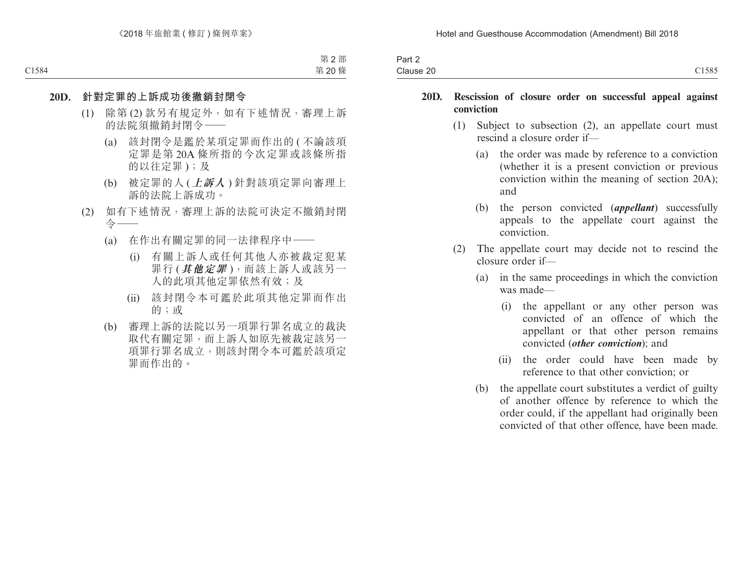**20D. 針對定罪的上訴成功後撤銷封閉令**

(1) 除第 (2) 款另有規定外，如有下述情況，審理上訴的法院須撤銷封閉令——

(a) 該封閉令是鑑於某項定罪而作出的 ( 不論該項定罪是第 20A 條所指的今次定罪或該條所指的以往定罪 )；及

(b) 被定罪的人 (***上訴人***) 針對該項定罪向審理上訴的法院上訴成功。

(2) 如有下述情況，審理上訴的法院可決定不撤銷封閉令——

(a) 在作出有關定罪的同一法律程序中——

(i) 有關上訴人或任何其他人亦被裁定犯某罪行 (***其他定罪***)，而該上訴人或該另一人的此項其他定罪依然有效；及

(ii) 該封閉令本可鑑於此項其他定罪而作出的；或

(b) 審理上訴的法院以另一項罪行罪名成立的裁決取代有關定罪，而上訴人如原先被裁定該另一項罪行罪名成立，則該封閉令本可鑑於該項定罪而作出的。

**20D. Rescission of closure order on successful appeal against conviction**

(1) Subject to subsection (2), an appellate court must rescind a closure order if—

(a) the order was made by reference to a conviction (whether it is a present conviction or previous conviction within the meaning of section 20A); and

(b) the person convicted (***appellant***) successfully appeals to the appellate court against the conviction.

(2) The appellate court may decide not to rescind the closure order if—

(a) in the same proceedings in which the conviction was made—

(i) the appellant or any other person was convicted of an offence of which the appellant or that other person remains convicted (***other conviction***); and

(ii) the order could have been made by reference to that other conviction; or

(b) the appellate court substitutes a verdict of guilty of another offence by reference to which the order could, if the appellant had originally been convicted of that other offence, have been made.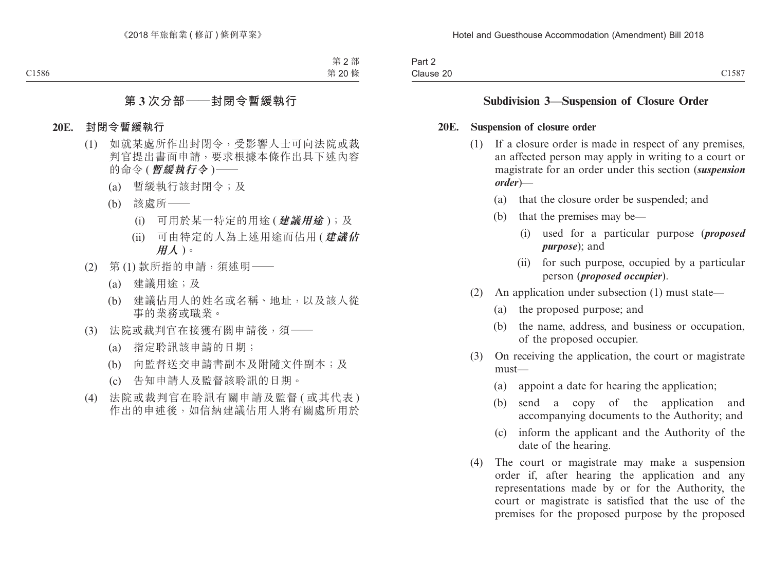## 第 3 次分部——封閉令暫緩執行

**20E. 封閉令暫緩執行**

(1) 如就某處所作出封閉令，受影響人士可向法院或裁判官提出書面申請，要求根據本條作出具下述內容的命令 (***暫緩執行令***)——

(a) 暫緩執行該封閉令；及

(b) 該處所——

(i) 可用於某一特定的用途 (***建議用途***)；及

(ii) 可由特定的人為上述用途而佔用 (***建議佔用人***)。

(2) 第 (1) 款所指的申請，須述明——

(a) 建議用途；及

(b) 建議佔用人的姓名或名稱、地址，以及該人從事的業務或職業。

(3) 法院或裁判官在接獲有關申請後，須——

(a) 指定聆訊該申請的日期；

(b) 向監督送交申請書副本及附隨文件副本；及

(c) 告知申請人及監督該聆訊的日期。

(4) 法院或裁判官在聆訊有關申請及監督 (或其代表) 作出的申述後，如信納建議佔用人將有關處所用於

## Subdivision 3—Suspension of Closure Order

**20E. Suspension of closure order**

(1) If a closure order is made in respect of any premises, an affected person may apply in writing to a court or magistrate for an order under this section (***suspension order***)—

(a) that the closure order be suspended; and

(b) that the premises may be—

(i) used for a particular purpose (***proposed purpose***); and

(ii) for such purpose, occupied by a particular person (***proposed occupier***).

(2) An application under subsection (1) must state—

(a) the proposed purpose; and

(b) the name, address, and business or occupation, of the proposed occupier.

(3) On receiving the application, the court or magistrate must—

(a) appoint a date for hearing the application;

(b) send a copy of the application and accompanying documents to the Authority; and

(c) inform the applicant and the Authority of the date of the hearing.

(4) The court or magistrate may make a suspension order if, after hearing the application and any representations made by or for the Authority, the court or magistrate is satisfied that the use of the premises for the proposed purpose by the proposed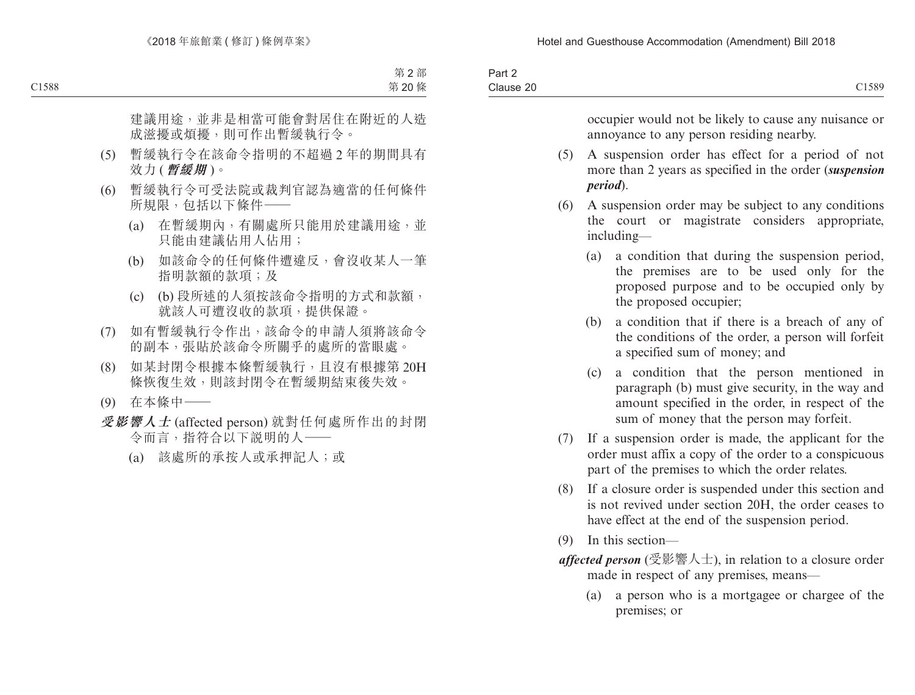建議用途，並非是相當可能會對居住在附近的人造成滋擾或煩擾，則可作出暫緩執行令。

(5) 暫緩執行令在該命令指明的不超過 2 年的期間具有效力 (***暫緩期***)。

(6) 暫緩執行令可受法院或裁判官認為適當的任何條件所規限，包括以下條件——

(a) 在暫緩期內，有關處所只能用於建議用途，並只能由建議佔用人佔用；

(b) 如該命令的任何條件遭違反，會沒收某人一筆指明款額的款項；及

(c) (b) 段所述的人須按該命令指明的方式和款額，就該人可遭沒收的款項，提供保證。

(7) 如有暫緩執行令作出，該命令的申請人須將該命令的副本，張貼於該命令所關乎的處所的當眼處。

(8) 如某封閉令根據本條暫緩執行，且沒有根據第 20H 條恢復生效，則該封閉令在暫緩期結束後失效。

(9) 在本條中——

***受影響人士*** (affected person) 就對任何處所作出的封閉令而言，指符合以下說明的人——

(a) 該處所的承按人或承押記人；或

occupier would not be likely to cause any nuisance or annoyance to any person residing nearby.

(5) A suspension order has effect for a period of not more than 2 years as specified in the order (***suspension period***).

(6) A suspension order may be subject to any conditions the court or magistrate considers appropriate, including—

(a) a condition that during the suspension period, the premises are to be used only for the proposed purpose and to be occupied only by the proposed occupier;

(b) a condition that if there is a breach of any of the conditions of the order, a person will forfeit a specified sum of money; and

(c) a condition that the person mentioned in paragraph (b) must give security, in the way and amount specified in the order, in respect of the sum of money that the person may forfeit.

(7) If a suspension order is made, the applicant for the order must affix a copy of the order to a conspicuous part of the premises to which the order relates.

(8) If a closure order is suspended under this section and is not revived under section 20H, the order ceases to have effect at the end of the suspension period.

(9) In this section—

***affected person*** (受影響人士), in relation to a closure order made in respect of any premises, means—

(a) a person who is a mortgagee or chargee of the premises; or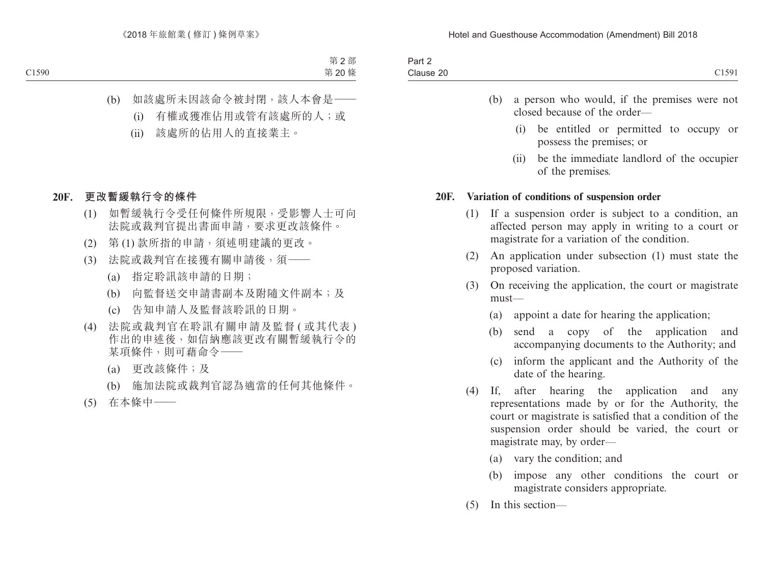(b) 如該處所未因該命令被封閉，該人本會是——

(i) 有權或獲准佔用或管有該處所的人；或

(ii) 該處所的佔用人的直接業主。

**20F. 更改暫緩執行令的條件**

(1) 如暫緩執行令受任何條件所規限，受影響人士可向法院或裁判官提出書面申請，要求更改該條件。

(2) 第 (1) 款所指的申請，須述明建議的更改。

(3) 法院或裁判官在接獲有關申請後，須——

(a) 指定聆訊該申請的日期；

(b) 向監督送交申請書副本及附隨文件副本；及

(c) 告知申請人及監督該聆訊的日期。

(4) 法院或裁判官在聆訊有關申請及監督 (或其代表) 作出的申述後，如信納應該更改有關暫緩執行令的某項條件，則可藉命令——

(a) 更改該條件；及

(b) 施加法院或裁判官認為適當的任何其他條件。

(5) 在本條中——

(b) a person who would, if the premises were not closed because of the order—

(i) be entitled or permitted to occupy or possess the premises; or

(ii) be the immediate landlord of the occupier of the premises.

**20F. Variation of conditions of suspension order**

(1) If a suspension order is subject to a condition, an affected person may apply in writing to a court or magistrate for a variation of the condition.

(2) An application under subsection (1) must state the proposed variation.

(3) On receiving the application, the court or magistrate must—

(a) appoint a date for hearing the application;

(b) send a copy of the application and accompanying documents to the Authority; and

(c) inform the applicant and the Authority of the date of the hearing.

(4) If, after hearing the application and any representations made by or for the Authority, the court or magistrate is satisfied that a condition of the suspension order should be varied, the court or magistrate may, by order—

(a) vary the condition; and

(b) impose any other conditions the court or magistrate considers appropriate.

(5) In this section—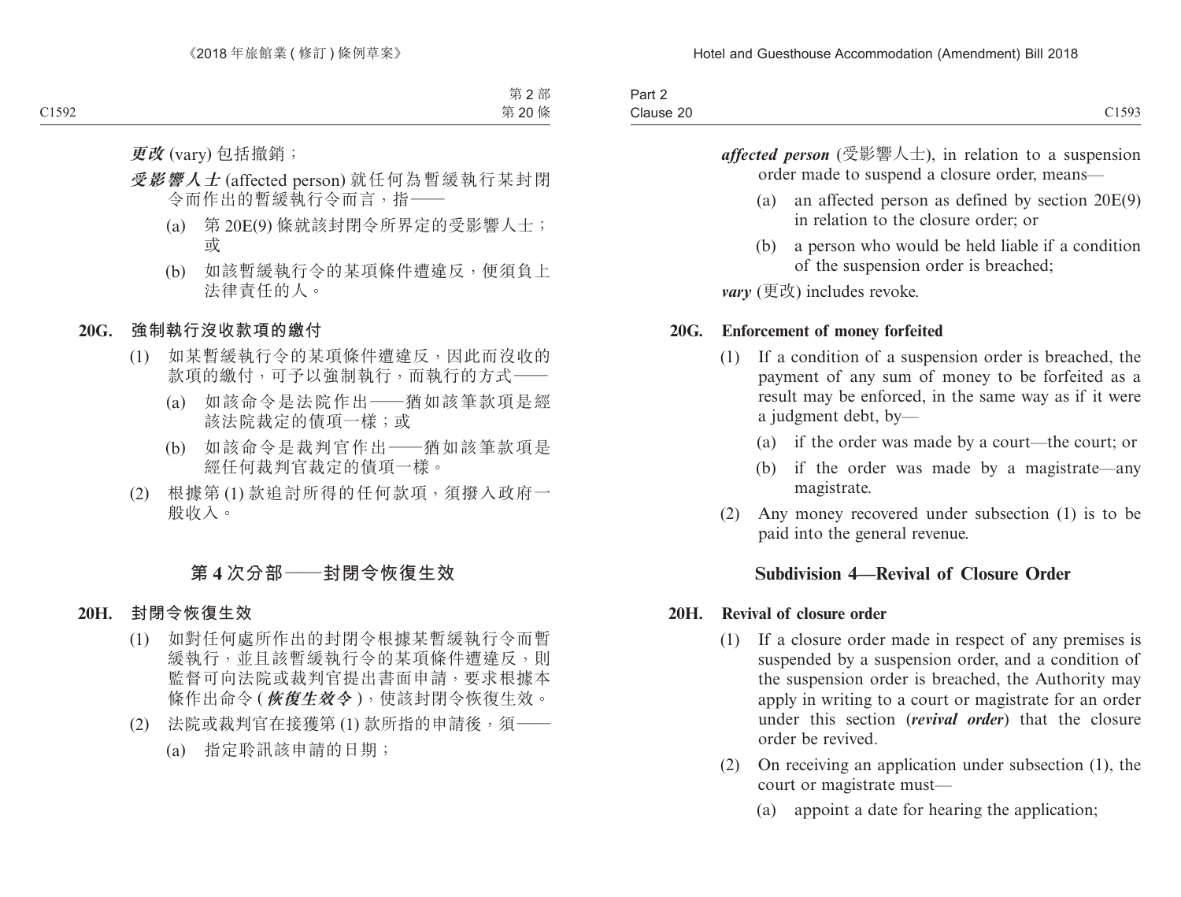**更改** (vary) 包括撤銷；

**受影響人士** (affected person) 就任何為暫緩執行某封閉令而作出的暫緩執行令而言，指——

(a) 第 20E(9) 條就該封閉令所界定的受影響人士；或

(b) 如該暫緩執行令的某項條件遭違反，便須負上法律責任的人。

### 20G. 強制執行沒收款項的繳付

(1) 如某暫緩執行令的某項條件遭違反，因此而沒收的款項的繳付，可予以強制執行，而執行的方式——

(a) 如該命令是法院作出——猶如該筆款項是經該法院裁定的債項一樣；或

(b) 如該命令是裁判官作出——猶如該筆款項是經任何裁判官裁定的債項一樣。

(2) 根據第 (1) 款追討所得的任何款項，須撥入政府一般收入。

## 第 4 次分部——封閉令恢復生效

### 20H. 封閉令恢復生效

(1) 如對任何處所作出的封閉令根據某暫緩執行令而暫緩執行，並且該暫緩執行令的某項條件遭違反，則監督可向法院或裁判官提出書面申請，要求根據本條作出命令 (**恢復生效令**)，使該封閉令恢復生效。

(2) 法院或裁判官在接獲第 (1) 款所指的申請後，須——

(a) 指定聆訊該申請的日期；

---

***affected person*** (受影響人士), in relation to a suspension order made to suspend a closure order, means—

(a) an affected person as defined by section 20E(9) in relation to the closure order; or

(b) a person who would be held liable if a condition of the suspension order is breached;

***vary*** (更改) includes revoke.

### 20G. Enforcement of money forfeited

(1) If a condition of a suspension order is breached, the payment of any sum of money to be forfeited as a result may be enforced, in the same way as if it were a judgment debt, by—

(a) if the order was made by a court—the court; or

(b) if the order was made by a magistrate—any magistrate.

(2) Any money recovered under subsection (1) is to be paid into the general revenue.

## Subdivision 4—Revival of Closure Order

### 20H. Revival of closure order

(1) If a closure order made in respect of any premises is suspended by a suspension order, and a condition of the suspension order is breached, the Authority may apply in writing to a court or magistrate for an order under this section (***revival order***) that the closure order be revived.

(2) On receiving an application under subsection (1), the court or magistrate must—

(a) appoint a date for hearing the application;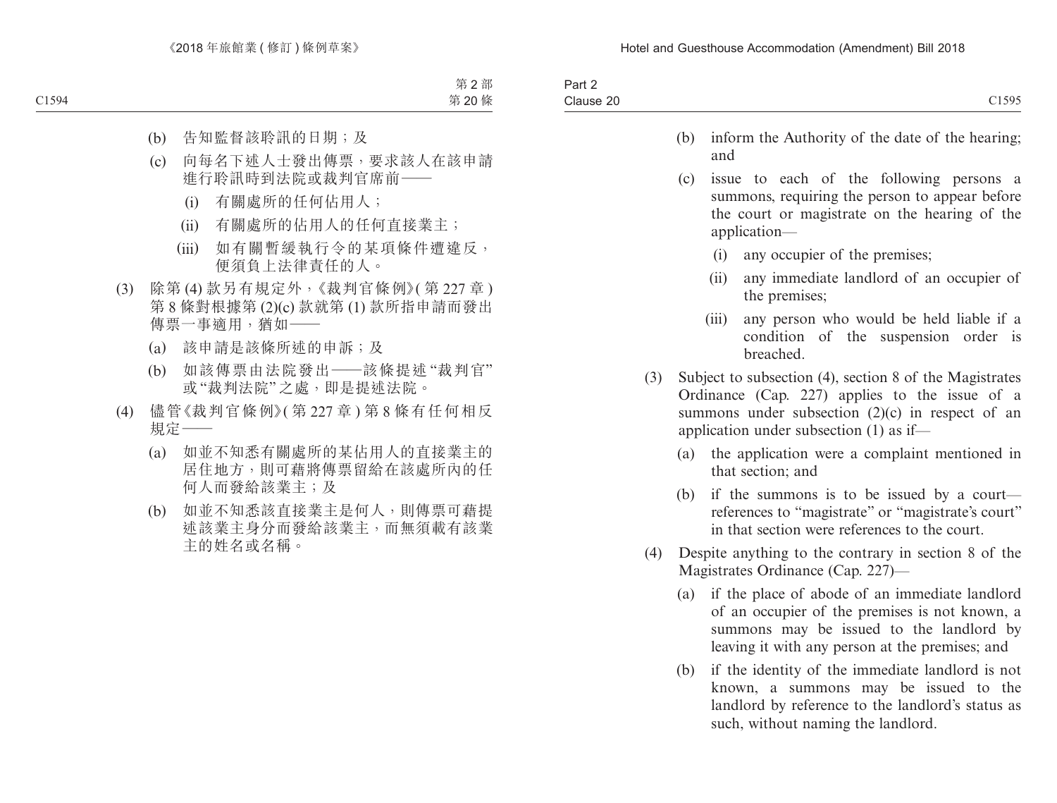(b) 告知監督該聆訊的日期;及

(c) 向每名下述人士發出傳票,要求該人在該申請進行聆訊時到法院或裁判官席前——

(i) 有關處所的任何佔用人;

(ii) 有關處所的佔用人的任何直接業主;

(iii) 如有關暫緩執行令的某項條件遭違反,便須負上法律責任的人。

(3) 除第 (4) 款另有規定外,《裁判官條例》(第 227 章) 第 8 條對根據第 (2)(c) 款就第 (1) 款所指申請而發出傳票一事適用,猶如——

(a) 該申請是該條所述的申訴;及

(b) 如該傳票由法院發出——該條提述“裁判官”或“裁判法院”之處,即是提述法院。

(4) 儘管《裁判官條例》(第 227 章) 第 8 條有任何相反規定——

(a) 如並不知悉有關處所的某佔用人的直接業主的居住地方,則可藉將傳票留給在該處所內的任何人而發給該業主;及

(b) 如並不知悉該直接業主是何人,則傳票可藉提述該業主身分而發給該業主,而無須載有該業主的姓名或名稱。

(b) inform the Authority of the date of the hearing; and

(c) issue to each of the following persons a summons, requiring the person to appear before the court or magistrate on the hearing of the application—

(i) any occupier of the premises;

(ii) any immediate landlord of an occupier of the premises;

(iii) any person who would be held liable if a condition of the suspension order is breached.

(3) Subject to subsection (4), section 8 of the Magistrates Ordinance (Cap. 227) applies to the issue of a summons under subsection (2)(c) in respect of an application under subsection (1) as if—

(a) the application were a complaint mentioned in that section; and

(b) if the summons is to be issued by a court—references to “magistrate” or “magistrate’s court” in that section were references to the court.

(4) Despite anything to the contrary in section 8 of the Magistrates Ordinance (Cap. 227)—

(a) if the place of abode of an immediate landlord of an occupier of the premises is not known, a summons may be issued to the landlord by leaving it with any person at the premises; and

(b) if the identity of the immediate landlord is not known, a summons may be issued to the landlord by reference to the landlord’s status as such, without naming the landlord.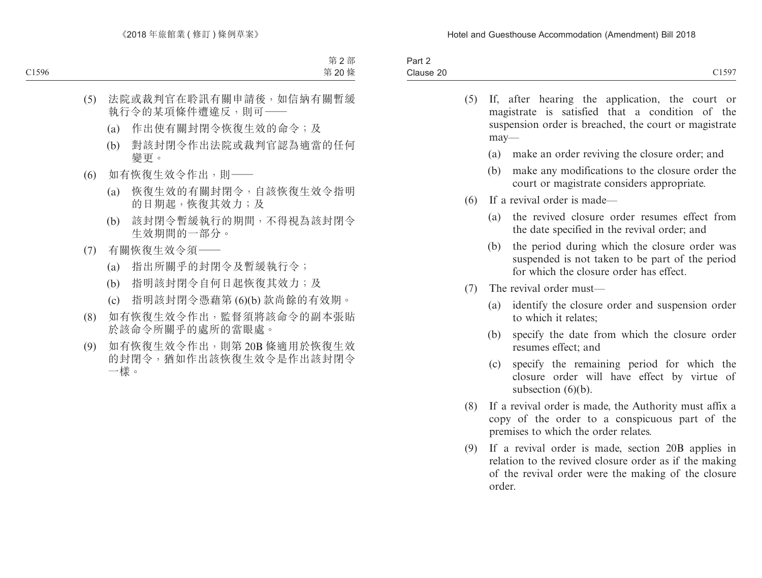(5) 法院或裁判官在聆訊有關申請後，如信納有關暫緩執行令的某項條件遭違反，則可——

(a) 作出使有關封閉令恢復生效的命令；及

(b) 對該封閉令作出法院或裁判官認為適當的任何變更。

(6) 如有恢復生效令作出，則——

(a) 恢復生效的有關封閉令，自該恢復生效令指明的日期起，恢復其效力；及

(b) 該封閉令暫緩執行的期間，不得視為該封閉令生效期間的一部分。

(7) 有關恢復生效令須——

(a) 指出所關乎的封閉令及暫緩執行令；

(b) 指明該封閉令自何日起恢復其效力；及

(c) 指明該封閉令憑藉第 (6)(b) 款尚餘的有效期。

(8) 如有恢復生效令作出，監督須將該命令的副本張貼於該命令所關乎的處所的當眼處。

(9) 如有恢復生效令作出，則第 20B 條適用於恢復生效的封閉令，猶如作出該恢復生效令是作出該封閉令一樣。

(5) If, after hearing the application, the court or magistrate is satisfied that a condition of the suspension order is breached, the court or magistrate may—

(a) make an order reviving the closure order; and

(b) make any modifications to the closure order the court or magistrate considers appropriate.

(6) If a revival order is made—

(a) the revived closure order resumes effect from the date specified in the revival order; and

(b) the period during which the closure order was suspended is not taken to be part of the period for which the closure order has effect.

(7) The revival order must—

(a) identify the closure order and suspension order to which it relates;

(b) specify the date from which the closure order resumes effect; and

(c) specify the remaining period for which the closure order will have effect by virtue of subsection (6)(b).

(8) If a revival order is made, the Authority must affix a copy of the order to a conspicuous part of the premises to which the order relates.

(9) If a revival order is made, section 20B applies in relation to the revived closure order as if the making of the revival order were the making of the closure order.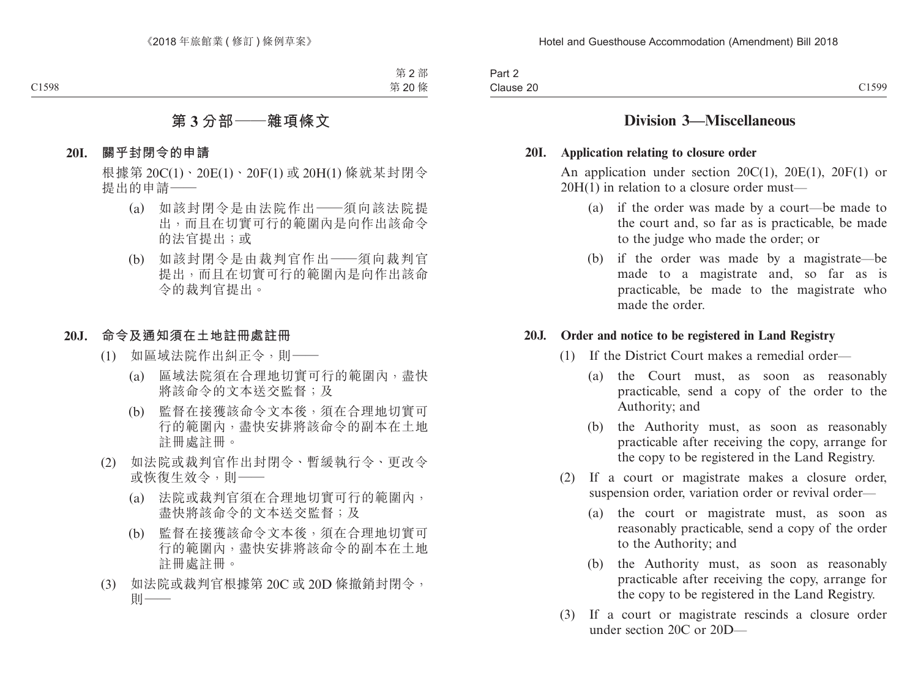## 第 3 分部——雜項條文

### 20I. 關乎封閉令的申請

根據第 20C(1)、20E(1)、20F(1) 或 20H(1) 條就某封閉令提出的申請——

(a) 如該封閉令是由法院作出——須向該法院提出，而且在切實可行的範圍內是向作出該命令的法官提出；或

(b) 如該封閉令是由裁判官作出——須向裁判官提出，而且在切實可行的範圍內是向作出該命令的裁判官提出。

### 20J. 命令及通知須在土地註冊處註冊

(1) 如區域法院作出糾正令，則——

(a) 區域法院須在合理地切實可行的範圍內，盡快將該命令的文本送交監督；及

(b) 監督在接獲該命令文本後，須在合理地切實可行的範圍內，盡快安排將該命令的副本在土地註冊處註冊。

(2) 如法院或裁判官作出封閉令、暫緩執行令、更改令或恢復生效令，則——

(a) 法院或裁判官須在合理地切實可行的範圍內，盡快將該命令的文本送交監督；及

(b) 監督在接獲該命令文本後，須在合理地切實可行的範圍內，盡快安排將該命令的副本在土地註冊處註冊。

(3) 如法院或裁判官根據第 20C 或 20D 條撤銷封閉令，則——

## Division 3—Miscellaneous

### 20I. Application relating to closure order

An application under section 20C(1), 20E(1), 20F(1) or 20H(1) in relation to a closure order must—

(a) if the order was made by a court—be made to the court and, so far as is practicable, be made to the judge who made the order; or

(b) if the order was made by a magistrate—be made to a magistrate and, so far as is practicable, be made to the magistrate who made the order.

### 20J. Order and notice to be registered in Land Registry

(1) If the District Court makes a remedial order—

(a) the Court must, as soon as reasonably practicable, send a copy of the order to the Authority; and

(b) the Authority must, as soon as reasonably practicable after receiving the copy, arrange for the copy to be registered in the Land Registry.

(2) If a court or magistrate makes a closure order, suspension order, variation order or revival order—

(a) the court or magistrate must, as soon as reasonably practicable, send a copy of the order to the Authority; and

(b) the Authority must, as soon as reasonably practicable after receiving the copy, arrange for the copy to be registered in the Land Registry.

(3) If a court or magistrate rescinds a closure order under section 20C or 20D—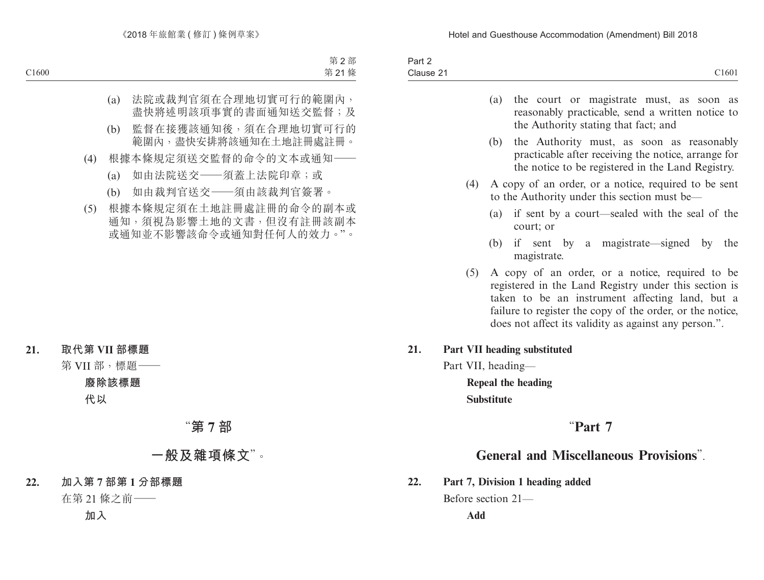(a) 法院或裁判官須在合理地切實可行的範圍內，盡快將述明該項事實的書面通知送交監督；及

(b) 監督在接獲該通知後，須在合理地切實可行的範圍內，盡快安排將該通知在土地註冊處註冊。

(4) 根據本條規定須送交監督的命令的文本或通知——

(a) 如由法院送交——須蓋上法院印章；或

(b) 如由裁判官送交——須由該裁判官簽署。

(5) 根據本條規定須在土地註冊處註冊的命令的副本或通知，須視為影響土地的文書，但沒有註冊該副本或通知並不影響該命令或通知對任何人的效力。”。

**21. 取代第 VII 部標題**

第 VII 部，標題——

**廢除該標題**

**代以**

## “第 7 部

## 一般及雜項條文”。

**22. 加入第 7 部第 1 分部標題**

在第 21 條之前——

**加入**

(a) the court or magistrate must, as soon as reasonably practicable, send a written notice to the Authority stating that fact; and

(b) the Authority must, as soon as reasonably practicable after receiving the notice, arrange for the notice to be registered in the Land Registry.

(4) A copy of an order, or a notice, required to be sent to the Authority under this section must be—

(a) if sent by a court—sealed with the seal of the court; or

(b) if sent by a magistrate—signed by the magistrate.

(5) A copy of an order, or a notice, required to be registered in the Land Registry under this section is taken to be an instrument affecting land, but a failure to register the copy of the order, or the notice, does not affect its validity as against any person.”.

**21. Part VII heading substituted**

Part VII, heading—

**Repeal the heading**

**Substitute**

## “Part 7

## General and Miscellaneous Provisions”.

**22. Part 7, Division 1 heading added**

Before section 21—

**Add**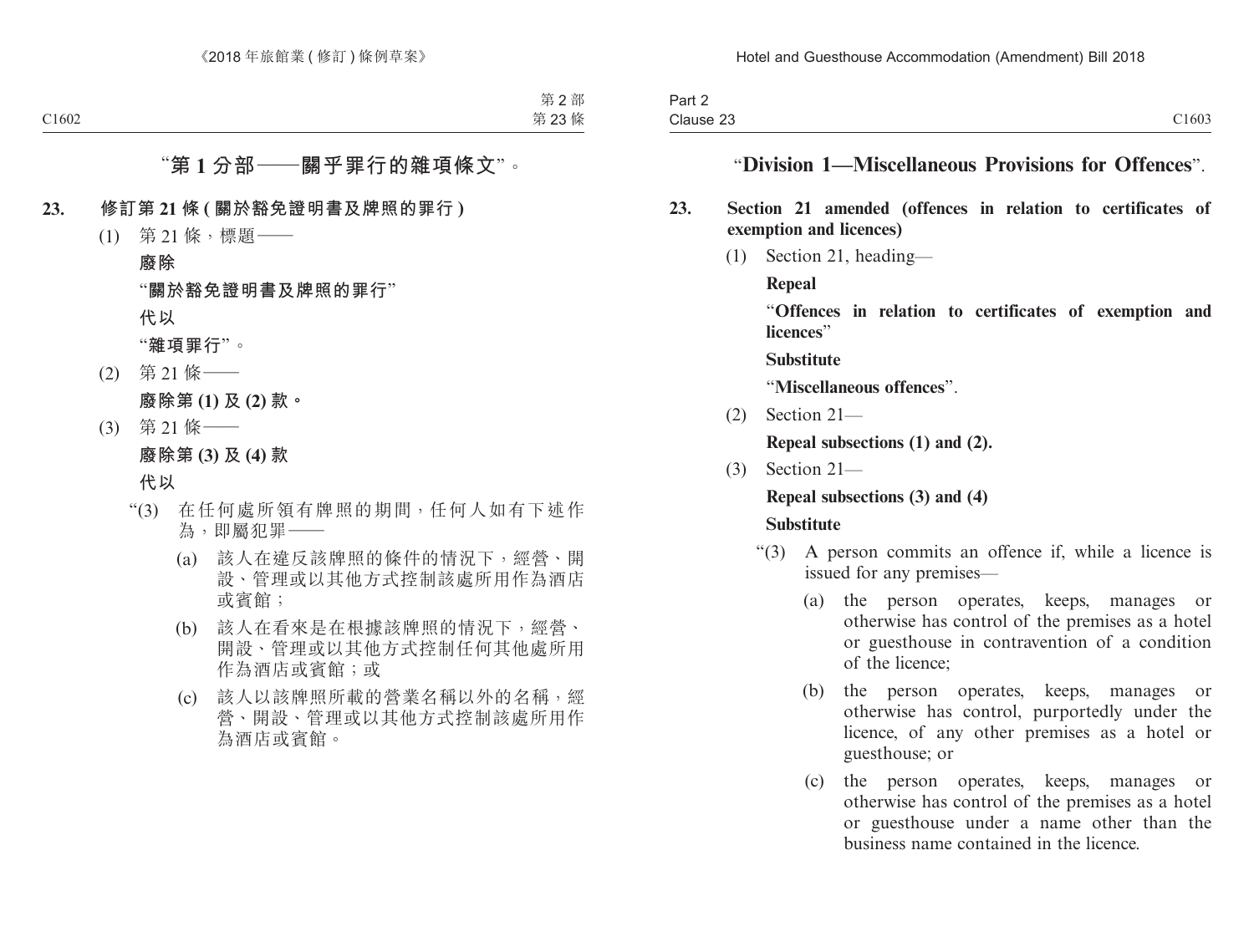"第 1 分部——關乎罪行的雜項條文"。

**23. 修訂第 21 條 (關於豁免證明書及牌照的罪行)**

(1) 第 21 條，標題——

**廢除**

"**關於豁免證明書及牌照的罪行**"

**代以**

"**雜項罪行**"。

(2) 第 21 條——

**廢除第 (1) 及 (2) 款。**

(3) 第 21 條——

**廢除第 (3) 及 (4) 款**

**代以**

"(3) 在任何處所領有牌照的期間，任何人如有下述作為，即屬犯罪——

(a) 該人在違反該牌照的條件的情況下，經營、開設、管理或以其他方式控制該處所用作為酒店或賓館；

(b) 該人在看來是在根據該牌照的情況下，經營、開設、管理或以其他方式控制任何其他處所用作為酒店或賓館；或

(c) 該人以該牌照所載的營業名稱以外的名稱，經營、開設、管理或以其他方式控制該處所用作為酒店或賓館。

"**Division 1—Miscellaneous Provisions for Offences**".

**23. Section 21 amended (offences in relation to certificates of exemption and licences)**

(1) Section 21, heading—

**Repeal**

"**Offences in relation to certificates of exemption and licences**"

**Substitute**

"**Miscellaneous offences**".

(2) Section 21—

**Repeal subsections (1) and (2).**

(3) Section 21—

**Repeal subsections (3) and (4)**

**Substitute**

"(3) A person commits an offence if, while a licence is issued for any premises—

(a) the person operates, keeps, manages or otherwise has control of the premises as a hotel or guesthouse in contravention of a condition of the licence;

(b) the person operates, keeps, manages or otherwise has control, purportedly under the licence, of any other premises as a hotel or guesthouse; or

(c) the person operates, keeps, manages or otherwise has control of the premises as a hotel or guesthouse under a name other than the business name contained in the licence.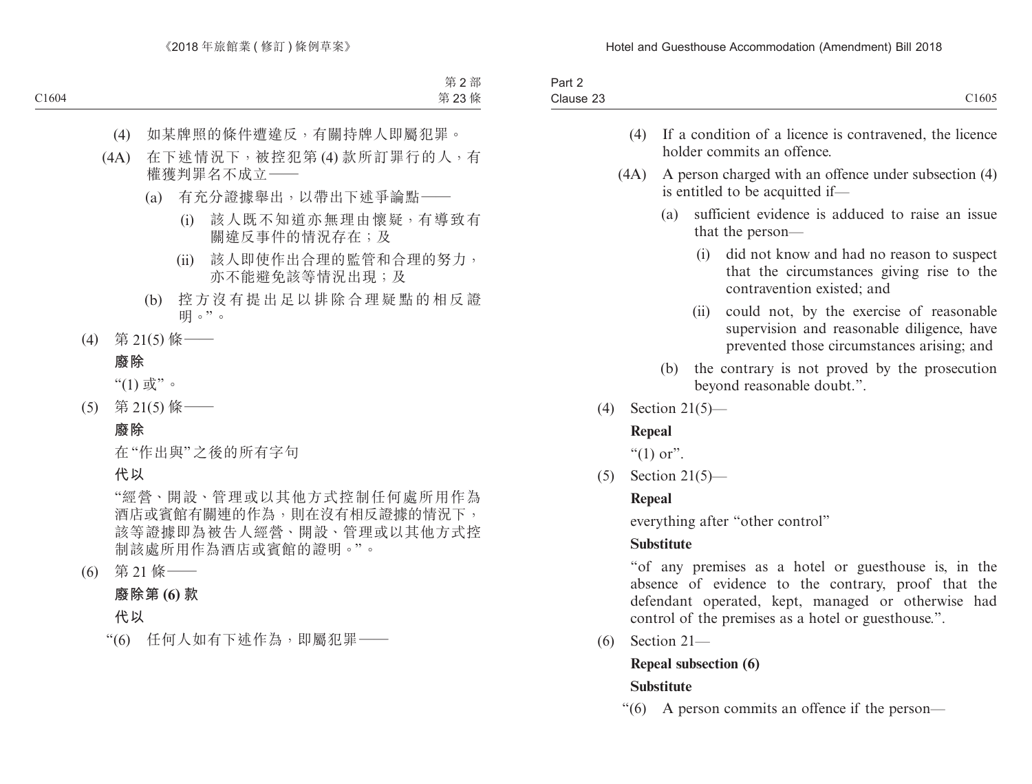(4) 如某牌照的條件遭違反，有關持牌人即屬犯罪。

(4A) 在下述情況下，被控犯第 (4) 款所訂罪行的人，有權獲判罪名不成立——

(a) 有充分證據舉出，以帶出下述爭論點——

(i) 該人既不知道亦無理由懷疑，有導致有關違反事件的情況存在；及

(ii) 該人即使作出合理的監管和合理的努力，亦不能避免該等情況出現；及

(b) 控方沒有提出足以排除合理疑點的相反證明。”。

(4) 第 21(5) 條——

**廢除**

“(1) 或”。

(5) 第 21(5) 條——

**廢除**

在“作出與”之後的所有字句

**代以**

“經營、開設、管理或以其他方式控制任何處所用作為酒店或賓館有關連的作為，則在沒有相反證據的情況下，該等證據即為被告人經營、開設、管理或以其他方式控制該處所用作為酒店或賓館的證明。”。

(6) 第 21 條——

**廢除第 (6) 款**

**代以**

“(6) 任何人如有下述作為，即屬犯罪——

---

(4) If a condition of a licence is contravened, the licence holder commits an offence.

(4A) A person charged with an offence under subsection (4) is entitled to be acquitted if—

(a) sufficient evidence is adduced to raise an issue that the person—

(i) did not know and had no reason to suspect that the circumstances giving rise to the contravention existed; and

(ii) could not, by the exercise of reasonable supervision and reasonable diligence, have prevented those circumstances arising; and

(b) the contrary is not proved by the prosecution beyond reasonable doubt.”.

(4) Section 21(5)—

**Repeal**

“(1) or”.

(5) Section 21(5)—

**Repeal**

everything after “other control”

**Substitute**

“of any premises as a hotel or guesthouse is, in the absence of evidence to the contrary, proof that the defendant operated, kept, managed or otherwise had control of the premises as a hotel or guesthouse.”.

(6) Section 21—

**Repeal subsection (6)**

**Substitute**

“(6) A person commits an offence if the person—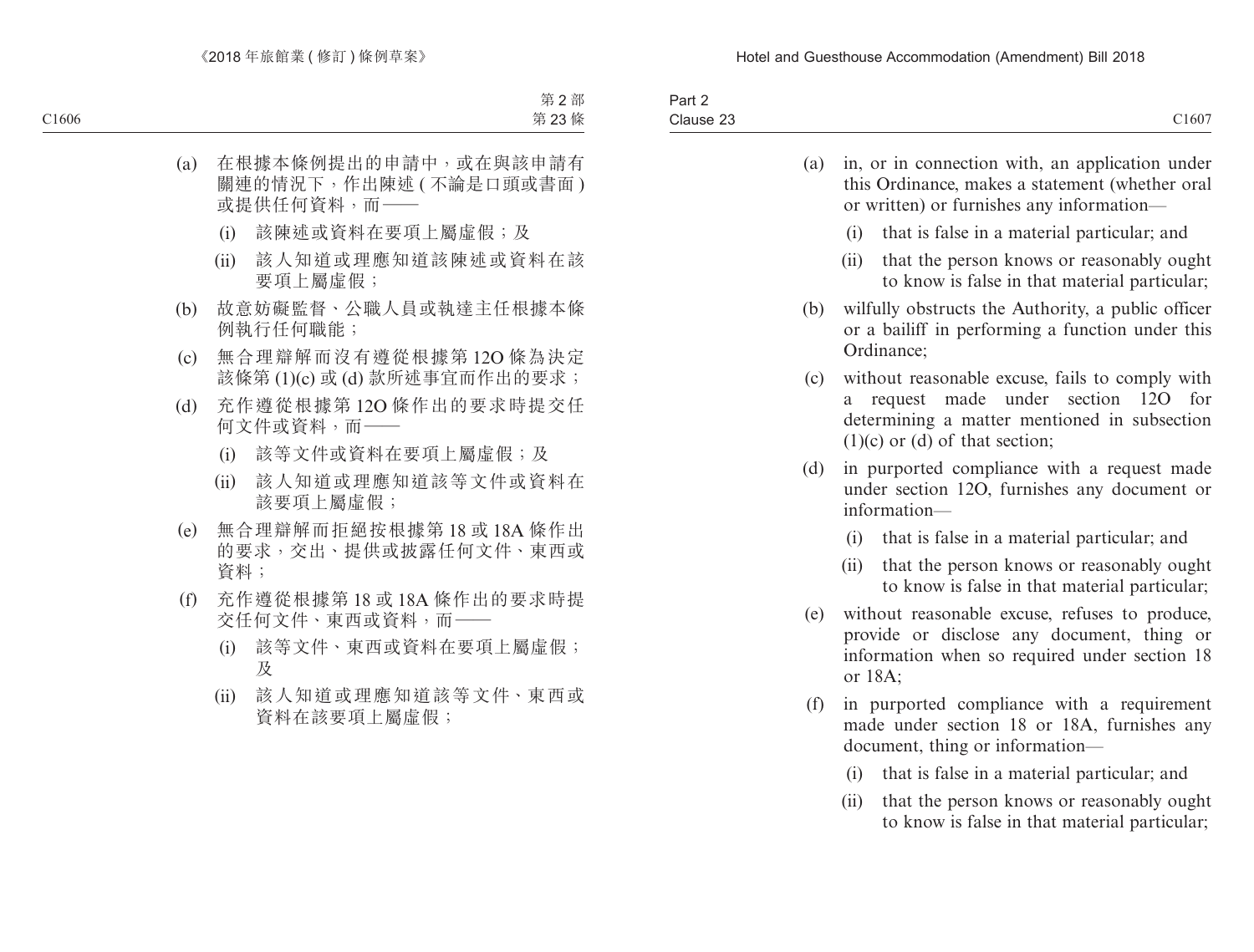(a) 在根據本條例提出的申請中，或在與該申請有關連的情況下，作出陳述 ( 不論是口頭或書面 ) 或提供任何資料，而——

    (i) 該陳述或資料在要項上屬虛假；及

    (ii) 該人知道或理應知道該陳述或資料在該要項上屬虛假；

(b) 故意妨礙監督、公職人員或執達主任根據本條例執行任何職能；

(c) 無合理辯解而沒有遵從根據第 12O 條為決定該條第 (1)(c) 或 (d) 款所述事宜而作出的要求；

(d) 充作遵從根據第 12O 條作出的要求時提交任何文件或資料，而——

    (i) 該等文件或資料在要項上屬虛假；及

    (ii) 該人知道或理應知道該等文件或資料在該要項上屬虛假；

(e) 無合理辯解而拒絕按根據第 18 或 18A 條作出的要求，交出、提供或披露任何文件、東西或資料；

(f) 充作遵從根據第 18 或 18A 條作出的要求時提交任何文件、東西或資料，而——

    (i) 該等文件、東西或資料在要項上屬虛假；及

    (ii) 該人知道或理應知道該等文件、東西或資料在該要項上屬虛假；

(a) in, or in connection with, an application under this Ordinance, makes a statement (whether oral or written) or furnishes any information—

    (i) that is false in a material particular; and

    (ii) that the person knows or reasonably ought to know is false in that material particular;

(b) wilfully obstructs the Authority, a public officer or a bailiff in performing a function under this Ordinance;

(c) without reasonable excuse, fails to comply with a request made under section 12O for determining a matter mentioned in subsection (1)(c) or (d) of that section;

(d) in purported compliance with a request made under section 12O, furnishes any document or information—

    (i) that is false in a material particular; and

    (ii) that the person knows or reasonably ought to know is false in that material particular;

(e) without reasonable excuse, refuses to produce, provide or disclose any document, thing or information when so required under section 18 or 18A;

(f) in purported compliance with a requirement made under section 18 or 18A, furnishes any document, thing or information—

    (i) that is false in a material particular; and

    (ii) that the person knows or reasonably ought to know is false in that material particular;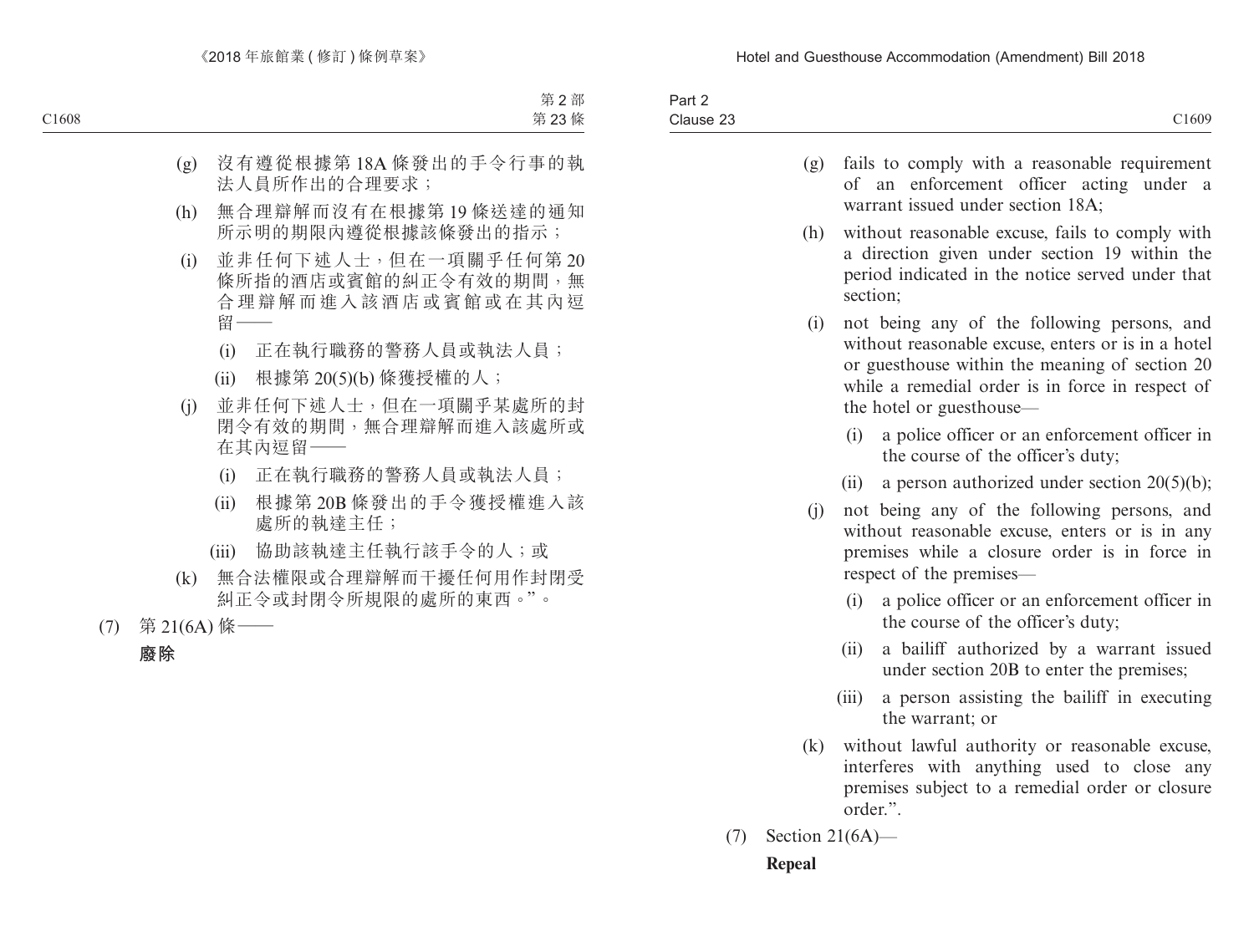(g) 沒有遵從根據第 18A 條發出的手令行事的執法人員所作出的合理要求；

(h) 無合理辯解而沒有在根據第 19 條送達的通知所示明的期限內遵從根據該條發出的指示；

(i) 並非任何下述人士，但在一項關乎任何第 20 條所指的酒店或賓館的糾正令有效的期間，無合理辯解而進入該酒店或賓館或在其內逗留——

  (i) 正在執行職務的警務人員或執法人員；

  (ii) 根據第 20(5)(b) 條獲授權的人；

(j) 並非任何下述人士，但在一項關乎某處所的封閉令有效的期間，無合理辯解而進入該處所或在其內逗留——

  (i) 正在執行職務的警務人員或執法人員；

  (ii) 根據第 20B 條發出的手令獲授權進入該處所的執達主任；

  (iii) 協助該執達主任執行該手令的人；或

(k) 無合法權限或合理辯解而干擾任何用作封閉受糾正令或封閉令所規限的處所的東西。”。

(7) 第 21(6A) 條——

**廢除**

(g) fails to comply with a reasonable requirement of an enforcement officer acting under a warrant issued under section 18A;

(h) without reasonable excuse, fails to comply with a direction given under section 19 within the period indicated in the notice served under that section;

(i) not being any of the following persons, and without reasonable excuse, enters or is in a hotel or guesthouse within the meaning of section 20 while a remedial order is in force in respect of the hotel or guesthouse—

  (i) a police officer or an enforcement officer in the course of the officer's duty;

  (ii) a person authorized under section 20(5)(b);

(j) not being any of the following persons, and without reasonable excuse, enters or is in any premises while a closure order is in force in respect of the premises—

  (i) a police officer or an enforcement officer in the course of the officer's duty;

  (ii) a bailiff authorized by a warrant issued under section 20B to enter the premises;

  (iii) a person assisting the bailiff in executing the warrant; or

(k) without lawful authority or reasonable excuse, interferes with anything used to close any premises subject to a remedial order or closure order.”.

(7) Section 21(6A)—

**Repeal**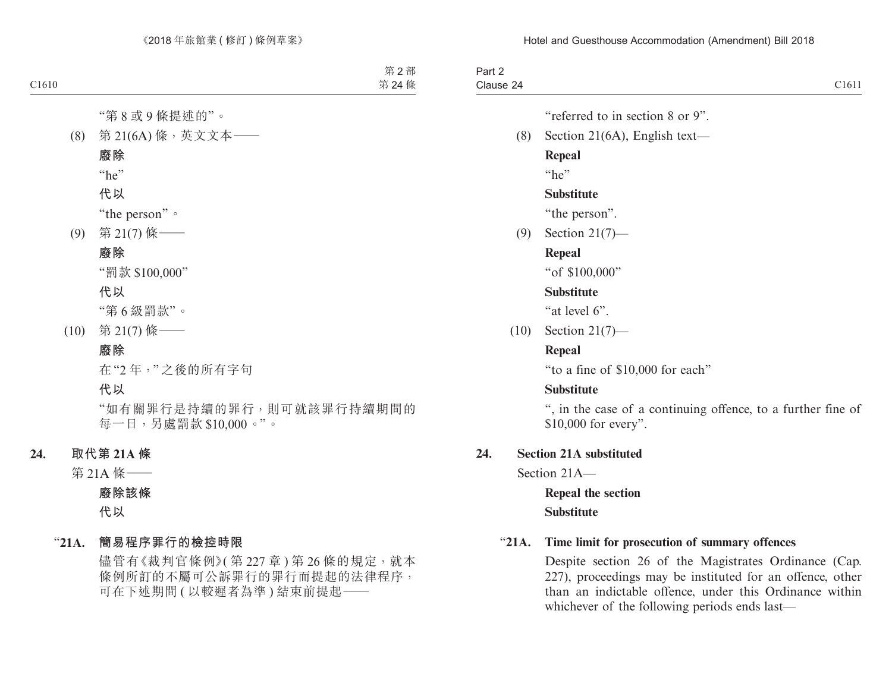"第 8 或 9 條提述的"。

(8) 第 21(6A) 條，英文文本——

**廢除**

"he"

**代以**

"the person"。

(9) 第 21(7) 條——

**廢除**

"罰款 $100,000"

**代以**

"第 6 級罰款"。

(10) 第 21(7) 條——

**廢除**

在"2 年，"之後的所有字句

**代以**

"如有關罪行是持續的罪行，則可就該罪行持續期間的每一日，另處罰款 $10,000。"。

**24. 取代第 21A 條**

第 21A 條——

**廢除該條**

**代以**

"**21A. 簡易程序罪行的檢控時限**

儘管有《裁判官條例》(第 227 章) 第 26 條的規定，就本條例所訂的不屬可公訴罪行的罪行而提起的法律程序，可在下述期間 (以較遲者為準) 結束前提起——

"referred to in section 8 or 9".

(8) Section 21(6A), English text—

**Repeal**

"he"

**Substitute**

"the person".

(9) Section 21(7)—

**Repeal**

"of $100,000"

**Substitute**

"at level 6".

(10) Section 21(7)—

**Repeal**

"to a fine of $10,000 for each"

**Substitute**

", in the case of a continuing offence, to a further fine of $10,000 for every".

**24. Section 21A substituted**

Section 21A—

**Repeal the section**

**Substitute**

"**21A. Time limit for prosecution of summary offences**

Despite section 26 of the Magistrates Ordinance (Cap. 227), proceedings may be instituted for an offence, other than an indictable offence, under this Ordinance within whichever of the following periods ends last—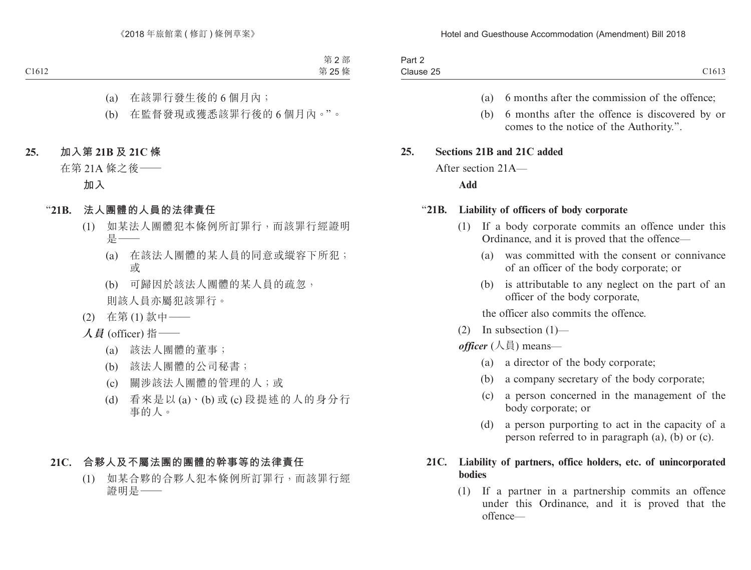(a) 在該罪行發生後的 6 個月內；

(b) 在監督發現或獲悉該罪行後的 6 個月內。”。

**25. 加入第 21B 及 21C 條**

在第 21A 條之後——

**加入**

**“21B. 法人團體的人員的法律責任**

(1) 如某法人團體犯本條例所訂罪行，而該罪行經證明是——

(a) 在該法人團體的某人員的同意或縱容下所犯；或

(b) 可歸因於該法人團體的某人員的疏忽，

則該人員亦屬犯該罪行。

(2) 在第 (1) 款中——

***人員*** (officer) 指——

(a) 該法人團體的董事；

(b) 該法人團體的公司秘書；

(c) 關涉該法人團體的管理的人；或

(d) 看來是以 (a)、(b) 或 (c) 段提述的人的身分行事的人。

**21C. 合夥人及不屬法團的團體的幹事等的法律責任**

(1) 如某合夥的合夥人犯本條例所訂罪行，而該罪行經證明是——

---

(a) 6 months after the commission of the offence;

(b) 6 months after the offence is discovered by or comes to the notice of the Authority.”.

**25. Sections 21B and 21C added**

After section 21A—

**Add**

**“21B. Liability of officers of body corporate**

(1) If a body corporate commits an offence under this Ordinance, and it is proved that the offence—

(a) was committed with the consent or connivance of an officer of the body corporate; or

(b) is attributable to any neglect on the part of an officer of the body corporate,

the officer also commits the offence.

(2) In subsection (1)—

***officer*** (人員) means—

(a) a director of the body corporate;

(b) a company secretary of the body corporate;

(c) a person concerned in the management of the body corporate; or

(d) a person purporting to act in the capacity of a person referred to in paragraph (a), (b) or (c).

**21C. Liability of partners, office holders, etc. of unincorporated bodies**

(1) If a partner in a partnership commits an offence under this Ordinance, and it is proved that the offence—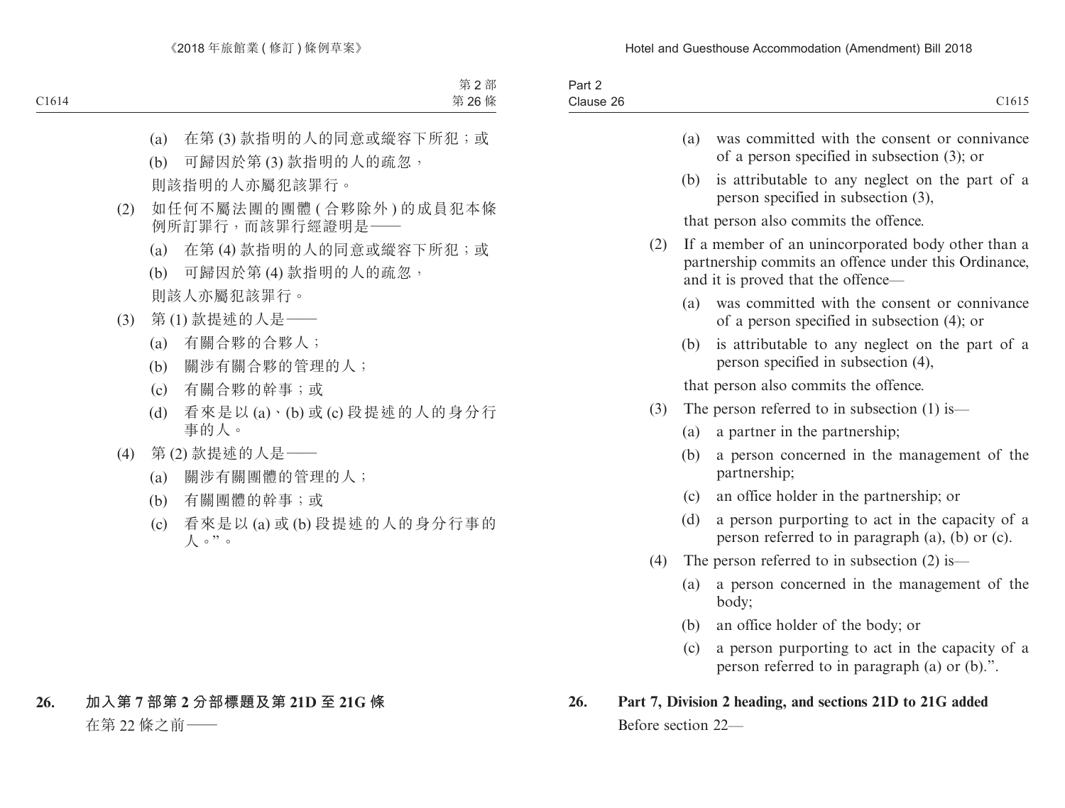(a) 在第 (3) 款指明的人的同意或縱容下所犯；或

(b) 可歸因於第 (3) 款指明的人的疏忽，

則該指明的人亦屬犯該罪行。

(2) 如任何不屬法團的團體 (合夥除外) 的成員犯本條例所訂罪行，而該罪行經證明是——

(a) 在第 (4) 款指明的人的同意或縱容下所犯；或

(b) 可歸因於第 (4) 款指明的人的疏忽，

則該人亦屬犯該罪行。

(3) 第 (1) 款提述的人是——

(a) 有關合夥的合夥人；

(b) 關涉有關合夥的管理的人；

(c) 有關合夥的幹事；或

(d) 看來是以 (a)、(b) 或 (c) 段提述的人的身分行事的人。

(4) 第 (2) 款提述的人是——

(a) 關涉有關團體的管理的人；

(b) 有關團體的幹事；或

(c) 看來是以 (a) 或 (b) 段提述的人的身分行事的人。”。

**26. 加入第 7 部第 2 分部標題及第 21D 至 21G 條**

在第 22 條之前——

(a) was committed with the consent or connivance of a person specified in subsection (3); or

(b) is attributable to any neglect on the part of a person specified in subsection (3),

that person also commits the offence.

(2) If a member of an unincorporated body other than a partnership commits an offence under this Ordinance, and it is proved that the offence—

(a) was committed with the consent or connivance of a person specified in subsection (4); or

(b) is attributable to any neglect on the part of a person specified in subsection (4),

that person also commits the offence.

(3) The person referred to in subsection (1) is—

(a) a partner in the partnership;

(b) a person concerned in the management of the partnership;

(c) an office holder in the partnership; or

(d) a person purporting to act in the capacity of a person referred to in paragraph (a), (b) or (c).

(4) The person referred to in subsection (2) is—

(a) a person concerned in the management of the body;

(b) an office holder of the body; or

(c) a person purporting to act in the capacity of a person referred to in paragraph (a) or (b).”.

**26. Part 7, Division 2 heading, and sections 21D to 21G added**

Before section 22—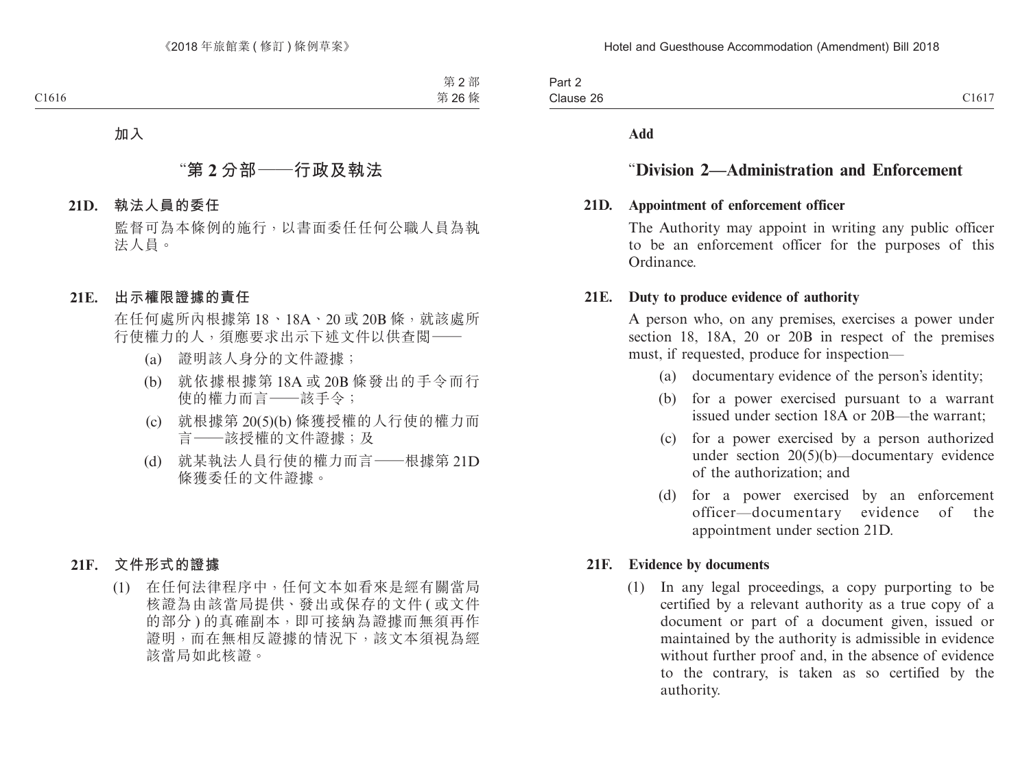加入

# "第 2 分部——行政及執法

**21D. 執法人員的委任**

監督可為本條例的施行，以書面委任任何公職人員為執法人員。

**21E. 出示權限證據的責任**

在任何處所內根據第 18、18A、20 或 20B 條，就該處所行使權力的人，須應要求出示下述文件以供查閱——

(a) 證明該人身分的文件證據；

(b) 就依據根據第 18A 或 20B 條發出的手令而行使的權力而言——該手令；

(c) 就根據第 20(5)(b) 條獲授權的人行使的權力而言——該授權的文件證據；及

(d) 就某執法人員行使的權力而言——根據第 21D 條獲委任的文件證據。

**21F. 文件形式的證據**

(1) 在任何法律程序中，任何文本如看來是經有關當局核證為由該當局提供、發出或保存的文件 (或文件的部分) 的真確副本，即可接納為證據而無須再作證明，而在無相反證據的情況下，該文本須視為經該當局如此核證。

**Add**

# "Division 2—Administration and Enforcement

**21D. Appointment of enforcement officer**

The Authority may appoint in writing any public officer to be an enforcement officer for the purposes of this Ordinance.

**21E. Duty to produce evidence of authority**

A person who, on any premises, exercises a power under section 18, 18A, 20 or 20B in respect of the premises must, if requested, produce for inspection—

(a) documentary evidence of the person's identity;

(b) for a power exercised pursuant to a warrant issued under section 18A or 20B—the warrant;

(c) for a power exercised by a person authorized under section 20(5)(b)—documentary evidence of the authorization; and

(d) for a power exercised by an enforcement officer—documentary evidence of the appointment under section 21D.

**21F. Evidence by documents**

(1) In any legal proceedings, a copy purporting to be certified by a relevant authority as a true copy of a document or part of a document given, issued or maintained by the authority is admissible in evidence without further proof and, in the absence of evidence to the contrary, is taken as so certified by the authority.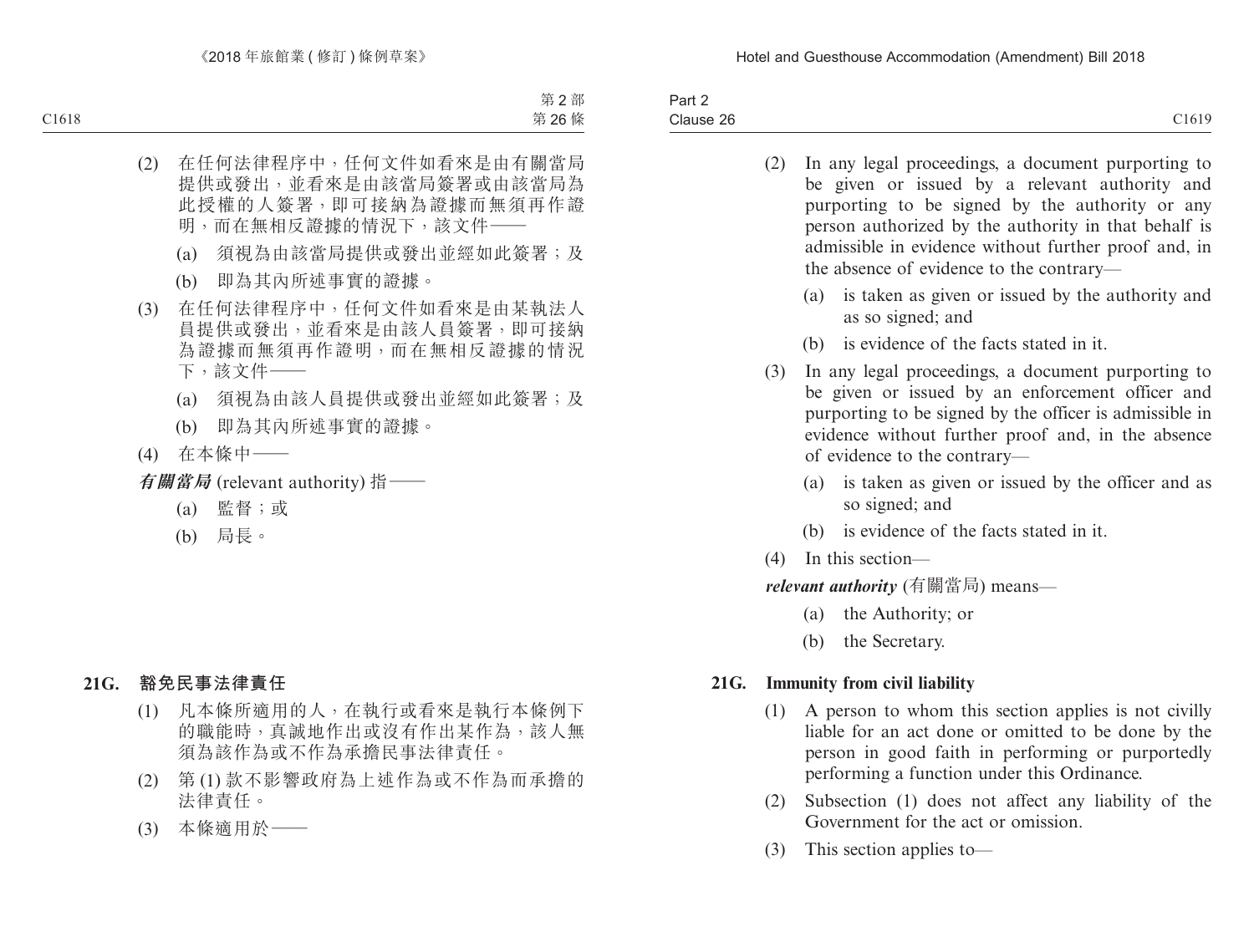(2) 在任何法律程序中，任何文件如看來是由有關當局提供或發出，並看來是由該當局簽署或由該當局為此授權的人簽署，即可接納為證據而無須再作證明，而在無相反證據的情況下，該文件——

(a) 須視為由該當局提供或發出並經如此簽署；及

(b) 即為其內所述事實的證據。

(3) 在任何法律程序中，任何文件如看來是由某執法人員提供或發出，並看來是由該人員簽署，即可接納為證據而無須再作證明，而在無相反證據的情況下，該文件——

(a) 須視為由該人員提供或發出並經如此簽署；及

(b) 即為其內所述事實的證據。

(4) 在本條中——

***有關當局*** (relevant authority) 指——

(a) 監督；或

(b) 局長。

### 21G. 豁免民事法律責任

(1) 凡本條所適用的人，在執行或看來是執行本條例下的職能時，真誠地作出或沒有作出某作為，該人無須為該作為或不作為承擔民事法律責任。

(2) 第 (1) 款不影響政府為上述作為或不作為而承擔的法律責任。

(3) 本條適用於——

(2) In any legal proceedings, a document purporting to be given or issued by a relevant authority and purporting to be signed by the authority or any person authorized by the authority in that behalf is admissible in evidence without further proof and, in the absence of evidence to the contrary—

(a) is taken as given or issued by the authority and as so signed; and

(b) is evidence of the facts stated in it.

(3) In any legal proceedings, a document purporting to be given or issued by an enforcement officer and purporting to be signed by the officer is admissible in evidence without further proof and, in the absence of evidence to the contrary—

(a) is taken as given or issued by the officer and as so signed; and

(b) is evidence of the facts stated in it.

(4) In this section—

***relevant authority*** (有關當局) means—

(a) the Authority; or

(b) the Secretary.

### 21G. Immunity from civil liability

(1) A person to whom this section applies is not civilly liable for an act done or omitted to be done by the person in good faith in performing or purportedly performing a function under this Ordinance.

(2) Subsection (1) does not affect any liability of the Government for the act or omission.

(3) This section applies to—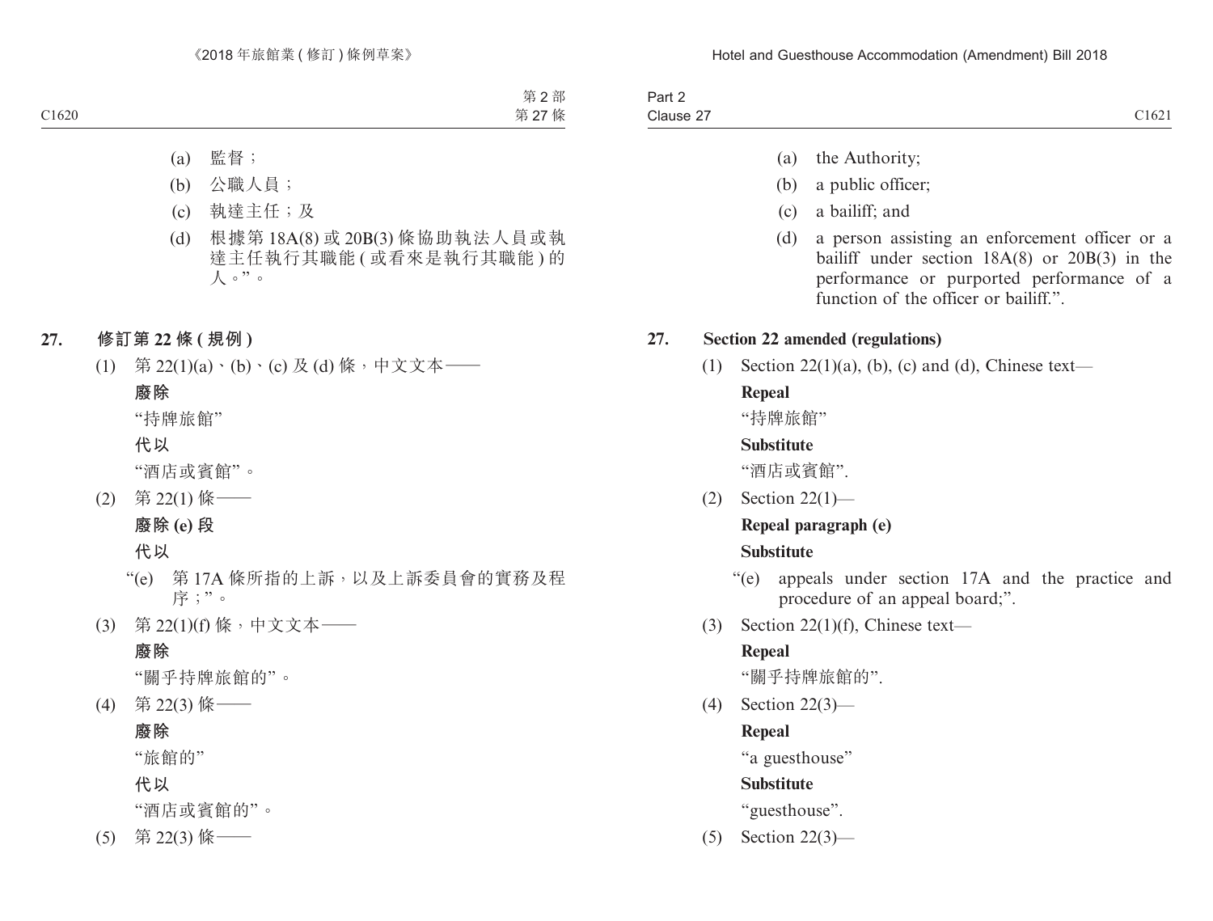(a) 監督；

(b) 公職人員；

(c) 執達主任；及

(d) 根據第 18A(8) 或 20B(3) 條協助執法人員或執達主任執行其職能 (或看來是執行其職能) 的人。”。

**27. 修訂第 22 條 (規例)**

(1) 第 22(1)(a)、(b)、(c) 及 (d) 條，中文文本——

**廢除**

“持牌旅館”

**代以**

“酒店或賓館”。

(2) 第 22(1) 條——

**廢除 (e) 段**

**代以**

“(e) 第 17A 條所指的上訴，以及上訴委員會的實務及程序；”。

(3) 第 22(1)(f) 條，中文文本——

**廢除**

“關乎持牌旅館的”。

(4) 第 22(3) 條——

**廢除**

“旅館的”

**代以**

“酒店或賓館的”。

(5) 第 22(3) 條——

(a) the Authority;

(b) a public officer;

(c) a bailiff; and

(d) a person assisting an enforcement officer or a bailiff under section 18A(8) or 20B(3) in the performance or purported performance of a function of the officer or bailiff.”.

**27. Section 22 amended (regulations)**

(1) Section 22(1)(a), (b), (c) and (d), Chinese text—

**Repeal**

“持牌旅館”

**Substitute**

“酒店或賓館”.

(2) Section 22(1)—

**Repeal paragraph (e)**

**Substitute**

“(e) appeals under section 17A and the practice and procedure of an appeal board;”.

(3) Section 22(1)(f), Chinese text—

**Repeal**

“關乎持牌旅館的”.

(4) Section 22(3)—

**Repeal**

“a guesthouse”

**Substitute**

“guesthouse”.

(5) Section 22(3)—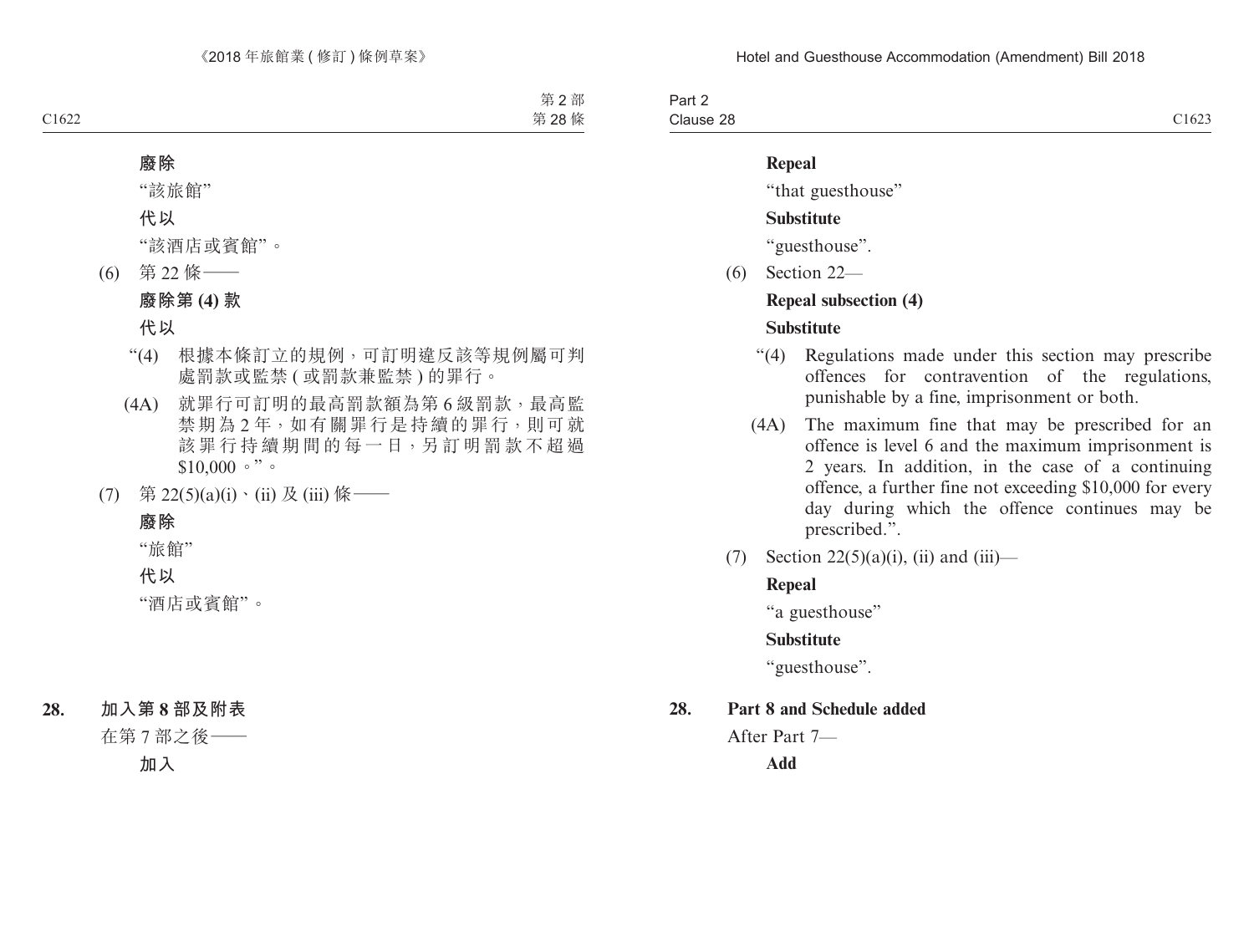**廢除**

"該旅館"

**代以**

"該酒店或賓館"。

(6) 第 22 條——

**廢除第 (4) 款**

**代以**

"(4) 根據本條訂立的規例，可訂明違反該等規例屬可判處罰款或監禁 (或罰款兼監禁) 的罪行。

(4A) 就罪行可訂明的最高罰款額為第 6 級罰款，最高監禁期為 2 年，如有關罪行是持續的罪行，則可就該罪行持續期間的每一日，另訂明罰款不超過 $10,000。"。

(7) 第 22(5)(a)(i)、(ii) 及 (iii) 條——

**廢除**

"旅館"

**代以**

"酒店或賓館"。

**28. 加入第 8 部及附表**

在第 7 部之後——

**加入**

**Repeal**

"that guesthouse"

**Substitute**

"guesthouse".

(6) Section 22—

**Repeal subsection (4)**

**Substitute**

"(4) Regulations made under this section may prescribe offences for contravention of the regulations, punishable by a fine, imprisonment or both.

(4A) The maximum fine that may be prescribed for an offence is level 6 and the maximum imprisonment is 2 years. In addition, in the case of a continuing offence, a further fine not exceeding $10,000 for every day during which the offence continues may be prescribed.".

(7) Section 22(5)(a)(i), (ii) and (iii)—

**Repeal**

"a guesthouse"

**Substitute**

"guesthouse".

**28. Part 8 and Schedule added**

After Part 7—

**Add**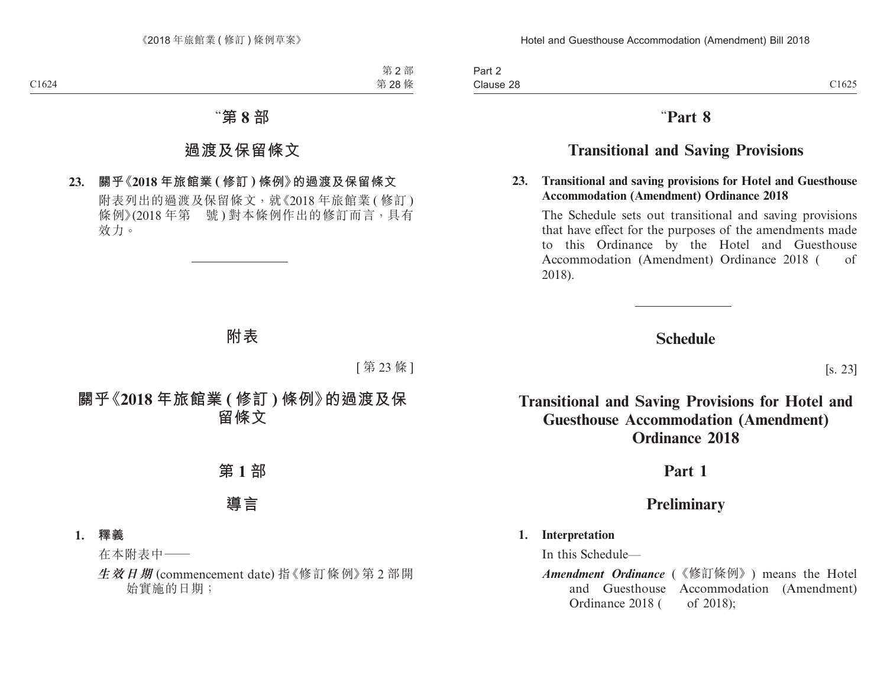“第 8 部

## 過渡及保留條文

**23. 關乎《2018 年旅館業 ( 修訂 ) 條例》的過渡及保留條文**

附表列出的過渡及保留條文，就《2018 年旅館業 ( 修訂 ) 條例》(2018 年第　號 ) 對本條例作出的修訂而言，具有效力。

---

## 附表

[ 第 23 條 ]

## 關乎《2018 年旅館業 ( 修訂 ) 條例》的過渡及保留條文

## 第 1 部

## 導言

**1. 釋義**

在本附表中——

***生效日期*** (commencement date) 指《修訂條例》第 2 部開始實施的日期；

“Part 8

## Transitional and Saving Provisions

**23. Transitional and saving provisions for Hotel and Guesthouse Accommodation (Amendment) Ordinance 2018**

The Schedule sets out transitional and saving provisions that have effect for the purposes of the amendments made to this Ordinance by the Hotel and Guesthouse Accommodation (Amendment) Ordinance 2018 (　　of 2018).

---

## Schedule

[s. 23]

## Transitional and Saving Provisions for Hotel and Guesthouse Accommodation (Amendment) Ordinance 2018

## Part 1

## Preliminary

**1. Interpretation**

In this Schedule—

***Amendment Ordinance*** (《修訂條例》) means the Hotel and Guesthouse Accommodation (Amendment) Ordinance 2018 (　　of 2018);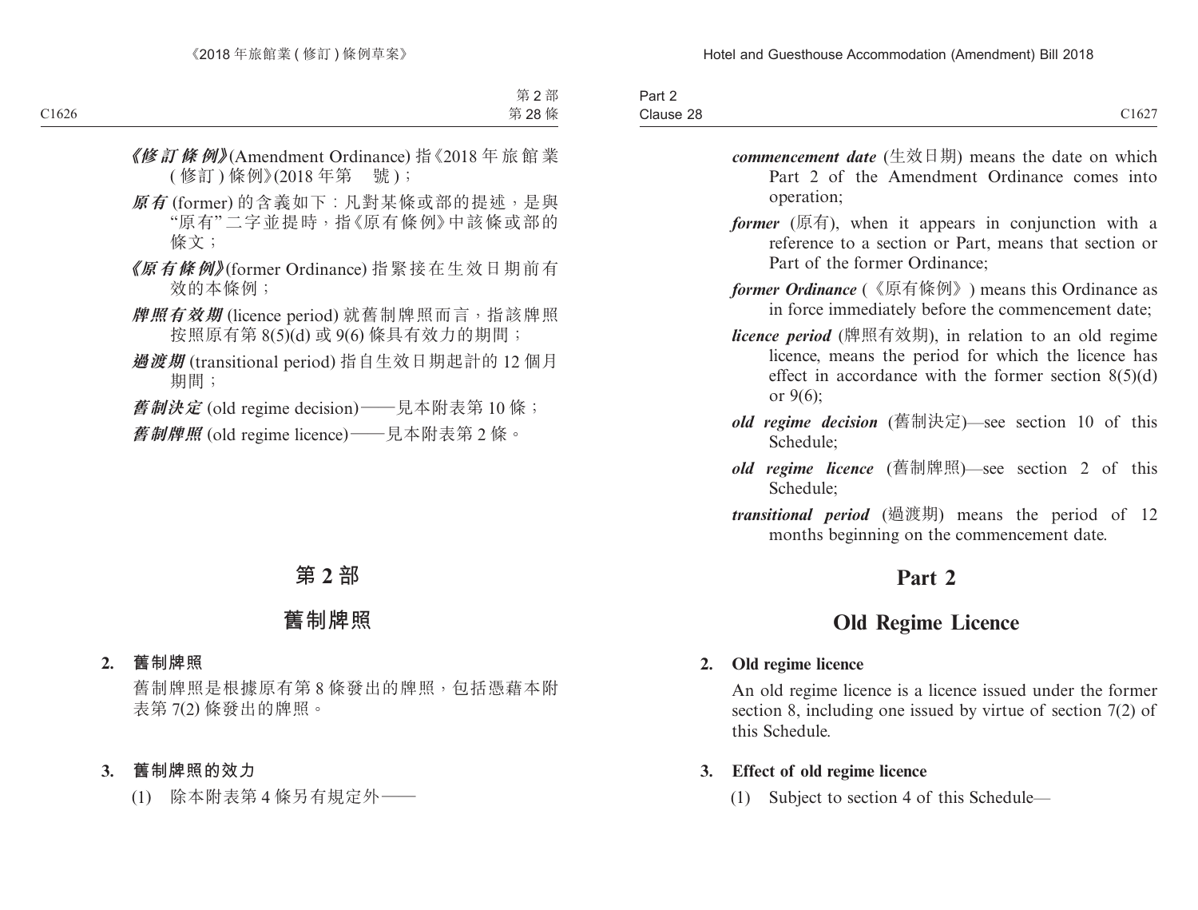***《修訂條例》***(Amendment Ordinance) 指《2018 年旅館業 (修訂) 條例》(2018 年第　號)；

***原有*** (former) 的含義如下：凡對某條或部的提述，是與"原有"二字並提時，指《原有條例》中該條或部的條文；

***《原有條例》***(former Ordinance) 指緊接在生效日期前有效的本條例；

***牌照有效期*** (licence period) 就舊制牌照而言，指該牌照按照原有第 8(5)(d) 或 9(6) 條具有效力的期間；

***過渡期*** (transitional period) 指自生效日期起計的 12 個月期間；

***舊制決定*** (old regime decision)——見本附表第 10 條；

***舊制牌照*** (old regime licence)——見本附表第 2 條。

## 第 2 部

## 舊制牌照

**2. 舊制牌照**

舊制牌照是根據原有第 8 條發出的牌照，包括憑藉本附表第 7(2) 條發出的牌照。

**3. 舊制牌照的效力**

(1) 除本附表第 4 條另有規定外——

***commencement date*** (生效日期) means the date on which Part 2 of the Amendment Ordinance comes into operation;

***former*** (原有), when it appears in conjunction with a reference to a section or Part, means that section or Part of the former Ordinance;

***former Ordinance*** (《原有條例》) means this Ordinance as in force immediately before the commencement date;

***licence period*** (牌照有效期), in relation to an old regime licence, means the period for which the licence has effect in accordance with the former section 8(5)(d) or 9(6);

***old regime decision*** (舊制決定)—see section 10 of this Schedule;

***old regime licence*** (舊制牌照)—see section 2 of this Schedule;

***transitional period*** (過渡期) means the period of 12 months beginning on the commencement date.

## Part 2

## Old Regime Licence

**2. Old regime licence**

An old regime licence is a licence issued under the former section 8, including one issued by virtue of section 7(2) of this Schedule.

**3. Effect of old regime licence**

(1) Subject to section 4 of this Schedule—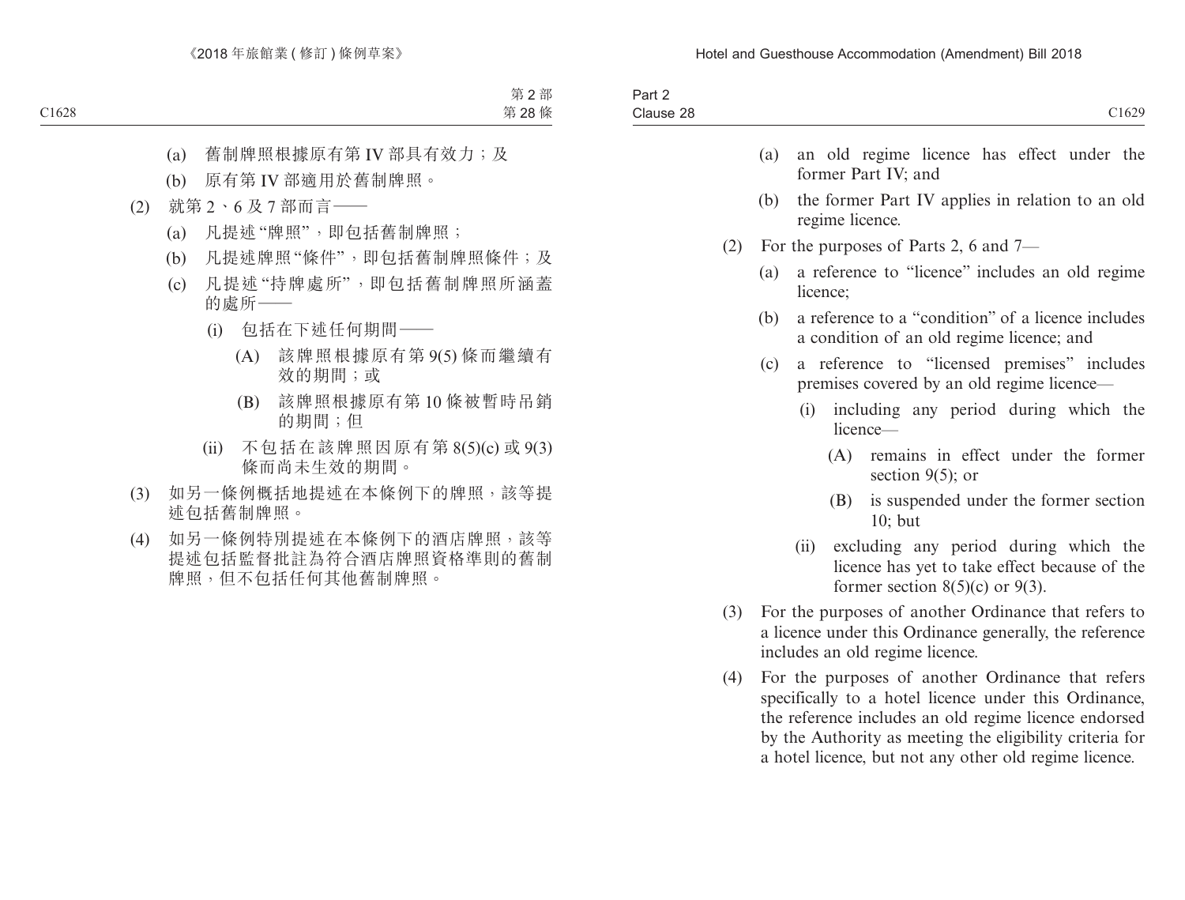(a) 舊制牌照根據原有第 IV 部具有效力；及

(b) 原有第 IV 部適用於舊制牌照。

(2) 就第 2、6 及 7 部而言——

(a) 凡提述“牌照”，即包括舊制牌照；

(b) 凡提述牌照“條件”，即包括舊制牌照條件；及

(c) 凡提述“持牌處所”，即包括舊制牌照所涵蓋的處所——

(i) 包括在下述任何期間——

(A) 該牌照根據原有第 9(5) 條而繼續有效的期間；或

(B) 該牌照根據原有第 10 條被暫時吊銷的期間；但

(ii) 不包括在該牌照因原有第 8(5)(c) 或 9(3) 條而尚未生效的期間。

(3) 如另一條例概括地提述在本條例下的牌照，該等提述包括舊制牌照。

(4) 如另一條例特別提述在本條例下的酒店牌照，該等提述包括監督批註為符合酒店牌照資格準則的舊制牌照，但不包括任何其他舊制牌照。

(a) an old regime licence has effect under the former Part IV; and

(b) the former Part IV applies in relation to an old regime licence.

(2) For the purposes of Parts 2, 6 and 7—

(a) a reference to “licence” includes an old regime licence;

(b) a reference to a “condition” of a licence includes a condition of an old regime licence; and

(c) a reference to “licensed premises” includes premises covered by an old regime licence—

(i) including any period during which the licence—

(A) remains in effect under the former section 9(5); or

(B) is suspended under the former section 10; but

(ii) excluding any period during which the licence has yet to take effect because of the former section 8(5)(c) or 9(3).

(3) For the purposes of another Ordinance that refers to a licence under this Ordinance generally, the reference includes an old regime licence.

(4) For the purposes of another Ordinance that refers specifically to a hotel licence under this Ordinance, the reference includes an old regime licence endorsed by the Authority as meeting the eligibility criteria for a hotel licence, but not any other old regime licence.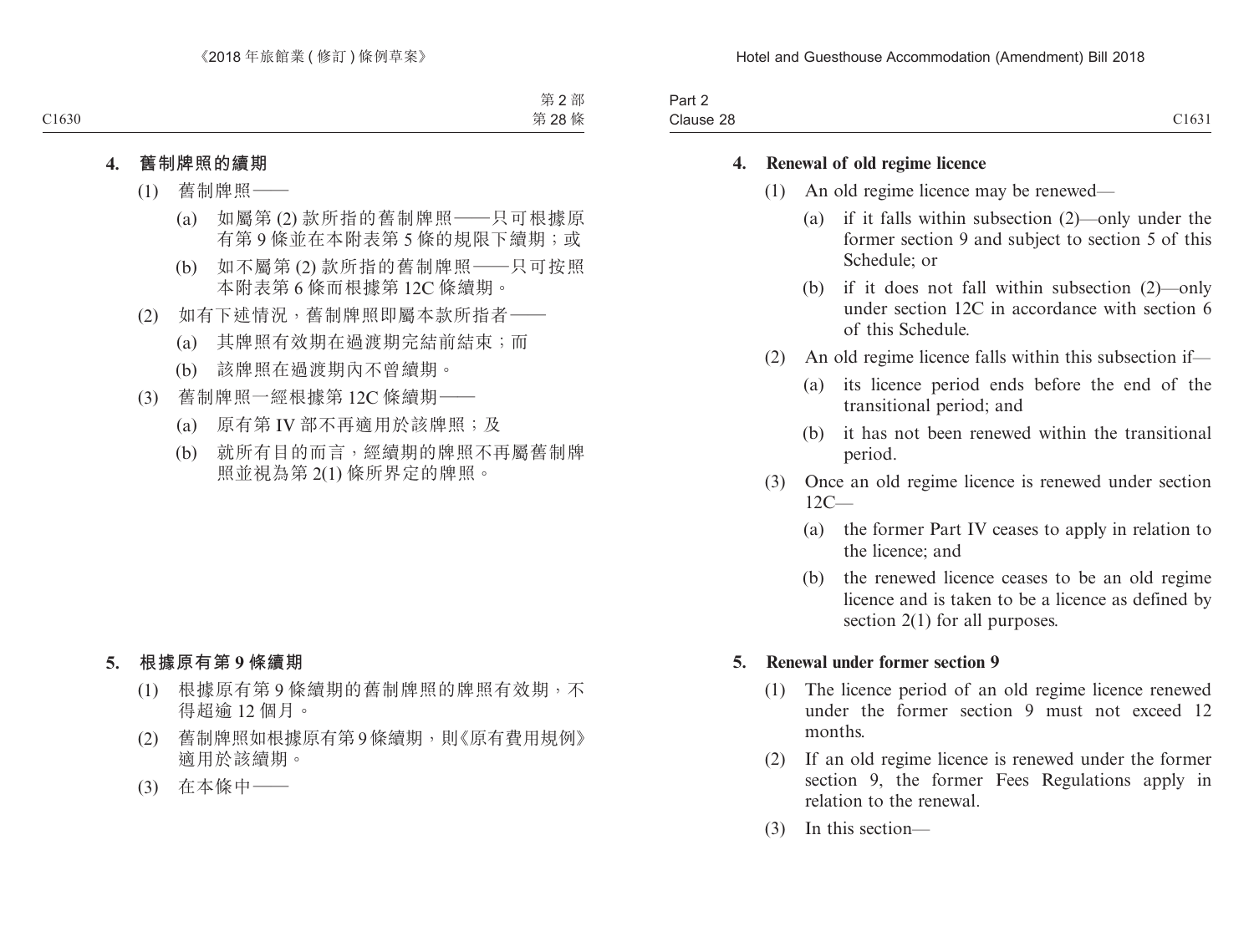## 4. 舊制牌照的續期

(1) 舊制牌照——

(a) 如屬第 (2) 款所指的舊制牌照——只可根據原有第 9 條並在本附表第 5 條的規限下續期；或

(b) 如不屬第 (2) 款所指的舊制牌照——只可按照本附表第 6 條而根據第 12C 條續期。

(2) 如有下述情況，舊制牌照即屬本款所指者——

(a) 其牌照有效期在過渡期完結前結束；而

(b) 該牌照在過渡期內不曾續期。

(3) 舊制牌照一經根據第 12C 條續期——

(a) 原有第 IV 部不再適用於該牌照；及

(b) 就所有目的而言，經續期的牌照不再屬舊制牌照並視為第 2(1) 條所界定的牌照。

## 5. 根據原有第 9 條續期

(1) 根據原有第 9 條續期的舊制牌照的牌照有效期，不得超逾 12 個月。

(2) 舊制牌照如根據原有第 9 條續期，則《原有費用規例》適用於該續期。

(3) 在本條中——

## 4. Renewal of old regime licence

(1) An old regime licence may be renewed—

(a) if it falls within subsection (2)—only under the former section 9 and subject to section 5 of this Schedule; or

(b) if it does not fall within subsection (2)—only under section 12C in accordance with section 6 of this Schedule.

(2) An old regime licence falls within this subsection if—

(a) its licence period ends before the end of the transitional period; and

(b) it has not been renewed within the transitional period.

(3) Once an old regime licence is renewed under section 12C—

(a) the former Part IV ceases to apply in relation to the licence; and

(b) the renewed licence ceases to be an old regime licence and is taken to be a licence as defined by section 2(1) for all purposes.

## 5. Renewal under former section 9

(1) The licence period of an old regime licence renewed under the former section 9 must not exceed 12 months.

(2) If an old regime licence is renewed under the former section 9, the former Fees Regulations apply in relation to the renewal.

(3) In this section—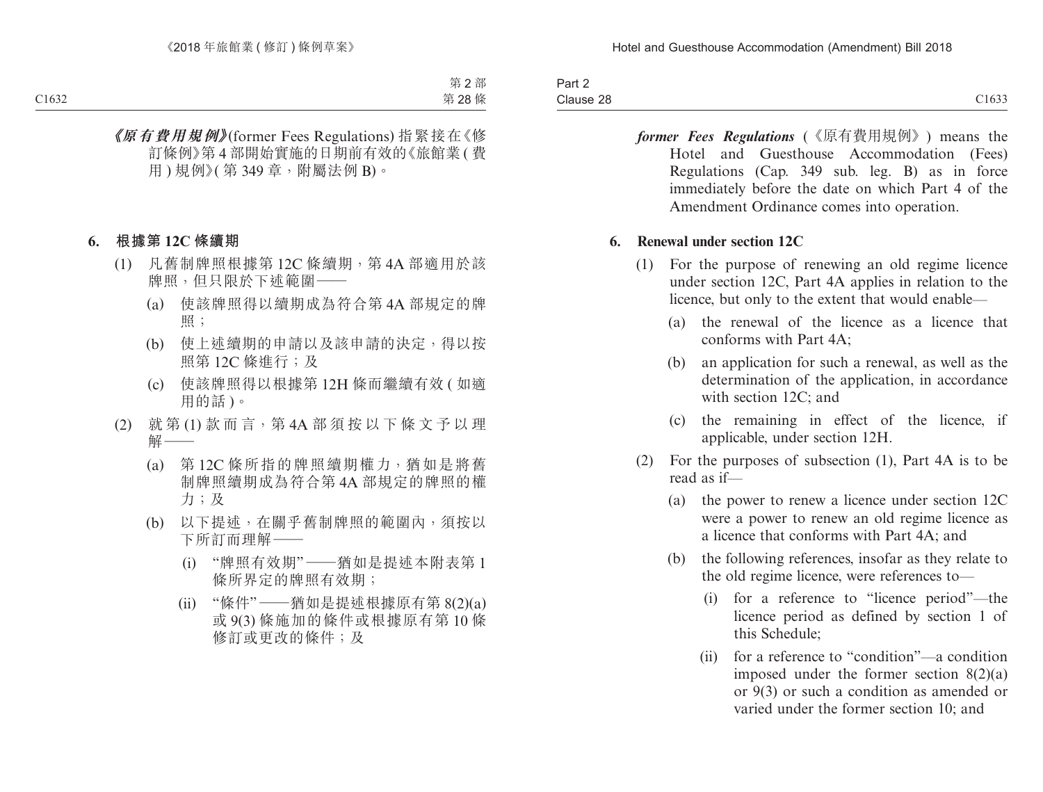***《原有費用規例》***(former Fees Regulations) 指緊接在《修訂條例》第 4 部開始實施的日期前有效的《旅館業 ( 費用 ) 規例》( 第 349 章，附屬法例 B)。

**6. 根據第 12C 條續期**

(1) 凡舊制牌照根據第 12C 條續期，第 4A 部適用於該牌照，但只限於下述範圍——

(a) 使該牌照得以續期成為符合第 4A 部規定的牌照；

(b) 使上述續期的申請以及該申請的決定，得以按照第 12C 條進行；及

(c) 使該牌照得以根據第 12H 條而繼續有效 ( 如適用的話 )。

(2) 就第 (1) 款而言，第 4A 部須按以下條文予以理解——

(a) 第 12C 條所指的牌照續期權力，猶如是將舊制牌照續期成為符合第 4A 部規定的牌照的權力；及

(b) 以下提述，在關乎舊制牌照的範圍內，須按以下所訂而理解——

(i) "牌照有效期"——猶如是提述本附表第 1 條所界定的牌照有效期；

(ii) "條件"——猶如是提述根據原有第 8(2)(a) 或 9(3) 條施加的條件或根據原有第 10 條修訂或更改的條件；及

***former Fees Regulations*** (《原有費用規例》) means the Hotel and Guesthouse Accommodation (Fees) Regulations (Cap. 349 sub. leg. B) as in force immediately before the date on which Part 4 of the Amendment Ordinance comes into operation.

**6. Renewal under section 12C**

(1) For the purpose of renewing an old regime licence under section 12C, Part 4A applies in relation to the licence, but only to the extent that would enable—

(a) the renewal of the licence as a licence that conforms with Part 4A;

(b) an application for such a renewal, as well as the determination of the application, in accordance with section 12C; and

(c) the remaining in effect of the licence, if applicable, under section 12H.

(2) For the purposes of subsection (1), Part 4A is to be read as if—

(a) the power to renew a licence under section 12C were a power to renew an old regime licence as a licence that conforms with Part 4A; and

(b) the following references, insofar as they relate to the old regime licence, were references to—

(i) for a reference to "licence period"—the licence period as defined by section 1 of this Schedule;

(ii) for a reference to "condition"—a condition imposed under the former section 8(2)(a) or 9(3) or such a condition as amended or varied under the former section 10; and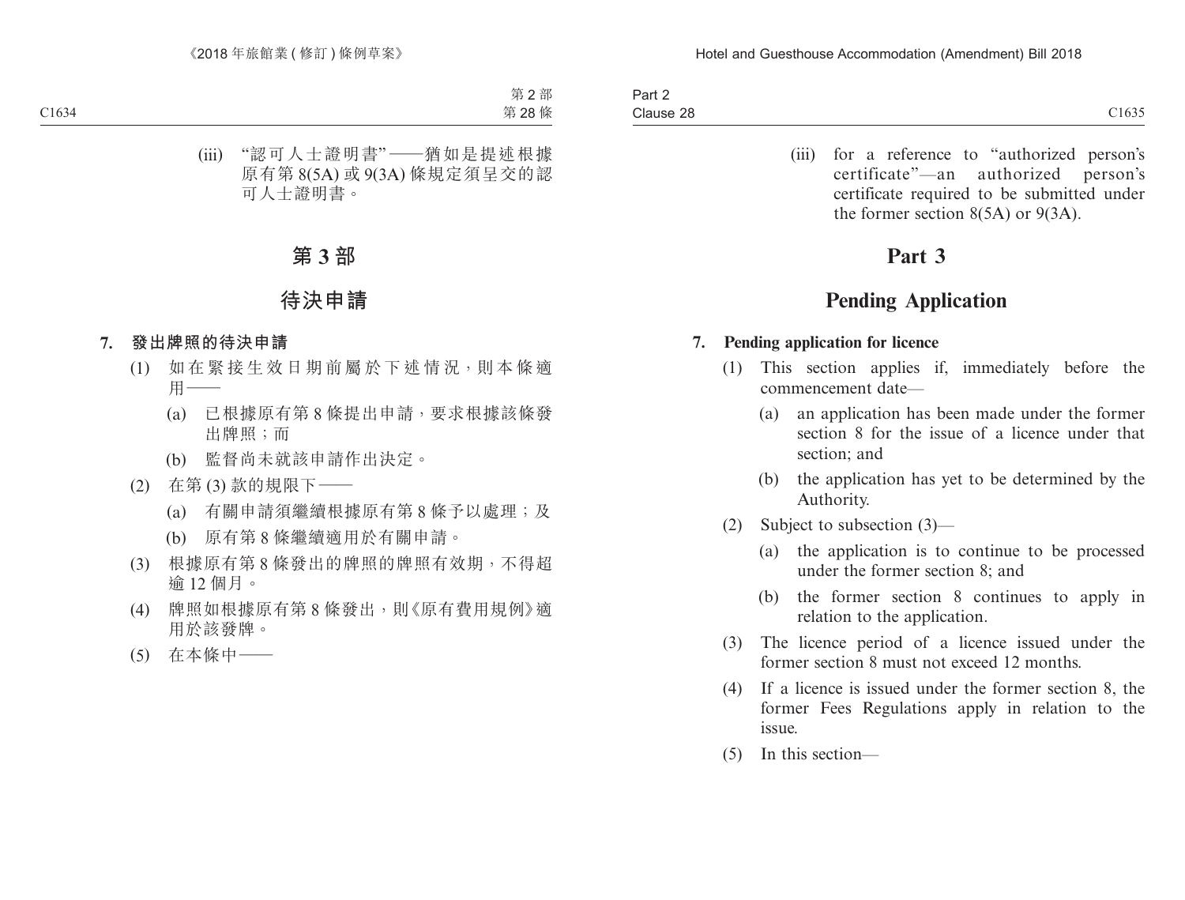(iii) “認可人士證明書”——猶如是提述根據原有第 8(5A) 或 9(3A) 條規定須呈交的認可人士證明書。

# 第 3 部

## 待決申請

### 7. 發出牌照的待決申請

(1) 如在緊接生效日期前屬於下述情況，則本條適用——

(a) 已根據原有第 8 條提出申請，要求根據該條發出牌照；而

(b) 監督尚未就該申請作出決定。

(2) 在第 (3) 款的規限下——

(a) 有關申請須繼續根據原有第 8 條予以處理；及

(b) 原有第 8 條繼續適用於有關申請。

(3) 根據原有第 8 條發出的牌照的牌照有效期，不得超逾 12 個月。

(4) 牌照如根據原有第 8 條發出，則《原有費用規例》適用於該發牌。

(5) 在本條中——

(iii) for a reference to “authorized person’s certificate”—an authorized person’s certificate required to be submitted under the former section 8(5A) or 9(3A).

# Part 3

## Pending Application

### 7. Pending application for licence

(1) This section applies if, immediately before the commencement date—

(a) an application has been made under the former section 8 for the issue of a licence under that section; and

(b) the application has yet to be determined by the Authority.

(2) Subject to subsection (3)—

(a) the application is to continue to be processed under the former section 8; and

(b) the former section 8 continues to apply in relation to the application.

(3) The licence period of a licence issued under the former section 8 must not exceed 12 months.

(4) If a licence is issued under the former section 8, the former Fees Regulations apply in relation to the issue.

(5) In this section—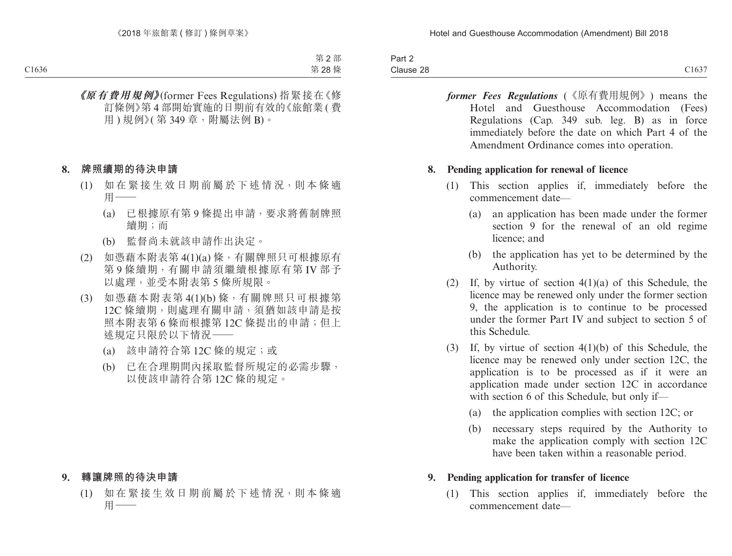***《原有費用規例》***(former Fees Regulations) 指緊接在《修訂條例》第 4 部開始實施的日期前有效的《旅館業 ( 費用 ) 規例》( 第 349 章，附屬法例 B)。

**8. 牌照續期的待決申請**

(1) 如在緊接生效日期前屬於下述情況，則本條適用——

(a) 已根據原有第 9 條提出申請，要求將舊制牌照續期；而

(b) 監督尚未就該申請作出決定。

(2) 如憑藉本附表第 4(1)(a) 條，有關牌照只可根據原有第 9 條續期，有關申請須繼續根據原有第 IV 部予以處理，並受本附表第 5 條所規限。

(3) 如憑藉本附表第 4(1)(b) 條，有關牌照只可根據第 12C 條續期，則處理有關申請，須猶如該申請是按照本附表第 6 條而根據第 12C 條提出的申請；但上述規定只限於以下情況——

(a) 該申請符合第 12C 條的規定；或

(b) 已在合理期間內採取監督所規定的必需步驟，以使該申請符合第 12C 條的規定。

**9. 轉讓牌照的待決申請**

(1) 如在緊接生效日期前屬於下述情況，則本條適用——

***former Fees Regulations*** (《原有費用規例》) means the Hotel and Guesthouse Accommodation (Fees) Regulations (Cap. 349 sub. leg. B) as in force immediately before the date on which Part 4 of the Amendment Ordinance comes into operation.

**8. Pending application for renewal of licence**

(1) This section applies if, immediately before the commencement date—

(a) an application has been made under the former section 9 for the renewal of an old regime licence; and

(b) the application has yet to be determined by the Authority.

(2) If, by virtue of section 4(1)(a) of this Schedule, the licence may be renewed only under the former section 9, the application is to continue to be processed under the former Part IV and subject to section 5 of this Schedule.

(3) If, by virtue of section 4(1)(b) of this Schedule, the licence may be renewed only under section 12C, the application is to be processed as if it were an application made under section 12C in accordance with section 6 of this Schedule, but only if—

(a) the application complies with section 12C; or

(b) necessary steps required by the Authority to make the application comply with section 12C have been taken within a reasonable period.

**9. Pending application for transfer of licence**

(1) This section applies if, immediately before the commencement date—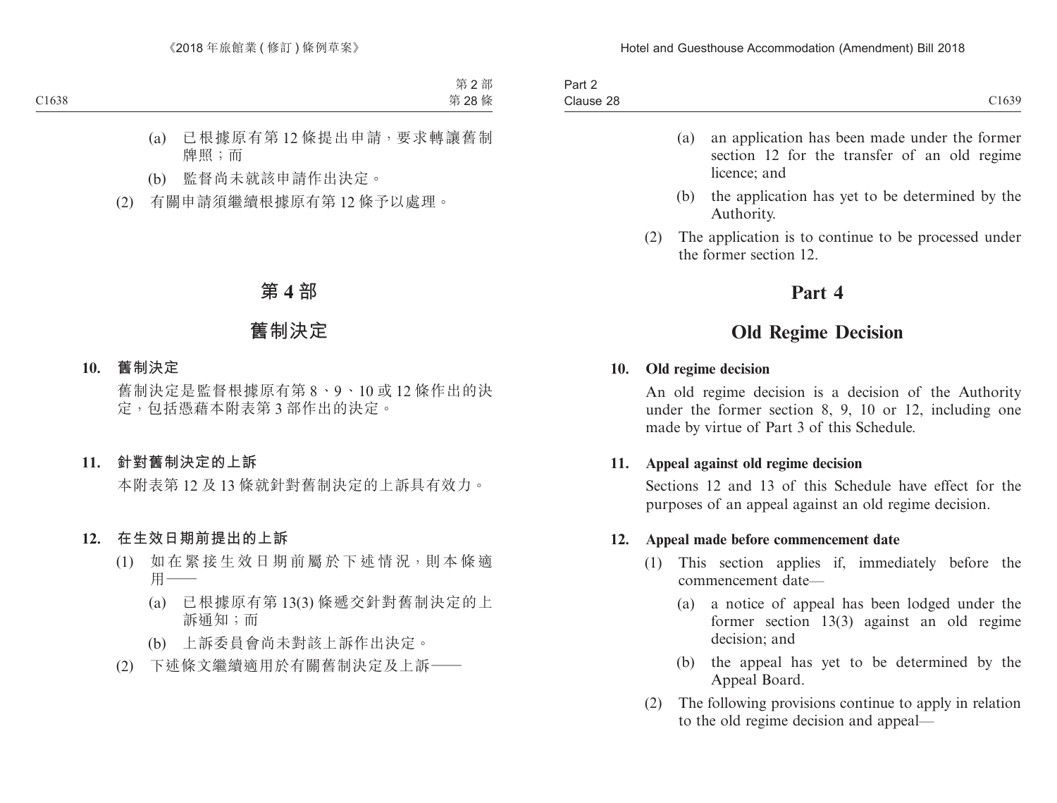(a) 已根據原有第 12 條提出申請，要求轉讓舊制牌照；而

(b) 監督尚未就該申請作出決定。

(2) 有關申請須繼續根據原有第 12 條予以處理。

# 第 4 部

# 舊制決定

**10. 舊制決定**

舊制決定是監督根據原有第 8、9、10 或 12 條作出的決定，包括憑藉本附表第 3 部作出的決定。

**11. 針對舊制決定的上訴**

本附表第 12 及 13 條就針對舊制決定的上訴具有效力。

**12. 在生效日期前提出的上訴**

(1) 如在緊接生效日期前屬於下述情況，則本條適用——

(a) 已根據原有第 13(3) 條遞交針對舊制決定的上訴通知；而

(b) 上訴委員會尚未對該上訴作出決定。

(2) 下述條文繼續適用於有關舊制決定及上訴——

(a) an application has been made under the former section 12 for the transfer of an old regime licence; and

(b) the application has yet to be determined by the Authority.

(2) The application is to continue to be processed under the former section 12.

# Part 4

# Old Regime Decision

**10. Old regime decision**

An old regime decision is a decision of the Authority under the former section 8, 9, 10 or 12, including one made by virtue of Part 3 of this Schedule.

**11. Appeal against old regime decision**

Sections 12 and 13 of this Schedule have effect for the purposes of an appeal against an old regime decision.

**12. Appeal made before commencement date**

(1) This section applies if, immediately before the commencement date—

(a) a notice of appeal has been lodged under the former section 13(3) against an old regime decision; and

(b) the appeal has yet to be determined by the Appeal Board.

(2) The following provisions continue to apply in relation to the old regime decision and appeal—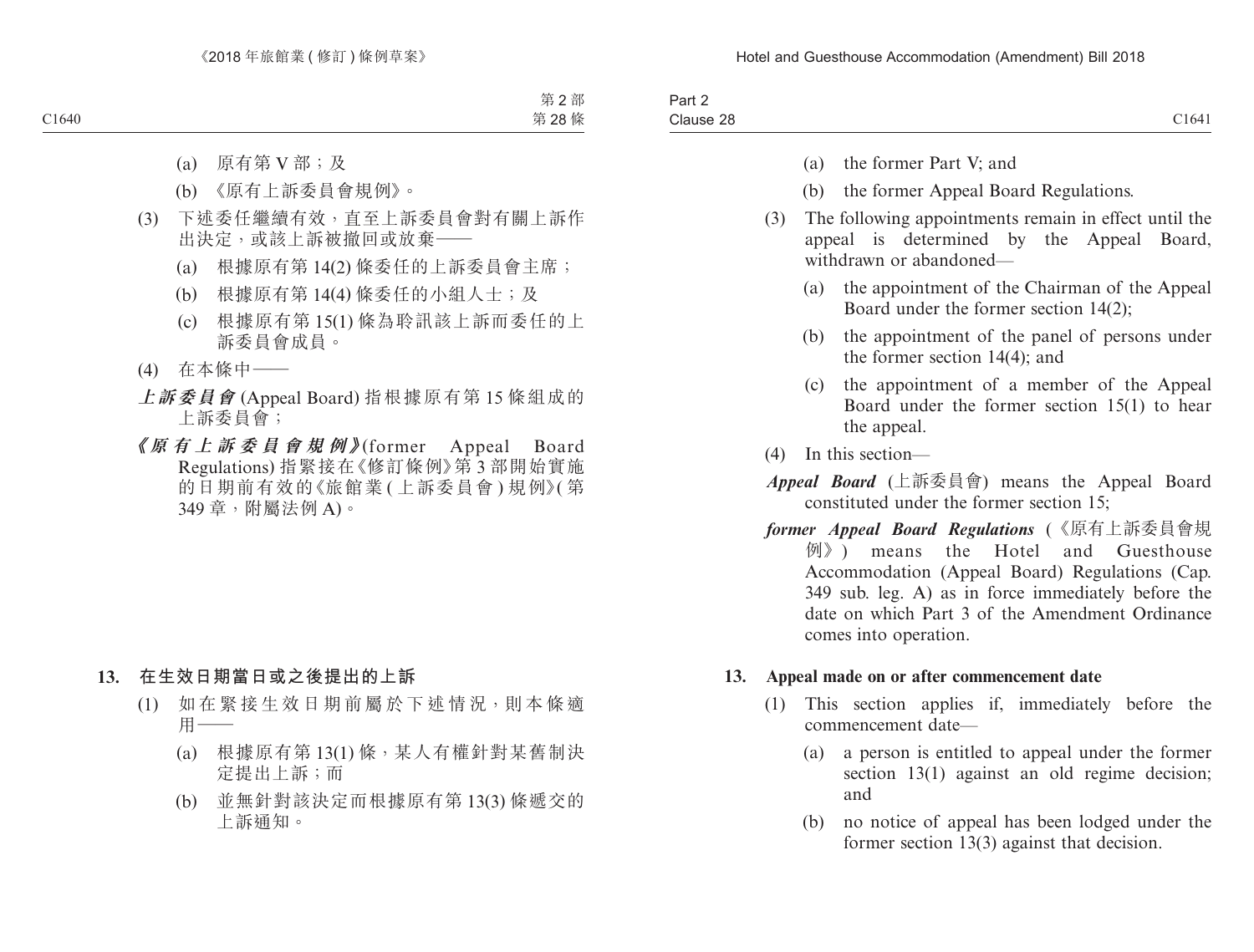(a) 原有第 V 部；及

(b) 《原有上訴委員會規例》。

(3) 下述委任繼續有效，直至上訴委員會對有關上訴作出決定，或該上訴被撤回或放棄——

(a) 根據原有第 14(2) 條委任的上訴委員會主席；

(b) 根據原有第 14(4) 條委任的小組人士；及

(c) 根據原有第 15(1) 條為聆訊該上訴而委任的上訴委員會成員。

(4) 在本條中——

***上訴委員會*** (Appeal Board) 指根據原有第 15 條組成的上訴委員會；

***《原有上訴委員會規例》***(former Appeal Board Regulations) 指緊接在《修訂條例》第 3 部開始實施的日期前有效的《旅館業 (上訴委員會) 規例》(第 349 章，附屬法例 A)。

## 13. 在生效日期當日或之後提出的上訴

(1) 如在緊接生效日期前屬於下述情況，則本條適用——

(a) 根據原有第 13(1) 條，某人有權針對某舊制決定提出上訴；而

(b) 並無針對該決定而根據原有第 13(3) 條遞交的上訴通知。

(a) the former Part V; and

(b) the former Appeal Board Regulations.

(3) The following appointments remain in effect until the appeal is determined by the Appeal Board, withdrawn or abandoned—

(a) the appointment of the Chairman of the Appeal Board under the former section 14(2);

(b) the appointment of the panel of persons under the former section 14(4); and

(c) the appointment of a member of the Appeal Board under the former section 15(1) to hear the appeal.

(4) In this section—

***Appeal Board*** (上訴委員會) means the Appeal Board constituted under the former section 15;

***former Appeal Board Regulations*** (《原有上訴委員會規例》) means the Hotel and Guesthouse Accommodation (Appeal Board) Regulations (Cap. 349 sub. leg. A) as in force immediately before the date on which Part 3 of the Amendment Ordinance comes into operation.

## 13. Appeal made on or after commencement date

(1) This section applies if, immediately before the commencement date—

(a) a person is entitled to appeal under the former section 13(1) against an old regime decision; and

(b) no notice of appeal has been lodged under the former section 13(3) against that decision.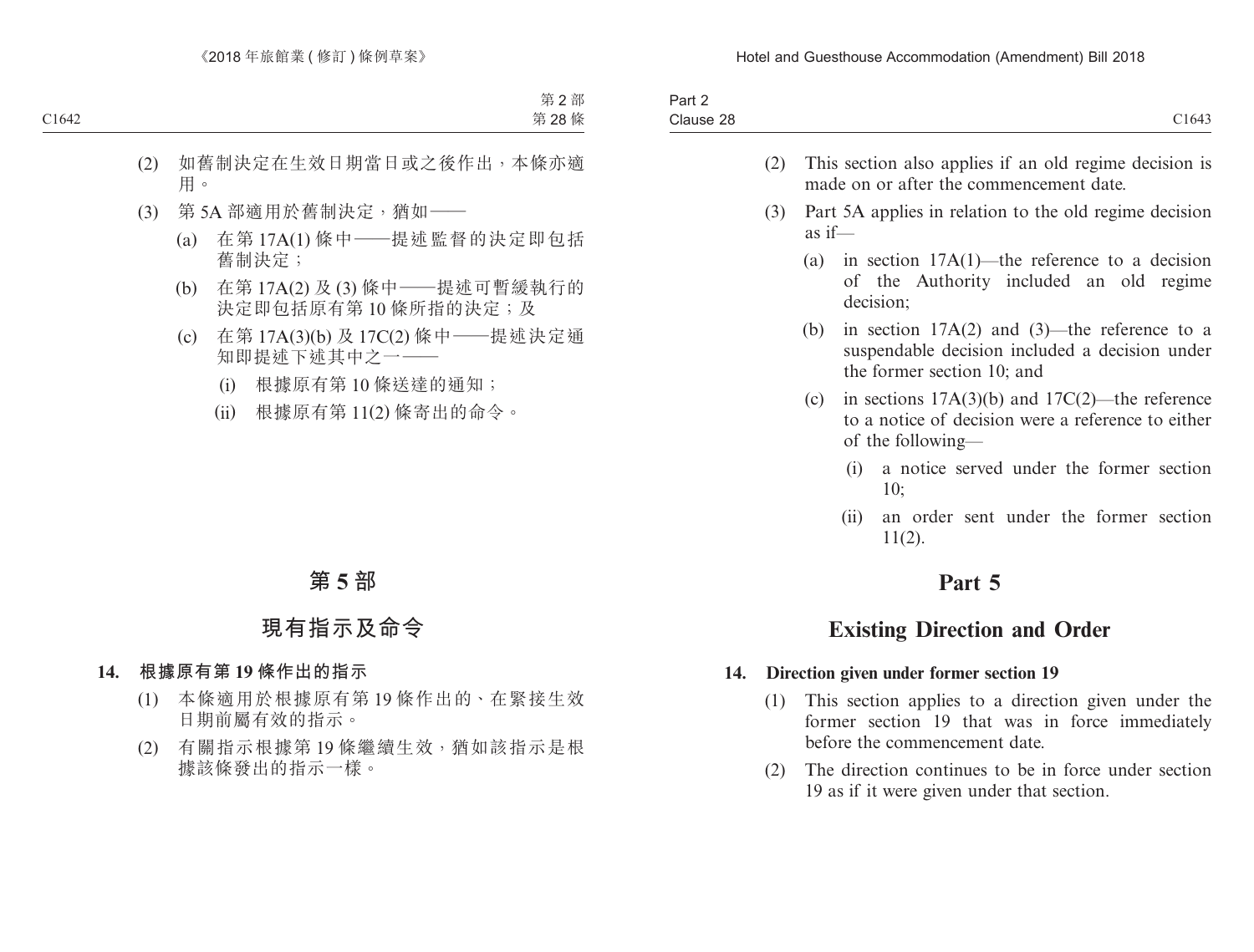(2) 如舊制決定在生效日期當日或之後作出，本條亦適用。

(3) 第 5A 部適用於舊制決定，猶如——

(a) 在第 17A(1) 條中——提述監督的決定即包括舊制決定；

(b) 在第 17A(2) 及 (3) 條中——提述可暫緩執行的決定即包括原有第 10 條所指的決定；及

(c) 在第 17A(3)(b) 及 17C(2) 條中——提述決定通知即提述下述其中之一——

(i) 根據原有第 10 條送達的通知；

(ii) 根據原有第 11(2) 條寄出的命令。

# 第 5 部

# 現有指示及命令

### 14. 根據原有第 19 條作出的指示

(1) 本條適用於根據原有第 19 條作出的、在緊接生效日期前屬有效的指示。

(2) 有關指示根據第 19 條繼續生效，猶如該指示是根據該條發出的指示一樣。

(2) This section also applies if an old regime decision is made on or after the commencement date.

(3) Part 5A applies in relation to the old regime decision as if—

(a) in section 17A(1)—the reference to a decision of the Authority included an old regime decision;

(b) in section 17A(2) and (3)—the reference to a suspendable decision included a decision under the former section 10; and

(c) in sections 17A(3)(b) and 17C(2)—the reference to a notice of decision were a reference to either of the following—

(i) a notice served under the former section 10;

(ii) an order sent under the former section 11(2).

# Part 5

# Existing Direction and Order

### 14. Direction given under former section 19

(1) This section applies to a direction given under the former section 19 that was in force immediately before the commencement date.

(2) The direction continues to be in force under section 19 as if it were given under that section.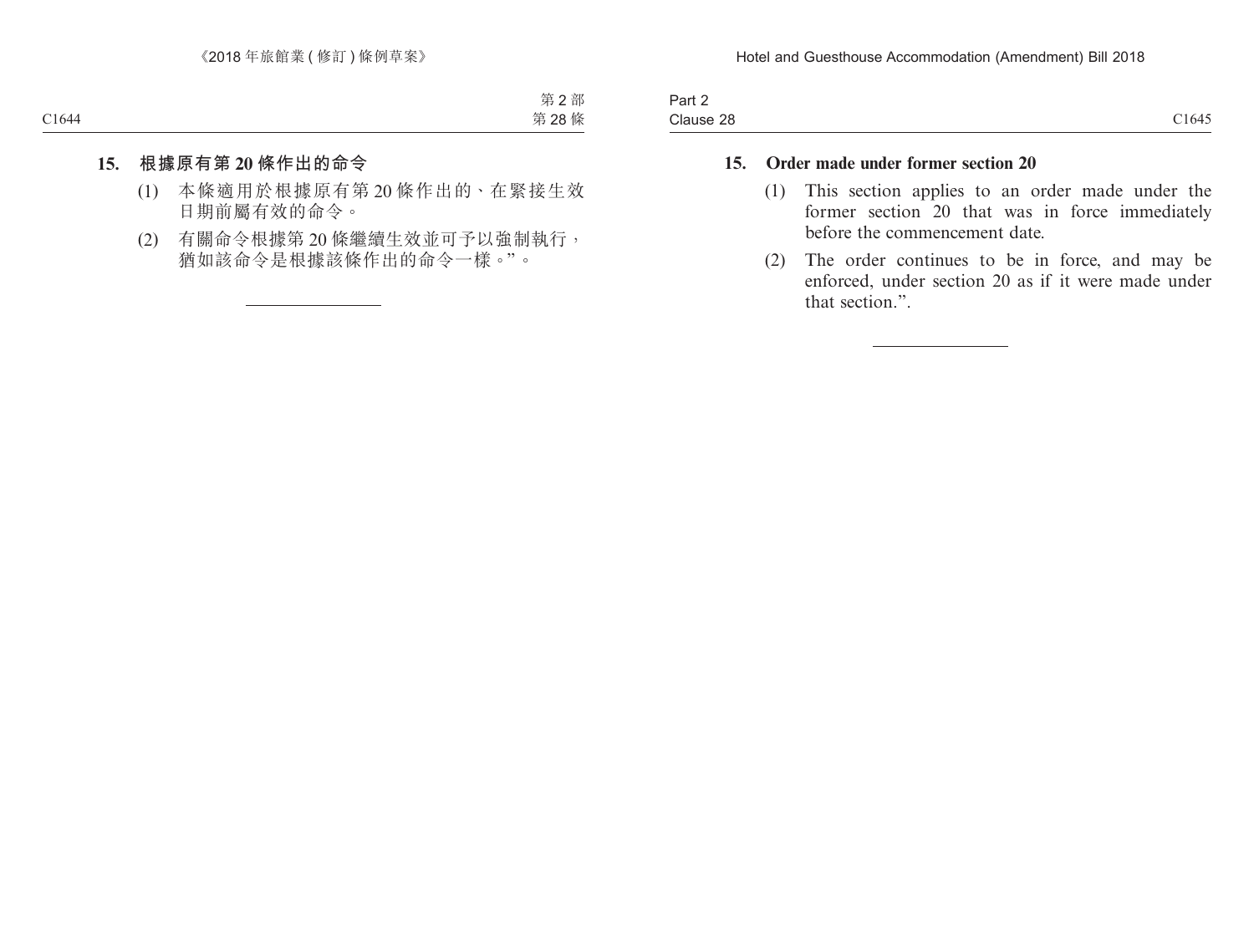**15. 根據原有第 20 條作出的命令**

(1) 本條適用於根據原有第 20 條作出的、在緊接生效日期前屬有效的命令。

(2) 有關命令根據第 20 條繼續生效並可予以強制執行，猶如該命令是根據該條作出的命令一樣。”。

---

**15. Order made under former section 20**

(1) This section applies to an order made under the former section 20 that was in force immediately before the commencement date.

(2) The order continues to be in force, and may be enforced, under section 20 as if it were made under that section.”.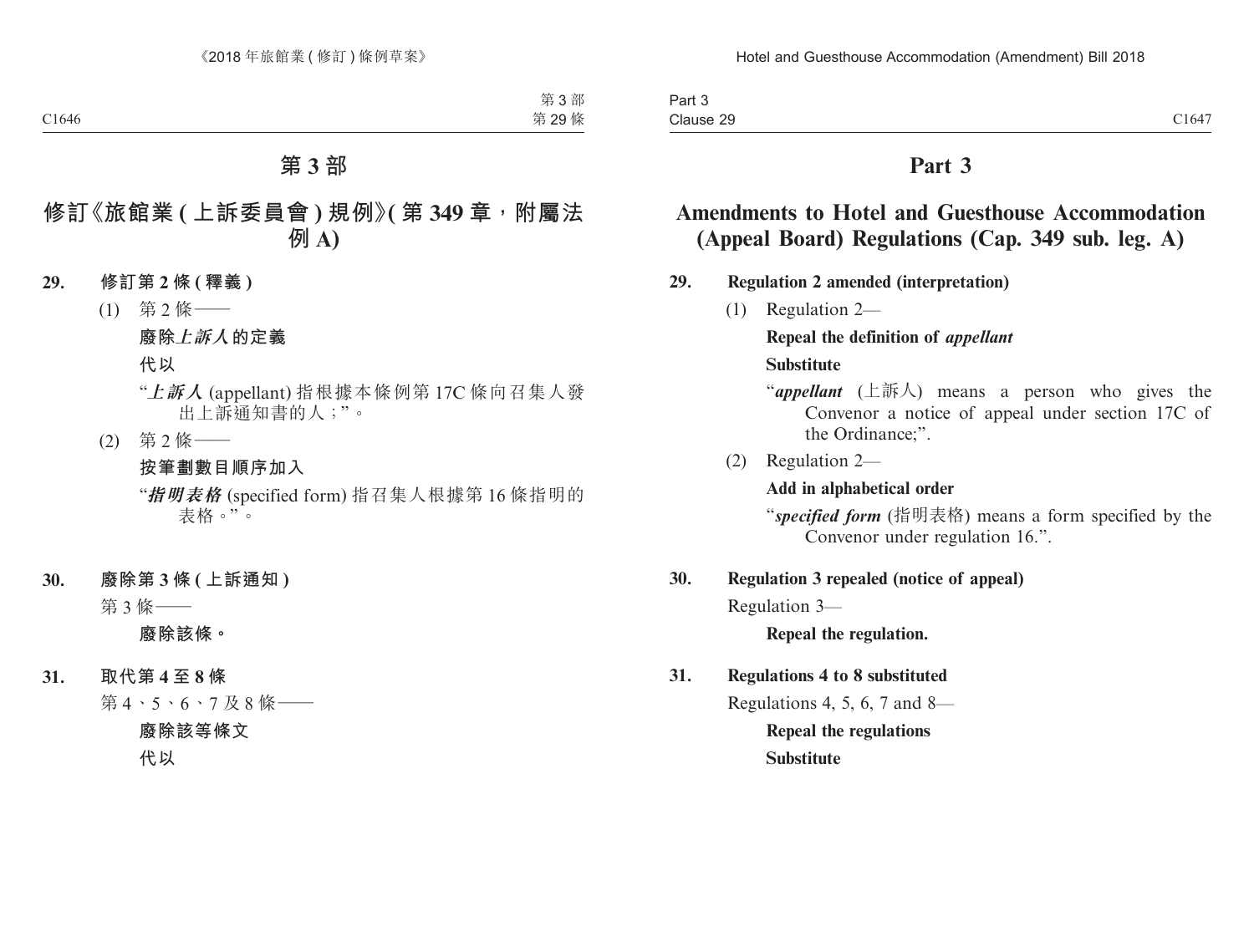# 第 3 部

## 修訂《旅館業 ( 上訴委員會 ) 規例》( 第 349 章，附屬法例 A)

**29. 修訂第 2 條 ( 釋義 )**

(1) 第 2 條——

**廢除*上訴人*的定義**

**代以**

"***上訴人*** (appellant) 指根據本條例第 17C 條向召集人發出上訴通知書的人；"。

(2) 第 2 條——

**按筆劃數目順序加入**

"***指明表格*** (specified form) 指召集人根據第 16 條指明的表格。"。

**30. 廢除第 3 條 ( 上訴通知 )**

第 3 條——

**廢除該條。**

**31. 取代第 4 至 8 條**

第 4、5、6、7 及 8 條——

**廢除該等條文**

**代以**

# Part 3

## Amendments to Hotel and Guesthouse Accommodation (Appeal Board) Regulations (Cap. 349 sub. leg. A)

**29. Regulation 2 amended (interpretation)**

(1) Regulation 2—

**Repeal the definition of *appellant***

**Substitute**

"***appellant*** (上訴人) means a person who gives the Convenor a notice of appeal under section 17C of the Ordinance;".

(2) Regulation 2—

**Add in alphabetical order**

"***specified form*** (指明表格) means a form specified by the Convenor under regulation 16.".

**30. Regulation 3 repealed (notice of appeal)**

Regulation 3—

**Repeal the regulation.**

**31. Regulations 4 to 8 substituted**

Regulations 4, 5, 6, 7 and 8—

**Repeal the regulations**

**Substitute**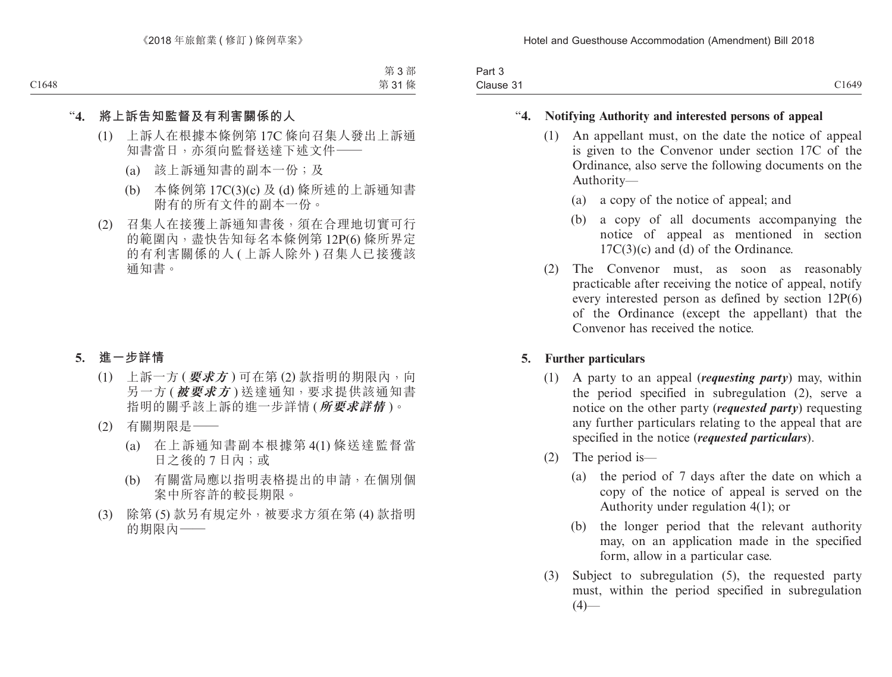“**4. 將上訴告知監督及有利害關係的人**

(1) 上訴人在根據本條例第17C條向召集人發出上訴通知書當日，亦須向監督送達下述文件——

(a) 該上訴通知書的副本一份；及

(b) 本條例第17C(3)(c)及(d)條所述的上訴通知書附有的所有文件的副本一份。

(2) 召集人在接獲上訴通知書後，須在合理地切實可行的範圍內，盡快告知每名本條例第12P(6)條所界定的有利害關係的人(上訴人除外)召集人已接獲該通知書。

**5. 進一步詳情**

(1) 上訴一方(***要求方***)可在第(2)款指明的期限內，向另一方(***被要求方***)送達通知，要求提供該通知書指明的關乎該上訴的進一步詳情(***所要求詳情***)。

(2) 有關期限是——

(a) 在上訴通知書副本根據第4(1)條送達監督當日之後的7日內；或

(b) 有關當局應以指明表格提出的申請，在個別個案中所容許的較長期限。

(3) 除第(5)款另有規定外，被要求方須在第(4)款指明的期限內——

“**4. Notifying Authority and interested persons of appeal**

(1) An appellant must, on the date the notice of appeal is given to the Convenor under section 17C of the Ordinance, also serve the following documents on the Authority—

(a) a copy of the notice of appeal; and

(b) a copy of all documents accompanying the notice of appeal as mentioned in section 17C(3)(c) and (d) of the Ordinance.

(2) The Convenor must, as soon as reasonably practicable after receiving the notice of appeal, notify every interested person as defined by section 12P(6) of the Ordinance (except the appellant) that the Convenor has received the notice.

**5. Further particulars**

(1) A party to an appeal (***requesting party***) may, within the period specified in subregulation (2), serve a notice on the other party (***requested party***) requesting any further particulars relating to the appeal that are specified in the notice (***requested particulars***).

(2) The period is—

(a) the period of 7 days after the date on which a copy of the notice of appeal is served on the Authority under regulation 4(1); or

(b) the longer period that the relevant authority may, on an application made in the specified form, allow in a particular case.

(3) Subject to subregulation (5), the requested party must, within the period specified in subregulation (4)—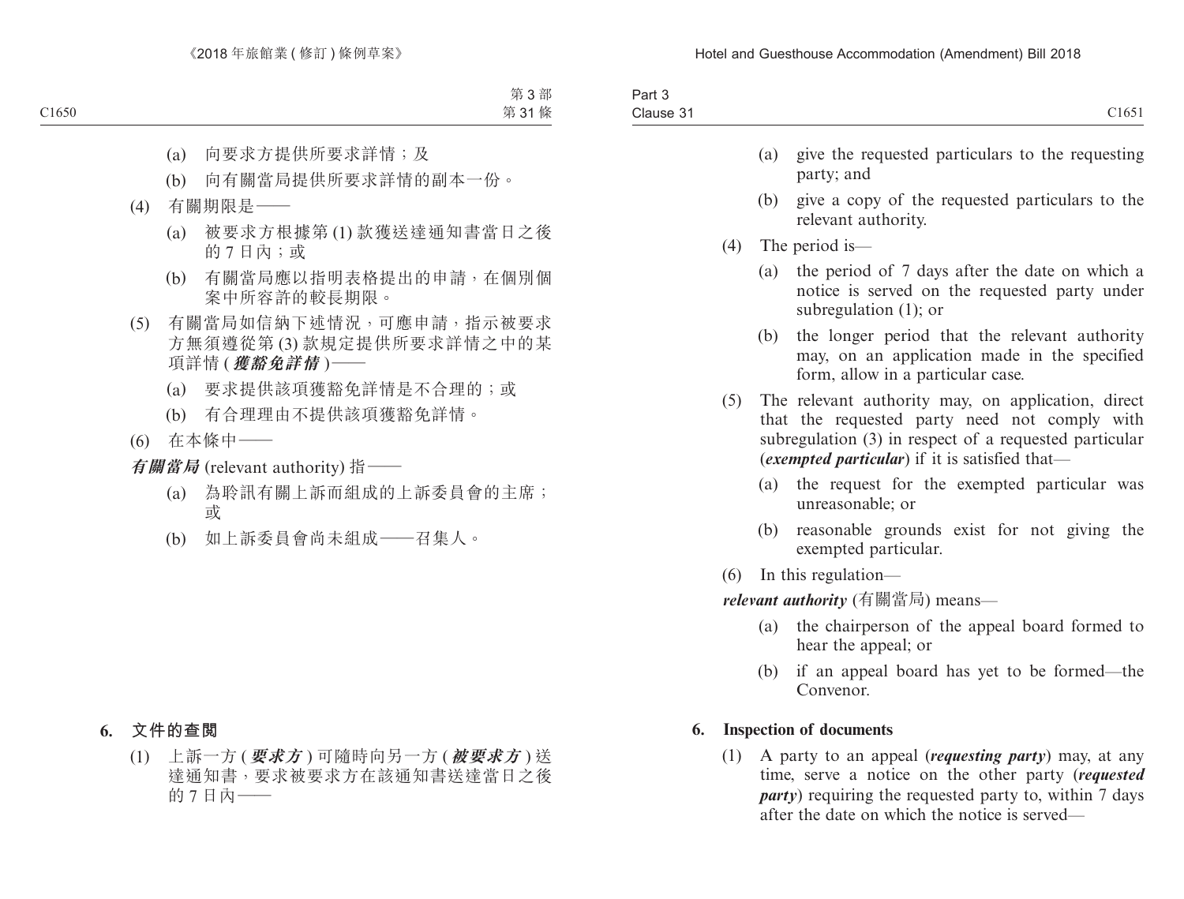(a) 向要求方提供所要求詳情；及

(b) 向有關當局提供所要求詳情的副本一份。

(4) 有關期限是——

(a) 被要求方根據第 (1) 款獲送達通知書當日之後的 7 日內；或

(b) 有關當局應以指明表格提出的申請，在個別個案中所容許的較長期限。

(5) 有關當局如信納下述情況，可應申請，指示被要求方無須遵從第 (3) 款規定提供所要求詳情之中的某項詳情 (***獲豁免詳情***)——

(a) 要求提供該項獲豁免詳情是不合理的；或

(b) 有合理理由不提供該項獲豁免詳情。

(6) 在本條中——

***有關當局*** (relevant authority) 指——

(a) 為聆訊有關上訴而組成的上訴委員會的主席；或

(b) 如上訴委員會尚未組成——召集人。

**6. 文件的查閱**

(1) 上訴一方 (***要求方***) 可隨時向另一方 (***被要求方***) 送達通知書，要求被要求方在該通知書送達當日之後的 7 日內——

(a) give the requested particulars to the requesting party; and

(b) give a copy of the requested particulars to the relevant authority.

(4) The period is—

(a) the period of 7 days after the date on which a notice is served on the requested party under subregulation (1); or

(b) the longer period that the relevant authority may, on an application made in the specified form, allow in a particular case.

(5) The relevant authority may, on application, direct that the requested party need not comply with subregulation (3) in respect of a requested particular (***exempted particular***) if it is satisfied that—

(a) the request for the exempted particular was unreasonable; or

(b) reasonable grounds exist for not giving the exempted particular.

(6) In this regulation—

***relevant authority*** (有關當局) means—

(a) the chairperson of the appeal board formed to hear the appeal; or

(b) if an appeal board has yet to be formed—the Convenor.

**6. Inspection of documents**

(1) A party to an appeal (***requesting party***) may, at any time, serve a notice on the other party (***requested party***) requiring the requested party to, within 7 days after the date on which the notice is served—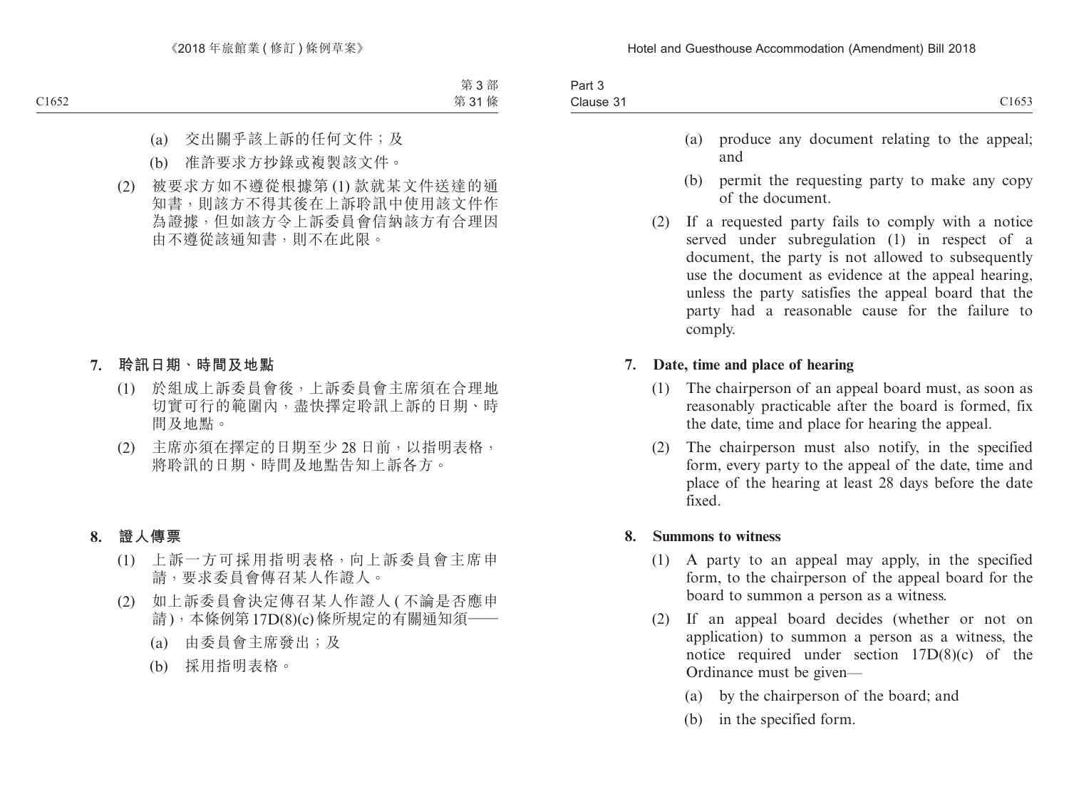(a) 交出關乎該上訴的任何文件；及

(b) 准許要求方抄錄或複製該文件。

(2) 被要求方如不遵從根據第 (1) 款就某文件送達的通知書，則該方不得其後在上訴聆訊中使用該文件作為證據，但如該方令上訴委員會信納該方有合理因由不遵從該通知書，則不在此限。

## 7. 聆訊日期、時間及地點

(1) 於組成上訴委員會後，上訴委員會主席須在合理地切實可行的範圍內，盡快擇定聆訊上訴的日期、時間及地點。

(2) 主席亦須在擇定的日期至少 28 日前，以指明表格，將聆訊的日期、時間及地點告知上訴各方。

## 8. 證人傳票

(1) 上訴一方可採用指明表格，向上訴委員會主席申請，要求委員會傳召某人作證人。

(2) 如上訴委員會決定傳召某人作證人 (不論是否應申請)，本條例第 17D(8)(c) 條所規定的有關通知須——

(a) 由委員會主席發出；及

(b) 採用指明表格。

(a) produce any document relating to the appeal; and

(b) permit the requesting party to make any copy of the document.

(2) If a requested party fails to comply with a notice served under subregulation (1) in respect of a document, the party is not allowed to subsequently use the document as evidence at the appeal hearing, unless the party satisfies the appeal board that the party had a reasonable cause for the failure to comply.

## 7. Date, time and place of hearing

(1) The chairperson of an appeal board must, as soon as reasonably practicable after the board is formed, fix the date, time and place for hearing the appeal.

(2) The chairperson must also notify, in the specified form, every party to the appeal of the date, time and place of the hearing at least 28 days before the date fixed.

## 8. Summons to witness

(1) A party to an appeal may apply, in the specified form, to the chairperson of the appeal board for the board to summon a person as a witness.

(2) If an appeal board decides (whether or not on application) to summon a person as a witness, the notice required under section 17D(8)(c) of the Ordinance must be given—

(a) by the chairperson of the board; and

(b) in the specified form.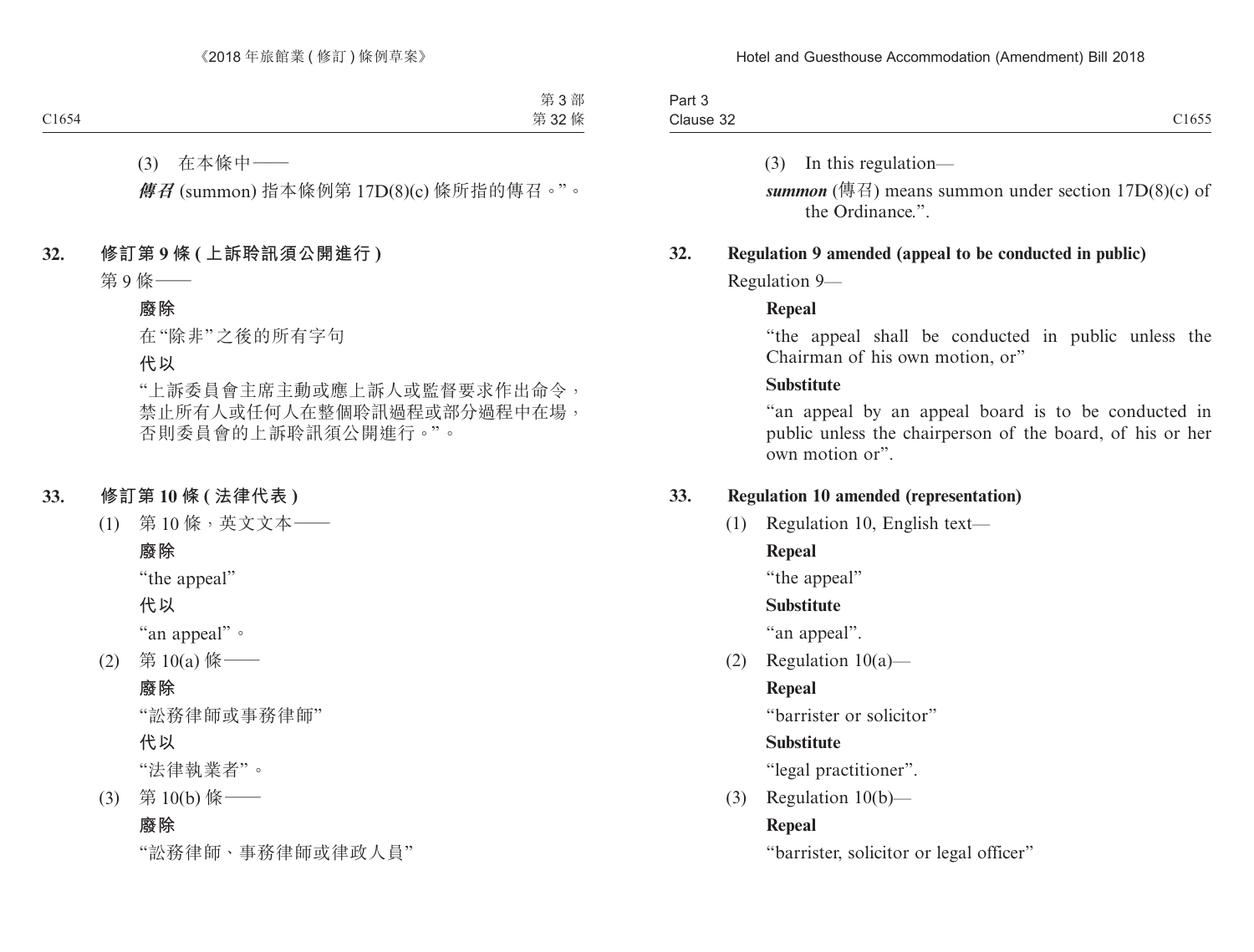(3) 在本條中——

***傳召*** (summon) 指本條例第 17D(8)(c) 條所指的傳召。”。

**32. 修訂第 9 條 (上訴聆訊須公開進行)**

第 9 條——

**廢除**

在“除非”之後的所有字句

**代以**

“上訴委員會主席主動或應上訴人或監督要求作出命令，禁止所有人或任何人在整個聆訊過程或部分過程中在場，否則委員會的上訴聆訊須公開進行。”。

**33. 修訂第 10 條 (法律代表)**

(1) 第 10 條，英文文本——

**廢除**

“the appeal”

**代以**

“an appeal”。

(2) 第 10(a) 條——

**廢除**

“訟務律師或事務律師”

**代以**

“法律執業者”。

(3) 第 10(b) 條——

**廢除**

“訟務律師、事務律師或律政人員”

(3) In this regulation—

***summon*** (傳召) means summon under section 17D(8)(c) of the Ordinance.”.

**32. Regulation 9 amended (appeal to be conducted in public)**

Regulation 9—

**Repeal**

“the appeal shall be conducted in public unless the Chairman of his own motion, or”

**Substitute**

“an appeal by an appeal board is to be conducted in public unless the chairperson of the board, of his or her own motion or”.

**33. Regulation 10 amended (representation)**

(1) Regulation 10, English text—

**Repeal**

“the appeal”

**Substitute**

“an appeal”.

(2) Regulation 10(a)—

**Repeal**

“barrister or solicitor”

**Substitute**

“legal practitioner”.

(3) Regulation 10(b)—

**Repeal**

“barrister, solicitor or legal officer”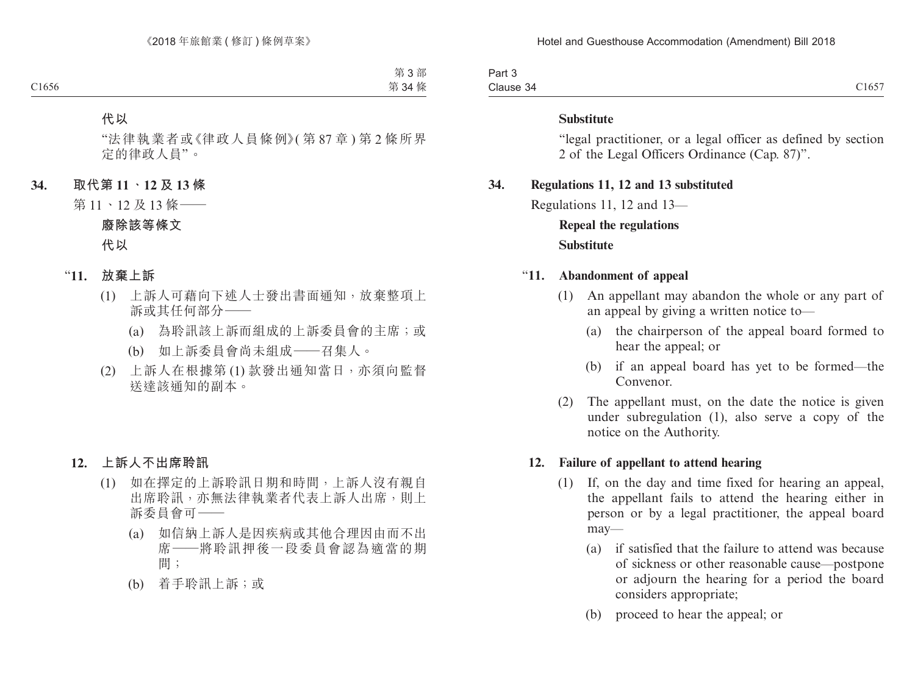**代以**

"法律執業者或《律政人員條例》(第 87 章) 第 2 條所界定的律政人員"。

**34. 取代第 11、12 及 13 條**

第 11、12 及 13 條——

**廢除該等條文**

**代以**

"**11. 放棄上訴**

(1) 上訴人可藉向下述人士發出書面通知，放棄整項上訴或其任何部分——

(a) 為聆訊該上訴而組成的上訴委員會的主席；或

(b) 如上訴委員會尚未組成——召集人。

(2) 上訴人在根據第 (1) 款發出通知當日，亦須向監督送達該通知的副本。

**12. 上訴人不出席聆訊**

(1) 如在擇定的上訴聆訊日期和時間，上訴人沒有親自出席聆訊，亦無法律執業者代表上訴人出席，則上訴委員會可——

(a) 如信納上訴人是因疾病或其他合理因由而不出席——將聆訊押後一段委員會認為適當的期間；

(b) 着手聆訊上訴；或

**Substitute**

"legal practitioner, or a legal officer as defined by section 2 of the Legal Officers Ordinance (Cap. 87)".

**34. Regulations 11, 12 and 13 substituted**

Regulations 11, 12 and 13—

**Repeal the regulations**

**Substitute**

"**11. Abandonment of appeal**

(1) An appellant may abandon the whole or any part of an appeal by giving a written notice to—

(a) the chairperson of the appeal board formed to hear the appeal; or

(b) if an appeal board has yet to be formed—the Convenor.

(2) The appellant must, on the date the notice is given under subregulation (1), also serve a copy of the notice on the Authority.

**12. Failure of appellant to attend hearing**

(1) If, on the day and time fixed for hearing an appeal, the appellant fails to attend the hearing either in person or by a legal practitioner, the appeal board may—

(a) if satisfied that the failure to attend was because of sickness or other reasonable cause—postpone or adjourn the hearing for a period the board considers appropriate;

(b) proceed to hear the appeal; or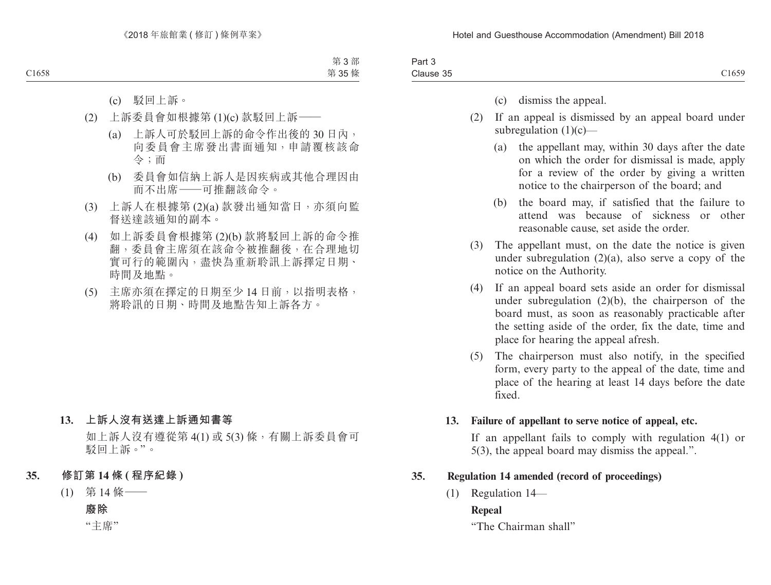(c) 駁回上訴。

(2) 上訴委員會如根據第 (1)(c) 款駁回上訴——

(a) 上訴人可於駁回上訴的命令作出後的 30 日內，向委員會主席發出書面通知，申請覆核該命令；而

(b) 委員會如信納上訴人是因疾病或其他合理因由而不出席——可推翻該命令。

(3) 上訴人在根據第 (2)(a) 款發出通知當日，亦須向監督送達該通知的副本。

(4) 如上訴委員會根據第 (2)(b) 款將駁回上訴的命令推翻，委員會主席須在該命令被推翻後，在合理地切實可行的範圍內，盡快為重新聆訊上訴擇定日期、時間及地點。

(5) 主席亦須在擇定的日期至少 14 日前，以指明表格，將聆訊的日期、時間及地點告知上訴各方。

**13. 上訴人沒有送達上訴通知書等**

如上訴人沒有遵從第 4(1) 或 5(3) 條，有關上訴委員會可駁回上訴。”。

**35. 修訂第 14 條 (程序紀錄)**

(1) 第 14 條——

**廢除**

“主席”

(c) dismiss the appeal.

(2) If an appeal is dismissed by an appeal board under subregulation (1)(c)—

(a) the appellant may, within 30 days after the date on which the order for dismissal is made, apply for a review of the order by giving a written notice to the chairperson of the board; and

(b) the board may, if satisfied that the failure to attend was because of sickness or other reasonable cause, set aside the order.

(3) The appellant must, on the date the notice is given under subregulation (2)(a), also serve a copy of the notice on the Authority.

(4) If an appeal board sets aside an order for dismissal under subregulation (2)(b), the chairperson of the board must, as soon as reasonably practicable after the setting aside of the order, fix the date, time and place for hearing the appeal afresh.

(5) The chairperson must also notify, in the specified form, every party to the appeal of the date, time and place of the hearing at least 14 days before the date fixed.

**13. Failure of appellant to serve notice of appeal, etc.**

If an appellant fails to comply with regulation 4(1) or 5(3), the appeal board may dismiss the appeal.”.

**35. Regulation 14 amended (record of proceedings)**

(1) Regulation 14—

**Repeal**

“The Chairman shall”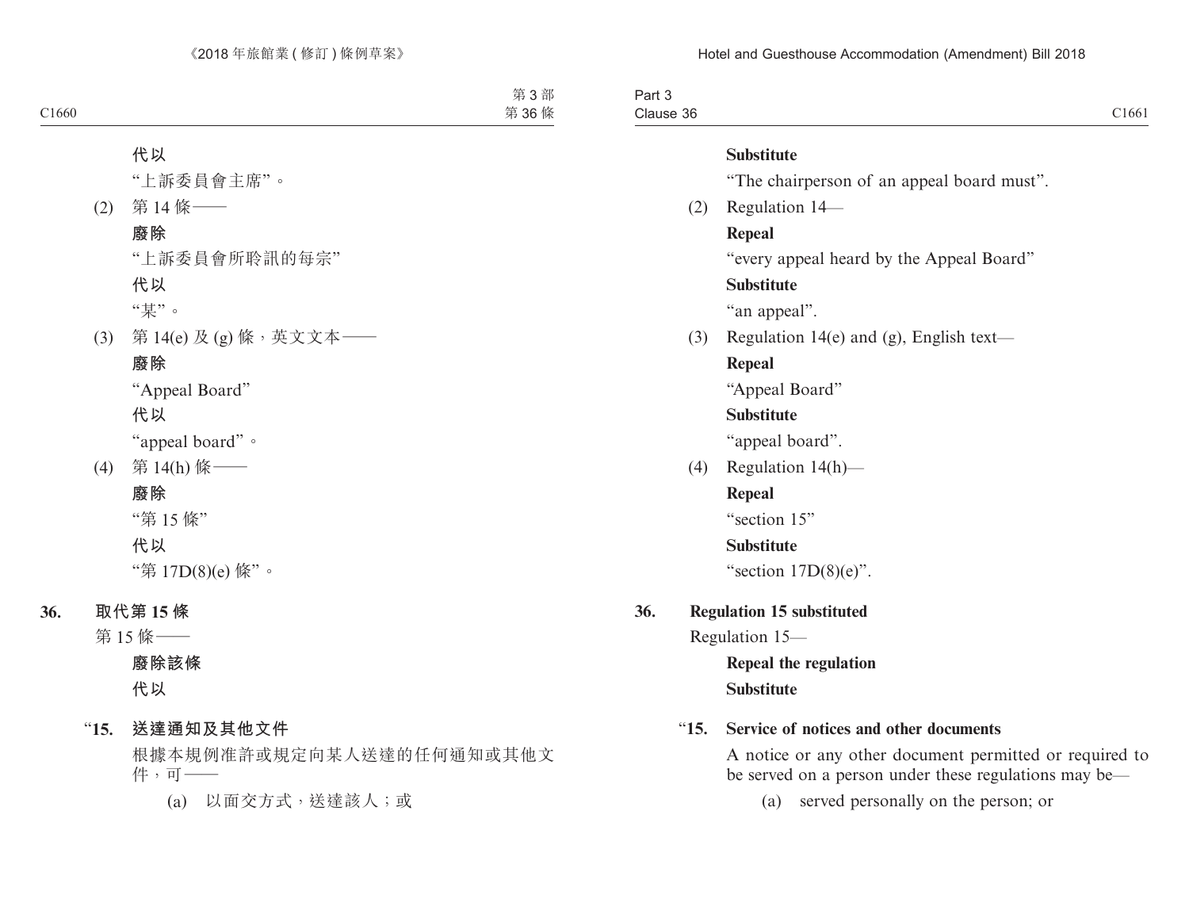**代以**

“上訴委員會主席”。

(2) 第 14 條——

**廢除**

“上訴委員會所聆訊的每宗”

**代以**

“某”。

(3) 第 14(e) 及 (g) 條，英文文本——

**廢除**

“Appeal Board”

**代以**

“appeal board”。

(4) 第 14(h) 條——

**廢除**

“第 15 條”

**代以**

“第 17D(8)(e) 條”。

**36. 取代第 15 條**

第 15 條——

**廢除該條**

**代以**

“**15. 送達通知及其他文件**

根據本規例准許或規定向某人送達的任何通知或其他文件，可——

(a) 以面交方式，送達該人；或

**Substitute**

“The chairperson of an appeal board must”.

(2) Regulation 14—

**Repeal**

“every appeal heard by the Appeal Board”

**Substitute**

“an appeal”.

(3) Regulation 14(e) and (g), English text—

**Repeal**

“Appeal Board”

**Substitute**

“appeal board”.

(4) Regulation 14(h)—

**Repeal**

“section 15”

**Substitute**

“section 17D(8)(e)”.

**36. Regulation 15 substituted**

Regulation 15—

**Repeal the regulation**

**Substitute**

“**15. Service of notices and other documents**

A notice or any other document permitted or required to be served on a person under these regulations may be—

(a) served personally on the person; or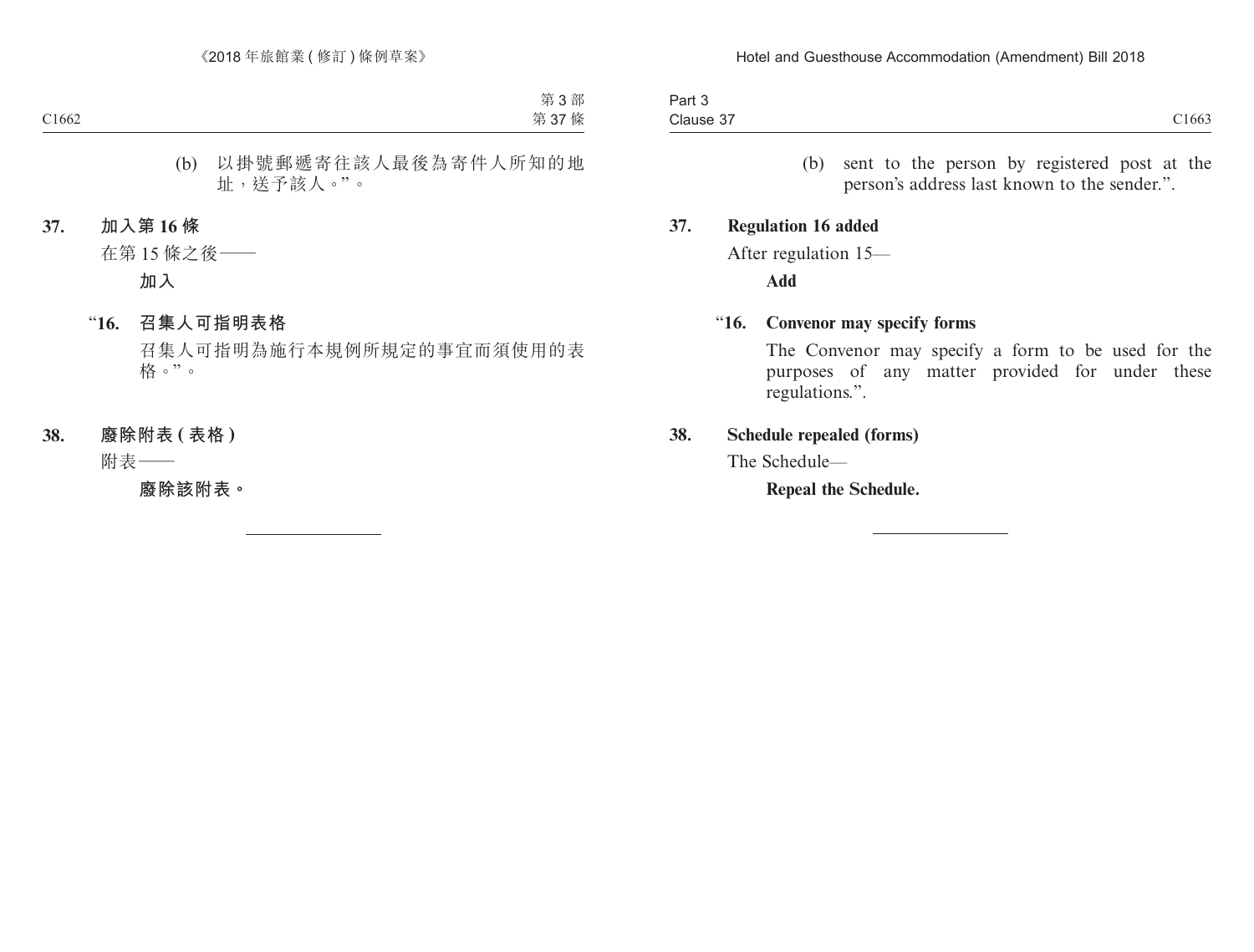(b) 以掛號郵遞寄往該人最後為寄件人所知的地址，送予該人。”。

**37. 加入第 16 條**

在第 15 條之後——

**加入**

“**16. 召集人可指明表格**

召集人可指明為施行本規例所規定的事宜而須使用的表格。”。

**38. 廢除附表 ( 表格 )**

附表——

**廢除該附表。**

---

(b) sent to the person by registered post at the person’s address last known to the sender.”.

**37. Regulation 16 added**

After regulation 15—

**Add**

“**16. Convenor may specify forms**

The Convenor may specify a form to be used for the purposes of any matter provided for under these regulations.”.

**38. Schedule repealed (forms)**

The Schedule—

**Repeal the Schedule.**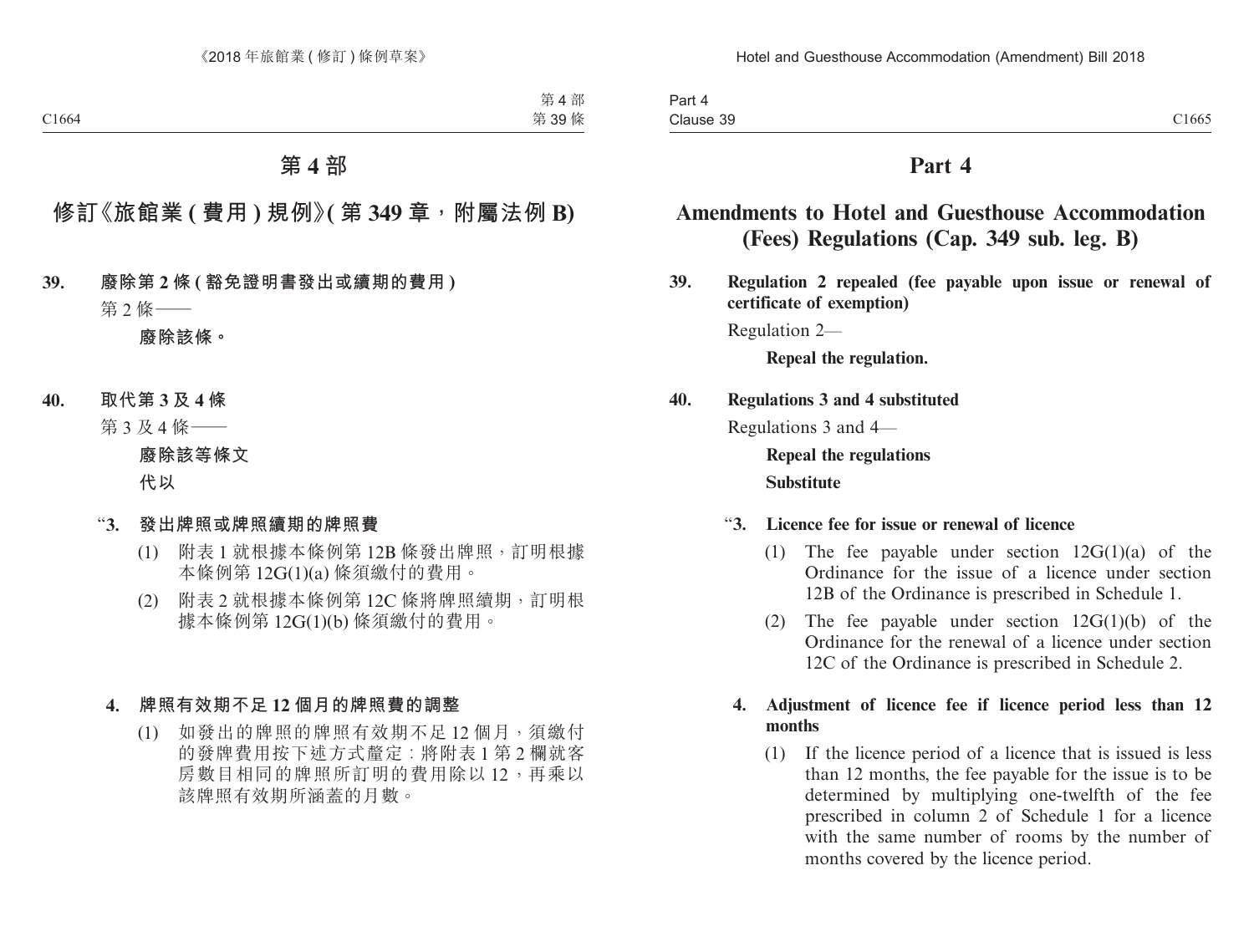# 第 4 部

## 修訂《旅館業 ( 費用 ) 規例》( 第 349 章，附屬法例 B)

**39. 廢除第 2 條 ( 豁免證明書發出或續期的費用 )**

第 2 條——

**廢除該條。**

**40. 取代第 3 及 4 條**

第 3 及 4 條——

**廢除該等條文**

**代以**

“**3. 發出牌照或牌照續期的牌照費**

(1) 附表 1 就根據本條例第 12B 條發出牌照，訂明根據本條例第 12G(1)(a) 條須繳付的費用。

(2) 附表 2 就根據本條例第 12C 條將牌照續期，訂明根據本條例第 12G(1)(b) 條須繳付的費用。

**4. 牌照有效期不足 12 個月的牌照費的調整**

(1) 如發出的牌照的牌照有效期不足 12 個月，須繳付的發牌費用按下述方式釐定：將附表 1 第 2 欄就客房數目相同的牌照所訂明的費用除以 12，再乘以該牌照有效期所涵蓋的月數。

# Part 4

## Amendments to Hotel and Guesthouse Accommodation (Fees) Regulations (Cap. 349 sub. leg. B)

**39. Regulation 2 repealed (fee payable upon issue or renewal of certificate of exemption)**

Regulation 2—

**Repeal the regulation.**

**40. Regulations 3 and 4 substituted**

Regulations 3 and 4—

**Repeal the regulations**

**Substitute**

“**3. Licence fee for issue or renewal of licence**

(1) The fee payable under section 12G(1)(a) of the Ordinance for the issue of a licence under section 12B of the Ordinance is prescribed in Schedule 1.

(2) The fee payable under section 12G(1)(b) of the Ordinance for the renewal of a licence under section 12C of the Ordinance is prescribed in Schedule 2.

**4. Adjustment of licence fee if licence period less than 12 months**

(1) If the licence period of a licence that is issued is less than 12 months, the fee payable for the issue is to be determined by multiplying one-twelfth of the fee prescribed in column 2 of Schedule 1 for a licence with the same number of rooms by the number of months covered by the licence period.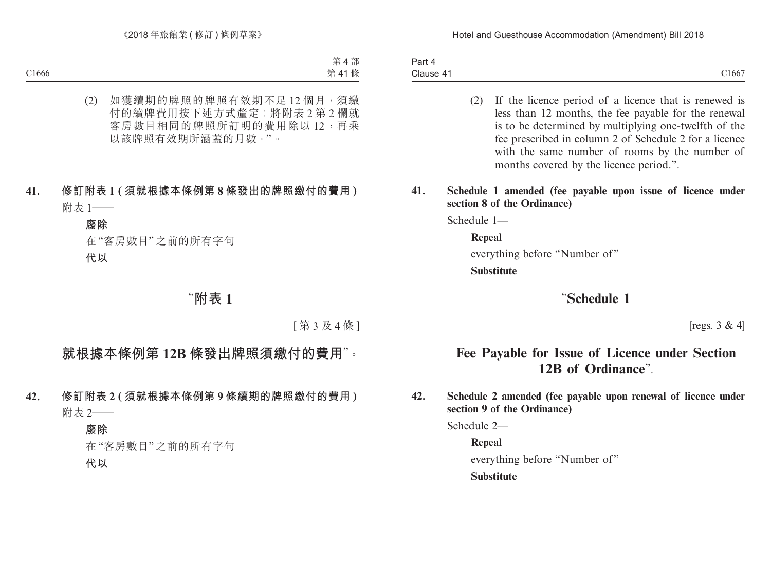(2) 如獲續期的牌照的牌照有效期不足 12 個月，須繳付的續牌費用按下述方式釐定：將附表 2 第 2 欄就客房數目相同的牌照所訂明的費用除以 12，再乘以該牌照有效期所涵蓋的月數。”。

**41. 修訂附表 1 (須就根據本條例第 8 條發出的牌照繳付的費用)**

附表 1——

**廢除**

在“客房數目”之前的所有字句

**代以**

## “附表 1

[第 3 及 4 條]

## 就根據本條例第 12B 條發出牌照須繳付的費用”。

**42. 修訂附表 2 (須就根據本條例第 9 條續期的牌照繳付的費用)**

附表 2——

**廢除**

在“客房數目”之前的所有字句

**代以**

(2) If the licence period of a licence that is renewed is less than 12 months, the fee payable for the renewal is to be determined by multiplying one-twelfth of the fee prescribed in column 2 of Schedule 2 for a licence with the same number of rooms by the number of months covered by the licence period.”.

**41. Schedule 1 amended (fee payable upon issue of licence under section 8 of the Ordinance)**

Schedule 1—

**Repeal**

everything before “Number of”

**Substitute**

## “Schedule 1

[regs. 3 & 4]

## Fee Payable for Issue of Licence under Section 12B of Ordinance”.

**42. Schedule 2 amended (fee payable upon renewal of licence under section 9 of the Ordinance)**

Schedule 2—

**Repeal**

everything before “Number of”

**Substitute**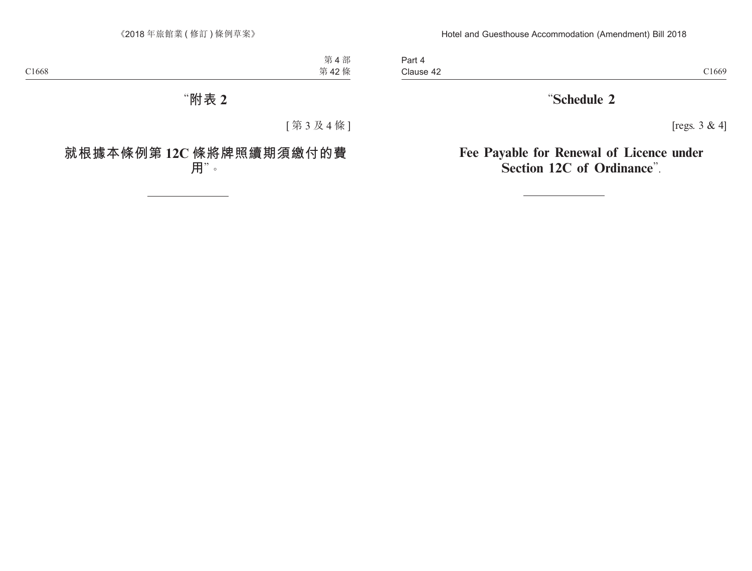# “附表 2

[第 3 及 4 條]

## 就根據本條例第 12C 條將牌照續期須繳付的費用”。

---

# “Schedule 2

[regs. 3 & 4]

## Fee Payable for Renewal of Licence under Section 12C of Ordinance”.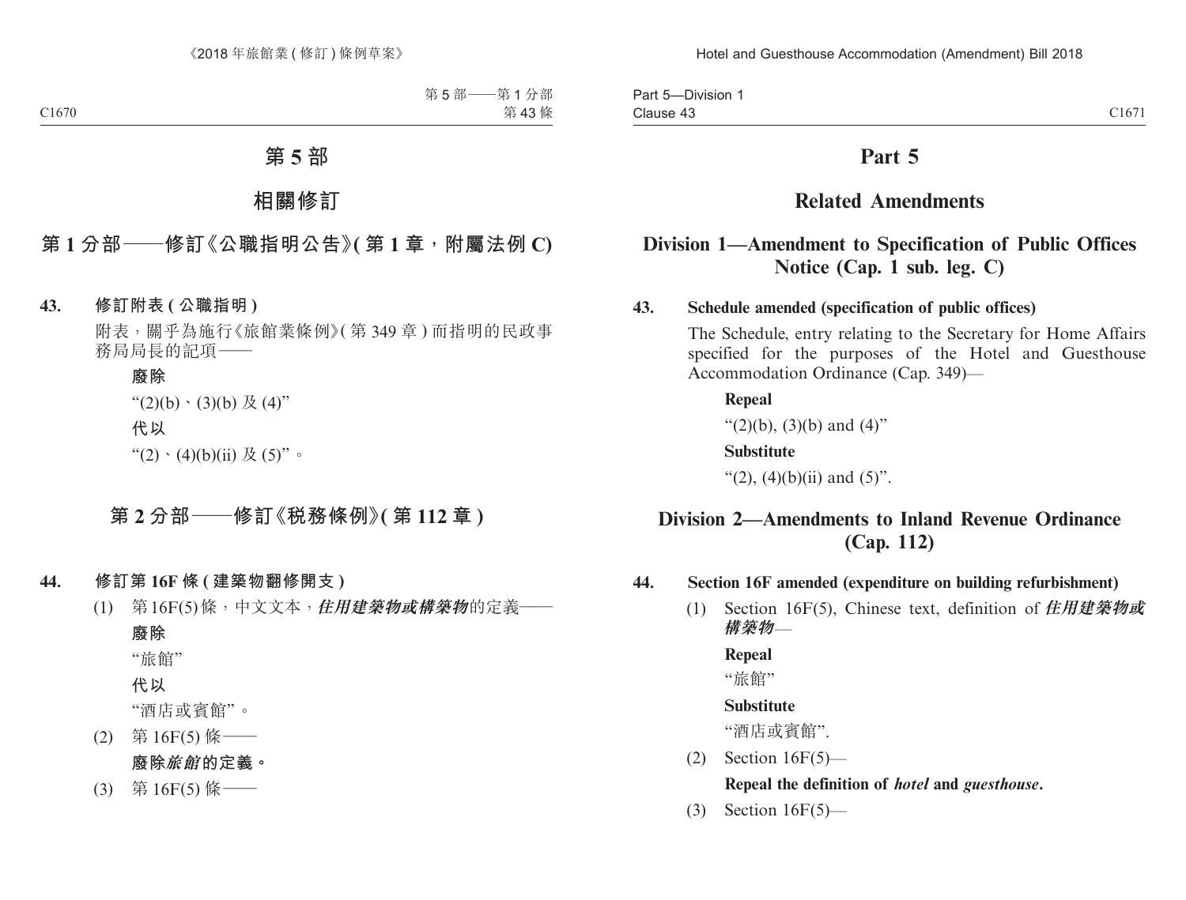# 第 5 部

## 相關修訂

### 第 1 分部——修訂《公職指明公告》(第 1 章，附屬法例 C)

**43. 修訂附表 (公職指明)**

附表，關乎為施行《旅館業條例》(第 349 章) 而指明的民政事務局局長的記項——

**廢除**

“(2)(b)、(3)(b) 及 (4)”

**代以**

“(2)、(4)(b)(ii) 及 (5)”。

### 第 2 分部——修訂《稅務條例》(第 112 章)

**44. 修訂第 16F 條 (建築物翻修開支)**

(1) 第 16F(5) 條，中文文本，***住用建築物或構築物***的定義——

**廢除**

“旅館”

**代以**

“酒店或賓館”。

(2) 第 16F(5) 條——

**廢除*旅館*的定義。**

(3) 第 16F(5) 條——

# Part 5

## Related Amendments

### Division 1—Amendment to Specification of Public Offices Notice (Cap. 1 sub. leg. C)

**43. Schedule amended (specification of public offices)**

The Schedule, entry relating to the Secretary for Home Affairs specified for the purposes of the Hotel and Guesthouse Accommodation Ordinance (Cap. 349)—

**Repeal**

“(2)(b), (3)(b) and (4)”

**Substitute**

“(2), (4)(b)(ii) and (5)”.

### Division 2—Amendments to Inland Revenue Ordinance (Cap. 112)

**44. Section 16F amended (expenditure on building refurbishment)**

(1) Section 16F(5), Chinese text, definition of ***住用建築物或構築物***—

**Repeal**

“旅館”

**Substitute**

“酒店或賓館”.

(2) Section 16F(5)—

**Repeal the definition of *hotel* and *guesthouse*.**

(3) Section 16F(5)—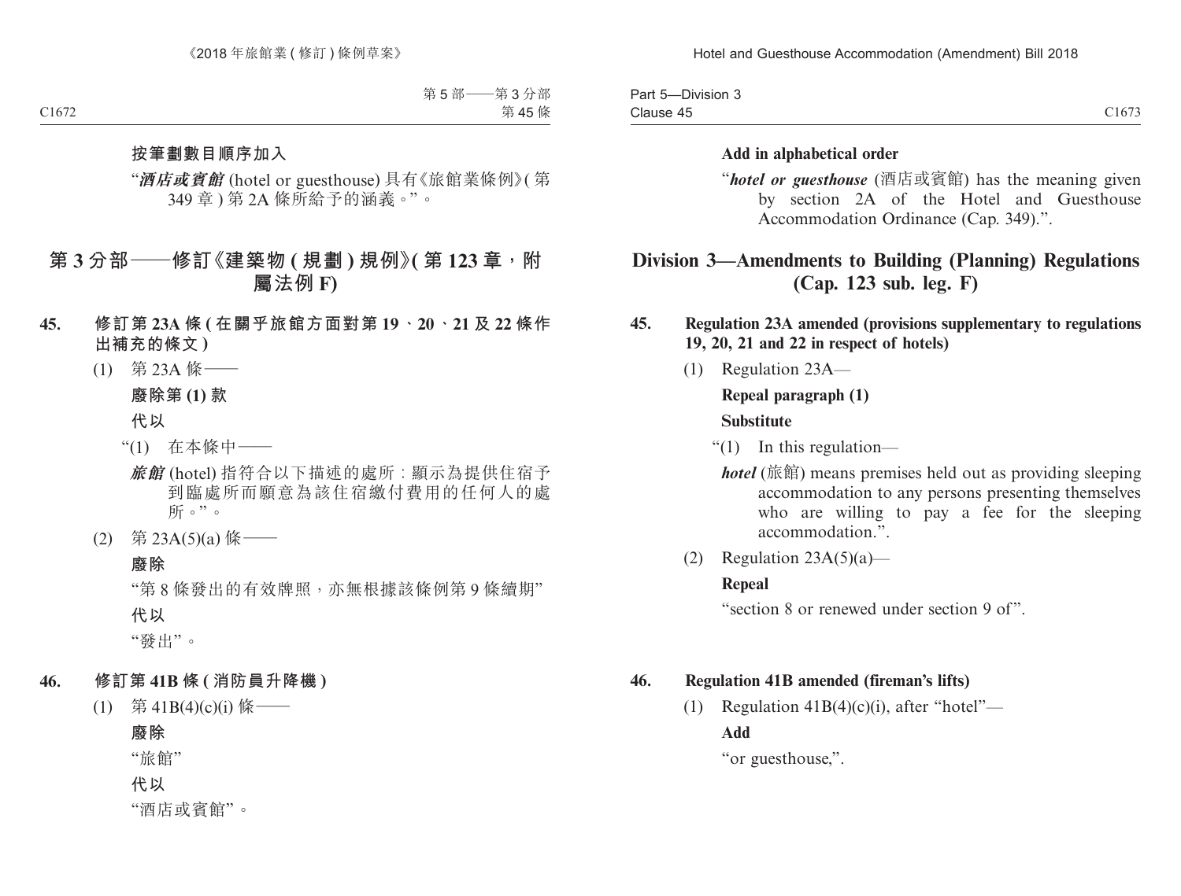**按筆劃數目順序加入**

“***酒店或賓館*** (hotel or guesthouse) 具有《旅館業條例》(第 349 章) 第 2A 條所給予的涵義。”。

## 第 3 分部——修訂《建築物 (規劃) 規例》(第 123 章，附屬法例 F)

**45. 修訂第 23A 條 (在關乎旅館方面對第 19、20、21 及 22 條作出補充的條文)**

(1) 第 23A 條——

**廢除第 (1) 款**

**代以**

“(1) 在本條中——

***旅館*** (hotel) 指符合以下描述的處所：顯示為提供住宿予到臨處所而願意為該住宿繳付費用的任何人的處所。”。

(2) 第 23A(5)(a) 條——

**廢除**

“第 8 條發出的有效牌照，亦無根據該條例第 9 條續期”

**代以**

“發出”。

**46. 修訂第 41B 條 (消防員升降機)**

(1) 第 41B(4)(c)(i) 條——

**廢除**

“旅館”

**代以**

“酒店或賓館”。

**Add in alphabetical order**

“***hotel or guesthouse*** (酒店或賓館) has the meaning given by section 2A of the Hotel and Guesthouse Accommodation Ordinance (Cap. 349).”.

## Division 3—Amendments to Building (Planning) Regulations (Cap. 123 sub. leg. F)

**45. Regulation 23A amended (provisions supplementary to regulations 19, 20, 21 and 22 in respect of hotels)**

(1) Regulation 23A—

**Repeal paragraph (1)**

**Substitute**

“(1) In this regulation—

***hotel*** (旅館) means premises held out as providing sleeping accommodation to any persons presenting themselves who are willing to pay a fee for the sleeping accommodation.”.

(2) Regulation 23A(5)(a)—

**Repeal**

“section 8 or renewed under section 9 of”.

**46. Regulation 41B amended (fireman's lifts)**

(1) Regulation 41B(4)(c)(i), after “hotel”—

**Add**

“or guesthouse,”.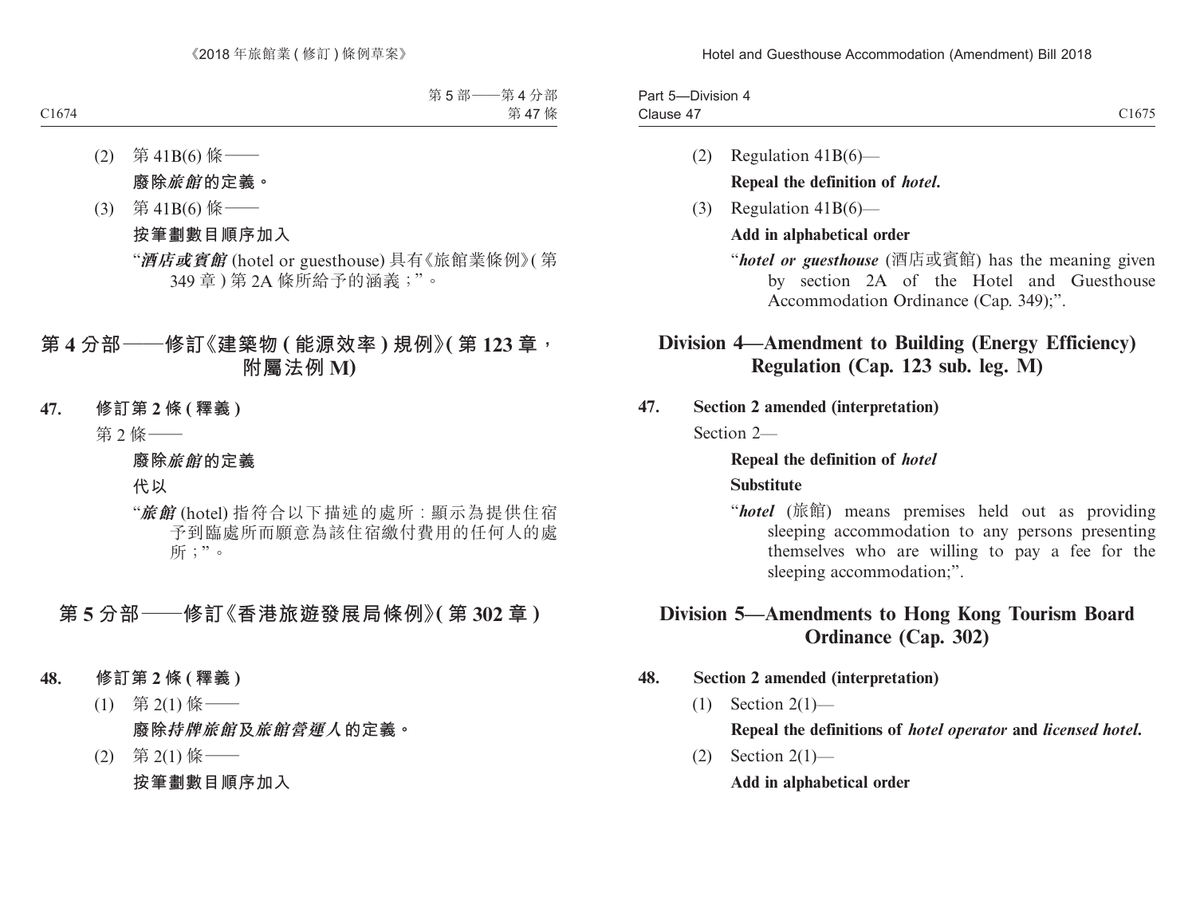(2) 第 41B(6) 條——

**廢除*旅館*的定義。**

(3) 第 41B(6) 條——

**按筆劃數目順序加入**

"***酒店或賓館*** (hotel or guesthouse) 具有《旅館業條例》(第 349 章) 第 2A 條所給予的涵義；"。

## 第 4 分部——修訂《建築物 (能源效率) 規例》(第 123 章，附屬法例 M)

### 47. 修訂第 2 條 (釋義)

第 2 條——

**廢除*旅館*的定義**

**代以**

"***旅館*** (hotel) 指符合以下描述的處所：顯示為提供住宿予到臨處所而願意為該住宿繳付費用的任何人的處所；"。

## 第 5 分部——修訂《香港旅遊發展局條例》(第 302 章)

### 48. 修訂第 2 條 (釋義)

(1) 第 2(1) 條——

**廢除*持牌旅館*及*旅館營運人*的定義。**

(2) 第 2(1) 條——

**按筆劃數目順序加入**

(2) Regulation 41B(6)—

**Repeal the definition of *hotel*.**

(3) Regulation 41B(6)—

**Add in alphabetical order**

"***hotel or guesthouse*** (酒店或賓館) has the meaning given by section 2A of the Hotel and Guesthouse Accommodation Ordinance (Cap. 349);".

## Division 4—Amendment to Building (Energy Efficiency) Regulation (Cap. 123 sub. leg. M)

### 47. Section 2 amended (interpretation)

Section 2—

**Repeal the definition of *hotel***

**Substitute**

"***hotel*** (旅館) means premises held out as providing sleeping accommodation to any persons presenting themselves who are willing to pay a fee for the sleeping accommodation;".

## Division 5—Amendments to Hong Kong Tourism Board Ordinance (Cap. 302)

### 48. Section 2 amended (interpretation)

(1) Section 2(1)—

**Repeal the definitions of *hotel operator* and *licensed hotel*.**

(2) Section 2(1)—

**Add in alphabetical order**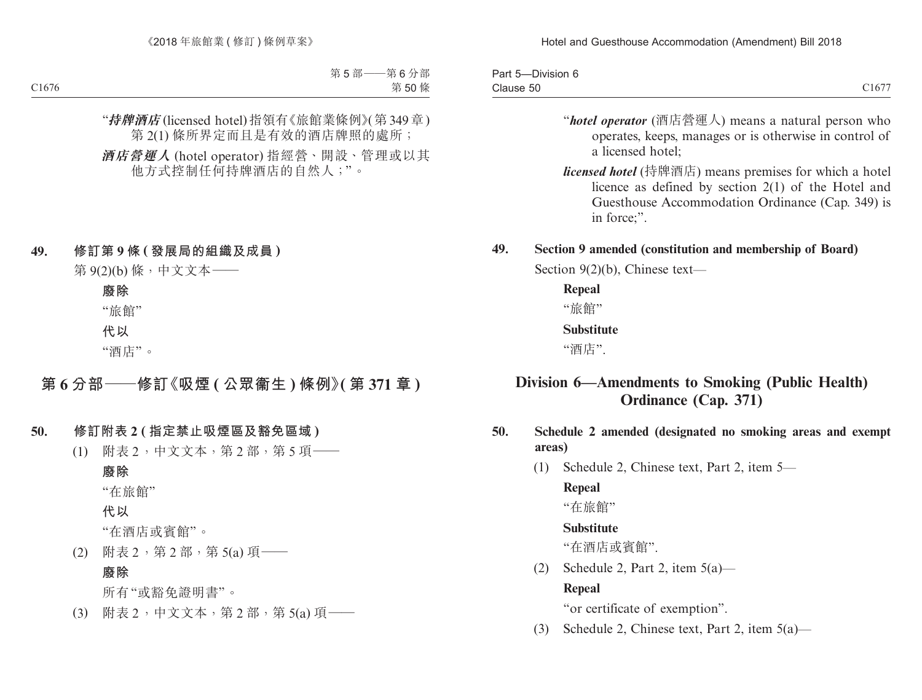“*持牌酒店* (licensed hotel) 指領有《旅館業條例》(第 349 章) 第 2(1) 條所界定而且是有效的酒店牌照的處所；

*酒店營運人* (hotel operator) 指經營、開設、管理或以其他方式控制任何持牌酒店的自然人；”。

**49. 修訂第 9 條 (發展局的組織及成員)**

第 9(2)(b) 條，中文文本——

**廢除**

“旅館”

**代以**

“酒店”。

## 第 6 分部——修訂《吸煙 (公眾衞生) 條例》(第 371 章)

**50. 修訂附表 2 (指定禁止吸煙區及豁免區域)**

(1) 附表 2，中文文本，第 2 部，第 5 項——

**廢除**

“在旅館”

**代以**

“在酒店或賓館”。

(2) 附表 2，第 2 部，第 5(a) 項——

**廢除**

所有“或豁免證明書”。

(3) 附表 2，中文文本，第 2 部，第 5(a) 項——

“***hotel operator*** (酒店營運人) means a natural person who operates, keeps, manages or is otherwise in control of a licensed hotel;

***licensed hotel*** (持牌酒店) means premises for which a hotel licence as defined by section 2(1) of the Hotel and Guesthouse Accommodation Ordinance (Cap. 349) is in force;”.

**49. Section 9 amended (constitution and membership of Board)**

Section 9(2)(b), Chinese text—

**Repeal**

“旅館”

**Substitute**

“酒店”.

## Division 6—Amendments to Smoking (Public Health) Ordinance (Cap. 371)

**50. Schedule 2 amended (designated no smoking areas and exempt areas)**

(1) Schedule 2, Chinese text, Part 2, item 5—

**Repeal**

“在旅館”

**Substitute**

“在酒店或賓館”.

(2) Schedule 2, Part 2, item 5(a)—

**Repeal**

“or certificate of exemption”.

(3) Schedule 2, Chinese text, Part 2, item 5(a)—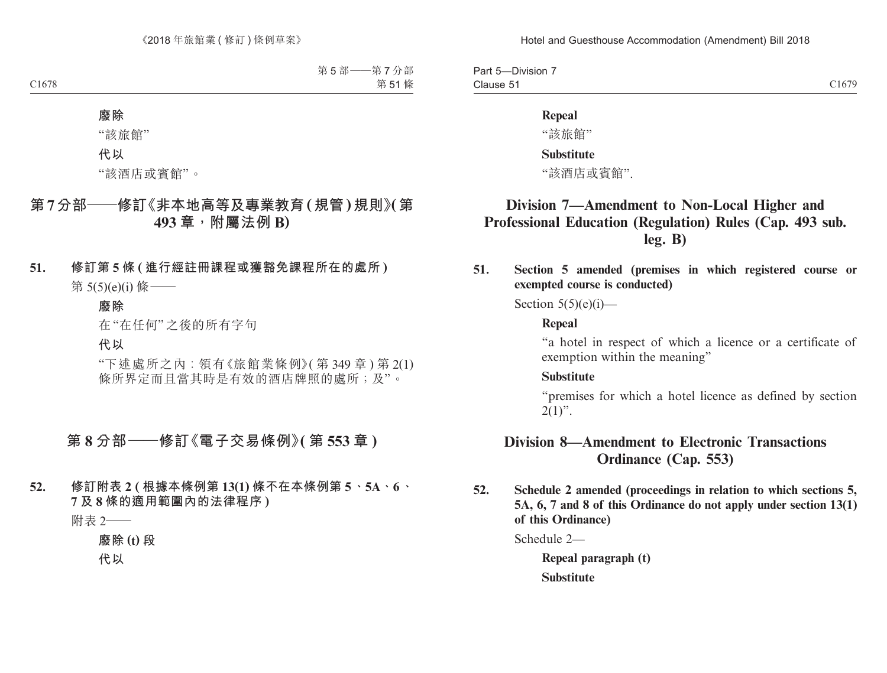**廢除**

"該旅館"

**代以**

"該酒店或賓館"。

## 第7分部——修訂《非本地高等及專業教育(規管)規則》(第493章,附屬法例B)

**51. 修訂第5條(進行經註冊課程或獲豁免課程所在的處所)**

第5(5)(e)(i)條——

**廢除**

在"在任何"之後的所有字句

**代以**

"下述處所之內:領有《旅館業條例》(第349章)第2(1)條所界定而且當其時是有效的酒店牌照的處所;及"。

## 第8分部——修訂《電子交易條例》(第553章)

**52. 修訂附表2(根據本條例第13(1)條不在本條例第5、5A、6、7及8條的適用範圍內的法律程序)**

附表2——

**廢除(t)段**

**代以**

**Repeal**

"該旅館"

**Substitute**

"該酒店或賓館".

## Division 7—Amendment to Non-Local Higher and Professional Education (Regulation) Rules (Cap. 493 sub. leg. B)

**51. Section 5 amended (premises in which registered course or exempted course is conducted)**

Section 5(5)(e)(i)—

**Repeal**

"a hotel in respect of which a licence or a certificate of exemption within the meaning"

**Substitute**

"premises for which a hotel licence as defined by section 2(1)".

## Division 8—Amendment to Electronic Transactions Ordinance (Cap. 553)

**52. Schedule 2 amended (proceedings in relation to which sections 5, 5A, 6, 7 and 8 of this Ordinance do not apply under section 13(1) of this Ordinance)**

Schedule 2—

**Repeal paragraph (t)**

**Substitute**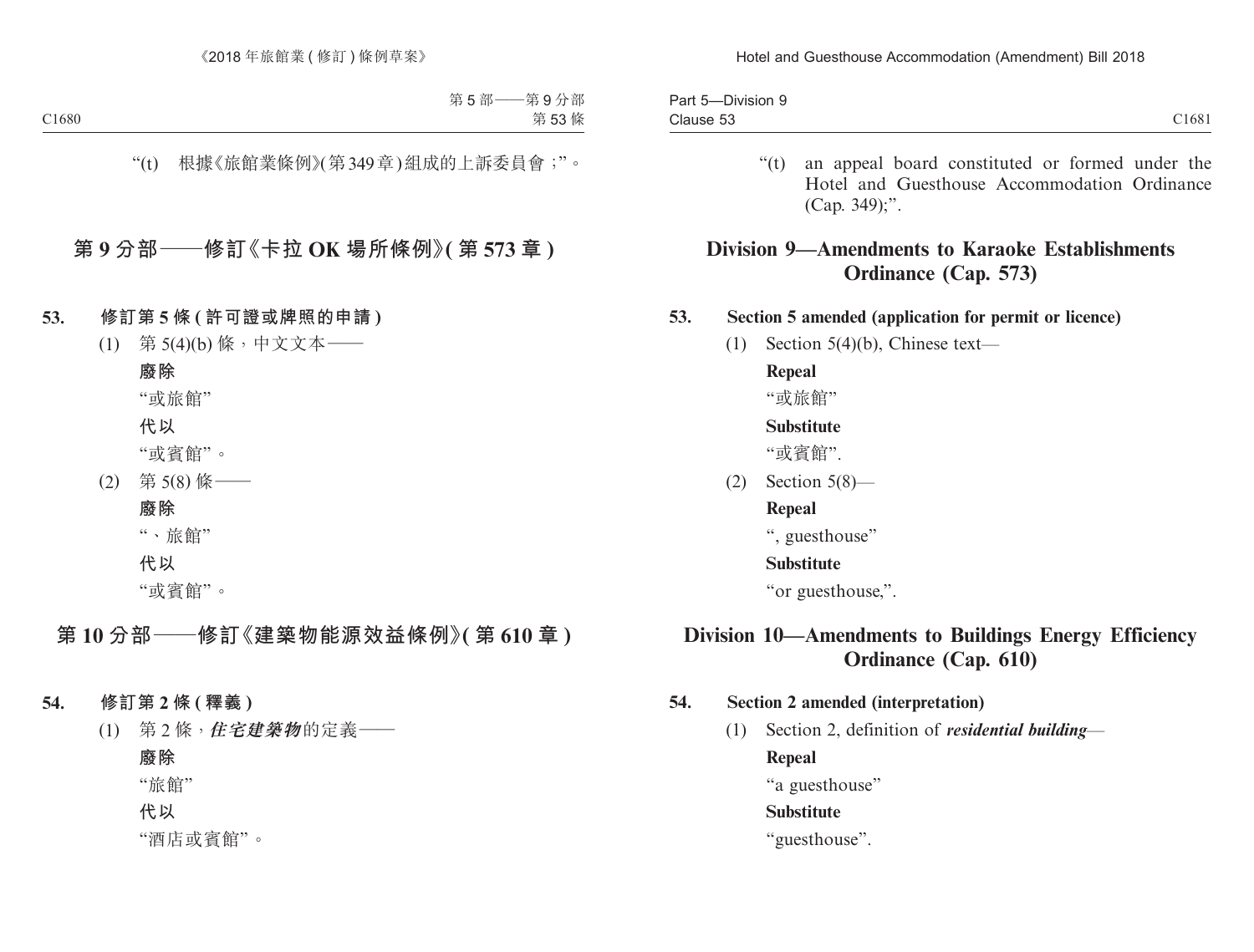“(t) 根據《旅館業條例》(第349章)組成的上訴委員會;”。

## 第9分部——修訂《卡拉OK場所條例》(第573章)

**53. 修訂第5條(許可證或牌照的申請)**

(1) 第5(4)(b)條,中文文本——

**廢除**

“或旅館”

**代以**

“或賓館”。

(2) 第5(8)條——

**廢除**

“、旅館”

**代以**

“或賓館”。

## 第10分部——修訂《建築物能源效益條例》(第610章)

**54. 修訂第2條(釋義)**

(1) 第2條,***住宅建築物***的定義——

**廢除**

“旅館”

**代以**

“酒店或賓館”。

“(t) an appeal board constituted or formed under the Hotel and Guesthouse Accommodation Ordinance (Cap. 349);”.

## Division 9—Amendments to Karaoke Establishments Ordinance (Cap. 573)

**53. Section 5 amended (application for permit or licence)**

(1) Section 5(4)(b), Chinese text—

**Repeal**

“或旅館”

**Substitute**

“或賓館”.

(2) Section 5(8)—

**Repeal**

“, guesthouse”

**Substitute**

“or guesthouse,”.

## Division 10—Amendments to Buildings Energy Efficiency Ordinance (Cap. 610)

**54. Section 2 amended (interpretation)**

(1) Section 2, definition of ***residential building***—

**Repeal**

“a guesthouse”

**Substitute**

“guesthouse”.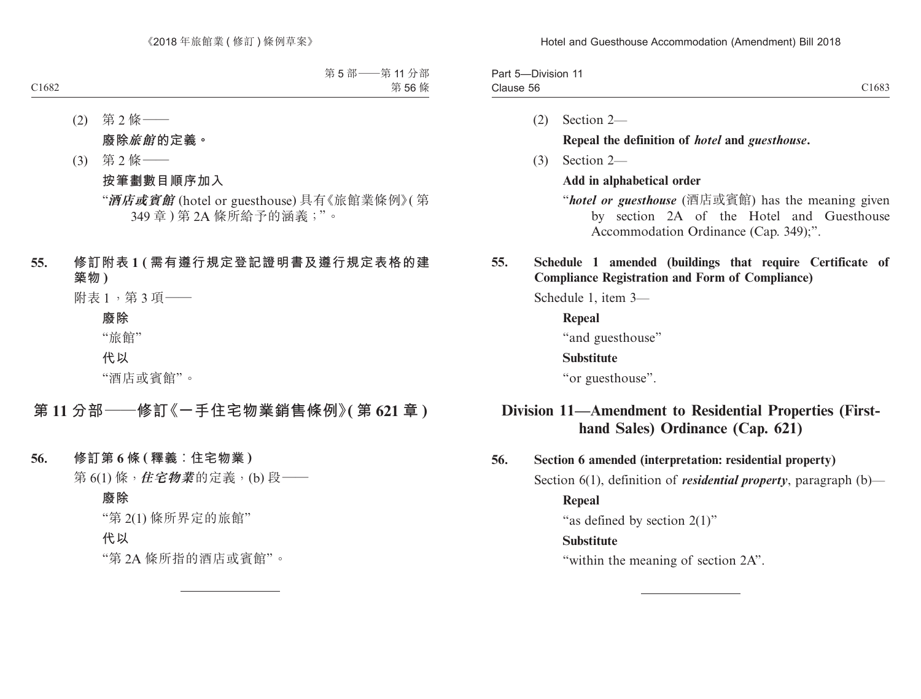(2) 第 2 條——

**廢除*旅館*的定義。**

(3) 第 2 條——

**按筆劃數目順序加入**

“***酒店或賓館*** (hotel or guesthouse) 具有《旅館業條例》(第 349 章) 第 2A 條所給予的涵義；”。

**55. 修訂附表 1 (需有遵行規定登記證明書及遵行規定表格的建築物)**

附表 1，第 3 項——

**廢除**

“旅館”

**代以**

“酒店或賓館”。

## 第 11 分部——修訂《一手住宅物業銷售條例》(第 621 章)

**56. 修訂第 6 條 (釋義：住宅物業)**

第 6(1) 條，***住宅物業***的定義，(b) 段——

**廢除**

“第 2(1) 條所界定的旅館”

**代以**

“第 2A 條所指的酒店或賓館”。

(2) Section 2—

**Repeal the definition of *hotel* and *guesthouse*.**

(3) Section 2—

**Add in alphabetical order**

“***hotel or guesthouse*** (酒店或賓館) has the meaning given by section 2A of the Hotel and Guesthouse Accommodation Ordinance (Cap. 349);”.

**55. Schedule 1 amended (buildings that require Certificate of Compliance Registration and Form of Compliance)**

Schedule 1, item 3—

**Repeal**

“and guesthouse”

**Substitute**

“or guesthouse”.

## Division 11—Amendment to Residential Properties (First-hand Sales) Ordinance (Cap. 621)

**56. Section 6 amended (interpretation: residential property)**

Section 6(1), definition of ***residential property***, paragraph (b)—

**Repeal**

“as defined by section 2(1)”

**Substitute**

“within the meaning of section 2A”.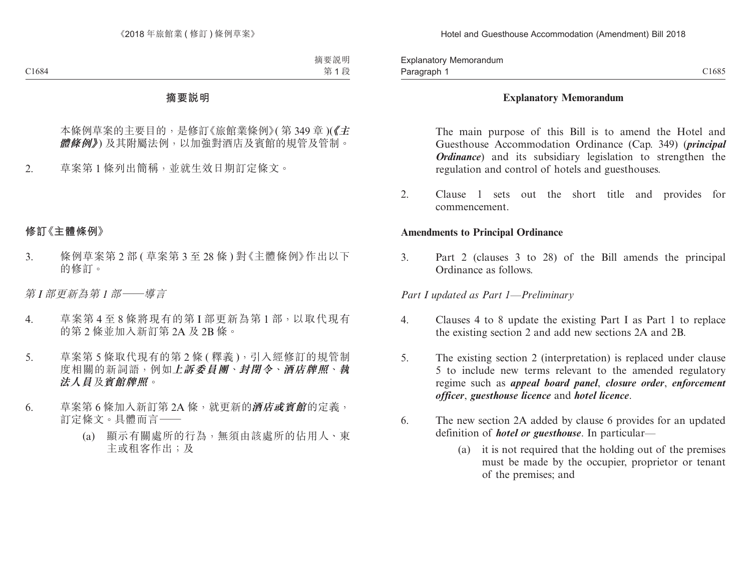## 摘要說明

本條例草案的主要目的，是修訂《旅館業條例》(第 349 章)(***《主體條例》***) 及其附屬法例，以加強對酒店及賓館的規管及管制。

2. 草案第 1 條列出簡稱，並就生效日期訂定條文。

### 修訂《主體條例》

3. 條例草案第 2 部 (草案第 3 至 28 條) 對《主體條例》作出以下的修訂。

*第 I 部更新為第 1 部——導言*

4. 草案第 4 至 8 條將現有的第 I 部更新為第 1 部，以取代現有的第 2 條並加入新訂第 2A 及 2B 條。

5. 草案第 5 條取代現有的第 2 條 (釋義)，引入經修訂的規管制度相關的新詞語，例如***上訴委員團***、***封閉令***、***酒店牌照***、***執法人員***及***賓館牌照***。

6. 草案第 6 條加入新訂第 2A 條，就更新的***酒店或賓館***的定義，訂定條文。具體而言——

   (a) 顯示有關處所的行為，無須由該處所的佔用人、東主或租客作出；及

## Explanatory Memorandum

The main purpose of this Bill is to amend the Hotel and Guesthouse Accommodation Ordinance (Cap. 349) (***principal Ordinance***) and its subsidiary legislation to strengthen the regulation and control of hotels and guesthouses.

2. Clause 1 sets out the short title and provides for commencement.

### Amendments to Principal Ordinance

3. Part 2 (clauses 3 to 28) of the Bill amends the principal Ordinance as follows.

*Part I updated as Part 1—Preliminary*

4. Clauses 4 to 8 update the existing Part I as Part 1 to replace the existing section 2 and add new sections 2A and 2B.

5. The existing section 2 (interpretation) is replaced under clause 5 to include new terms relevant to the amended regulatory regime such as ***appeal board panel***, ***closure order***, ***enforcement officer***, ***guesthouse licence*** and ***hotel licence***.

6. The new section 2A added by clause 6 provides for an updated definition of ***hotel or guesthouse***. In particular—

   (a) it is not required that the holding out of the premises must be made by the occupier, proprietor or tenant of the premises; and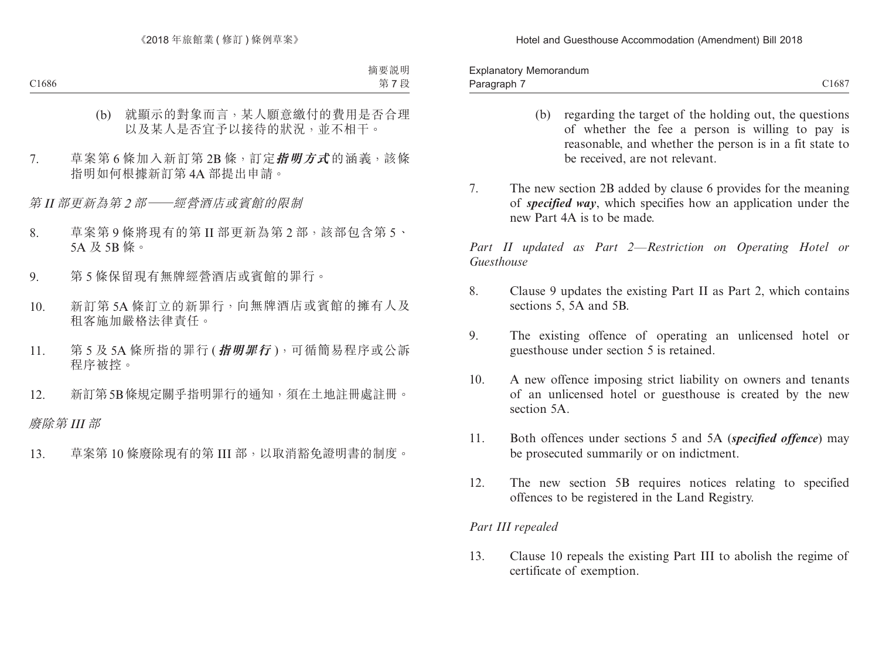(b) 就顯示的對象而言，某人願意繳付的費用是否合理以及某人是否宜予以接待的狀況，並不相干。

7. 草案第 6 條加入新訂第 2B 條，訂定***指明方式***的涵義，該條指明如何根據新訂第 4A 部提出申請。

*第 II 部更新為第 2 部——經營酒店或賓館的限制*

8. 草案第 9 條將現有的第 II 部更新為第 2 部，該部包含第 5、5A 及 5B 條。

9. 第 5 條保留現有無牌經營酒店或賓館的罪行。

10. 新訂第 5A 條訂立的新罪行，向無牌酒店或賓館的擁有人及租客施加嚴格法律責任。

11. 第 5 及 5A 條所指的罪行 (***指明罪行***)，可循簡易程序或公訴程序被控。

12. 新訂第 5B 條規定關乎指明罪行的通知，須在土地註冊處註冊。

*廢除第 III 部*

13. 草案第 10 條廢除現有的第 III 部，以取消豁免證明書的制度。

(b) regarding the target of the holding out, the questions of whether the fee a person is willing to pay is reasonable, and whether the person is in a fit state to be received, are not relevant.

7. The new section 2B added by clause 6 provides for the meaning of ***specified way***, which specifies how an application under the new Part 4A is to be made.

*Part II updated as Part 2—Restriction on Operating Hotel or Guesthouse*

8. Clause 9 updates the existing Part II as Part 2, which contains sections 5, 5A and 5B.

9. The existing offence of operating an unlicensed hotel or guesthouse under section 5 is retained.

10. A new offence imposing strict liability on owners and tenants of an unlicensed hotel or guesthouse is created by the new section 5A.

11. Both offences under sections 5 and 5A (***specified offence***) may be prosecuted summarily or on indictment.

12. The new section 5B requires notices relating to specified offences to be registered in the Land Registry.

*Part III repealed*

13. Clause 10 repeals the existing Part III to abolish the regime of certificate of exemption.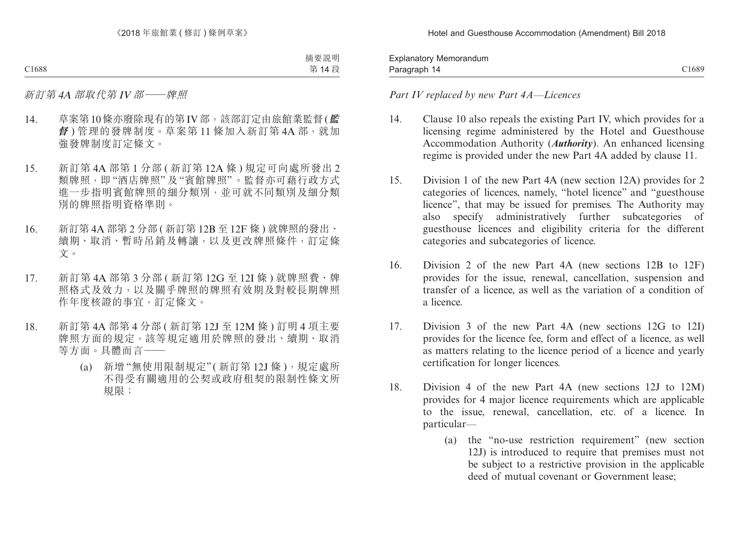*新訂第 4A 部取代第 IV 部——牌照*

14. 草案第 10 條亦廢除現有的第 IV 部，該部訂定由旅館業監督 (***監督***) 管理的發牌制度。草案第 11 條加入新訂第 4A 部，就加強發牌制度訂定條文。

15. 新訂第 4A 部第 1 分部 (新訂第 12A 條) 規定可向處所發出 2 類牌照，即 "酒店牌照" 及 "賓館牌照"。監督亦可藉行政方式進一步指明賓館牌照的細分類別，並可就不同類別及細分類別的牌照指明資格準則。

16. 新訂第 4A 部第 2 分部 (新訂第 12B 至 12F 條) 就牌照的發出、續期、取消、暫時吊銷及轉讓，以及更改牌照條件，訂定條文。

17. 新訂第 4A 部第 3 分部 (新訂第 12G 至 12I 條) 就牌照費、牌照格式及效力，以及關乎牌照的牌照有效期及對較長期牌照作年度核證的事宜，訂定條文。

18. 新訂第 4A 部第 4 分部 (新訂第 12J 至 12M 條) 訂明 4 項主要牌照方面的規定，該等規定適用於牌照的發出、續期、取消等方面。具體而言——

    (a) 新增 "無使用限制規定" (新訂第 12J 條)，規定處所不得受有關適用的公契或政府租契的限制性條文所規限；

*Part IV replaced by new Part 4A—Licences*

14. Clause 10 also repeals the existing Part IV, which provides for a licensing regime administered by the Hotel and Guesthouse Accommodation Authority (***Authority***). An enhanced licensing regime is provided under the new Part 4A added by clause 11.

15. Division 1 of the new Part 4A (new section 12A) provides for 2 categories of licences, namely, "hotel licence" and "guesthouse licence", that may be issued for premises. The Authority may also specify administratively further subcategories of guesthouse licences and eligibility criteria for the different categories and subcategories of licence.

16. Division 2 of the new Part 4A (new sections 12B to 12F) provides for the issue, renewal, cancellation, suspension and transfer of a licence, as well as the variation of a condition of a licence.

17. Division 3 of the new Part 4A (new sections 12G to 12I) provides for the licence fee, form and effect of a licence, as well as matters relating to the licence period of a licence and yearly certification for longer licences.

18. Division 4 of the new Part 4A (new sections 12J to 12M) provides for 4 major licence requirements which are applicable to the issue, renewal, cancellation, etc. of a licence. In particular—

    (a) the "no-use restriction requirement" (new section 12J) is introduced to require that premises must not be subject to a restrictive provision in the applicable deed of mutual covenant or Government lease;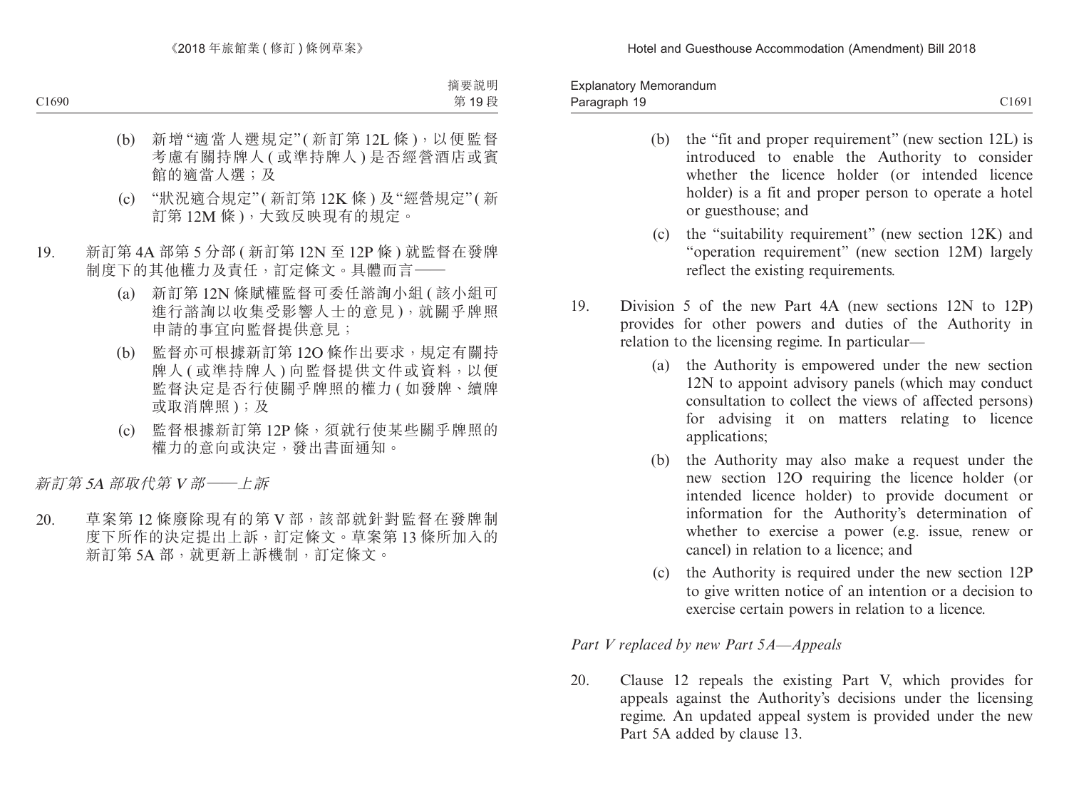(b) 新增"適當人選規定"(新訂第12L條),以便監督考慮有關持牌人(或準持牌人)是否經營酒店或賓館的適當人選;及

(c) "狀況適合規定"(新訂第12K條)及"經營規定"(新訂第12M條),大致反映現有的規定。

19. 新訂第4A部第5分部(新訂第12N至12P條)就監督在發牌制度下的其他權力及責任,訂定條文。具體而言——

(a) 新訂第12N條賦權監督可委任諮詢小組(該小組可進行諮詢以收集受影響人士的意見),就關乎牌照申請的事宜向監督提供意見;

(b) 監督亦可根據新訂第12O條作出要求,規定有關持牌人(或準持牌人)向監督提供文件或資料,以便監督決定是否行使關乎牌照的權力(如發牌、續牌或取消牌照);及

(c) 監督根據新訂第12P條,須就行使某些關乎牌照的權力的意向或決定,發出書面通知。

*新訂第5A部取代第V部——上訴*

20. 草案第12條廢除現有的第V部,該部就針對監督在發牌制度下所作的決定提出上訴,訂定條文。草案第13條所加入的新訂第5A部,就更新上訴機制,訂定條文。

(b) the "fit and proper requirement" (new section 12L) is introduced to enable the Authority to consider whether the licence holder (or intended licence holder) is a fit and proper person to operate a hotel or guesthouse; and

(c) the "suitability requirement" (new section 12K) and "operation requirement" (new section 12M) largely reflect the existing requirements.

19. Division 5 of the new Part 4A (new sections 12N to 12P) provides for other powers and duties of the Authority in relation to the licensing regime. In particular—

(a) the Authority is empowered under the new section 12N to appoint advisory panels (which may conduct consultation to collect the views of affected persons) for advising it on matters relating to licence applications;

(b) the Authority may also make a request under the new section 12O requiring the licence holder (or intended licence holder) to provide document or information for the Authority's determination of whether to exercise a power (e.g. issue, renew or cancel) in relation to a licence; and

(c) the Authority is required under the new section 12P to give written notice of an intention or a decision to exercise certain powers in relation to a licence.

*Part V replaced by new Part 5A—Appeals*

20. Clause 12 repeals the existing Part V, which provides for appeals against the Authority's decisions under the licensing regime. An updated appeal system is provided under the new Part 5A added by clause 13.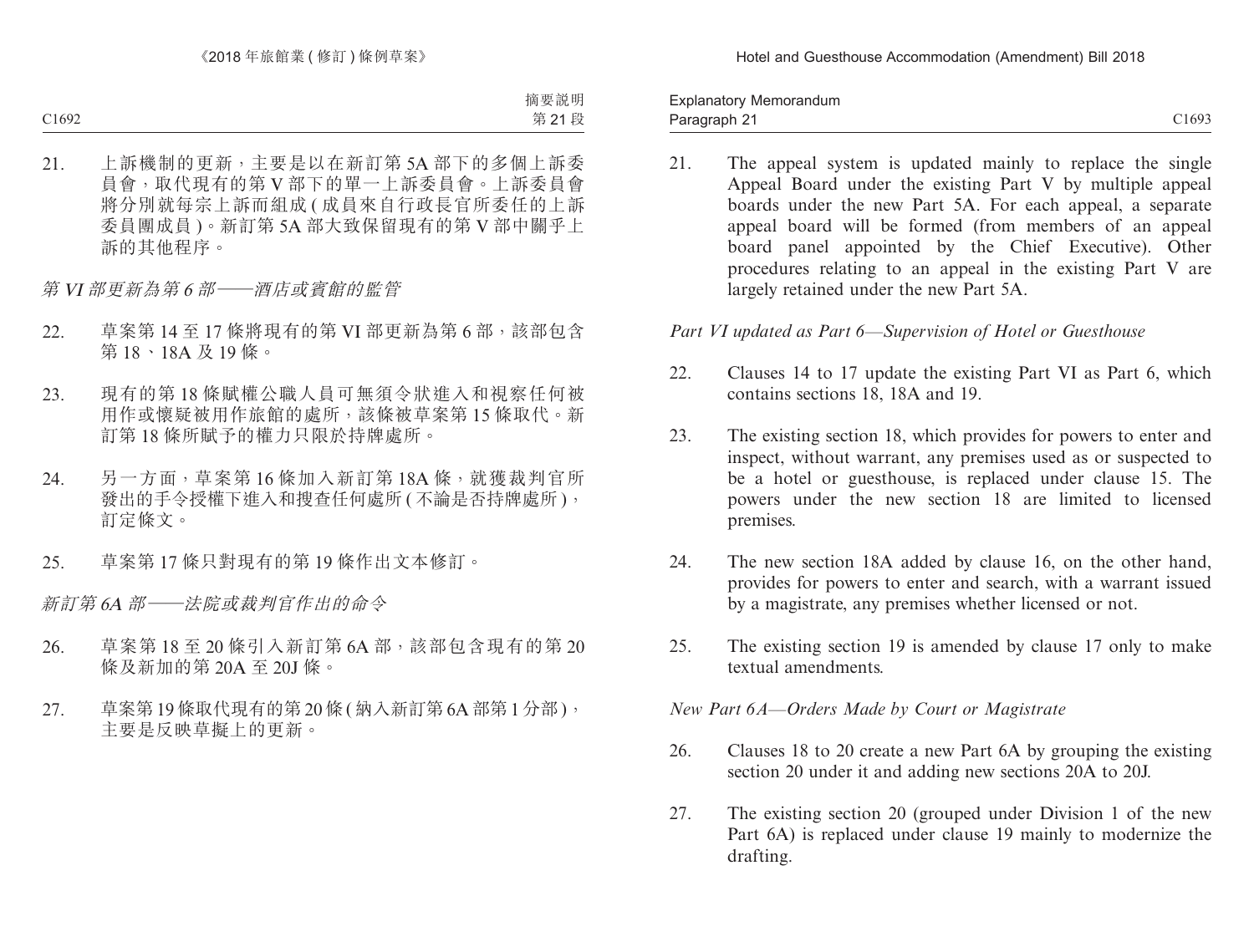21. 上訴機制的更新，主要是以在新訂第 5A 部下的多個上訴委員會，取代現有的第 V 部下的單一上訴委員會。上訴委員會將分別就每宗上訴而組成 ( 成員來自行政長官所委任的上訴委員團成員 )。新訂第 5A 部大致保留現有的第 V 部中關乎上訴的其他程序。

*第 VI 部更新為第 6 部——酒店或賓館的監管*

22. 草案第 14 至 17 條將現有的第 VI 部更新為第 6 部，該部包含第 18、18A 及 19 條。

23. 現有的第 18 條賦權公職人員可無須令狀進入和視察任何被用作或懷疑被用作旅館的處所，該條被草案第 15 條取代。新訂第 18 條所賦予的權力只限於持牌處所。

24. 另一方面，草案第 16 條加入新訂第 18A 條，就獲裁判官所發出的手令授權下進入和搜查任何處所 ( 不論是否持牌處所 )，訂定條文。

25. 草案第 17 條只對現有的第 19 條作出文本修訂。

*新訂第 6A 部——法院或裁判官作出的命令*

26. 草案第 18 至 20 條引入新訂第 6A 部，該部包含現有的第 20 條及新加的第 20A 至 20J 條。

27. 草案第 19 條取代現有的第 20 條 ( 納入新訂第 6A 部第 1 分部 )，主要是反映草擬上的更新。

21. The appeal system is updated mainly to replace the single Appeal Board under the existing Part V by multiple appeal boards under the new Part 5A. For each appeal, a separate appeal board will be formed (from members of an appeal board panel appointed by the Chief Executive). Other procedures relating to an appeal in the existing Part V are largely retained under the new Part 5A.

*Part VI updated as Part 6—Supervision of Hotel or Guesthouse*

22. Clauses 14 to 17 update the existing Part VI as Part 6, which contains sections 18, 18A and 19.

23. The existing section 18, which provides for powers to enter and inspect, without warrant, any premises used as or suspected to be a hotel or guesthouse, is replaced under clause 15. The powers under the new section 18 are limited to licensed premises.

24. The new section 18A added by clause 16, on the other hand, provides for powers to enter and search, with a warrant issued by a magistrate, any premises whether licensed or not.

25. The existing section 19 is amended by clause 17 only to make textual amendments.

*New Part 6A—Orders Made by Court or Magistrate*

26. Clauses 18 to 20 create a new Part 6A by grouping the existing section 20 under it and adding new sections 20A to 20J.

27. The existing section 20 (grouped under Division 1 of the new Part 6A) is replaced under clause 19 mainly to modernize the drafting.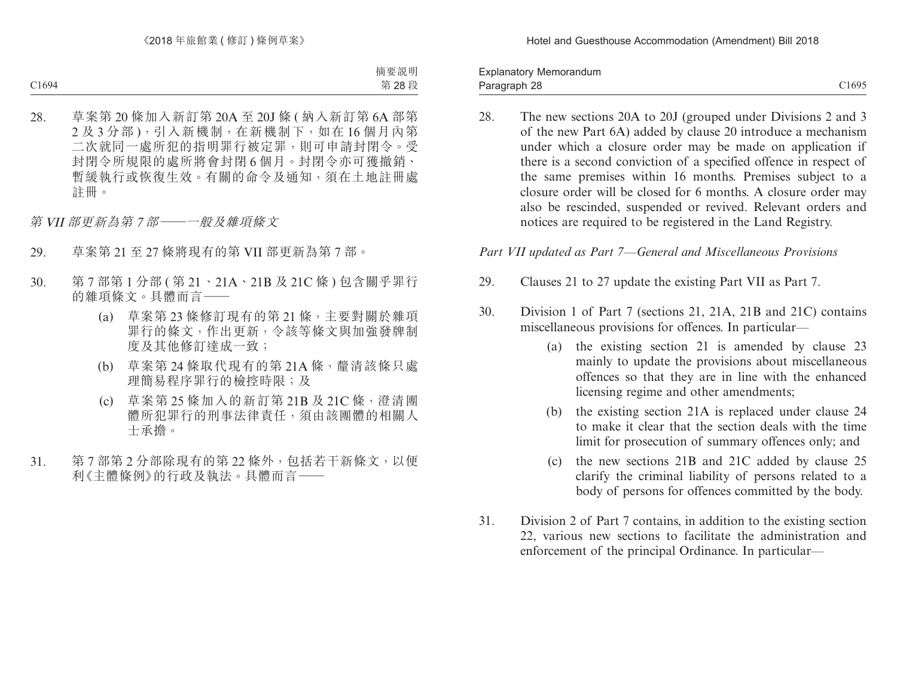28. 草案第 20 條加入新訂第 20A 至 20J 條 ( 納入新訂第 6A 部第 2 及 3 分部 )，引入新機制，在新機制下，如在 16 個月內第二次就同一處所犯的指明罪行被定罪，則可申請封閉令。受封閉令所規限的處所將會封閉 6 個月。封閉令亦可獲撤銷、暫緩執行或恢復生效。有關的命令及通知，須在土地註冊處註冊。

*第 VII 部更新為第 7 部——一般及雜項條文*

29. 草案第 21 至 27 條將現有的第 VII 部更新為第 7 部。

30. 第 7 部第 1 分部 ( 第 21、21A、21B 及 21C 條 ) 包含關乎罪行的雜項條文。具體而言——

    (a) 草案第 23 條修訂現有的第 21 條，主要對關於雜項罪行的條文，作出更新，令該等條文與加強發牌制度及其他修訂達成一致；

    (b) 草案第 24 條取代現有的第 21A 條，釐清該條只處理簡易程序罪行的檢控時限；及

    (c) 草案第 25 條加入的新訂第 21B 及 21C 條，澄清團體所犯罪行的刑事法律責任，須由該團體的相關人士承擔。

31. 第 7 部第 2 分部除現有的第 22 條外，包括若干新條文，以便利《主體條例》的行政及執法。具體而言——

28. The new sections 20A to 20J (grouped under Divisions 2 and 3 of the new Part 6A) added by clause 20 introduce a mechanism under which a closure order may be made on application if there is a second conviction of a specified offence in respect of the same premises within 16 months. Premises subject to a closure order will be closed for 6 months. A closure order may also be rescinded, suspended or revived. Relevant orders and notices are required to be registered in the Land Registry.

*Part VII updated as Part 7—General and Miscellaneous Provisions*

29. Clauses 21 to 27 update the existing Part VII as Part 7.

30. Division 1 of Part 7 (sections 21, 21A, 21B and 21C) contains miscellaneous provisions for offences. In particular—

    (a) the existing section 21 is amended by clause 23 mainly to update the provisions about miscellaneous offences so that they are in line with the enhanced licensing regime and other amendments;

    (b) the existing section 21A is replaced under clause 24 to make it clear that the section deals with the time limit for prosecution of summary offences only; and

    (c) the new sections 21B and 21C added by clause 25 clarify the criminal liability of persons related to a body of persons for offences committed by the body.

31. Division 2 of Part 7 contains, in addition to the existing section 22, various new sections to facilitate the administration and enforcement of the principal Ordinance. In particular—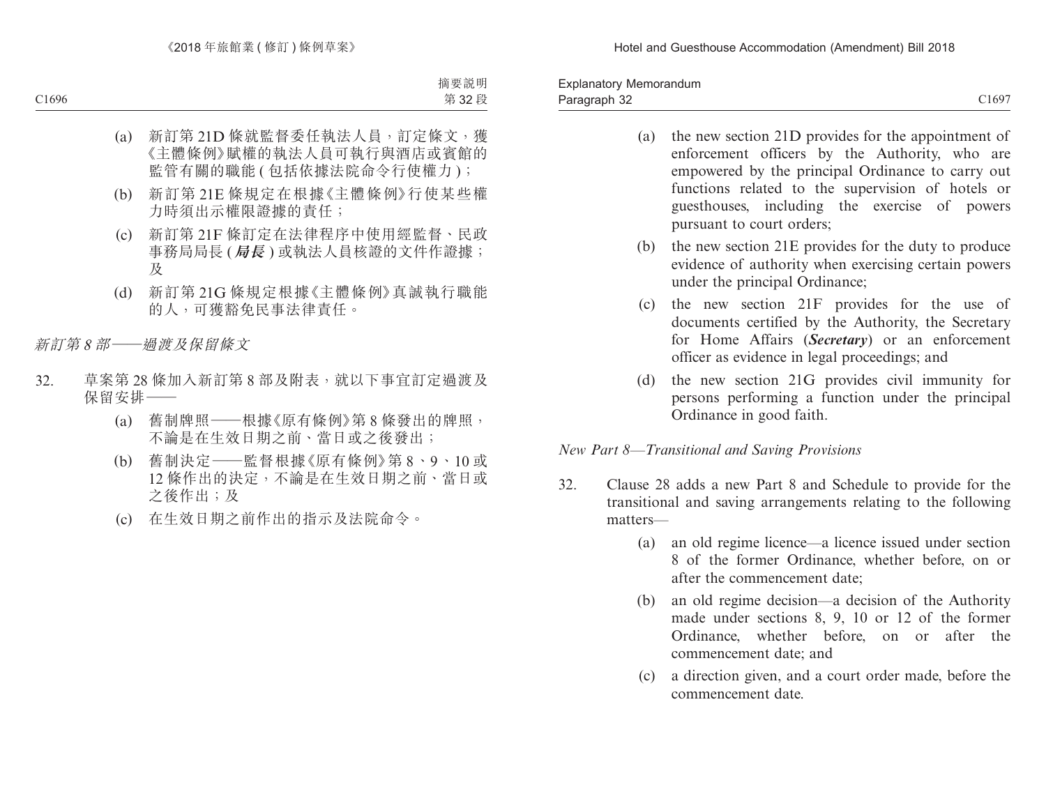(a) 新訂第 21D 條就監督委任執法人員，訂定條文，獲《主體條例》賦權的執法人員可執行與酒店或賓館的監管有關的職能 ( 包括依據法院命令行使權力 )；

(b) 新訂第 21E 條規定在根據《主體條例》行使某些權力時須出示權限證據的責任；

(c) 新訂第 21F 條訂定在法律程序中使用經監督、民政事務局局長 (***局長***) 或執法人員核證的文件作證據；及

(d) 新訂第 21G 條規定根據《主體條例》真誠執行職能的人，可獲豁免民事法律責任。

*新訂第 8 部——過渡及保留條文*

32. 草案第 28 條加入新訂第 8 部及附表，就以下事宜訂定過渡及保留安排——

(a) 舊制牌照——根據《原有條例》第 8 條發出的牌照，不論是在生效日期之前、當日或之後發出；

(b) 舊制決定——監督根據《原有條例》第 8、9、10 或 12 條作出的決定，不論是在生效日期之前、當日或之後作出；及

(c) 在生效日期之前作出的指示及法院命令。

(a) the new section 21D provides for the appointment of enforcement officers by the Authority, who are empowered by the principal Ordinance to carry out functions related to the supervision of hotels or guesthouses, including the exercise of powers pursuant to court orders;

(b) the new section 21E provides for the duty to produce evidence of authority when exercising certain powers under the principal Ordinance;

(c) the new section 21F provides for the use of documents certified by the Authority, the Secretary for Home Affairs (***Secretary***) or an enforcement officer as evidence in legal proceedings; and

(d) the new section 21G provides civil immunity for persons performing a function under the principal Ordinance in good faith.

*New Part 8—Transitional and Saving Provisions*

32. Clause 28 adds a new Part 8 and Schedule to provide for the transitional and saving arrangements relating to the following matters—

(a) an old regime licence—a licence issued under section 8 of the former Ordinance, whether before, on or after the commencement date;

(b) an old regime decision—a decision of the Authority made under sections 8, 9, 10 or 12 of the former Ordinance, whether before, on or after the commencement date; and

(c) a direction given, and a court order made, before the commencement date.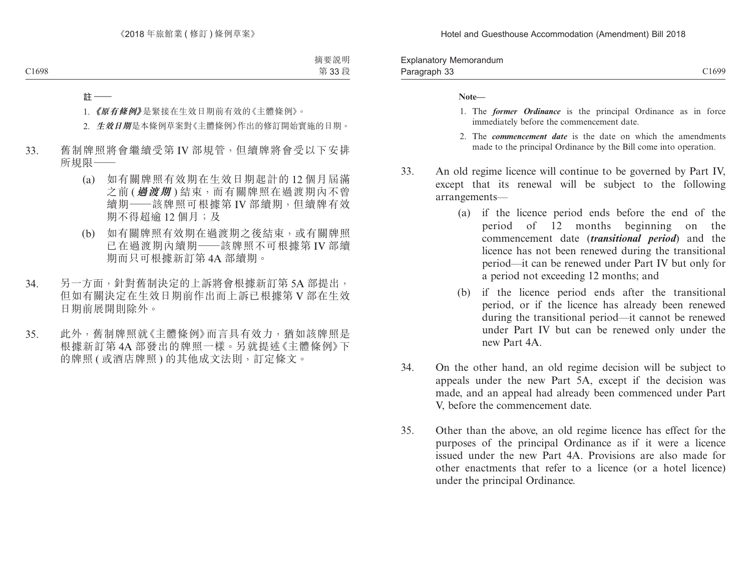**註——**

1. ***《原有條例》***是緊接在生效日期前有效的《主體條例》。
2. ***生效日期***是本條例草案對《主體條例》作出的修訂開始實施的日期。

33. 舊制牌照將會繼續受第 IV 部規管，但續牌將會受以下安排所規限——

    (a) 如有關牌照有效期在生效日期起計的 12 個月屆滿之前 (***過渡期***) 結束，而有關牌照在過渡期內不曾續期——該牌照可根據第 IV 部續期，但續牌有效期不得超逾 12 個月；及

    (b) 如有關牌照有效期在過渡期之後結束，或有關牌照已在過渡期內續期——該牌照不可根據第 IV 部續期而只可根據新訂第 4A 部續期。

34. 另一方面，針對舊制決定的上訴將會根據新訂第 5A 部提出，但如有關決定在生效日期前作出而上訴已根據第 V 部在生效日期前展開則除外。

35. 此外，舊制牌照就《主體條例》而言具有效力，猶如該牌照是根據新訂第 4A 部發出的牌照一樣。另就提述《主體條例》下的牌照 (或酒店牌照) 的其他成文法則，訂定條文。

**Note—**

1. The ***former Ordinance*** is the principal Ordinance as in force immediately before the commencement date.
2. The ***commencement date*** is the date on which the amendments made to the principal Ordinance by the Bill come into operation.

33. An old regime licence will continue to be governed by Part IV, except that its renewal will be subject to the following arrangements—

    (a) if the licence period ends before the end of the period of 12 months beginning on the commencement date (***transitional period***) and the licence has not been renewed during the transitional period—it can be renewed under Part IV but only for a period not exceeding 12 months; and

    (b) if the licence period ends after the transitional period, or if the licence has already been renewed during the transitional period—it cannot be renewed under Part IV but can be renewed only under the new Part 4A.

34. On the other hand, an old regime decision will be subject to appeals under the new Part 5A, except if the decision was made, and an appeal had already been commenced under Part V, before the commencement date.

35. Other than the above, an old regime licence has effect for the purposes of the principal Ordinance as if it were a licence issued under the new Part 4A. Provisions are also made for other enactments that refer to a licence (or a hotel licence) under the principal Ordinance.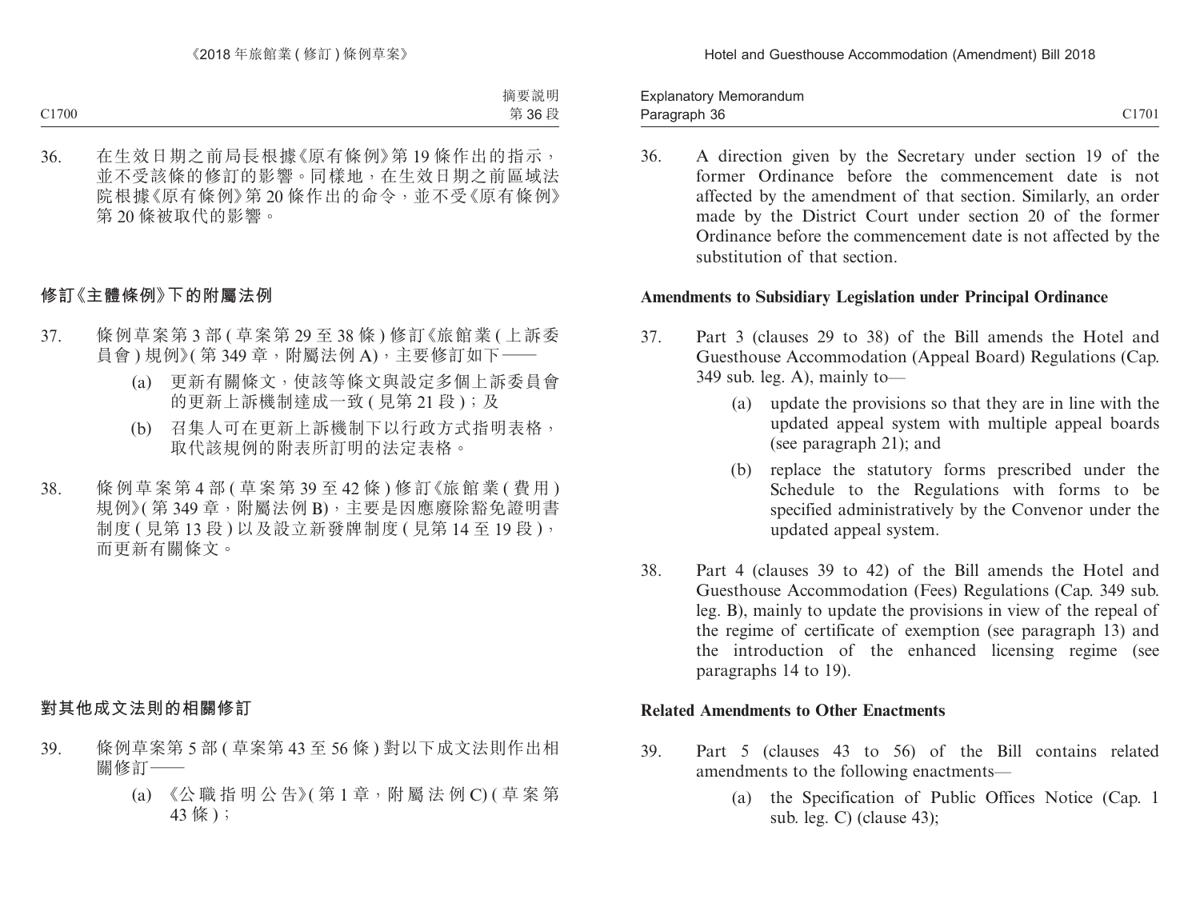36. 在生效日期之前局長根據《原有條例》第 19 條作出的指示，並不受該條的修訂的影響。同樣地，在生效日期之前區域法院根據《原有條例》第 20 條作出的命令，並不受《原有條例》第 20 條被取代的影響。

## 修訂《主體條例》下的附屬法例

37. 條例草案第 3 部 (草案第 29 至 38 條) 修訂《旅館業 (上訴委員會) 規例》(第 349 章，附屬法例 A)，主要修訂如下——

    (a) 更新有關條文，使該等條文與設定多個上訴委員會的更新上訴機制達成一致 (見第 21 段)；及

    (b) 召集人可在更新上訴機制下以行政方式指明表格，取代該規例的附表所訂明的法定表格。

38. 條例草案第 4 部 (草案第 39 至 42 條) 修訂《旅館業 (費用) 規例》(第 349 章，附屬法例 B)，主要是因應廢除豁免證明書制度 (見第 13 段) 以及設立新發牌制度 (見第 14 至 19 段)，而更新有關條文。

## 對其他成文法則的相關修訂

39. 條例草案第 5 部 (草案第 43 至 56 條) 對以下成文法則作出相關修訂——

    (a) 《公職指明公告》(第 1 章，附屬法例 C) (草案第 43 條)；

36. A direction given by the Secretary under section 19 of the former Ordinance before the commencement date is not affected by the amendment of that section. Similarly, an order made by the District Court under section 20 of the former Ordinance before the commencement date is not affected by the substitution of that section.

## Amendments to Subsidiary Legislation under Principal Ordinance

37. Part 3 (clauses 29 to 38) of the Bill amends the Hotel and Guesthouse Accommodation (Appeal Board) Regulations (Cap. 349 sub. leg. A), mainly to—

    (a) update the provisions so that they are in line with the updated appeal system with multiple appeal boards (see paragraph 21); and

    (b) replace the statutory forms prescribed under the Schedule to the Regulations with forms to be specified administratively by the Convenor under the updated appeal system.

38. Part 4 (clauses 39 to 42) of the Bill amends the Hotel and Guesthouse Accommodation (Fees) Regulations (Cap. 349 sub. leg. B), mainly to update the provisions in view of the repeal of the regime of certificate of exemption (see paragraph 13) and the introduction of the enhanced licensing regime (see paragraphs 14 to 19).

## Related Amendments to Other Enactments

39. Part 5 (clauses 43 to 56) of the Bill contains related amendments to the following enactments—

    (a) the Specification of Public Offices Notice (Cap. 1 sub. leg. C) (clause 43);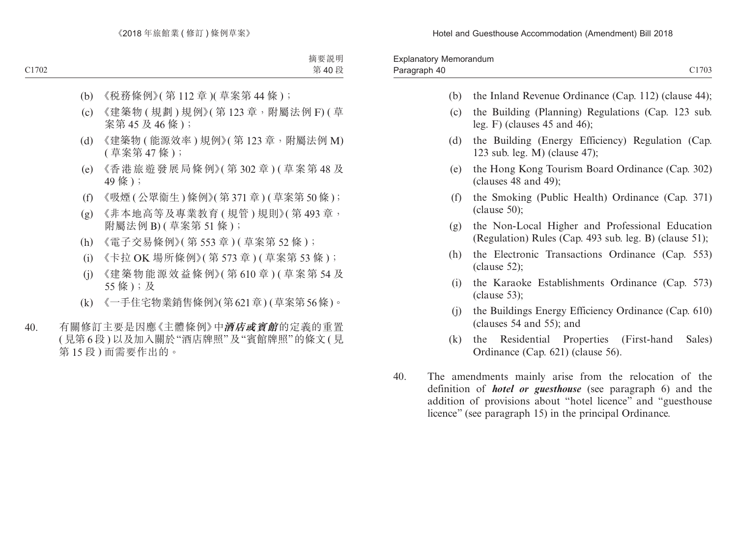(b) 《稅務條例》(第 112 章)(草案第 44 條)；

(c) 《建築物 (規劃) 規例》(第 123 章，附屬法例 F) (草案第 45 及 46 條)；

(d) 《建築物 (能源效率) 規例》(第 123 章，附屬法例 M) (草案第 47 條)；

(e) 《香港旅遊發展局條例》(第 302 章) (草案第 48 及 49 條)；

(f) 《吸煙 (公眾衞生) 條例》(第 371 章) (草案第 50 條)；

(g) 《非本地高等及專業教育 (規管) 規則》(第 493 章，附屬法例 B) (草案第 51 條)；

(h) 《電子交易條例》(第 553 章) (草案第 52 條)；

(i) 《卡拉 OK 場所條例》(第 573 章) (草案第 53 條)；

(j) 《建築物能源效益條例》(第 610 章) (草案第 54 及 55 條)；及

(k) 《一手住宅物業銷售條例》(第 621 章) (草案第 56 條)。

40. 有關修訂主要是因應《主體條例》中***酒店或賓館***的定義的重置 (見第 6 段) 以及加入關於“酒店牌照”及“賓館牌照”的條文 (見第 15 段) 而需要作出的。

(b) the Inland Revenue Ordinance (Cap. 112) (clause 44);

(c) the Building (Planning) Regulations (Cap. 123 sub. leg. F) (clauses 45 and 46);

(d) the Building (Energy Efficiency) Regulation (Cap. 123 sub. leg. M) (clause 47);

(e) the Hong Kong Tourism Board Ordinance (Cap. 302) (clauses 48 and 49);

(f) the Smoking (Public Health) Ordinance (Cap. 371) (clause 50);

(g) the Non-Local Higher and Professional Education (Regulation) Rules (Cap. 493 sub. leg. B) (clause 51);

(h) the Electronic Transactions Ordinance (Cap. 553) (clause 52);

(i) the Karaoke Establishments Ordinance (Cap. 573) (clause 53);

(j) the Buildings Energy Efficiency Ordinance (Cap. 610) (clauses 54 and 55); and

(k) the Residential Properties (First-hand Sales) Ordinance (Cap. 621) (clause 56).

40. The amendments mainly arise from the relocation of the definition of ***hotel or guesthouse*** (see paragraph 6) and the addition of provisions about “hotel licence” and “guesthouse licence” (see paragraph 15) in the principal Ordinance.